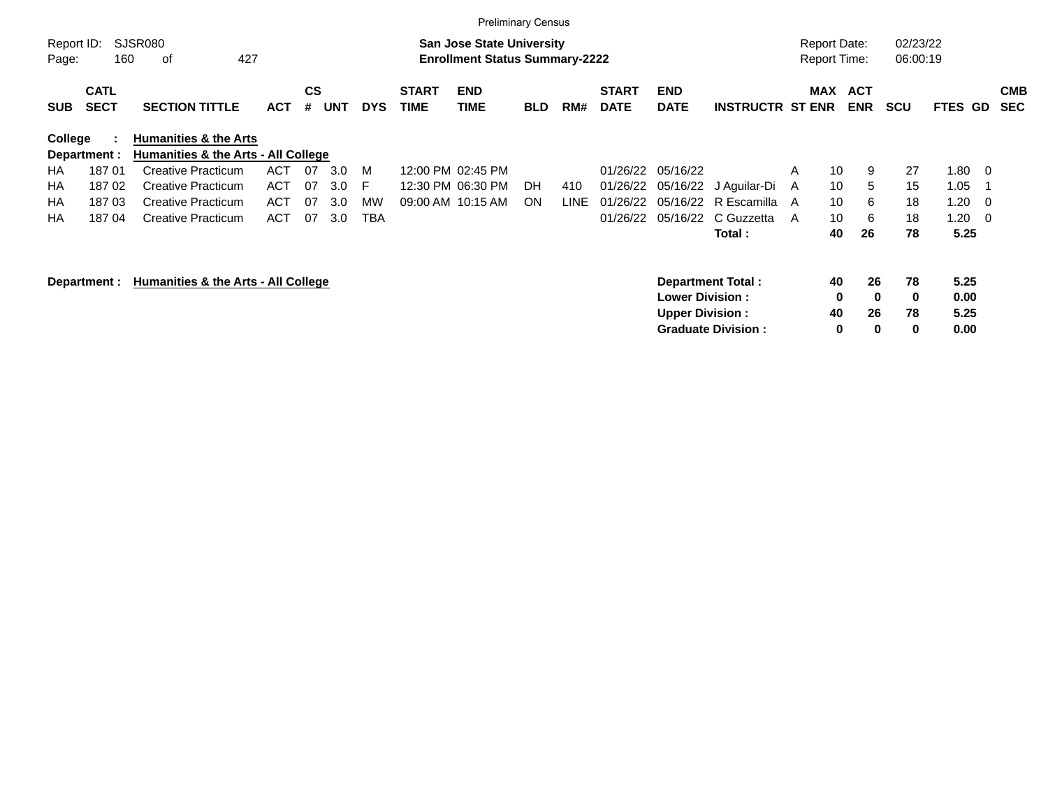Preliminary Census

Report ID: SJSR080
Page: 160 of 427

**San Jose State University**
**Enrollment Status Summary-2222**

Report Date: 02/23/22
Report Time: 06:00:19

| SUB | CATL SECT | SECTION TITTLE | ACT | CS # | UNT | DYS | START TIME | END TIME | BLD | RM# | START DATE | END DATE | INSTRUCTR | ST | MAX ENR | ACT ENR | SCU | FTES | GD | CMB SEC |
|---|---|---|---|---|---|---|---|---|---|---|---|---|---|---|---|---|---|---|---|---|
| **College :** | | **Humanities & the Arts** | | | | | | | | | | | | | | | | | | |
| **Department :** | | **Humanities & the Arts - All College** | | | | | | | | | | | | | | | | | | |
| HA | 187 01 | Creative Practicum | ACT | 07 | 3.0 | M | 12:00 PM | 02:45 PM | | | 01/26/22 | 05/16/22 | | A | 10 | 9 | 27 | 1.80 | 0 | |
| HA | 187 02 | Creative Practicum | ACT | 07 | 3.0 | F | 12:30 PM | 06:30 PM | DH | 410 | 01/26/22 | 05/16/22 | J Aguilar-Di | A | 10 | 5 | 15 | 1.05 | 1 | |
| HA | 187 03 | Creative Practicum | ACT | 07 | 3.0 | MW | 09:00 AM | 10:15 AM | ON | LINE | 01/26/22 | 05/16/22 | R Escamilla | A | 10 | 6 | 18 | 1.20 | 0 | |
| HA | 187 04 | Creative Practicum | ACT | 07 | 3.0 | TBA | | | | | 01/26/22 | 05/16/22 | C Guzzetta | A | 10 | 6 | 18 | 1.20 | 0 | |
| | | | | | | | | | | | | | **Total :** | | **40** | **26** | **78** | **5.25** | | |

**Department : Humanities & the Arts - All College**

| | MAX ENR | ACT ENR | SCU | FTES |
|---|---|---|---|---|
| **Department Total :** | **40** | **26** | **78** | **5.25** |
| **Lower Division :** | **0** | **0** | **0** | **0.00** |
| **Upper Division :** | **40** | **26** | **78** | **5.25** |
| **Graduate Division :** | **0** | **0** | **0** | **0.00** |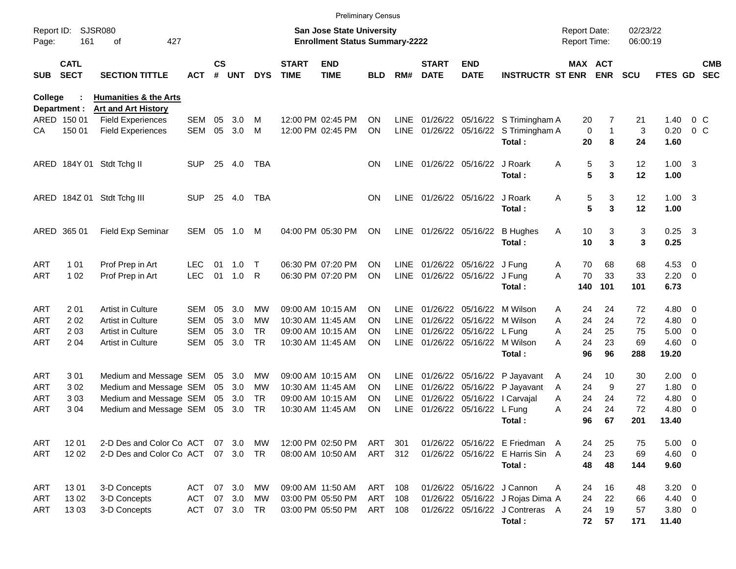Preliminary Census

Report ID: SJSR080
Page: 161 of 427

**San Jose State University**
**Enrollment Status Summary-2222**

Report Date: 02/23/22
Report Time: 06:00:19

**College : Humanities & the Arts**
**Department : Art and Art History**

| SUB | CATL SECT | SECTION TITTLE | ACT | CS # | UNT | DYS | START TIME | END TIME | BLD | RM# | START DATE | END DATE | INSTRUCTR | ST | MAX ENR | ACT ENR | SCU | FTES | GD | CMB SEC |
|---|---|---|---|---|---|---|---|---|---|---|---|---|---|---|---|---|---|---|---|---|
| ARED | 150 01 | Field Experiences | SEM | 05 | 3.0 | M | 12:00 PM | 02:45 PM | ON | LINE | 01/26/22 | 05/16/22 | S Trimingham | A | 20 | 7 | 21 | 1.40 | 0 | C |
| CA | 150 01 | Field Experiences | SEM | 05 | 3.0 | M | 12:00 PM | 02:45 PM | ON | LINE | 01/26/22 | 05/16/22 | S Trimingham | A | 0 | 1 | 3 | 0.20 | 0 | C |
| | | | | | | | | | | | | | **Total :** | | **20** | **8** | **24** | **1.60** | | |
| ARED | 184Y 01 | Stdt Tchg II | SUP | 25 | 4.0 | TBA | | | ON | LINE | 01/26/22 | 05/16/22 | J Roark | A | 5 | 3 | 12 | 1.00 | 3 | |
| | | | | | | | | | | | | | **Total :** | | **5** | **3** | **12** | **1.00** | | |
| ARED | 184Z 01 | Stdt Tchg III | SUP | 25 | 4.0 | TBA | | | ON | LINE | 01/26/22 | 05/16/22 | J Roark | A | 5 | 3 | 12 | 1.00 | 3 | |
| | | | | | | | | | | | | | **Total :** | | **5** | **3** | **12** | **1.00** | | |
| ARED | 365 01 | Field Exp Seminar | SEM | 05 | 1.0 | M | 04:00 PM | 05:30 PM | ON | LINE | 01/26/22 | 05/16/22 | B Hughes | A | 10 | 3 | 3 | 0.25 | 3 | |
| | | | | | | | | | | | | | **Total :** | | **10** | **3** | **3** | **0.25** | | |
| ART | 1 01 | Prof Prep in Art | LEC | 01 | 1.0 | T | 06:30 PM | 07:20 PM | ON | LINE | 01/26/22 | 05/16/22 | J Fung | A | 70 | 68 | 68 | 4.53 | 0 | |
| ART | 1 02 | Prof Prep in Art | LEC | 01 | 1.0 | R | 06:30 PM | 07:20 PM | ON | LINE | 01/26/22 | 05/16/22 | J Fung | A | 70 | 33 | 33 | 2.20 | 0 | |
| | | | | | | | | | | | | | **Total :** | | **140** | **101** | **101** | **6.73** | | |
| ART | 2 01 | Artist in Culture | SEM | 05 | 3.0 | MW | 09:00 AM | 10:15 AM | ON | LINE | 01/26/22 | 05/16/22 | M Wilson | A | 24 | 24 | 72 | 4.80 | 0 | |
| ART | 2 02 | Artist in Culture | SEM | 05 | 3.0 | MW | 10:30 AM | 11:45 AM | ON | LINE | 01/26/22 | 05/16/22 | M Wilson | A | 24 | 24 | 72 | 4.80 | 0 | |
| ART | 2 03 | Artist in Culture | SEM | 05 | 3.0 | TR | 09:00 AM | 10:15 AM | ON | LINE | 01/26/22 | 05/16/22 | L Fung | A | 24 | 25 | 75 | 5.00 | 0 | |
| ART | 2 04 | Artist in Culture | SEM | 05 | 3.0 | TR | 10:30 AM | 11:45 AM | ON | LINE | 01/26/22 | 05/16/22 | M Wilson | A | 24 | 23 | 69 | 4.60 | 0 | |
| | | | | | | | | | | | | | **Total :** | | **96** | **96** | **288** | **19.20** | | |
| ART | 3 01 | Medium and Message | SEM | 05 | 3.0 | MW | 09:00 AM | 10:15 AM | ON | LINE | 01/26/22 | 05/16/22 | P Jayavant | A | 24 | 10 | 30 | 2.00 | 0 | |
| ART | 3 02 | Medium and Message | SEM | 05 | 3.0 | MW | 10:30 AM | 11:45 AM | ON | LINE | 01/26/22 | 05/16/22 | P Jayavant | A | 24 | 9 | 27 | 1.80 | 0 | |
| ART | 3 03 | Medium and Message | SEM | 05 | 3.0 | TR | 09:00 AM | 10:15 AM | ON | LINE | 01/26/22 | 05/16/22 | I Carvajal | A | 24 | 24 | 72 | 4.80 | 0 | |
| ART | 3 04 | Medium and Message | SEM | 05 | 3.0 | TR | 10:30 AM | 11:45 AM | ON | LINE | 01/26/22 | 05/16/22 | L Fung | A | 24 | 24 | 72 | 4.80 | 0 | |
| | | | | | | | | | | | | | **Total :** | | **96** | **67** | **201** | **13.40** | | |
| ART | 12 01 | 2-D Des and Color Co | ACT | 07 | 3.0 | MW | 12:00 PM | 02:50 PM | ART | 301 | 01/26/22 | 05/16/22 | E Friedman | A | 24 | 25 | 75 | 5.00 | 0 | |
| ART | 12 02 | 2-D Des and Color Co | ACT | 07 | 3.0 | TR | 08:00 AM | 10:50 AM | ART | 312 | 01/26/22 | 05/16/22 | E Harris Sin | A | 24 | 23 | 69 | 4.60 | 0 | |
| | | | | | | | | | | | | | **Total :** | | **48** | **48** | **144** | **9.60** | | |
| ART | 13 01 | 3-D Concepts | ACT | 07 | 3.0 | MW | 09:00 AM | 11:50 AM | ART | 108 | 01/26/22 | 05/16/22 | J Cannon | A | 24 | 16 | 48 | 3.20 | 0 | |
| ART | 13 02 | 3-D Concepts | ACT | 07 | 3.0 | MW | 03:00 PM | 05:50 PM | ART | 108 | 01/26/22 | 05/16/22 | J Rojas Dima | A | 24 | 22 | 66 | 4.40 | 0 | |
| ART | 13 03 | 3-D Concepts | ACT | 07 | 3.0 | TR | 03:00 PM | 05:50 PM | ART | 108 | 01/26/22 | 05/16/22 | J Contreras | A | 24 | 19 | 57 | 3.80 | 0 | |
| | | | | | | | | | | | | | **Total :** | | **72** | **57** | **171** | **11.40** | | |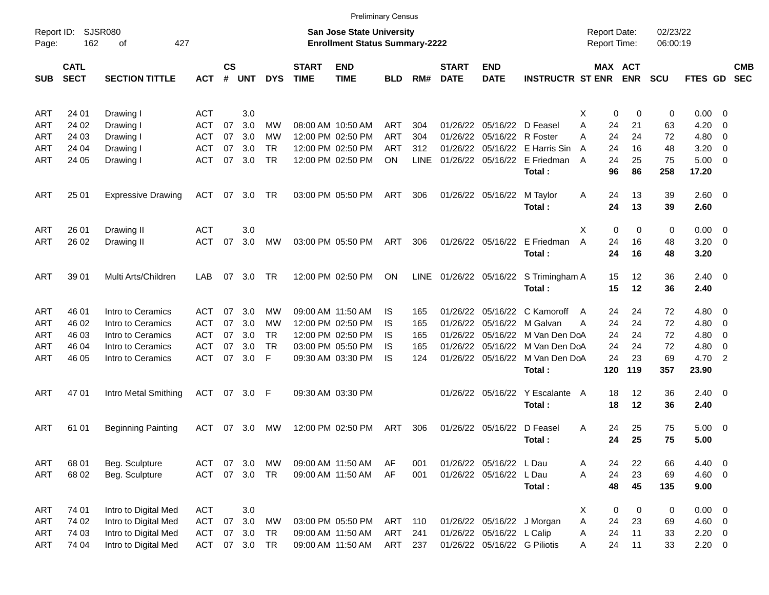Preliminary Census

Report ID: SJSR080

**San Jose State University**
**Enrollment Status Summary-2222**

Report Date: 02/23/22
Report Time: 06:00:19

| SUB | CATL SECT | SECTION TITTLE | ACT | CS # | UNT | DYS | START TIME | END TIME | BLD | RM# | START DATE | END DATE | INSTRUCTR | ST | MAX ENR | ACT ENR | SCU | FTES | GD | CMB SEC |
|---|---|---|---|---|---|---|---|---|---|---|---|---|---|---|---|---|---|---|---|---|
| ART | 24 01 | Drawing I | ACT | | 3.0 | | | | | | | | | X | 0 | 0 | 0 | 0.00 | 0 | |
| ART | 24 02 | Drawing I | ACT | 07 | 3.0 | MW | 08:00 AM | 10:50 AM | ART | 304 | 01/26/22 | 05/16/22 | D Feasel | A | 24 | 21 | 63 | 4.20 | 0 | |
| ART | 24 03 | Drawing I | ACT | 07 | 3.0 | MW | 12:00 PM | 02:50 PM | ART | 304 | 01/26/22 | 05/16/22 | R Foster | A | 24 | 24 | 72 | 4.80 | 0 | |
| ART | 24 04 | Drawing I | ACT | 07 | 3.0 | TR | 12:00 PM | 02:50 PM | ART | 312 | 01/26/22 | 05/16/22 | E Harris Sin | A | 24 | 16 | 48 | 3.20 | 0 | |
| ART | 24 05 | Drawing I | ACT | 07 | 3.0 | TR | 12:00 PM | 02:50 PM | ON | LINE | 01/26/22 | 05/16/22 | E Friedman | A | 24 | 25 | 75 | 5.00 | 0 | |
| | | | | | | | | | | | | | **Total :** | | **96** | **86** | **258** | **17.20** | | |
| ART | 25 01 | Expressive Drawing | ACT | 07 | 3.0 | TR | 03:00 PM | 05:50 PM | ART | 306 | 01/26/22 | 05/16/22 | M Taylor | A | 24 | 13 | 39 | 2.60 | 0 | |
| | | | | | | | | | | | | | **Total :** | | **24** | **13** | **39** | **2.60** | | |
| ART | 26 01 | Drawing II | ACT | | 3.0 | | | | | | | | | X | 0 | 0 | 0 | 0.00 | 0 | |
| ART | 26 02 | Drawing II | ACT | 07 | 3.0 | MW | 03:00 PM | 05:50 PM | ART | 306 | 01/26/22 | 05/16/22 | E Friedman | A | 24 | 16 | 48 | 3.20 | 0 | |
| | | | | | | | | | | | | | **Total :** | | **24** | **16** | **48** | **3.20** | | |
| ART | 39 01 | Multi Arts/Children | LAB | 07 | 3.0 | TR | 12:00 PM | 02:50 PM | ON | LINE | 01/26/22 | 05/16/22 | S Trimingham | A | 15 | 12 | 36 | 2.40 | 0 | |
| | | | | | | | | | | | | | **Total :** | | **15** | **12** | **36** | **2.40** | | |
| ART | 46 01 | Intro to Ceramics | ACT | 07 | 3.0 | MW | 09:00 AM | 11:50 AM | IS | 165 | 01/26/22 | 05/16/22 | C Kamoroff | A | 24 | 24 | 72 | 4.80 | 0 | |
| ART | 46 02 | Intro to Ceramics | ACT | 07 | 3.0 | MW | 12:00 PM | 02:50 PM | IS | 165 | 01/26/22 | 05/16/22 | M Galvan | A | 24 | 24 | 72 | 4.80 | 0 | |
| ART | 46 03 | Intro to Ceramics | ACT | 07 | 3.0 | TR | 12:00 PM | 02:50 PM | IS | 165 | 01/26/22 | 05/16/22 | M Van Den Do | A | 24 | 24 | 72 | 4.80 | 0 | |
| ART | 46 04 | Intro to Ceramics | ACT | 07 | 3.0 | TR | 03:00 PM | 05:50 PM | IS | 165 | 01/26/22 | 05/16/22 | M Van Den Do | A | 24 | 24 | 72 | 4.80 | 0 | |
| ART | 46 05 | Intro to Ceramics | ACT | 07 | 3.0 | F | 09:30 AM | 03:30 PM | IS | 124 | 01/26/22 | 05/16/22 | M Van Den Do | A | 24 | 23 | 69 | 4.70 | 2 | |
| | | | | | | | | | | | | | **Total :** | | **120** | **119** | **357** | **23.90** | | |
| ART | 47 01 | Intro Metal Smithing | ACT | 07 | 3.0 | F | 09:30 AM | 03:30 PM | | | 01/26/22 | 05/16/22 | Y Escalante | A | 18 | 12 | 36 | 2.40 | 0 | |
| | | | | | | | | | | | | | **Total :** | | **18** | **12** | **36** | **2.40** | | |
| ART | 61 01 | Beginning Painting | ACT | 07 | 3.0 | MW | 12:00 PM | 02:50 PM | ART | 306 | 01/26/22 | 05/16/22 | D Feasel | A | 24 | 25 | 75 | 5.00 | 0 | |
| | | | | | | | | | | | | | **Total :** | | **24** | **25** | **75** | **5.00** | | |
| ART | 68 01 | Beg. Sculpture | ACT | 07 | 3.0 | MW | 09:00 AM | 11:50 AM | AF | 001 | 01/26/22 | 05/16/22 | L Dau | A | 24 | 22 | 66 | 4.40 | 0 | |
| ART | 68 02 | Beg. Sculpture | ACT | 07 | 3.0 | TR | 09:00 AM | 11:50 AM | AF | 001 | 01/26/22 | 05/16/22 | L Dau | A | 24 | 23 | 69 | 4.60 | 0 | |
| | | | | | | | | | | | | | **Total :** | | **48** | **45** | **135** | **9.00** | | |
| ART | 74 01 | Intro to Digital Med | ACT | | 3.0 | | | | | | | | | X | 0 | 0 | 0 | 0.00 | 0 | |
| ART | 74 02 | Intro to Digital Med | ACT | 07 | 3.0 | MW | 03:00 PM | 05:50 PM | ART | 110 | 01/26/22 | 05/16/22 | J Morgan | A | 24 | 23 | 69 | 4.60 | 0 | |
| ART | 74 03 | Intro to Digital Med | ACT | 07 | 3.0 | TR | 09:00 AM | 11:50 AM | ART | 241 | 01/26/22 | 05/16/22 | L Calip | A | 24 | 11 | 33 | 2.20 | 0 | |
| ART | 74 04 | Intro to Digital Med | ACT | 07 | 3.0 | TR | 09:00 AM | 11:50 AM | ART | 237 | 01/26/22 | 05/16/22 | G Piliotis | A | 24 | 11 | 33 | 2.20 | 0 | |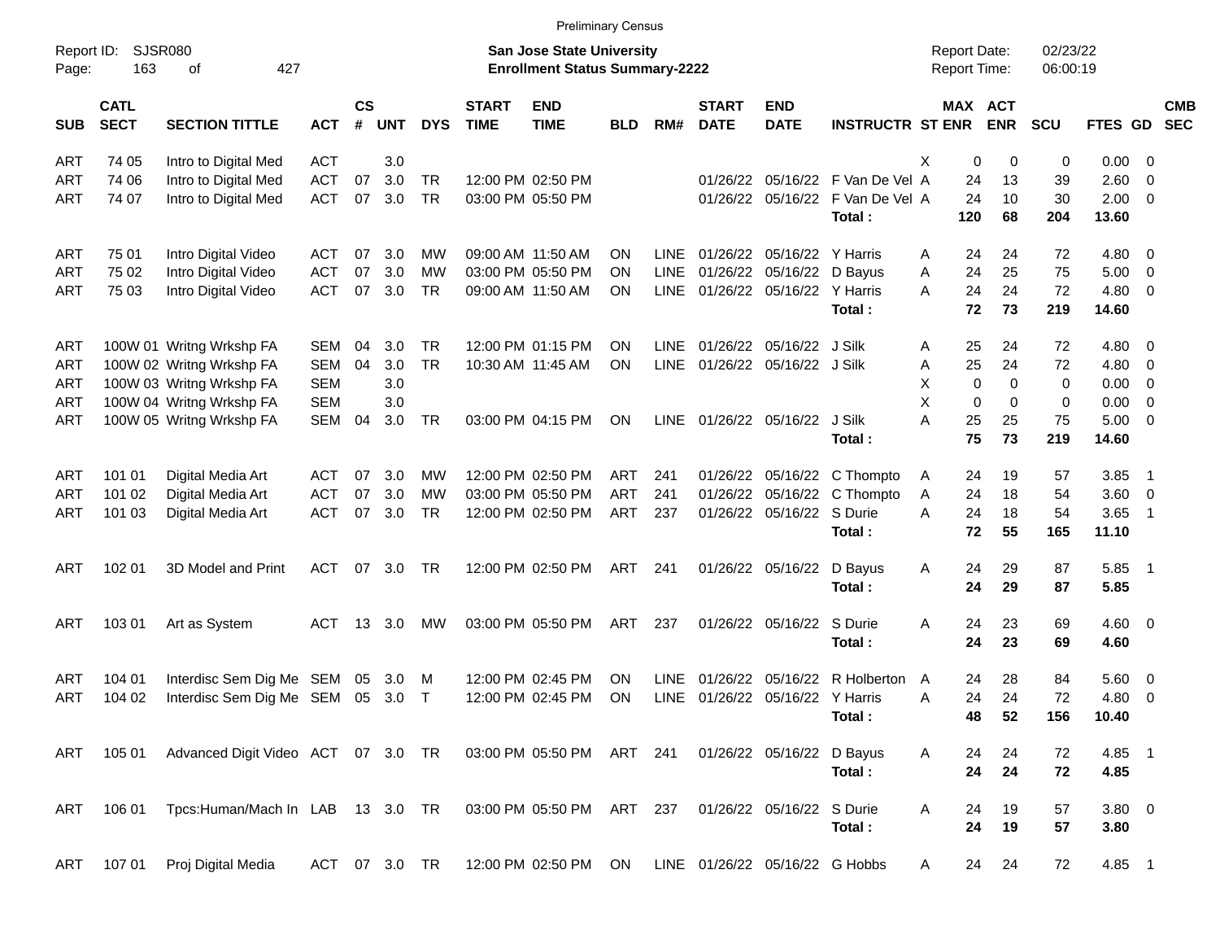Preliminary Census

Report ID: SJSR080
Page: 163 of 427

**San Jose State University**
**Enrollment Status Summary-2222**

Report Date: 02/23/22
Report Time: 06:00:19

| SUB | CATL SECT | SECTION TITTLE | ACT | CS # | UNT | DYS | START TIME | END TIME | BLD | RM# | START DATE | END DATE | INSTRUCTR | ST | MAX ENR | ACT ENR | SCU | FTES | GD | CMB SEC |
|---|---|---|---|---|---|---|---|---|---|---|---|---|---|---|---|---|---|---|---|---|
| ART | 74 05 | Intro to Digital Med | ACT | | 3.0 | | | | | | | | | X | 0 | 0 | 0 | 0.00 | 0 | |
| ART | 74 06 | Intro to Digital Med | ACT | 07 | 3.0 | TR | 12:00 PM | 02:50 PM | | | 01/26/22 | 05/16/22 | F Van De Vel | A | 24 | 13 | 39 | 2.60 | 0 | |
| ART | 74 07 | Intro to Digital Med | ACT | 07 | 3.0 | TR | 03:00 PM | 05:50 PM | | | 01/26/22 | 05/16/22 | F Van De Vel | A | 24 | 10 | 30 | 2.00 | 0 | |
| | | | | | | | | | | | | | **Total :** | | **120** | **68** | **204** | **13.60** | | |
| ART | 75 01 | Intro Digital Video | ACT | 07 | 3.0 | MW | 09:00 AM | 11:50 AM | ON | LINE | 01/26/22 | 05/16/22 | Y Harris | A | 24 | 24 | 72 | 4.80 | 0 | |
| ART | 75 02 | Intro Digital Video | ACT | 07 | 3.0 | MW | 03:00 PM | 05:50 PM | ON | LINE | 01/26/22 | 05/16/22 | D Bayus | A | 24 | 25 | 75 | 5.00 | 0 | |
| ART | 75 03 | Intro Digital Video | ACT | 07 | 3.0 | TR | 09:00 AM | 11:50 AM | ON | LINE | 01/26/22 | 05/16/22 | Y Harris | A | 24 | 24 | 72 | 4.80 | 0 | |
| | | | | | | | | | | | | | **Total :** | | **72** | **73** | **219** | **14.60** | | |
| ART | 100W 01 | Writng Wrkshp FA | SEM | 04 | 3.0 | TR | 12:00 PM | 01:15 PM | ON | LINE | 01/26/22 | 05/16/22 | J Silk | A | 25 | 24 | 72 | 4.80 | 0 | |
| ART | 100W 02 | Writng Wrkshp FA | SEM | 04 | 3.0 | TR | 10:30 AM | 11:45 AM | ON | LINE | 01/26/22 | 05/16/22 | J Silk | A | 25 | 24 | 72 | 4.80 | 0 | |
| ART | 100W 03 | Writng Wrkshp FA | SEM | | 3.0 | | | | | | | | | X | 0 | 0 | 0 | 0.00 | 0 | |
| ART | 100W 04 | Writng Wrkshp FA | SEM | | 3.0 | | | | | | | | | X | 0 | 0 | 0 | 0.00 | 0 | |
| ART | 100W 05 | Writng Wrkshp FA | SEM | 04 | 3.0 | TR | 03:00 PM | 04:15 PM | ON | LINE | 01/26/22 | 05/16/22 | J Silk | A | 25 | 25 | 75 | 5.00 | 0 | |
| | | | | | | | | | | | | | **Total :** | | **75** | **73** | **219** | **14.60** | | |
| ART | 101 01 | Digital Media Art | ACT | 07 | 3.0 | MW | 12:00 PM | 02:50 PM | ART | 241 | 01/26/22 | 05/16/22 | C Thompto | A | 24 | 19 | 57 | 3.85 | 1 | |
| ART | 101 02 | Digital Media Art | ACT | 07 | 3.0 | MW | 03:00 PM | 05:50 PM | ART | 241 | 01/26/22 | 05/16/22 | C Thompto | A | 24 | 18 | 54 | 3.60 | 0 | |
| ART | 101 03 | Digital Media Art | ACT | 07 | 3.0 | TR | 12:00 PM | 02:50 PM | ART | 237 | 01/26/22 | 05/16/22 | S Durie | A | 24 | 18 | 54 | 3.65 | 1 | |
| | | | | | | | | | | | | | **Total :** | | **72** | **55** | **165** | **11.10** | | |
| ART | 102 01 | 3D Model and Print | ACT | 07 | 3.0 | TR | 12:00 PM | 02:50 PM | ART | 241 | 01/26/22 | 05/16/22 | D Bayus | A | 24 | 29 | 87 | 5.85 | 1 | |
| | | | | | | | | | | | | | **Total :** | | **24** | **29** | **87** | **5.85** | | |
| ART | 103 01 | Art as System | ACT | 13 | 3.0 | MW | 03:00 PM | 05:50 PM | ART | 237 | 01/26/22 | 05/16/22 | S Durie | A | 24 | 23 | 69 | 4.60 | 0 | |
| | | | | | | | | | | | | | **Total :** | | **24** | **23** | **69** | **4.60** | | |
| ART | 104 01 | Interdisc Sem Dig Me | SEM | 05 | 3.0 | M | 12:00 PM | 02:45 PM | ON | LINE | 01/26/22 | 05/16/22 | R Holberton | A | 24 | 28 | 84 | 5.60 | 0 | |
| ART | 104 02 | Interdisc Sem Dig Me | SEM | 05 | 3.0 | T | 12:00 PM | 02:45 PM | ON | LINE | 01/26/22 | 05/16/22 | Y Harris | A | 24 | 24 | 72 | 4.80 | 0 | |
| | | | | | | | | | | | | | **Total :** | | **48** | **52** | **156** | **10.40** | | |
| ART | 105 01 | Advanced Digit Video | ACT | 07 | 3.0 | TR | 03:00 PM | 05:50 PM | ART | 241 | 01/26/22 | 05/16/22 | D Bayus | A | 24 | 24 | 72 | 4.85 | 1 | |
| | | | | | | | | | | | | | **Total :** | | **24** | **24** | **72** | **4.85** | | |
| ART | 106 01 | Tpcs:Human/Mach In | LAB | 13 | 3.0 | TR | 03:00 PM | 05:50 PM | ART | 237 | 01/26/22 | 05/16/22 | S Durie | A | 24 | 19 | 57 | 3.80 | 0 | |
| | | | | | | | | | | | | | **Total :** | | **24** | **19** | **57** | **3.80** | | |
| ART | 107 01 | Proj Digital Media | ACT | 07 | 3.0 | TR | 12:00 PM | 02:50 PM | ON | LINE | 01/26/22 | 05/16/22 | G Hobbs | A | 24 | 24 | 72 | 4.85 | 1 | |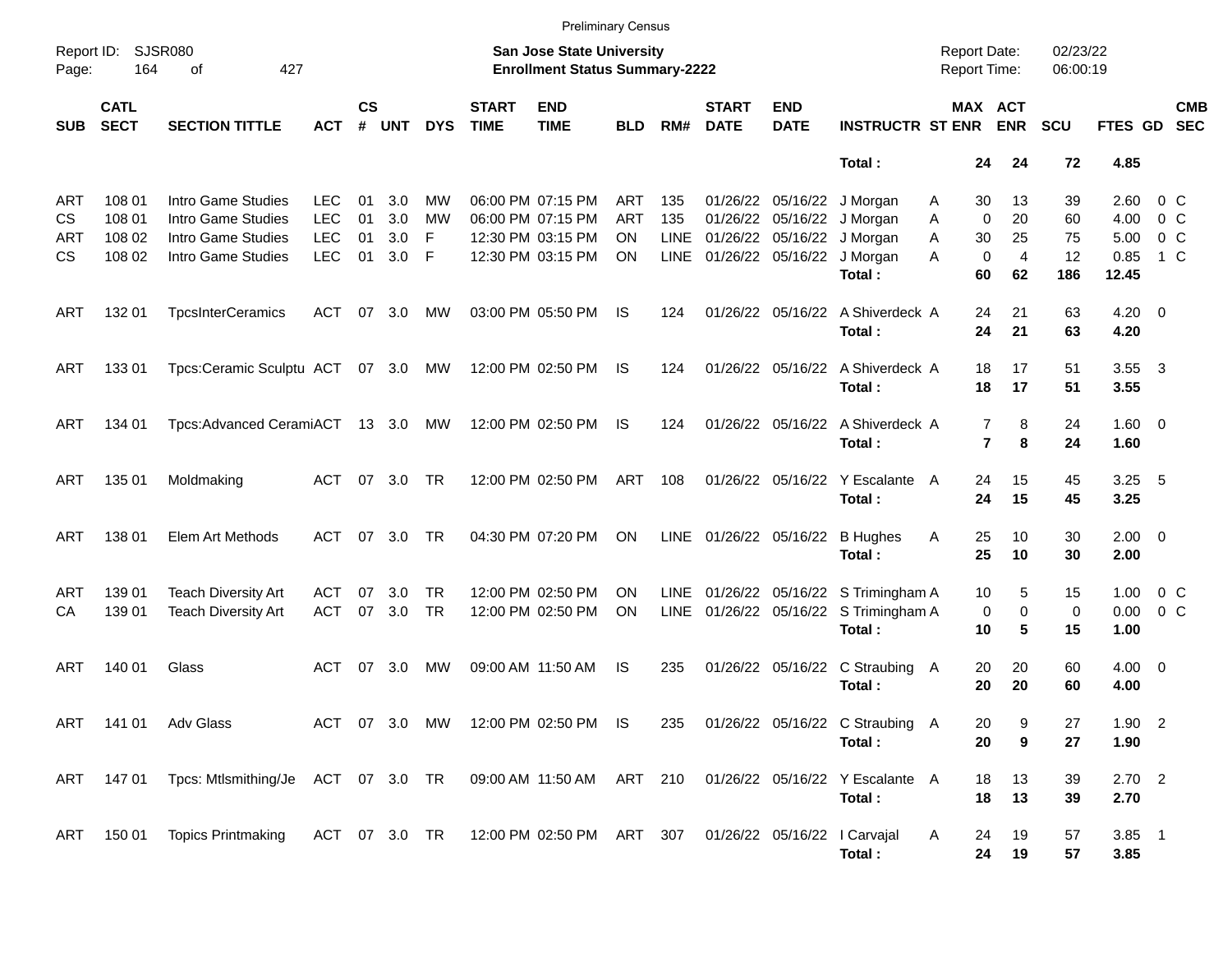Preliminary Census

Report ID: SJSR080

**San Jose State University**
**Enrollment Status Summary-2222**

Report Date: 02/23/22
Report Time: 06:00:19

| SUB | CATL SECT | SECTION TITTLE | ACT | CS # | UNT | DYS | START TIME | END TIME | BLD | RM# | START DATE | END DATE | INSTRUCTR | ST | MAX ENR | ACT ENR | SCU | FTES | GD | CMB SEC |
|---|---|---|---|---|---|---|---|---|---|---|---|---|---|---|---|---|---|---|---|---|
| | | | | | | | | | | | | | **Total :** | | **24** | **24** | **72** | **4.85** | | |
| ART | 108 01 | Intro Game Studies | LEC | 01 | 3.0 | MW | 06:00 PM | 07:15 PM | ART | 135 | 01/26/22 | 05/16/22 | J Morgan | A | 30 | 13 | 39 | 2.60 | 0 | C |
| CS | 108 01 | Intro Game Studies | LEC | 01 | 3.0 | MW | 06:00 PM | 07:15 PM | ART | 135 | 01/26/22 | 05/16/22 | J Morgan | A | 0 | 20 | 60 | 4.00 | 0 | C |
| ART | 108 02 | Intro Game Studies | LEC | 01 | 3.0 | F | 12:30 PM | 03:15 PM | ON | LINE | 01/26/22 | 05/16/22 | J Morgan | A | 30 | 25 | 75 | 5.00 | 0 | C |
| CS | 108 02 | Intro Game Studies | LEC | 01 | 3.0 | F | 12:30 PM | 03:15 PM | ON | LINE | 01/26/22 | 05/16/22 | J Morgan | A | 0 | 4 | 12 | 0.85 | 1 | C |
| | | | | | | | | | | | | | **Total :** | | **60** | **62** | **186** | **12.45** | | |
| ART | 132 01 | TpcsInterCeramics | ACT | 07 | 3.0 | MW | 03:00 PM | 05:50 PM | IS | 124 | 01/26/22 | 05/16/22 | A Shiverdeck | A | 24 | 21 | 63 | 4.20 | 0 | |
| | | | | | | | | | | | | | **Total :** | | **24** | **21** | **63** | **4.20** | | |
| ART | 133 01 | Tpcs:Ceramic Sculptu | ACT | 07 | 3.0 | MW | 12:00 PM | 02:50 PM | IS | 124 | 01/26/22 | 05/16/22 | A Shiverdeck | A | 18 | 17 | 51 | 3.55 | 3 | |
| | | | | | | | | | | | | | **Total :** | | **18** | **17** | **51** | **3.55** | | |
| ART | 134 01 | Tpcs:Advanced Cerami | ACT | 13 | 3.0 | MW | 12:00 PM | 02:50 PM | IS | 124 | 01/26/22 | 05/16/22 | A Shiverdeck | A | 7 | 8 | 24 | 1.60 | 0 | |
| | | | | | | | | | | | | | **Total :** | | **7** | **8** | **24** | **1.60** | | |
| ART | 135 01 | Moldmaking | ACT | 07 | 3.0 | TR | 12:00 PM | 02:50 PM | ART | 108 | 01/26/22 | 05/16/22 | Y Escalante | A | 24 | 15 | 45 | 3.25 | 5 | |
| | | | | | | | | | | | | | **Total :** | | **24** | **15** | **45** | **3.25** | | |
| ART | 138 01 | Elem Art Methods | ACT | 07 | 3.0 | TR | 04:30 PM | 07:20 PM | ON | LINE | 01/26/22 | 05/16/22 | B Hughes | A | 25 | 10 | 30 | 2.00 | 0 | |
| | | | | | | | | | | | | | **Total :** | | **25** | **10** | **30** | **2.00** | | |
| ART | 139 01 | Teach Diversity Art | ACT | 07 | 3.0 | TR | 12:00 PM | 02:50 PM | ON | LINE | 01/26/22 | 05/16/22 | S Trimingham | A | 10 | 5 | 15 | 1.00 | 0 | C |
| CA | 139 01 | Teach Diversity Art | ACT | 07 | 3.0 | TR | 12:00 PM | 02:50 PM | ON | LINE | 01/26/22 | 05/16/22 | S Trimingham | A | 0 | 0 | 0 | 0.00 | 0 | C |
| | | | | | | | | | | | | | **Total :** | | **10** | **5** | **15** | **1.00** | | |
| ART | 140 01 | Glass | ACT | 07 | 3.0 | MW | 09:00 AM | 11:50 AM | IS | 235 | 01/26/22 | 05/16/22 | C Straubing | A | 20 | 20 | 60 | 4.00 | 0 | |
| | | | | | | | | | | | | | **Total :** | | **20** | **20** | **60** | **4.00** | | |
| ART | 141 01 | Adv Glass | ACT | 07 | 3.0 | MW | 12:00 PM | 02:50 PM | IS | 235 | 01/26/22 | 05/16/22 | C Straubing | A | 20 | 9 | 27 | 1.90 | 2 | |
| | | | | | | | | | | | | | **Total :** | | **20** | **9** | **27** | **1.90** | | |
| ART | 147 01 | Tpcs: Mtlsmithing/Je | ACT | 07 | 3.0 | TR | 09:00 AM | 11:50 AM | ART | 210 | 01/26/22 | 05/16/22 | Y Escalante | A | 18 | 13 | 39 | 2.70 | 2 | |
| | | | | | | | | | | | | | **Total :** | | **18** | **13** | **39** | **2.70** | | |
| ART | 150 01 | Topics Printmaking | ACT | 07 | 3.0 | TR | 12:00 PM | 02:50 PM | ART | 307 | 01/26/22 | 05/16/22 | I Carvajal | A | 24 | 19 | 57 | 3.85 | 1 | |
| | | | | | | | | | | | | | **Total :** | | **24** | **19** | **57** | **3.85** | | |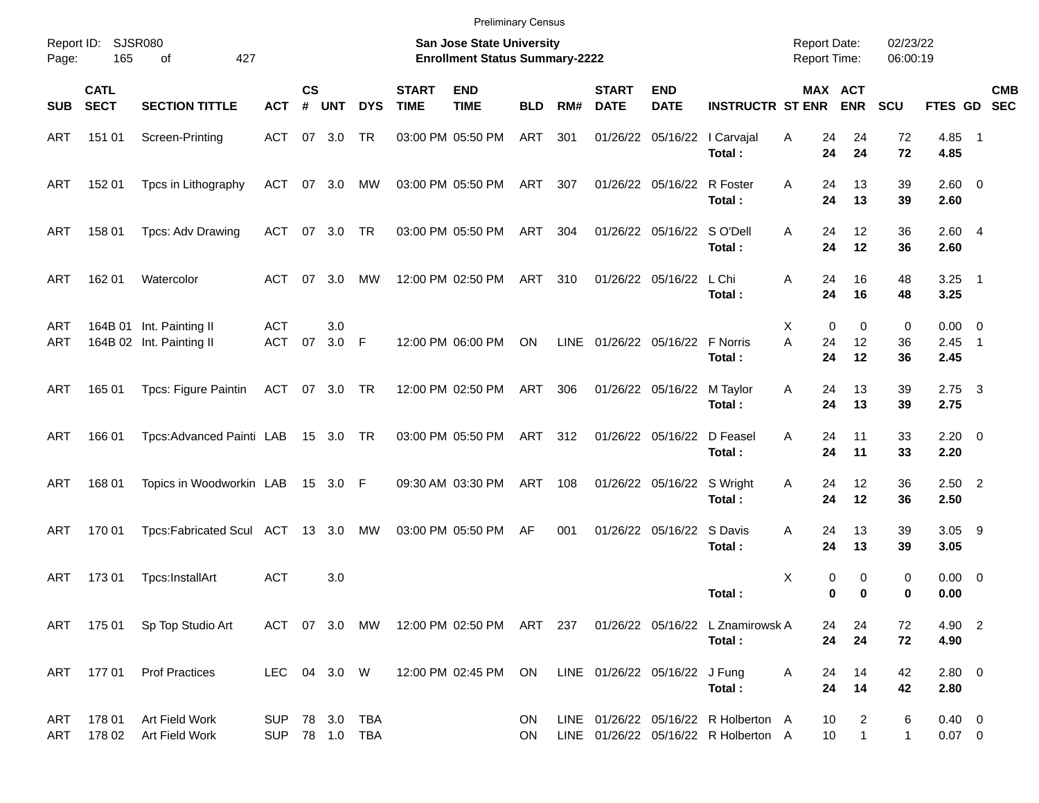Preliminary Census

Report ID: SJSR080

**San Jose State University**
**Enrollment Status Summary-2222**

Report Date: 02/23/22
Report Time: 06:00:19

| SUB | CATL SECT | SECTION TITTLE | ACT | CS # | UNT | DYS | START TIME | END TIME | BLD | RM# | START DATE | END DATE | INSTRUCTR | ST | MAX ENR | ACT ENR | SCU | FTES | GD | CMB SEC |
|---|---|---|---|---|---|---|---|---|---|---|---|---|---|---|---|---|---|---|---|---|
| ART | 151 01 | Screen-Printing | ACT | 07 | 3.0 | TR | 03:00 PM | 05:50 PM | ART | 301 | 01/26/22 | 05/16/22 | I Carvajal | A | 24 | 24 | 72 | 4.85 | 1 | |
| | | | | | | | | | | | | | **Total :** | | **24** | **24** | **72** | **4.85** | | |
| ART | 152 01 | Tpcs in Lithography | ACT | 07 | 3.0 | MW | 03:00 PM | 05:50 PM | ART | 307 | 01/26/22 | 05/16/22 | R Foster | A | 24 | 13 | 39 | 2.60 | 0 | |
| | | | | | | | | | | | | | **Total :** | | **24** | **13** | **39** | **2.60** | | |
| ART | 158 01 | Tpcs: Adv Drawing | ACT | 07 | 3.0 | TR | 03:00 PM | 05:50 PM | ART | 304 | 01/26/22 | 05/16/22 | S O'Dell | A | 24 | 12 | 36 | 2.60 | 4 | |
| | | | | | | | | | | | | | **Total :** | | **24** | **12** | **36** | **2.60** | | |
| ART | 162 01 | Watercolor | ACT | 07 | 3.0 | MW | 12:00 PM | 02:50 PM | ART | 310 | 01/26/22 | 05/16/22 | L Chi | A | 24 | 16 | 48 | 3.25 | 1 | |
| | | | | | | | | | | | | | **Total :** | | **24** | **16** | **48** | **3.25** | | |
| ART | 164B 01 | Int. Painting II | ACT | | 3.0 | | | | | | | | | X | 0 | 0 | 0 | 0.00 | 0 | |
| ART | 164B 02 | Int. Painting II | ACT | 07 | 3.0 | F | 12:00 PM | 06:00 PM | ON | LINE | 01/26/22 | 05/16/22 | F Norris | A | 24 | 12 | 36 | 2.45 | 1 | |
| | | | | | | | | | | | | | **Total :** | | **24** | **12** | **36** | **2.45** | | |
| ART | 165 01 | Tpcs: Figure Paintin | ACT | 07 | 3.0 | TR | 12:00 PM | 02:50 PM | ART | 306 | 01/26/22 | 05/16/22 | M Taylor | A | 24 | 13 | 39 | 2.75 | 3 | |
| | | | | | | | | | | | | | **Total :** | | **24** | **13** | **39** | **2.75** | | |
| ART | 166 01 | Tpcs:Advanced Painti | LAB | 15 | 3.0 | TR | 03:00 PM | 05:50 PM | ART | 312 | 01/26/22 | 05/16/22 | D Feasel | A | 24 | 11 | 33 | 2.20 | 0 | |
| | | | | | | | | | | | | | **Total :** | | **24** | **11** | **33** | **2.20** | | |
| ART | 168 01 | Topics in Woodworkin | LAB | 15 | 3.0 | F | 09:30 AM | 03:30 PM | ART | 108 | 01/26/22 | 05/16/22 | S Wright | A | 24 | 12 | 36 | 2.50 | 2 | |
| | | | | | | | | | | | | | **Total :** | | **24** | **12** | **36** | **2.50** | | |
| ART | 170 01 | Tpcs:Fabricated Scul | ACT | 13 | 3.0 | MW | 03:00 PM | 05:50 PM | AF | 001 | 01/26/22 | 05/16/22 | S Davis | A | 24 | 13 | 39 | 3.05 | 9 | |
| | | | | | | | | | | | | | **Total :** | | **24** | **13** | **39** | **3.05** | | |
| ART | 173 01 | Tpcs:InstallArt | ACT | | 3.0 | | | | | | | | | X | 0 | 0 | 0 | 0.00 | 0 | |
| | | | | | | | | | | | | | **Total :** | | **0** | **0** | **0** | **0.00** | | |
| ART | 175 01 | Sp Top Studio Art | ACT | 07 | 3.0 | MW | 12:00 PM | 02:50 PM | ART | 237 | 01/26/22 | 05/16/22 | L Znamirowsk | A | 24 | 24 | 72 | 4.90 | 2 | |
| | | | | | | | | | | | | | **Total :** | | **24** | **24** | **72** | **4.90** | | |
| ART | 177 01 | Prof Practices | LEC | 04 | 3.0 | W | 12:00 PM | 02:45 PM | ON | LINE | 01/26/22 | 05/16/22 | J Fung | A | 24 | 14 | 42 | 2.80 | 0 | |
| | | | | | | | | | | | | | **Total :** | | **24** | **14** | **42** | **2.80** | | |
| ART | 178 01 | Art Field Work | SUP | 78 | 3.0 | TBA | | | ON | LINE | 01/26/22 | 05/16/22 | R Holberton | A | 10 | 2 | 6 | 0.40 | 0 | |
| ART | 178 02 | Art Field Work | SUP | 78 | 1.0 | TBA | | | ON | LINE | 01/26/22 | 05/16/22 | R Holberton | A | 10 | 1 | 1 | 0.07 | 0 | |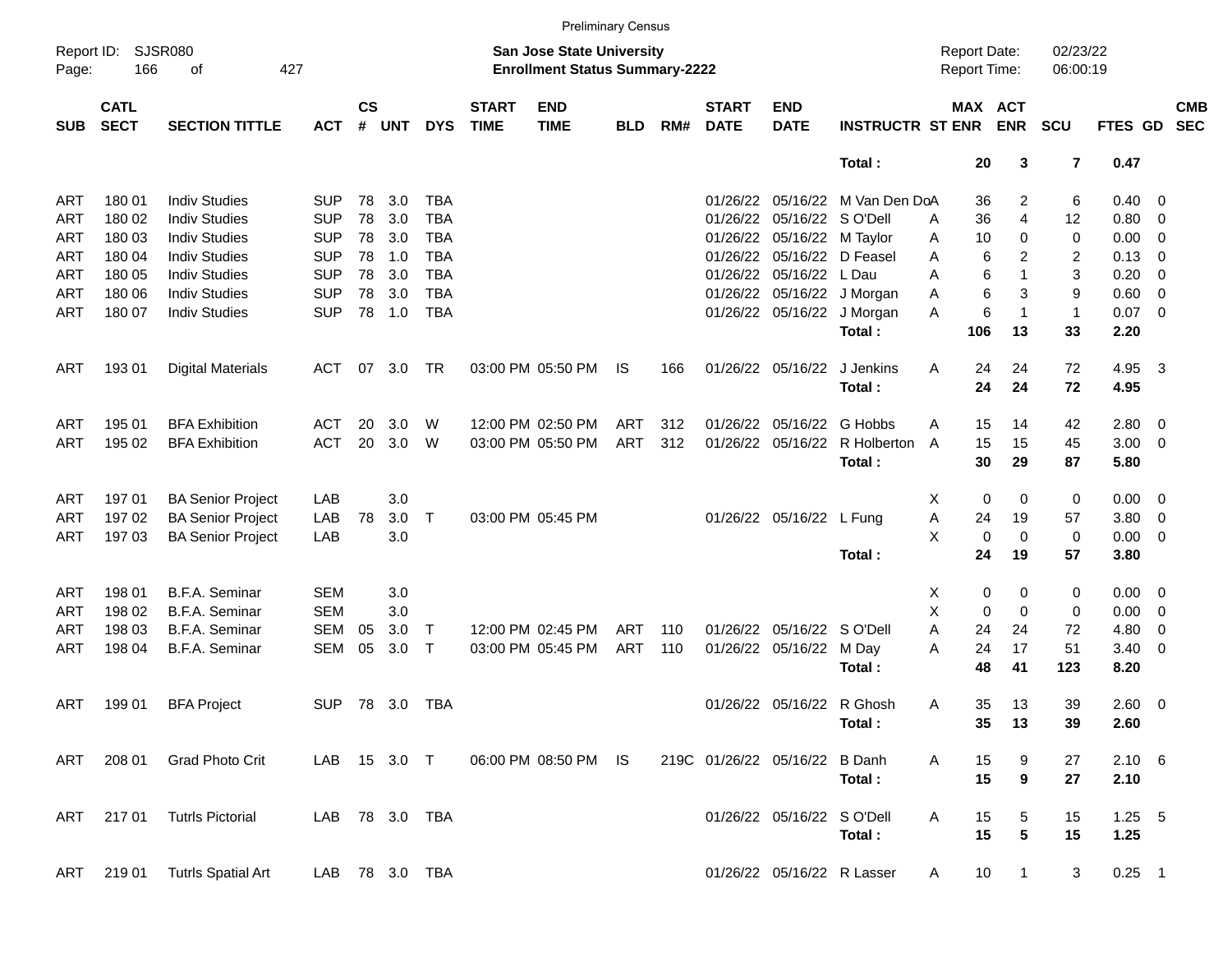Preliminary Census

Report ID: SJSR080

**San Jose State University**
**Enrollment Status Summary-2222**

Report Date: 02/23/22
Report Time: 06:00:19

| SUB | CATL SECT | SECTION TITTLE | ACT | CS # | UNT | DYS | START TIME | END TIME | BLD | RM# | START DATE | END DATE | INSTRUCTR | ST | MAX ENR | ACT ENR | SCU | FTES | GD | CMB SEC |
|---|---|---|---|---|---|---|---|---|---|---|---|---|---|---|---|---|---|---|---|---|
| | | | | | | | | | | | | | **Total :** | | **20** | **3** | **7** | **0.47** | | |
| ART | 180 01 | Indiv Studies | SUP | 78 | 3.0 | TBA | | | | | 01/26/22 | 05/16/22 | M Van Den Do | A | 36 | 2 | 6 | 0.40 | 0 | |
| ART | 180 02 | Indiv Studies | SUP | 78 | 3.0 | TBA | | | | | 01/26/22 | 05/16/22 | S O'Dell | A | 36 | 4 | 12 | 0.80 | 0 | |
| ART | 180 03 | Indiv Studies | SUP | 78 | 3.0 | TBA | | | | | 01/26/22 | 05/16/22 | M Taylor | A | 10 | 0 | 0 | 0.00 | 0 | |
| ART | 180 04 | Indiv Studies | SUP | 78 | 1.0 | TBA | | | | | 01/26/22 | 05/16/22 | D Feasel | A | 6 | 2 | 2 | 0.13 | 0 | |
| ART | 180 05 | Indiv Studies | SUP | 78 | 3.0 | TBA | | | | | 01/26/22 | 05/16/22 | L Dau | A | 6 | 1 | 3 | 0.20 | 0 | |
| ART | 180 06 | Indiv Studies | SUP | 78 | 3.0 | TBA | | | | | 01/26/22 | 05/16/22 | J Morgan | A | 6 | 3 | 9 | 0.60 | 0 | |
| ART | 180 07 | Indiv Studies | SUP | 78 | 1.0 | TBA | | | | | 01/26/22 | 05/16/22 | J Morgan | A | 6 | 1 | 1 | 0.07 | 0 | |
| | | | | | | | | | | | | | **Total :** | | **106** | **13** | **33** | **2.20** | | |
| ART | 193 01 | Digital Materials | ACT | 07 | 3.0 | TR | 03:00 PM | 05:50 PM | IS | 166 | 01/26/22 | 05/16/22 | J Jenkins | A | 24 | 24 | 72 | 4.95 | 3 | |
| | | | | | | | | | | | | | **Total :** | | **24** | **24** | **72** | **4.95** | | |
| ART | 195 01 | BFA Exhibition | ACT | 20 | 3.0 | W | 12:00 PM | 02:50 PM | ART | 312 | 01/26/22 | 05/16/22 | G Hobbs | A | 15 | 14 | 42 | 2.80 | 0 | |
| ART | 195 02 | BFA Exhibition | ACT | 20 | 3.0 | W | 03:00 PM | 05:50 PM | ART | 312 | 01/26/22 | 05/16/22 | R Holberton | A | 15 | 15 | 45 | 3.00 | 0 | |
| | | | | | | | | | | | | | **Total :** | | **30** | **29** | **87** | **5.80** | | |
| ART | 197 01 | BA Senior Project | LAB | | 3.0 | | | | | | | | | X | 0 | 0 | 0 | 0.00 | 0 | |
| ART | 197 02 | BA Senior Project | LAB | 78 | 3.0 | T | 03:00 PM | 05:45 PM | | | 01/26/22 | 05/16/22 | L Fung | A | 24 | 19 | 57 | 3.80 | 0 | |
| ART | 197 03 | BA Senior Project | LAB | | 3.0 | | | | | | | | | X | 0 | 0 | 0 | 0.00 | 0 | |
| | | | | | | | | | | | | | **Total :** | | **24** | **19** | **57** | **3.80** | | |
| ART | 198 01 | B.F.A. Seminar | SEM | | 3.0 | | | | | | | | | X | 0 | 0 | 0 | 0.00 | 0 | |
| ART | 198 02 | B.F.A. Seminar | SEM | | 3.0 | | | | | | | | | X | 0 | 0 | 0 | 0.00 | 0 | |
| ART | 198 03 | B.F.A. Seminar | SEM | 05 | 3.0 | T | 12:00 PM | 02:45 PM | ART | 110 | 01/26/22 | 05/16/22 | S O'Dell | A | 24 | 24 | 72 | 4.80 | 0 | |
| ART | 198 04 | B.F.A. Seminar | SEM | 05 | 3.0 | T | 03:00 PM | 05:45 PM | ART | 110 | 01/26/22 | 05/16/22 | M Day | A | 24 | 17 | 51 | 3.40 | 0 | |
| | | | | | | | | | | | | | **Total :** | | **48** | **41** | **123** | **8.20** | | |
| ART | 199 01 | BFA Project | SUP | 78 | 3.0 | TBA | | | | | 01/26/22 | 05/16/22 | R Ghosh | A | 35 | 13 | 39 | 2.60 | 0 | |
| | | | | | | | | | | | | | **Total :** | | **35** | **13** | **39** | **2.60** | | |
| ART | 208 01 | Grad Photo Crit | LAB | 15 | 3.0 | T | 06:00 PM | 08:50 PM | IS | 219C | 01/26/22 | 05/16/22 | B Danh | A | 15 | 9 | 27 | 2.10 | 6 | |
| | | | | | | | | | | | | | **Total :** | | **15** | **9** | **27** | **2.10** | | |
| ART | 217 01 | Tutrls Pictorial | LAB | 78 | 3.0 | TBA | | | | | 01/26/22 | 05/16/22 | S O'Dell | A | 15 | 5 | 15 | 1.25 | 5 | |
| | | | | | | | | | | | | | **Total :** | | **15** | **5** | **15** | **1.25** | | |
| ART | 219 01 | Tutrls Spatial Art | LAB | 78 | 3.0 | TBA | | | | | 01/26/22 | 05/16/22 | R Lasser | A | 10 | 1 | 3 | 0.25 | 1 | |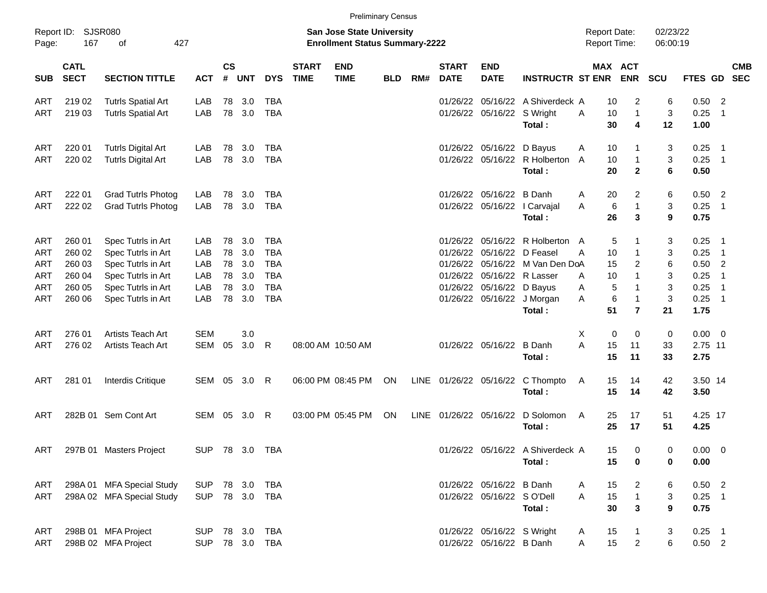Preliminary Census

Report ID: SJSR080

**San Jose State University**
**Enrollment Status Summary-2222**

Report Date: 02/23/22
Report Time: 06:00:19

| SUB | CATL SECT | SECTION TITTLE | ACT | CS # | UNT | DYS | START TIME | END TIME | BLD | RM# | START DATE | END DATE | INSTRUCTR | ST | MAX ENR | ACT ENR | SCU | FTES | GD | CMB SEC |
|---|---|---|---|---|---|---|---|---|---|---|---|---|---|---|---|---|---|---|---|---|
| ART | 219 02 | Tutrls Spatial Art | LAB | 78 | 3.0 | TBA | | | | | 01/26/22 | 05/16/22 | A Shiverdeck | A | 10 | 2 | 6 | 0.50 | 2 | |
| ART | 219 03 | Tutrls Spatial Art | LAB | 78 | 3.0 | TBA | | | | | 01/26/22 | 05/16/22 | S Wright | A | 10 | 1 | 3 | 0.25 | 1 | |
| | | | | | | | | | | | | | **Total :** | | **30** | **4** | **12** | **1.00** | | |
| ART | 220 01 | Tutrls Digital Art | LAB | 78 | 3.0 | TBA | | | | | 01/26/22 | 05/16/22 | D Bayus | A | 10 | 1 | 3 | 0.25 | 1 | |
| ART | 220 02 | Tutrls Digital Art | LAB | 78 | 3.0 | TBA | | | | | 01/26/22 | 05/16/22 | R Holberton | A | 10 | 1 | 3 | 0.25 | 1 | |
| | | | | | | | | | | | | | **Total :** | | **20** | **2** | **6** | **0.50** | | |
| ART | 222 01 | Grad Tutrls Photog | LAB | 78 | 3.0 | TBA | | | | | 01/26/22 | 05/16/22 | B Danh | A | 20 | 2 | 6 | 0.50 | 2 | |
| ART | 222 02 | Grad Tutrls Photog | LAB | 78 | 3.0 | TBA | | | | | 01/26/22 | 05/16/22 | I Carvajal | A | 6 | 1 | 3 | 0.25 | 1 | |
| | | | | | | | | | | | | | **Total :** | | **26** | **3** | **9** | **0.75** | | |
| ART | 260 01 | Spec Tutrls in Art | LAB | 78 | 3.0 | TBA | | | | | 01/26/22 | 05/16/22 | R Holberton | A | 5 | 1 | 3 | 0.25 | 1 | |
| ART | 260 02 | Spec Tutrls in Art | LAB | 78 | 3.0 | TBA | | | | | 01/26/22 | 05/16/22 | D Feasel | A | 10 | 1 | 3 | 0.25 | 1 | |
| ART | 260 03 | Spec Tutrls in Art | LAB | 78 | 3.0 | TBA | | | | | 01/26/22 | 05/16/22 | M Van Den Do | A | 15 | 2 | 6 | 0.50 | 2 | |
| ART | 260 04 | Spec Tutrls in Art | LAB | 78 | 3.0 | TBA | | | | | 01/26/22 | 05/16/22 | R Lasser | A | 10 | 1 | 3 | 0.25 | 1 | |
| ART | 260 05 | Spec Tutrls in Art | LAB | 78 | 3.0 | TBA | | | | | 01/26/22 | 05/16/22 | D Bayus | A | 5 | 1 | 3 | 0.25 | 1 | |
| ART | 260 06 | Spec Tutrls in Art | LAB | 78 | 3.0 | TBA | | | | | 01/26/22 | 05/16/22 | J Morgan | A | 6 | 1 | 3 | 0.25 | 1 | |
| | | | | | | | | | | | | | **Total :** | | **51** | **7** | **21** | **1.75** | | |
| ART | 276 01 | Artists Teach Art | SEM | | 3.0 | | | | | | | | | X | 0 | 0 | 0 | 0.00 | 0 | |
| ART | 276 02 | Artists Teach Art | SEM | 05 | 3.0 | R | 08:00 AM | 10:50 AM | | | 01/26/22 | 05/16/22 | B Danh | A | 15 | 11 | 33 | 2.75 | 11 | |
| | | | | | | | | | | | | | **Total :** | | **15** | **11** | **33** | **2.75** | | |
| ART | 281 01 | Interdis Critique | SEM | 05 | 3.0 | R | 06:00 PM | 08:45 PM | ON | LINE | 01/26/22 | 05/16/22 | C Thompto | A | 15 | 14 | 42 | 3.50 | 14 | |
| | | | | | | | | | | | | | **Total :** | | **15** | **14** | **42** | **3.50** | | |
| ART | 282B 01 | Sem Cont Art | SEM | 05 | 3.0 | R | 03:00 PM | 05:45 PM | ON | LINE | 01/26/22 | 05/16/22 | D Solomon | A | 25 | 17 | 51 | 4.25 | 17 | |
| | | | | | | | | | | | | | **Total :** | | **25** | **17** | **51** | **4.25** | | |
| ART | 297B 01 | Masters Project | SUP | 78 | 3.0 | TBA | | | | | 01/26/22 | 05/16/22 | A Shiverdeck | A | 15 | 0 | 0 | 0.00 | 0 | |
| | | | | | | | | | | | | | **Total :** | | **15** | **0** | **0** | **0.00** | | |
| ART | 298A 01 | MFA Special Study | SUP | 78 | 3.0 | TBA | | | | | 01/26/22 | 05/16/22 | B Danh | A | 15 | 2 | 6 | 0.50 | 2 | |
| ART | 298A 02 | MFA Special Study | SUP | 78 | 3.0 | TBA | | | | | 01/26/22 | 05/16/22 | S O'Dell | A | 15 | 1 | 3 | 0.25 | 1 | |
| | | | | | | | | | | | | | **Total :** | | **30** | **3** | **9** | **0.75** | | |
| ART | 298B 01 | MFA Project | SUP | 78 | 3.0 | TBA | | | | | 01/26/22 | 05/16/22 | S Wright | A | 15 | 1 | 3 | 0.25 | 1 | |
| ART | 298B 02 | MFA Project | SUP | 78 | 3.0 | TBA | | | | | 01/26/22 | 05/16/22 | B Danh | A | 15 | 2 | 6 | 0.50 | 2 | |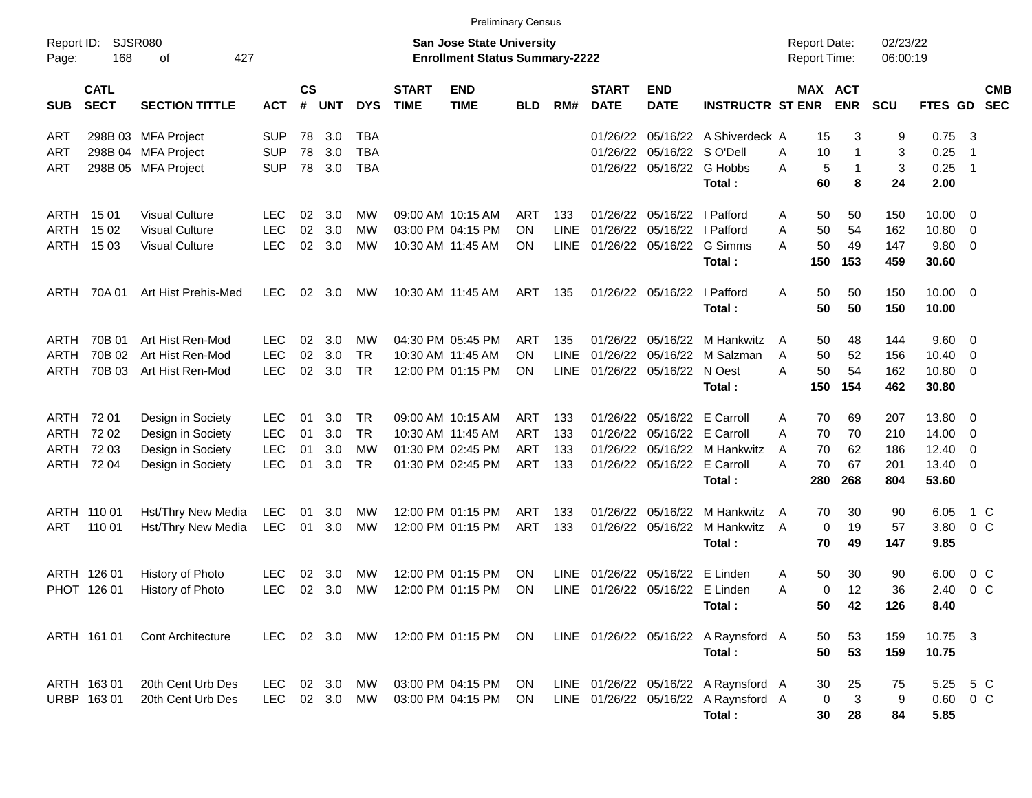Preliminary Census

Report ID: SJSR080

**San Jose State University**
**Enrollment Status Summary-2222**

Report Date: 02/23/22
Report Time: 06:00:19

| SUB | CATL SECT | SECTION TITTLE | ACT | CS # | UNT | DYS | START TIME | END TIME | BLD | RM# | START DATE | END DATE | INSTRUCTR | ST | MAX ENR | ACT ENR | SCU | FTES | GD | CMB SEC |
|---|---|---|---|---|---|---|---|---|---|---|---|---|---|---|---|---|---|---|---|---|
| ART | 298B 03 | MFA Project | SUP | 78 | 3.0 | TBA | | | | | 01/26/22 | 05/16/22 | A Shiverdeck | A | 15 | 3 | 9 | 0.75 | 3 | |
| ART | 298B 04 | MFA Project | SUP | 78 | 3.0 | TBA | | | | | 01/26/22 | 05/16/22 | S O'Dell | A | 10 | 1 | 3 | 0.25 | 1 | |
| ART | 298B 05 | MFA Project | SUP | 78 | 3.0 | TBA | | | | | 01/26/22 | 05/16/22 | G Hobbs | A | 5 | 1 | 3 | 0.25 | 1 | |
| | | | | | | | | | | | | | **Total :** | | **60** | **8** | **24** | **2.00** | | |
| ARTH | 15 01 | Visual Culture | LEC | 02 | 3.0 | MW | 09:00 AM | 10:15 AM | ART | 133 | 01/26/22 | 05/16/22 | I Pafford | A | 50 | 50 | 150 | 10.00 | 0 | |
| ARTH | 15 02 | Visual Culture | LEC | 02 | 3.0 | MW | 03:00 PM | 04:15 PM | ON | LINE | 01/26/22 | 05/16/22 | I Pafford | A | 50 | 54 | 162 | 10.80 | 0 | |
| ARTH | 15 03 | Visual Culture | LEC | 02 | 3.0 | MW | 10:30 AM | 11:45 AM | ON | LINE | 01/26/22 | 05/16/22 | G Simms | A | 50 | 49 | 147 | 9.80 | 0 | |
| | | | | | | | | | | | | | **Total :** | | **150** | **153** | **459** | **30.60** | | |
| ARTH | 70A 01 | Art Hist Prehis-Med | LEC | 02 | 3.0 | MW | 10:30 AM | 11:45 AM | ART | 135 | 01/26/22 | 05/16/22 | I Pafford | A | 50 | 50 | 150 | 10.00 | 0 | |
| | | | | | | | | | | | | | **Total :** | | **50** | **50** | **150** | **10.00** | | |
| ARTH | 70B 01 | Art Hist Ren-Mod | LEC | 02 | 3.0 | MW | 04:30 PM | 05:45 PM | ART | 135 | 01/26/22 | 05/16/22 | M Hankwitz | A | 50 | 48 | 144 | 9.60 | 0 | |
| ARTH | 70B 02 | Art Hist Ren-Mod | LEC | 02 | 3.0 | TR | 10:30 AM | 11:45 AM | ON | LINE | 01/26/22 | 05/16/22 | M Salzman | A | 50 | 52 | 156 | 10.40 | 0 | |
| ARTH | 70B 03 | Art Hist Ren-Mod | LEC | 02 | 3.0 | TR | 12:00 PM | 01:15 PM | ON | LINE | 01/26/22 | 05/16/22 | N Oest | A | 50 | 54 | 162 | 10.80 | 0 | |
| | | | | | | | | | | | | | **Total :** | | **150** | **154** | **462** | **30.80** | | |
| ARTH | 72 01 | Design in Society | LEC | 01 | 3.0 | TR | 09:00 AM | 10:15 AM | ART | 133 | 01/26/22 | 05/16/22 | E Carroll | A | 70 | 69 | 207 | 13.80 | 0 | |
| ARTH | 72 02 | Design in Society | LEC | 01 | 3.0 | TR | 10:30 AM | 11:45 AM | ART | 133 | 01/26/22 | 05/16/22 | E Carroll | A | 70 | 70 | 210 | 14.00 | 0 | |
| ARTH | 72 03 | Design in Society | LEC | 01 | 3.0 | MW | 01:30 PM | 02:45 PM | ART | 133 | 01/26/22 | 05/16/22 | M Hankwitz | A | 70 | 62 | 186 | 12.40 | 0 | |
| ARTH | 72 04 | Design in Society | LEC | 01 | 3.0 | TR | 01:30 PM | 02:45 PM | ART | 133 | 01/26/22 | 05/16/22 | E Carroll | A | 70 | 67 | 201 | 13.40 | 0 | |
| | | | | | | | | | | | | | **Total :** | | **280** | **268** | **804** | **53.60** | | |
| ARTH | 110 01 | Hst/Thry New Media | LEC | 01 | 3.0 | MW | 12:00 PM | 01:15 PM | ART | 133 | 01/26/22 | 05/16/22 | M Hankwitz | A | 70 | 30 | 90 | 6.05 | 1 | C |
| ART | 110 01 | Hst/Thry New Media | LEC | 01 | 3.0 | MW | 12:00 PM | 01:15 PM | ART | 133 | 01/26/22 | 05/16/22 | M Hankwitz | A | 0 | 19 | 57 | 3.80 | 0 | C |
| | | | | | | | | | | | | | **Total :** | | **70** | **49** | **147** | **9.85** | | |
| ARTH | 126 01 | History of Photo | LEC | 02 | 3.0 | MW | 12:00 PM | 01:15 PM | ON | LINE | 01/26/22 | 05/16/22 | E Linden | A | 50 | 30 | 90 | 6.00 | 0 | C |
| PHOT | 126 01 | History of Photo | LEC | 02 | 3.0 | MW | 12:00 PM | 01:15 PM | ON | LINE | 01/26/22 | 05/16/22 | E Linden | A | 0 | 12 | 36 | 2.40 | 0 | C |
| | | | | | | | | | | | | | **Total :** | | **50** | **42** | **126** | **8.40** | | |
| ARTH | 161 01 | Cont Architecture | LEC | 02 | 3.0 | MW | 12:00 PM | 01:15 PM | ON | LINE | 01/26/22 | 05/16/22 | A Raynsford | A | 50 | 53 | 159 | 10.75 | 3 | |
| | | | | | | | | | | | | | **Total :** | | **50** | **53** | **159** | **10.75** | | |
| ARTH | 163 01 | 20th Cent Urb Des | LEC | 02 | 3.0 | MW | 03:00 PM | 04:15 PM | ON | LINE | 01/26/22 | 05/16/22 | A Raynsford | A | 30 | 25 | 75 | 5.25 | 5 | C |
| URBP | 163 01 | 20th Cent Urb Des | LEC | 02 | 3.0 | MW | 03:00 PM | 04:15 PM | ON | LINE | 01/26/22 | 05/16/22 | A Raynsford | A | 0 | 3 | 9 | 0.60 | 0 | C |
| | | | | | | | | | | | | | **Total :** | | **30** | **28** | **84** | **5.85** | | |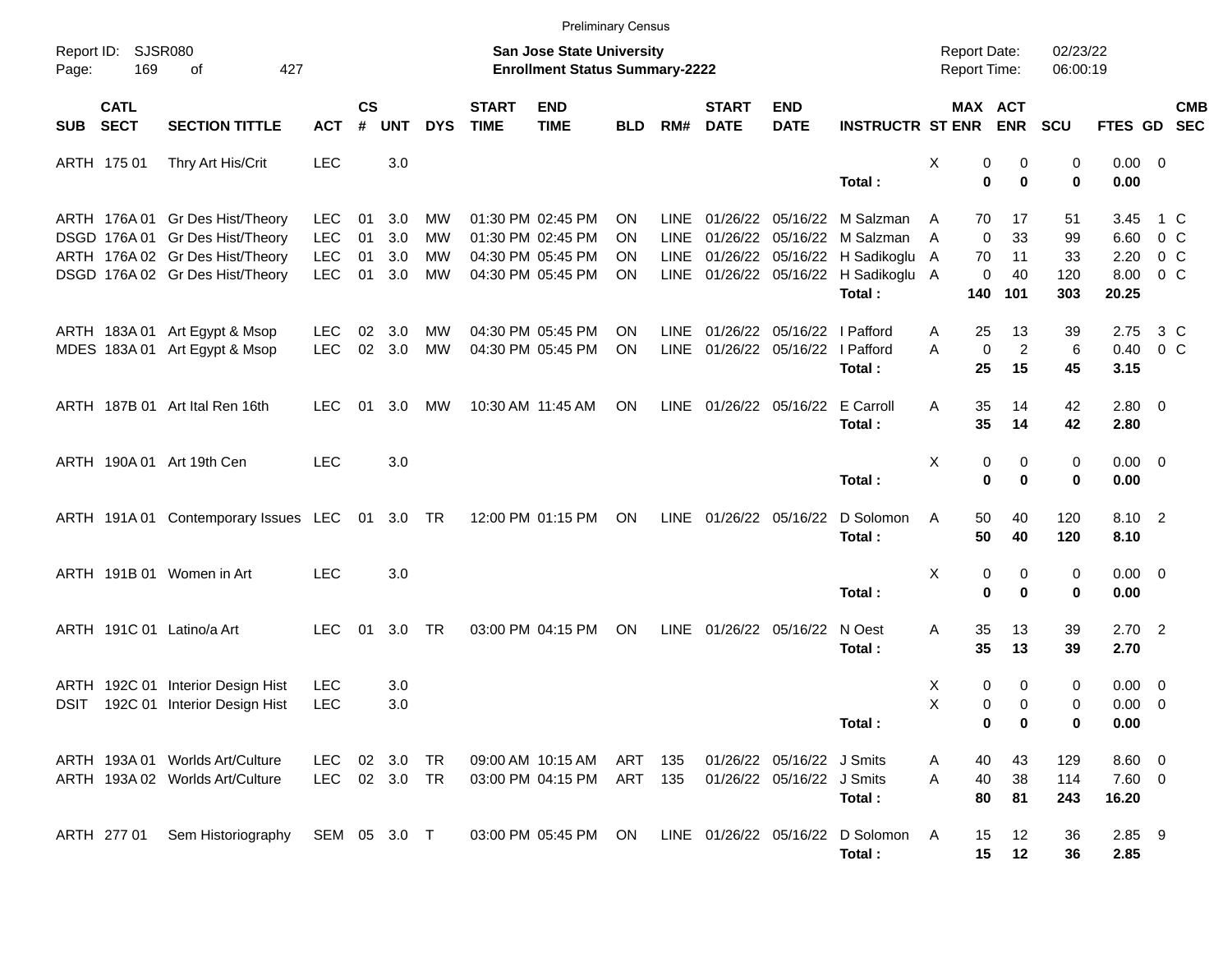Preliminary Census

Report ID: SJSR080
Page: 169 of 427

**San Jose State University**
**Enrollment Status Summary-2222**

Report Date: 02/23/22
Report Time: 06:00:19

| SUB | CATL SECT | SECTION TITTLE | ACT | CS # | UNT | DYS | START TIME | END TIME | BLD | RM# | START DATE | END DATE | INSTRUCTR | ST | MAX ENR | ACT ENR | SCU | FTES | GD | CMB SEC |
|---|---|---|---|---|---|---|---|---|---|---|---|---|---|---|---|---|---|---|---|---|
| ARTH | 175 01 | Thry Art His/Crit | LEC | | 3.0 | | | | | | | | | X | 0 | 0 | 0 | 0.00 | 0 | |
| | | | | | | | | | | | | | **Total :** | | **0** | **0** | **0** | **0.00** | | |
| ARTH | 176A 01 | Gr Des Hist/Theory | LEC | 01 | 3.0 | MW | 01:30 PM | 02:45 PM | ON | LINE | 01/26/22 | 05/16/22 | M Salzman | A | 70 | 17 | 51 | 3.45 | 1 | C |
| DSGD | 176A 01 | Gr Des Hist/Theory | LEC | 01 | 3.0 | MW | 01:30 PM | 02:45 PM | ON | LINE | 01/26/22 | 05/16/22 | M Salzman | A | 0 | 33 | 99 | 6.60 | 0 | C |
| ARTH | 176A 02 | Gr Des Hist/Theory | LEC | 01 | 3.0 | MW | 04:30 PM | 05:45 PM | ON | LINE | 01/26/22 | 05/16/22 | H Sadikoglu | A | 70 | 11 | 33 | 2.20 | 0 | C |
| DSGD | 176A 02 | Gr Des Hist/Theory | LEC | 01 | 3.0 | MW | 04:30 PM | 05:45 PM | ON | LINE | 01/26/22 | 05/16/22 | H Sadikoglu | A | 0 | 40 | 120 | 8.00 | 0 | C |
| | | | | | | | | | | | | | **Total :** | | **140** | **101** | **303** | **20.25** | | |
| ARTH | 183A 01 | Art Egypt & Msop | LEC | 02 | 3.0 | MW | 04:30 PM | 05:45 PM | ON | LINE | 01/26/22 | 05/16/22 | I Pafford | A | 25 | 13 | 39 | 2.75 | 3 | C |
| MDES | 183A 01 | Art Egypt & Msop | LEC | 02 | 3.0 | MW | 04:30 PM | 05:45 PM | ON | LINE | 01/26/22 | 05/16/22 | I Pafford | A | 0 | 2 | 6 | 0.40 | 0 | C |
| | | | | | | | | | | | | | **Total :** | | **25** | **15** | **45** | **3.15** | | |
| ARTH | 187B 01 | Art Ital Ren 16th | LEC | 01 | 3.0 | MW | 10:30 AM | 11:45 AM | ON | LINE | 01/26/22 | 05/16/22 | E Carroll | A | 35 | 14 | 42 | 2.80 | 0 | |
| | | | | | | | | | | | | | **Total :** | | **35** | **14** | **42** | **2.80** | | |
| ARTH | 190A 01 | Art 19th Cen | LEC | | 3.0 | | | | | | | | | X | 0 | 0 | 0 | 0.00 | 0 | |
| | | | | | | | | | | | | | **Total :** | | **0** | **0** | **0** | **0.00** | | |
| ARTH | 191A 01 | Contemporary Issues | LEC | 01 | 3.0 | TR | 12:00 PM | 01:15 PM | ON | LINE | 01/26/22 | 05/16/22 | D Solomon | A | 50 | 40 | 120 | 8.10 | 2 | |
| | | | | | | | | | | | | | **Total :** | | **50** | **40** | **120** | **8.10** | | |
| ARTH | 191B 01 | Women in Art | LEC | | 3.0 | | | | | | | | | X | 0 | 0 | 0 | 0.00 | 0 | |
| | | | | | | | | | | | | | **Total :** | | **0** | **0** | **0** | **0.00** | | |
| ARTH | 191C 01 | Latino/a Art | LEC | 01 | 3.0 | TR | 03:00 PM | 04:15 PM | ON | LINE | 01/26/22 | 05/16/22 | N Oest | A | 35 | 13 | 39 | 2.70 | 2 | |
| | | | | | | | | | | | | | **Total :** | | **35** | **13** | **39** | **2.70** | | |
| ARTH | 192C 01 | Interior Design Hist | LEC | | 3.0 | | | | | | | | | X | 0 | 0 | 0 | 0.00 | 0 | |
| DSIT | 192C 01 | Interior Design Hist | LEC | | 3.0 | | | | | | | | | X | 0 | 0 | 0 | 0.00 | 0 | |
| | | | | | | | | | | | | | **Total :** | | **0** | **0** | **0** | **0.00** | | |
| ARTH | 193A 01 | Worlds Art/Culture | LEC | 02 | 3.0 | TR | 09:00 AM | 10:15 AM | ART | 135 | 01/26/22 | 05/16/22 | J Smits | A | 40 | 43 | 129 | 8.60 | 0 | |
| ARTH | 193A 02 | Worlds Art/Culture | LEC | 02 | 3.0 | TR | 03:00 PM | 04:15 PM | ART | 135 | 01/26/22 | 05/16/22 | J Smits | A | 40 | 38 | 114 | 7.60 | 0 | |
| | | | | | | | | | | | | | **Total :** | | **80** | **81** | **243** | **16.20** | | |
| ARTH | 277 01 | Sem Historiography | SEM | 05 | 3.0 | T | 03:00 PM | 05:45 PM | ON | LINE | 01/26/22 | 05/16/22 | D Solomon | A | 15 | 12 | 36 | 2.85 | 9 | |
| | | | | | | | | | | | | | **Total :** | | **15** | **12** | **36** | **2.85** | | |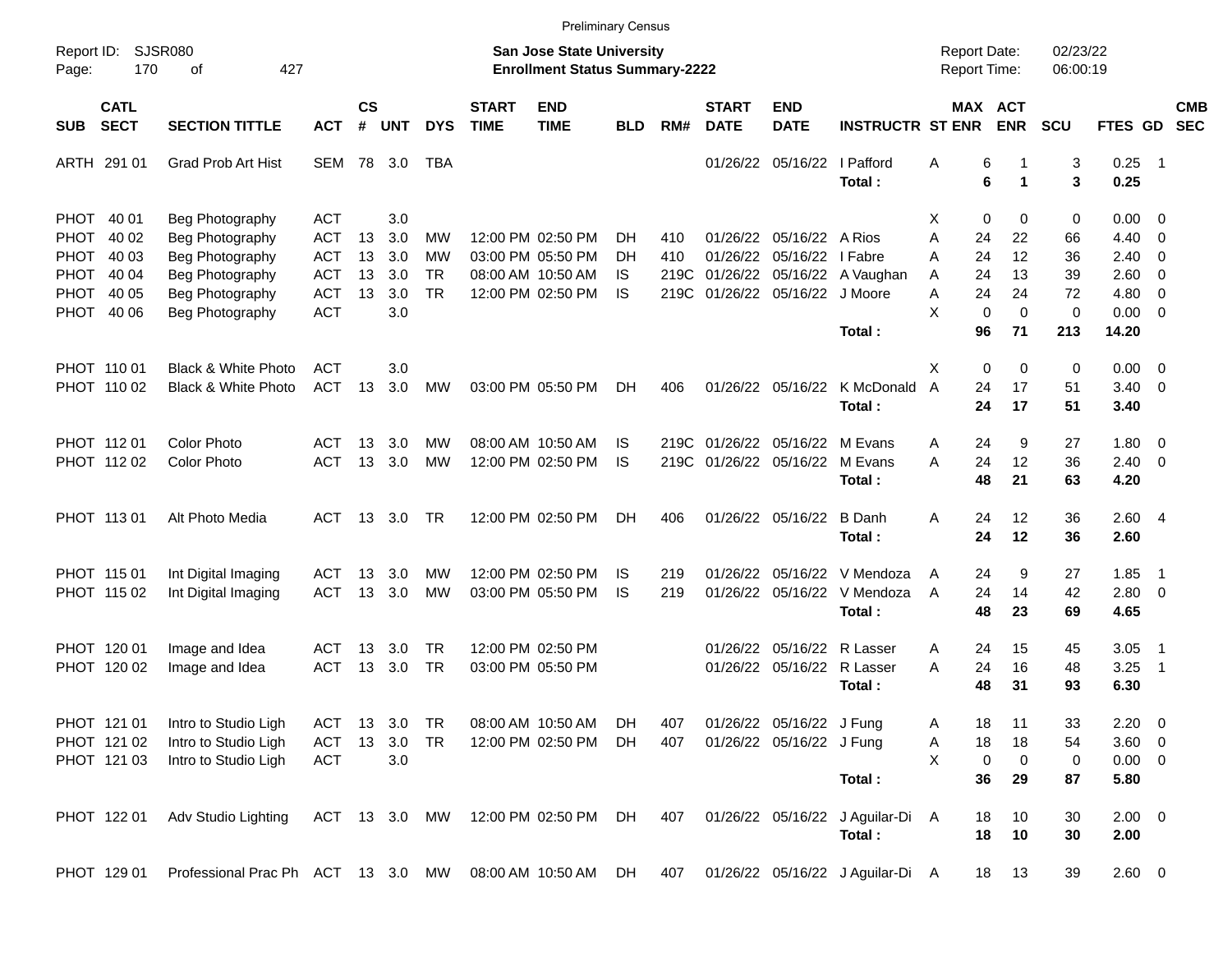Preliminary Census

Report ID: SJSR080
Page: 170 of 427

**San Jose State University**
**Enrollment Status Summary-2222**

Report Date: 02/23/22
Report Time: 06:00:19

| SUB | CATL SECT | SECTION TITTLE | ACT | CS # | UNT | DYS | START TIME | END TIME | BLD | RM# | START DATE | END DATE | INSTRUCTR | ST | MAX ENR | ACT ENR | SCU | FTES | GD | CMB SEC |
|---|---|---|---|---|---|---|---|---|---|---|---|---|---|---|---|---|---|---|---|---|
| ARTH | 291 01 | Grad Prob Art Hist | SEM | 78 | 3.0 | TBA | | | | | 01/26/22 | 05/16/22 | I Pafford | A | 6 | 1 | 3 | 0.25 | 1 | |
| | | | | | | | | | | | | | **Total :** | | **6** | **1** | **3** | **0.25** | | |
| PHOT | 40 01 | Beg Photography | ACT | | 3.0 | | | | | | | | | X | 0 | 0 | 0 | 0.00 | 0 | |
| PHOT | 40 02 | Beg Photography | ACT | 13 | 3.0 | MW | 12:00 PM | 02:50 PM | DH | 410 | 01/26/22 | 05/16/22 | A Rios | A | 24 | 22 | 66 | 4.40 | 0 | |
| PHOT | 40 03 | Beg Photography | ACT | 13 | 3.0 | MW | 03:00 PM | 05:50 PM | DH | 410 | 01/26/22 | 05/16/22 | I Fabre | A | 24 | 12 | 36 | 2.40 | 0 | |
| PHOT | 40 04 | Beg Photography | ACT | 13 | 3.0 | TR | 08:00 AM | 10:50 AM | IS | 219C | 01/26/22 | 05/16/22 | A Vaughan | A | 24 | 13 | 39 | 2.60 | 0 | |
| PHOT | 40 05 | Beg Photography | ACT | 13 | 3.0 | TR | 12:00 PM | 02:50 PM | IS | 219C | 01/26/22 | 05/16/22 | J Moore | A | 24 | 24 | 72 | 4.80 | 0 | |
| PHOT | 40 06 | Beg Photography | ACT | | 3.0 | | | | | | | | | X | 0 | 0 | 0 | 0.00 | 0 | |
| | | | | | | | | | | | | | **Total :** | | **96** | **71** | **213** | **14.20** | | |
| PHOT | 110 01 | Black & White Photo | ACT | | 3.0 | | | | | | | | | X | 0 | 0 | 0 | 0.00 | 0 | |
| PHOT | 110 02 | Black & White Photo | ACT | 13 | 3.0 | MW | 03:00 PM | 05:50 PM | DH | 406 | 01/26/22 | 05/16/22 | K McDonald | A | 24 | 17 | 51 | 3.40 | 0 | |
| | | | | | | | | | | | | | **Total :** | | **24** | **17** | **51** | **3.40** | | |
| PHOT | 112 01 | Color Photo | ACT | 13 | 3.0 | MW | 08:00 AM | 10:50 AM | IS | 219C | 01/26/22 | 05/16/22 | M Evans | A | 24 | 9 | 27 | 1.80 | 0 | |
| PHOT | 112 02 | Color Photo | ACT | 13 | 3.0 | MW | 12:00 PM | 02:50 PM | IS | 219C | 01/26/22 | 05/16/22 | M Evans | A | 24 | 12 | 36 | 2.40 | 0 | |
| | | | | | | | | | | | | | **Total :** | | **48** | **21** | **63** | **4.20** | | |
| PHOT | 113 01 | Alt Photo Media | ACT | 13 | 3.0 | TR | 12:00 PM | 02:50 PM | DH | 406 | 01/26/22 | 05/16/22 | B Danh | A | 24 | 12 | 36 | 2.60 | 4 | |
| | | | | | | | | | | | | | **Total :** | | **24** | **12** | **36** | **2.60** | | |
| PHOT | 115 01 | Int Digital Imaging | ACT | 13 | 3.0 | MW | 12:00 PM | 02:50 PM | IS | 219 | 01/26/22 | 05/16/22 | V Mendoza | A | 24 | 9 | 27 | 1.85 | 1 | |
| PHOT | 115 02 | Int Digital Imaging | ACT | 13 | 3.0 | MW | 03:00 PM | 05:50 PM | IS | 219 | 01/26/22 | 05/16/22 | V Mendoza | A | 24 | 14 | 42 | 2.80 | 0 | |
| | | | | | | | | | | | | | **Total :** | | **48** | **23** | **69** | **4.65** | | |
| PHOT | 120 01 | Image and Idea | ACT | 13 | 3.0 | TR | 12:00 PM | 02:50 PM | | | 01/26/22 | 05/16/22 | R Lasser | A | 24 | 15 | 45 | 3.05 | 1 | |
| PHOT | 120 02 | Image and Idea | ACT | 13 | 3.0 | TR | 03:00 PM | 05:50 PM | | | 01/26/22 | 05/16/22 | R Lasser | A | 24 | 16 | 48 | 3.25 | 1 | |
| | | | | | | | | | | | | | **Total :** | | **48** | **31** | **93** | **6.30** | | |
| PHOT | 121 01 | Intro to Studio Ligh | ACT | 13 | 3.0 | TR | 08:00 AM | 10:50 AM | DH | 407 | 01/26/22 | 05/16/22 | J Fung | A | 18 | 11 | 33 | 2.20 | 0 | |
| PHOT | 121 02 | Intro to Studio Ligh | ACT | 13 | 3.0 | TR | 12:00 PM | 02:50 PM | DH | 407 | 01/26/22 | 05/16/22 | J Fung | A | 18 | 18 | 54 | 3.60 | 0 | |
| PHOT | 121 03 | Intro to Studio Ligh | ACT | | 3.0 | | | | | | | | | X | 0 | 0 | 0 | 0.00 | 0 | |
| | | | | | | | | | | | | | **Total :** | | **36** | **29** | **87** | **5.80** | | |
| PHOT | 122 01 | Adv Studio Lighting | ACT | 13 | 3.0 | MW | 12:00 PM | 02:50 PM | DH | 407 | 01/26/22 | 05/16/22 | J Aguilar-Di | A | 18 | 10 | 30 | 2.00 | 0 | |
| | | | | | | | | | | | | | **Total :** | | **18** | **10** | **30** | **2.00** | | |
| PHOT | 129 01 | Professional Prac Ph | ACT | 13 | 3.0 | MW | 08:00 AM | 10:50 AM | DH | 407 | 01/26/22 | 05/16/22 | J Aguilar-Di | A | 18 | 13 | 39 | 2.60 | 0 | |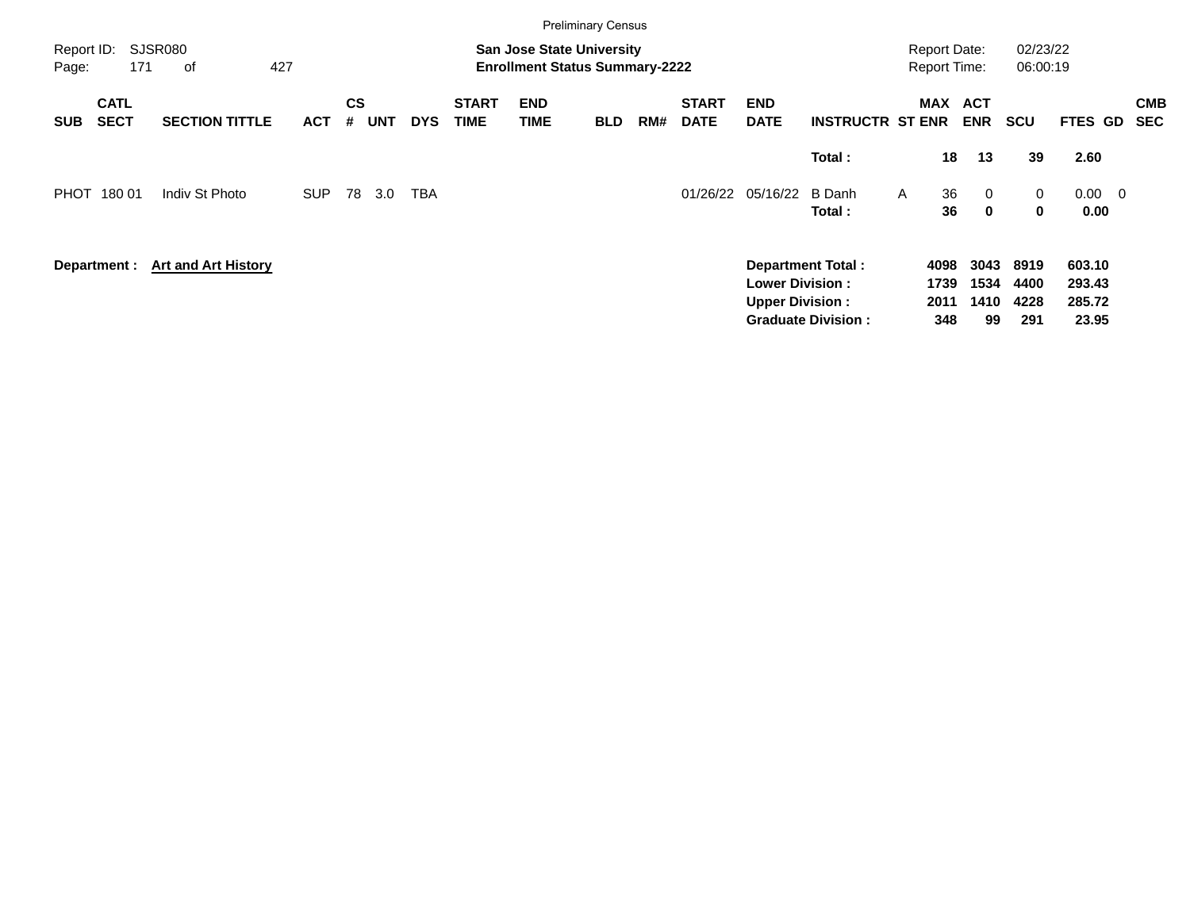Preliminary Census

Report ID: SJSR080

**San Jose State University**
**Enrollment Status Summary-2222**

Report Date: 02/23/22
Report Time: 06:00:19

| SUB | CATL SECT | SECTION TITTLE | ACT | CS # | UNT | DYS | START TIME | END TIME | BLD | RM# | START DATE | END DATE | INSTRUCTR | ST | MAX ENR | ACT ENR | SCU | FTES | GD | CMB SEC |
|---|---|---|---|---|---|---|---|---|---|---|---|---|---|---|---|---|---|---|---|---|
| | | | | | | | | | | | | | **Total :** | | **18** | **13** | **39** | **2.60** | | |
| PHOT | 180 01 | Indiv St Photo | SUP | 78 | 3.0 | TBA | | | | | 01/26/22 | 05/16/22 | B Danh | A | 36 | 0 | 0 | 0.00 | 0 | |
| | | | | | | | | | | | | | **Total :** | | **36** | **0** | **0** | **0.00** | | |

**Department :** **Art and Art History**

| | MAX ENR | ACT ENR | SCU | FTES |
|---|---|---|---|---|
| **Department Total :** | **4098** | **3043** | **8919** | **603.10** |
| **Lower Division :** | **1739** | **1534** | **4400** | **293.43** |
| **Upper Division :** | **2011** | **1410** | **4228** | **285.72** |
| **Graduate Division :** | **348** | **99** | **291** | **23.95** |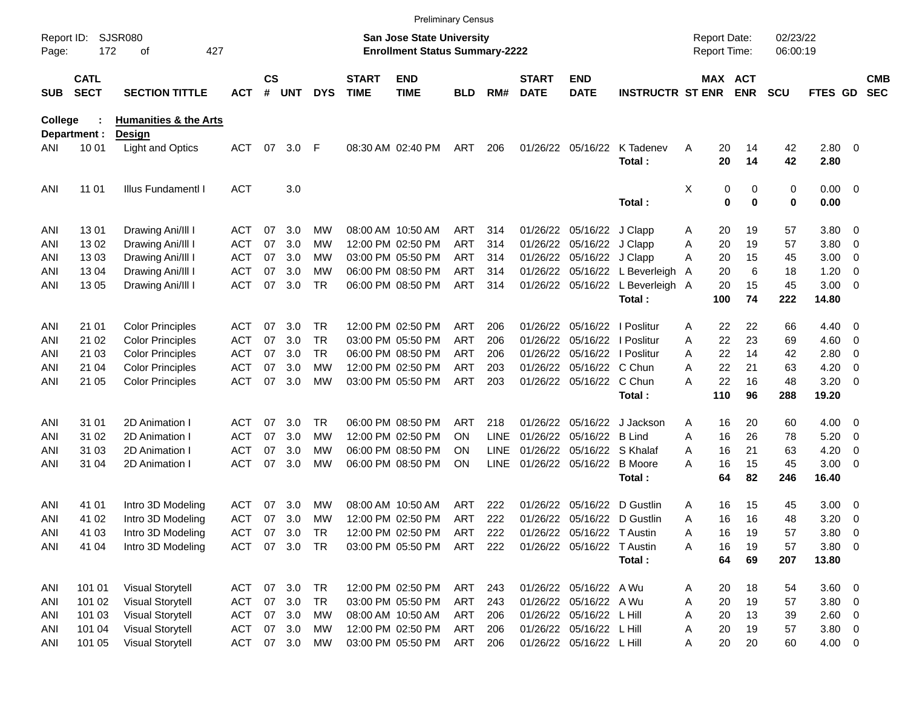Preliminary Census

Report ID: SJSR080
Page: 172 of 427

**San Jose State University**
**Enrollment Status Summary-2222**

Report Date: 02/23/22
Report Time: 06:00:19

| SUB | CATL SECT | SECTION TITTLE | ACT | CS # | UNT | DYS | START TIME | END TIME | BLD | RM# | START DATE | END DATE | INSTRUCTR | ST | MAX ENR | ACT ENR | SCU | FTES | GD | CMB SEC |
|---|---|---|---|---|---|---|---|---|---|---|---|---|---|---|---|---|---|---|---|---|
| **College :** | | **Humanities & the Arts** | | | | | | | | | | | | | | | | | | |
| **Department :** | | **Design** | | | | | | | | | | | | | | | | | | |
| ANI | 10 01 | Light and Optics | ACT | 07 | 3.0 | F | 08:30 AM | 02:40 PM | ART | 206 | 01/26/22 | 05/16/22 | K Tadenev | A | 20 | 14 | 42 | 2.80 | 0 | |
| | | | | | | | | | | | | | **Total :** | | **20** | **14** | **42** | **2.80** | | |
| ANI | 11 01 | Illus Fundamentl I | ACT | | 3.0 | | | | | | | | | X | 0 | 0 | 0 | 0.00 | 0 | |
| | | | | | | | | | | | | | **Total :** | | **0** | **0** | **0** | **0.00** | | |
| ANI | 13 01 | Drawing Ani/Ill I | ACT | 07 | 3.0 | MW | 08:00 AM | 10:50 AM | ART | 314 | 01/26/22 | 05/16/22 | J Clapp | A | 20 | 19 | 57 | 3.80 | 0 | |
| ANI | 13 02 | Drawing Ani/Ill I | ACT | 07 | 3.0 | MW | 12:00 PM | 02:50 PM | ART | 314 | 01/26/22 | 05/16/22 | J Clapp | A | 20 | 19 | 57 | 3.80 | 0 | |
| ANI | 13 03 | Drawing Ani/Ill I | ACT | 07 | 3.0 | MW | 03:00 PM | 05:50 PM | ART | 314 | 01/26/22 | 05/16/22 | J Clapp | A | 20 | 15 | 45 | 3.00 | 0 | |
| ANI | 13 04 | Drawing Ani/Ill I | ACT | 07 | 3.0 | MW | 06:00 PM | 08:50 PM | ART | 314 | 01/26/22 | 05/16/22 | L Beverleigh | A | 20 | 6 | 18 | 1.20 | 0 | |
| ANI | 13 05 | Drawing Ani/Ill I | ACT | 07 | 3.0 | TR | 06:00 PM | 08:50 PM | ART | 314 | 01/26/22 | 05/16/22 | L Beverleigh | A | 20 | 15 | 45 | 3.00 | 0 | |
| | | | | | | | | | | | | | **Total :** | | **100** | **74** | **222** | **14.80** | | |
| ANI | 21 01 | Color Principles | ACT | 07 | 3.0 | TR | 12:00 PM | 02:50 PM | ART | 206 | 01/26/22 | 05/16/22 | I Poslitur | A | 22 | 22 | 66 | 4.40 | 0 | |
| ANI | 21 02 | Color Principles | ACT | 07 | 3.0 | TR | 03:00 PM | 05:50 PM | ART | 206 | 01/26/22 | 05/16/22 | I Poslitur | A | 22 | 23 | 69 | 4.60 | 0 | |
| ANI | 21 03 | Color Principles | ACT | 07 | 3.0 | TR | 06:00 PM | 08:50 PM | ART | 206 | 01/26/22 | 05/16/22 | I Poslitur | A | 22 | 14 | 42 | 2.80 | 0 | |
| ANI | 21 04 | Color Principles | ACT | 07 | 3.0 | MW | 12:00 PM | 02:50 PM | ART | 203 | 01/26/22 | 05/16/22 | C Chun | A | 22 | 21 | 63 | 4.20 | 0 | |
| ANI | 21 05 | Color Principles | ACT | 07 | 3.0 | MW | 03:00 PM | 05:50 PM | ART | 203 | 01/26/22 | 05/16/22 | C Chun | A | 22 | 16 | 48 | 3.20 | 0 | |
| | | | | | | | | | | | | | **Total :** | | **110** | **96** | **288** | **19.20** | | |
| ANI | 31 01 | 2D Animation I | ACT | 07 | 3.0 | TR | 06:00 PM | 08:50 PM | ART | 218 | 01/26/22 | 05/16/22 | J Jackson | A | 16 | 20 | 60 | 4.00 | 0 | |
| ANI | 31 02 | 2D Animation I | ACT | 07 | 3.0 | MW | 12:00 PM | 02:50 PM | ON | LINE | 01/26/22 | 05/16/22 | B Lind | A | 16 | 26 | 78 | 5.20 | 0 | |
| ANI | 31 03 | 2D Animation I | ACT | 07 | 3.0 | MW | 06:00 PM | 08:50 PM | ON | LINE | 01/26/22 | 05/16/22 | S Khalaf | A | 16 | 21 | 63 | 4.20 | 0 | |
| ANI | 31 04 | 2D Animation I | ACT | 07 | 3.0 | MW | 06:00 PM | 08:50 PM | ON | LINE | 01/26/22 | 05/16/22 | B Moore | A | 16 | 15 | 45 | 3.00 | 0 | |
| | | | | | | | | | | | | | **Total :** | | **64** | **82** | **246** | **16.40** | | |
| ANI | 41 01 | Intro 3D Modeling | ACT | 07 | 3.0 | MW | 08:00 AM | 10:50 AM | ART | 222 | 01/26/22 | 05/16/22 | D Gustlin | A | 16 | 15 | 45 | 3.00 | 0 | |
| ANI | 41 02 | Intro 3D Modeling | ACT | 07 | 3.0 | MW | 12:00 PM | 02:50 PM | ART | 222 | 01/26/22 | 05/16/22 | D Gustlin | A | 16 | 16 | 48 | 3.20 | 0 | |
| ANI | 41 03 | Intro 3D Modeling | ACT | 07 | 3.0 | TR | 12:00 PM | 02:50 PM | ART | 222 | 01/26/22 | 05/16/22 | T Austin | A | 16 | 19 | 57 | 3.80 | 0 | |
| ANI | 41 04 | Intro 3D Modeling | ACT | 07 | 3.0 | TR | 03:00 PM | 05:50 PM | ART | 222 | 01/26/22 | 05/16/22 | T Austin | A | 16 | 19 | 57 | 3.80 | 0 | |
| | | | | | | | | | | | | | **Total :** | | **64** | **69** | **207** | **13.80** | | |
| ANI | 101 01 | Visual Storytell | ACT | 07 | 3.0 | TR | 12:00 PM | 02:50 PM | ART | 243 | 01/26/22 | 05/16/22 | A Wu | A | 20 | 18 | 54 | 3.60 | 0 | |
| ANI | 101 02 | Visual Storytell | ACT | 07 | 3.0 | TR | 03:00 PM | 05:50 PM | ART | 243 | 01/26/22 | 05/16/22 | A Wu | A | 20 | 19 | 57 | 3.80 | 0 | |
| ANI | 101 03 | Visual Storytell | ACT | 07 | 3.0 | MW | 08:00 AM | 10:50 AM | ART | 206 | 01/26/22 | 05/16/22 | L Hill | A | 20 | 13 | 39 | 2.60 | 0 | |
| ANI | 101 04 | Visual Storytell | ACT | 07 | 3.0 | MW | 12:00 PM | 02:50 PM | ART | 206 | 01/26/22 | 05/16/22 | L Hill | A | 20 | 19 | 57 | 3.80 | 0 | |
| ANI | 101 05 | Visual Storytell | ACT | 07 | 3.0 | MW | 03:00 PM | 05:50 PM | ART | 206 | 01/26/22 | 05/16/22 | L Hill | A | 20 | 20 | 60 | 4.00 | 0 | |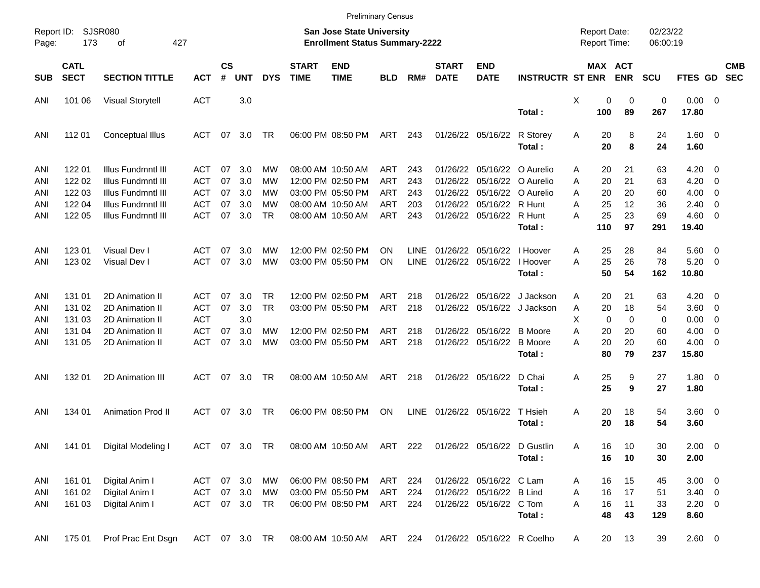Preliminary Census

Report ID: SJSR080

**San Jose State University**
**Enrollment Status Summary-2222**

Report Date: 02/23/22
Report Time: 06:00:19

| SUB | CATL SECT | SECTION TITTLE | ACT | CS # | UNT | DYS | START TIME | END TIME | BLD | RM# | START DATE | END DATE | INSTRUCTR | ST | MAX ENR | ACT ENR | SCU | FTES | GD | CMB SEC |
|---|---|---|---|---|---|---|---|---|---|---|---|---|---|---|---|---|---|---|---|---|
| ANI | 101 06 | Visual Storytell | ACT | | 3.0 | | | | | | | | | X | 0 | 0 | 0 | 0.00 | 0 | |
| | | | | | | | | | | | | | **Total :** | | **100** | **89** | **267** | **17.80** | | |
| ANI | 112 01 | Conceptual Illus | ACT | 07 | 3.0 | TR | 06:00 PM | 08:50 PM | ART | 243 | 01/26/22 | 05/16/22 | R Storey | A | 20 | 8 | 24 | 1.60 | 0 | |
| | | | | | | | | | | | | | **Total :** | | **20** | **8** | **24** | **1.60** | | |
| ANI | 122 01 | Illus Fundmntl III | ACT | 07 | 3.0 | MW | 08:00 AM | 10:50 AM | ART | 243 | 01/26/22 | 05/16/22 | O Aurelio | A | 20 | 21 | 63 | 4.20 | 0 | |
| ANI | 122 02 | Illus Fundmntl III | ACT | 07 | 3.0 | MW | 12:00 PM | 02:50 PM | ART | 243 | 01/26/22 | 05/16/22 | O Aurelio | A | 20 | 21 | 63 | 4.20 | 0 | |
| ANI | 122 03 | Illus Fundmntl III | ACT | 07 | 3.0 | MW | 03:00 PM | 05:50 PM | ART | 243 | 01/26/22 | 05/16/22 | O Aurelio | A | 20 | 20 | 60 | 4.00 | 0 | |
| ANI | 122 04 | Illus Fundmntl III | ACT | 07 | 3.0 | MW | 08:00 AM | 10:50 AM | ART | 203 | 01/26/22 | 05/16/22 | R Hunt | A | 25 | 12 | 36 | 2.40 | 0 | |
| ANI | 122 05 | Illus Fundmntl III | ACT | 07 | 3.0 | TR | 08:00 AM | 10:50 AM | ART | 243 | 01/26/22 | 05/16/22 | R Hunt | A | 25 | 23 | 69 | 4.60 | 0 | |
| | | | | | | | | | | | | | **Total :** | | **110** | **97** | **291** | **19.40** | | |
| ANI | 123 01 | Visual Dev I | ACT | 07 | 3.0 | MW | 12:00 PM | 02:50 PM | ON | LINE | 01/26/22 | 05/16/22 | I Hoover | A | 25 | 28 | 84 | 5.60 | 0 | |
| ANI | 123 02 | Visual Dev I | ACT | 07 | 3.0 | MW | 03:00 PM | 05:50 PM | ON | LINE | 01/26/22 | 05/16/22 | I Hoover | A | 25 | 26 | 78 | 5.20 | 0 | |
| | | | | | | | | | | | | | **Total :** | | **50** | **54** | **162** | **10.80** | | |
| ANI | 131 01 | 2D Animation II | ACT | 07 | 3.0 | TR | 12:00 PM | 02:50 PM | ART | 218 | 01/26/22 | 05/16/22 | J Jackson | A | 20 | 21 | 63 | 4.20 | 0 | |
| ANI | 131 02 | 2D Animation II | ACT | 07 | 3.0 | TR | 03:00 PM | 05:50 PM | ART | 218 | 01/26/22 | 05/16/22 | J Jackson | A | 20 | 18 | 54 | 3.60 | 0 | |
| ANI | 131 03 | 2D Animation II | ACT | | 3.0 | | | | | | | | | X | 0 | 0 | 0 | 0.00 | 0 | |
| ANI | 131 04 | 2D Animation II | ACT | 07 | 3.0 | MW | 12:00 PM | 02:50 PM | ART | 218 | 01/26/22 | 05/16/22 | B Moore | A | 20 | 20 | 60 | 4.00 | 0 | |
| ANI | 131 05 | 2D Animation II | ACT | 07 | 3.0 | MW | 03:00 PM | 05:50 PM | ART | 218 | 01/26/22 | 05/16/22 | B Moore | A | 20 | 20 | 60 | 4.00 | 0 | |
| | | | | | | | | | | | | | **Total :** | | **80** | **79** | **237** | **15.80** | | |
| ANI | 132 01 | 2D Animation III | ACT | 07 | 3.0 | TR | 08:00 AM | 10:50 AM | ART | 218 | 01/26/22 | 05/16/22 | D Chai | A | 25 | 9 | 27 | 1.80 | 0 | |
| | | | | | | | | | | | | | **Total :** | | **25** | **9** | **27** | **1.80** | | |
| ANI | 134 01 | Animation Prod II | ACT | 07 | 3.0 | TR | 06:00 PM | 08:50 PM | ON | LINE | 01/26/22 | 05/16/22 | T Hsieh | A | 20 | 18 | 54 | 3.60 | 0 | |
| | | | | | | | | | | | | | **Total :** | | **20** | **18** | **54** | **3.60** | | |
| ANI | 141 01 | Digital Modeling I | ACT | 07 | 3.0 | TR | 08:00 AM | 10:50 AM | ART | 222 | 01/26/22 | 05/16/22 | D Gustlin | A | 16 | 10 | 30 | 2.00 | 0 | |
| | | | | | | | | | | | | | **Total :** | | **16** | **10** | **30** | **2.00** | | |
| ANI | 161 01 | Digital Anim I | ACT | 07 | 3.0 | MW | 06:00 PM | 08:50 PM | ART | 224 | 01/26/22 | 05/16/22 | C Lam | A | 16 | 15 | 45 | 3.00 | 0 | |
| ANI | 161 02 | Digital Anim I | ACT | 07 | 3.0 | MW | 03:00 PM | 05:50 PM | ART | 224 | 01/26/22 | 05/16/22 | B Lind | A | 16 | 17 | 51 | 3.40 | 0 | |
| ANI | 161 03 | Digital Anim I | ACT | 07 | 3.0 | TR | 06:00 PM | 08:50 PM | ART | 224 | 01/26/22 | 05/16/22 | C Tom | A | 16 | 11 | 33 | 2.20 | 0 | |
| | | | | | | | | | | | | | **Total :** | | **48** | **43** | **129** | **8.60** | | |
| ANI | 175 01 | Prof Prac Ent Dsgn | ACT | 07 | 3.0 | TR | 08:00 AM | 10:50 AM | ART | 224 | 01/26/22 | 05/16/22 | R Coelho | A | 20 | 13 | 39 | 2.60 | 0 | |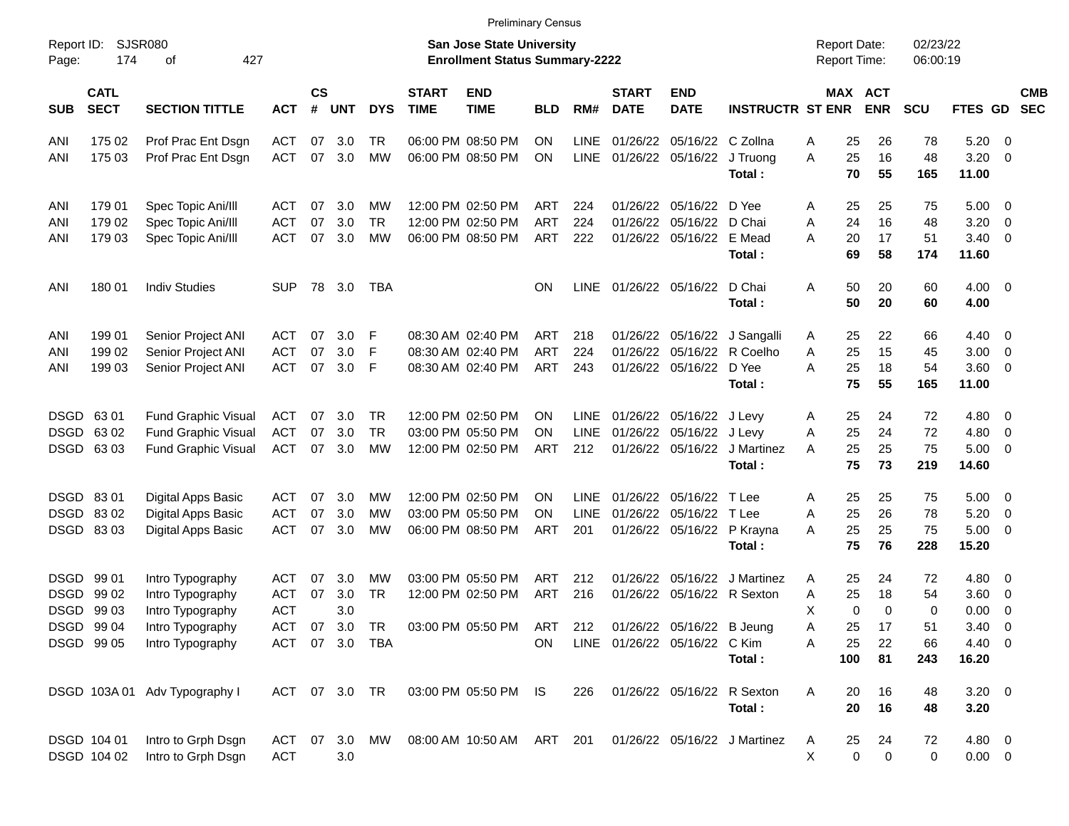Preliminary Census

Report ID: SJSR080

**San Jose State University**
**Enrollment Status Summary-2222**

Report Date: 02/23/22
Report Time: 06:00:19

| SUB | CATL SECT | SECTION TITTLE | ACT | CS # | UNT | DYS | START TIME | END TIME | BLD | RM# | START DATE | END DATE | INSTRUCTR | ST | MAX ENR | ACT ENR | SCU | FTES | GD | CMB SEC |
|---|---|---|---|---|---|---|---|---|---|---|---|---|---|---|---|---|---|---|---|---|
| ANI | 175 02 | Prof Prac Ent Dsgn | ACT | 07 | 3.0 | TR | 06:00 PM | 08:50 PM | ON | LINE | 01/26/22 | 05/16/22 | C Zollna | A | 25 | 26 | 78 | 5.20 | 0 | |
| ANI | 175 03 | Prof Prac Ent Dsgn | ACT | 07 | 3.0 | MW | 06:00 PM | 08:50 PM | ON | LINE | 01/26/22 | 05/16/22 | J Truong | A | 25 | 16 | 48 | 3.20 | 0 | |
| | | | | | | | | | | | | | **Total :** | | **70** | **55** | **165** | **11.00** | | |
| ANI | 179 01 | Spec Topic Ani/Ill | ACT | 07 | 3.0 | MW | 12:00 PM | 02:50 PM | ART | 224 | 01/26/22 | 05/16/22 | D Yee | A | 25 | 25 | 75 | 5.00 | 0 | |
| ANI | 179 02 | Spec Topic Ani/Ill | ACT | 07 | 3.0 | TR | 12:00 PM | 02:50 PM | ART | 224 | 01/26/22 | 05/16/22 | D Chai | A | 24 | 16 | 48 | 3.20 | 0 | |
| ANI | 179 03 | Spec Topic Ani/Ill | ACT | 07 | 3.0 | MW | 06:00 PM | 08:50 PM | ART | 222 | 01/26/22 | 05/16/22 | E Mead | A | 20 | 17 | 51 | 3.40 | 0 | |
| | | | | | | | | | | | | | **Total :** | | **69** | **58** | **174** | **11.60** | | |
| ANI | 180 01 | Indiv Studies | SUP | 78 | 3.0 | TBA | | | ON | LINE | 01/26/22 | 05/16/22 | D Chai | A | 50 | 20 | 60 | 4.00 | 0 | |
| | | | | | | | | | | | | | **Total :** | | **50** | **20** | **60** | **4.00** | | |
| ANI | 199 01 | Senior Project ANI | ACT | 07 | 3.0 | F | 08:30 AM | 02:40 PM | ART | 218 | 01/26/22 | 05/16/22 | J Sangalli | A | 25 | 22 | 66 | 4.40 | 0 | |
| ANI | 199 02 | Senior Project ANI | ACT | 07 | 3.0 | F | 08:30 AM | 02:40 PM | ART | 224 | 01/26/22 | 05/16/22 | R Coelho | A | 25 | 15 | 45 | 3.00 | 0 | |
| ANI | 199 03 | Senior Project ANI | ACT | 07 | 3.0 | F | 08:30 AM | 02:40 PM | ART | 243 | 01/26/22 | 05/16/22 | D Yee | A | 25 | 18 | 54 | 3.60 | 0 | |
| | | | | | | | | | | | | | **Total :** | | **75** | **55** | **165** | **11.00** | | |
| DSGD | 63 01 | Fund Graphic Visual | ACT | 07 | 3.0 | TR | 12:00 PM | 02:50 PM | ON | LINE | 01/26/22 | 05/16/22 | J Levy | A | 25 | 24 | 72 | 4.80 | 0 | |
| DSGD | 63 02 | Fund Graphic Visual | ACT | 07 | 3.0 | TR | 03:00 PM | 05:50 PM | ON | LINE | 01/26/22 | 05/16/22 | J Levy | A | 25 | 24 | 72 | 4.80 | 0 | |
| DSGD | 63 03 | Fund Graphic Visual | ACT | 07 | 3.0 | MW | 12:00 PM | 02:50 PM | ART | 212 | 01/26/22 | 05/16/22 | J Martinez | A | 25 | 25 | 75 | 5.00 | 0 | |
| | | | | | | | | | | | | | **Total :** | | **75** | **73** | **219** | **14.60** | | |
| DSGD | 83 01 | Digital Apps Basic | ACT | 07 | 3.0 | MW | 12:00 PM | 02:50 PM | ON | LINE | 01/26/22 | 05/16/22 | T Lee | A | 25 | 25 | 75 | 5.00 | 0 | |
| DSGD | 83 02 | Digital Apps Basic | ACT | 07 | 3.0 | MW | 03:00 PM | 05:50 PM | ON | LINE | 01/26/22 | 05/16/22 | T Lee | A | 25 | 26 | 78 | 5.20 | 0 | |
| DSGD | 83 03 | Digital Apps Basic | ACT | 07 | 3.0 | MW | 06:00 PM | 08:50 PM | ART | 201 | 01/26/22 | 05/16/22 | P Krayna | A | 25 | 25 | 75 | 5.00 | 0 | |
| | | | | | | | | | | | | | **Total :** | | **75** | **76** | **228** | **15.20** | | |
| DSGD | 99 01 | Intro Typography | ACT | 07 | 3.0 | MW | 03:00 PM | 05:50 PM | ART | 212 | 01/26/22 | 05/16/22 | J Martinez | A | 25 | 24 | 72 | 4.80 | 0 | |
| DSGD | 99 02 | Intro Typography | ACT | 07 | 3.0 | TR | 12:00 PM | 02:50 PM | ART | 216 | 01/26/22 | 05/16/22 | R Sexton | A | 25 | 18 | 54 | 3.60 | 0 | |
| DSGD | 99 03 | Intro Typography | ACT | | 3.0 | | | | | | | | | X | 0 | 0 | 0 | 0.00 | 0 | |
| DSGD | 99 04 | Intro Typography | ACT | 07 | 3.0 | TR | 03:00 PM | 05:50 PM | ART | 212 | 01/26/22 | 05/16/22 | B Jeung | A | 25 | 17 | 51 | 3.40 | 0 | |
| DSGD | 99 05 | Intro Typography | ACT | 07 | 3.0 | TBA | | | ON | LINE | 01/26/22 | 05/16/22 | C Kim | A | 25 | 22 | 66 | 4.40 | 0 | |
| | | | | | | | | | | | | | **Total :** | | **100** | **81** | **243** | **16.20** | | |
| DSGD | 103A 01 | Adv Typography I | ACT | 07 | 3.0 | TR | 03:00 PM | 05:50 PM | IS | 226 | 01/26/22 | 05/16/22 | R Sexton | A | 20 | 16 | 48 | 3.20 | 0 | |
| | | | | | | | | | | | | | **Total :** | | **20** | **16** | **48** | **3.20** | | |
| DSGD | 104 01 | Intro to Grph Dsgn | ACT | 07 | 3.0 | MW | 08:00 AM | 10:50 AM | ART | 201 | 01/26/22 | 05/16/22 | J Martinez | A | 25 | 24 | 72 | 4.80 | 0 | |
| DSGD | 104 02 | Intro to Grph Dsgn | ACT | | 3.0 | | | | | | | | | X | 0 | 0 | 0 | 0.00 | 0 | |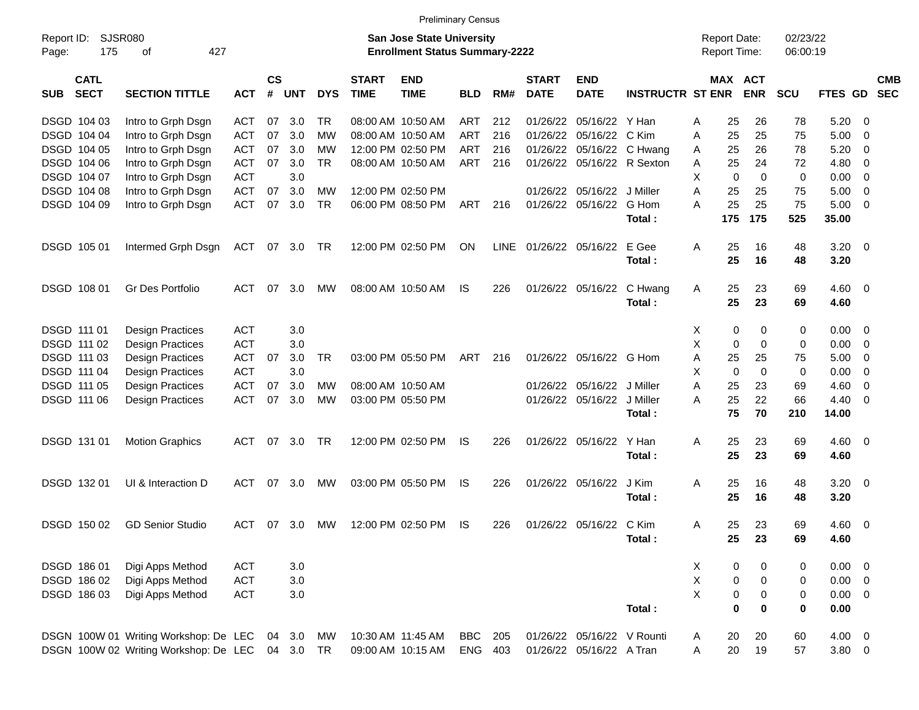Preliminary Census

Report ID: SJSR080
Page: 175 of 427

**San Jose State University**
**Enrollment Status Summary-2222**

Report Date: 02/23/22
Report Time: 06:00:19

| SUB | CATL SECT | SECTION TITTLE | ACT | CS # | UNT | DYS | START TIME | END TIME | BLD | RM# | START DATE | END DATE | INSTRUCTR | ST | MAX ENR | ACT ENR | SCU | FTES | GD | CMB SEC |
|---|---|---|---|---|---|---|---|---|---|---|---|---|---|---|---|---|---|---|---|---|
| DSGD | 104 03 | Intro to Grph Dsgn | ACT | 07 | 3.0 | TR | 08:00 AM | 10:50 AM | ART | 212 | 01/26/22 | 05/16/22 | Y Han | A | 25 | 26 | 78 | 5.20 | 0 | |
| DSGD | 104 04 | Intro to Grph Dsgn | ACT | 07 | 3.0 | MW | 08:00 AM | 10:50 AM | ART | 216 | 01/26/22 | 05/16/22 | C Kim | A | 25 | 25 | 75 | 5.00 | 0 | |
| DSGD | 104 05 | Intro to Grph Dsgn | ACT | 07 | 3.0 | MW | 12:00 PM | 02:50 PM | ART | 216 | 01/26/22 | 05/16/22 | C Hwang | A | 25 | 26 | 78 | 5.20 | 0 | |
| DSGD | 104 06 | Intro to Grph Dsgn | ACT | 07 | 3.0 | TR | 08:00 AM | 10:50 AM | ART | 216 | 01/26/22 | 05/16/22 | R Sexton | A | 25 | 24 | 72 | 4.80 | 0 | |
| DSGD | 104 07 | Intro to Grph Dsgn | ACT | | 3.0 | | | | | | | | | X | 0 | 0 | 0 | 0.00 | 0 | |
| DSGD | 104 08 | Intro to Grph Dsgn | ACT | 07 | 3.0 | MW | 12:00 PM | 02:50 PM | | | 01/26/22 | 05/16/22 | J Miller | A | 25 | 25 | 75 | 5.00 | 0 | |
| DSGD | 104 09 | Intro to Grph Dsgn | ACT | 07 | 3.0 | TR | 06:00 PM | 08:50 PM | ART | 216 | 01/26/22 | 05/16/22 | G Hom | A | 25 | 25 | 75 | 5.00 | 0 | |
| | | | | | | | | | | | | | **Total :** | | **175** | **175** | **525** | **35.00** | | |
| DSGD | 105 01 | Intermed Grph Dsgn | ACT | 07 | 3.0 | TR | 12:00 PM | 02:50 PM | ON | LINE | 01/26/22 | 05/16/22 | E Gee | A | 25 | 16 | 48 | 3.20 | 0 | |
| | | | | | | | | | | | | | **Total :** | | **25** | **16** | **48** | **3.20** | | |
| DSGD | 108 01 | Gr Des Portfolio | ACT | 07 | 3.0 | MW | 08:00 AM | 10:50 AM | IS | 226 | 01/26/22 | 05/16/22 | C Hwang | A | 25 | 23 | 69 | 4.60 | 0 | |
| | | | | | | | | | | | | | **Total :** | | **25** | **23** | **69** | **4.60** | | |
| DSGD | 111 01 | Design Practices | ACT | | 3.0 | | | | | | | | | X | 0 | 0 | 0 | 0.00 | 0 | |
| DSGD | 111 02 | Design Practices | ACT | | 3.0 | | | | | | | | | X | 0 | 0 | 0 | 0.00 | 0 | |
| DSGD | 111 03 | Design Practices | ACT | 07 | 3.0 | TR | 03:00 PM | 05:50 PM | ART | 216 | 01/26/22 | 05/16/22 | G Hom | A | 25 | 25 | 75 | 5.00 | 0 | |
| DSGD | 111 04 | Design Practices | ACT | | 3.0 | | | | | | | | | X | 0 | 0 | 0 | 0.00 | 0 | |
| DSGD | 111 05 | Design Practices | ACT | 07 | 3.0 | MW | 08:00 AM | 10:50 AM | | | 01/26/22 | 05/16/22 | J Miller | A | 25 | 23 | 69 | 4.60 | 0 | |
| DSGD | 111 06 | Design Practices | ACT | 07 | 3.0 | MW | 03:00 PM | 05:50 PM | | | 01/26/22 | 05/16/22 | J Miller | A | 25 | 22 | 66 | 4.40 | 0 | |
| | | | | | | | | | | | | | **Total :** | | **75** | **70** | **210** | **14.00** | | |
| DSGD | 131 01 | Motion Graphics | ACT | 07 | 3.0 | TR | 12:00 PM | 02:50 PM | IS | 226 | 01/26/22 | 05/16/22 | Y Han | A | 25 | 23 | 69 | 4.60 | 0 | |
| | | | | | | | | | | | | | **Total :** | | **25** | **23** | **69** | **4.60** | | |
| DSGD | 132 01 | UI & Interaction D | ACT | 07 | 3.0 | MW | 03:00 PM | 05:50 PM | IS | 226 | 01/26/22 | 05/16/22 | J Kim | A | 25 | 16 | 48 | 3.20 | 0 | |
| | | | | | | | | | | | | | **Total :** | | **25** | **16** | **48** | **3.20** | | |
| DSGD | 150 02 | GD Senior Studio | ACT | 07 | 3.0 | MW | 12:00 PM | 02:50 PM | IS | 226 | 01/26/22 | 05/16/22 | C Kim | A | 25 | 23 | 69 | 4.60 | 0 | |
| | | | | | | | | | | | | | **Total :** | | **25** | **23** | **69** | **4.60** | | |
| DSGD | 186 01 | Digi Apps Method | ACT | | 3.0 | | | | | | | | | X | 0 | 0 | 0 | 0.00 | 0 | |
| DSGD | 186 02 | Digi Apps Method | ACT | | 3.0 | | | | | | | | | X | 0 | 0 | 0 | 0.00 | 0 | |
| DSGD | 186 03 | Digi Apps Method | ACT | | 3.0 | | | | | | | | | X | 0 | 0 | 0 | 0.00 | 0 | |
| | | | | | | | | | | | | | **Total :** | | **0** | **0** | **0** | **0.00** | | |
| DSGN | 100W 01 | Writing Workshop: De | LEC | 04 | 3.0 | MW | 10:30 AM | 11:45 AM | BBC | 205 | 01/26/22 | 05/16/22 | V Rounti | A | 20 | 20 | 60 | 4.00 | 0 | |
| DSGN | 100W 02 | Writing Workshop: De | LEC | 04 | 3.0 | TR | 09:00 AM | 10:15 AM | ENG | 403 | 01/26/22 | 05/16/22 | A Tran | A | 20 | 19 | 57 | 3.80 | 0 | |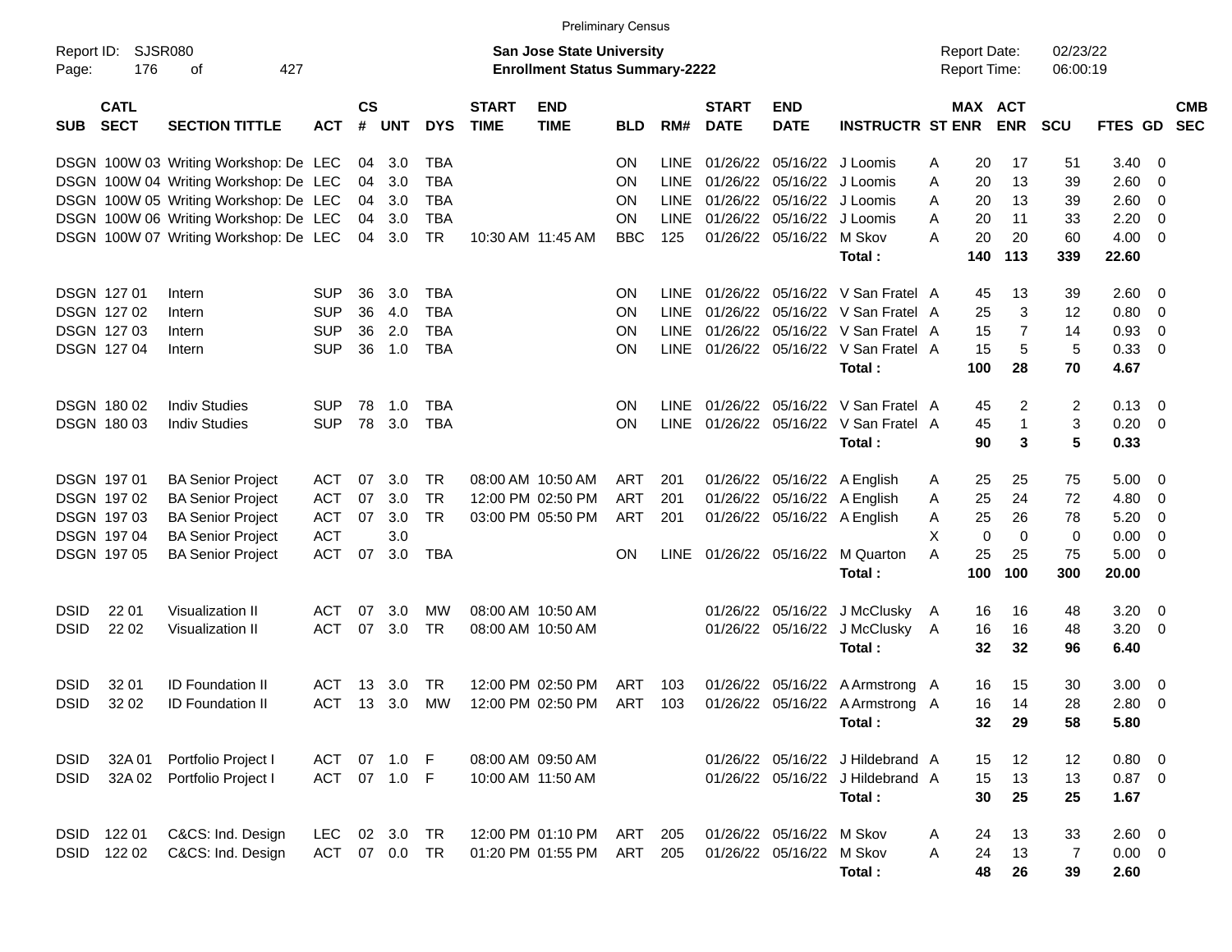Preliminary Census

Report ID: SJSR080

**San Jose State University**
**Enrollment Status Summary-2222**

Report Date: 02/23/22
Report Time: 06:00:19

| SUB | CATL SECT | SECTION TITTLE | ACT | CS # | UNT | DYS | START TIME | END TIME | BLD | RM# | START DATE | END DATE | INSTRUCTR | ST | MAX ENR | ACT ENR | SCU | FTES | GD | CMB SEC |
|---|---|---|---|---|---|---|---|---|---|---|---|---|---|---|---|---|---|---|---|---|
| DSGN | 100W 03 | Writing Workshop: De | LEC | 04 | 3.0 | TBA | | | ON | LINE | 01/26/22 | 05/16/22 | J Loomis | A | 20 | 17 | 51 | 3.40 | 0 | |
| DSGN | 100W 04 | Writing Workshop: De | LEC | 04 | 3.0 | TBA | | | ON | LINE | 01/26/22 | 05/16/22 | J Loomis | A | 20 | 13 | 39 | 2.60 | 0 | |
| DSGN | 100W 05 | Writing Workshop: De | LEC | 04 | 3.0 | TBA | | | ON | LINE | 01/26/22 | 05/16/22 | J Loomis | A | 20 | 13 | 39 | 2.60 | 0 | |
| DSGN | 100W 06 | Writing Workshop: De | LEC | 04 | 3.0 | TBA | | | ON | LINE | 01/26/22 | 05/16/22 | J Loomis | A | 20 | 11 | 33 | 2.20 | 0 | |
| DSGN | 100W 07 | Writing Workshop: De | LEC | 04 | 3.0 | TR | 10:30 AM | 11:45 AM | BBC | 125 | 01/26/22 | 05/16/22 | M Skov | A | 20 | 20 | 60 | 4.00 | 0 | |
| | | | | | | | | | | | | | **Total :** | | **140** | **113** | **339** | **22.60** | | |
| DSGN | 127 01 | Intern | SUP | 36 | 3.0 | TBA | | | ON | LINE | 01/26/22 | 05/16/22 | V San Fratel | A | 45 | 13 | 39 | 2.60 | 0 | |
| DSGN | 127 02 | Intern | SUP | 36 | 4.0 | TBA | | | ON | LINE | 01/26/22 | 05/16/22 | V San Fratel | A | 25 | 3 | 12 | 0.80 | 0 | |
| DSGN | 127 03 | Intern | SUP | 36 | 2.0 | TBA | | | ON | LINE | 01/26/22 | 05/16/22 | V San Fratel | A | 15 | 7 | 14 | 0.93 | 0 | |
| DSGN | 127 04 | Intern | SUP | 36 | 1.0 | TBA | | | ON | LINE | 01/26/22 | 05/16/22 | V San Fratel | A | 15 | 5 | 5 | 0.33 | 0 | |
| | | | | | | | | | | | | | **Total :** | | **100** | **28** | **70** | **4.67** | | |
| DSGN | 180 02 | Indiv Studies | SUP | 78 | 1.0 | TBA | | | ON | LINE | 01/26/22 | 05/16/22 | V San Fratel | A | 45 | 2 | 2 | 0.13 | 0 | |
| DSGN | 180 03 | Indiv Studies | SUP | 78 | 3.0 | TBA | | | ON | LINE | 01/26/22 | 05/16/22 | V San Fratel | A | 45 | 1 | 3 | 0.20 | 0 | |
| | | | | | | | | | | | | | **Total :** | | **90** | **3** | **5** | **0.33** | | |
| DSGN | 197 01 | BA Senior Project | ACT | 07 | 3.0 | TR | 08:00 AM | 10:50 AM | ART | 201 | 01/26/22 | 05/16/22 | A English | A | 25 | 25 | 75 | 5.00 | 0 | |
| DSGN | 197 02 | BA Senior Project | ACT | 07 | 3.0 | TR | 12:00 PM | 02:50 PM | ART | 201 | 01/26/22 | 05/16/22 | A English | A | 25 | 24 | 72 | 4.80 | 0 | |
| DSGN | 197 03 | BA Senior Project | ACT | 07 | 3.0 | TR | 03:00 PM | 05:50 PM | ART | 201 | 01/26/22 | 05/16/22 | A English | A | 25 | 26 | 78 | 5.20 | 0 | |
| DSGN | 197 04 | BA Senior Project | ACT | | 3.0 | | | | | | | | | X | 0 | 0 | 0 | 0.00 | 0 | |
| DSGN | 197 05 | BA Senior Project | ACT | 07 | 3.0 | TBA | | | ON | LINE | 01/26/22 | 05/16/22 | M Quarton | A | 25 | 25 | 75 | 5.00 | 0 | |
| | | | | | | | | | | | | | **Total :** | | **100** | **100** | **300** | **20.00** | | |
| DSID | 22 01 | Visualization II | ACT | 07 | 3.0 | MW | 08:00 AM | 10:50 AM | | | 01/26/22 | 05/16/22 | J McClusky | A | 16 | 16 | 48 | 3.20 | 0 | |
| DSID | 22 02 | Visualization II | ACT | 07 | 3.0 | TR | 08:00 AM | 10:50 AM | | | 01/26/22 | 05/16/22 | J McClusky | A | 16 | 16 | 48 | 3.20 | 0 | |
| | | | | | | | | | | | | | **Total :** | | **32** | **32** | **96** | **6.40** | | |
| DSID | 32 01 | ID Foundation II | ACT | 13 | 3.0 | TR | 12:00 PM | 02:50 PM | ART | 103 | 01/26/22 | 05/16/22 | A Armstrong | A | 16 | 15 | 30 | 3.00 | 0 | |
| DSID | 32 02 | ID Foundation II | ACT | 13 | 3.0 | MW | 12:00 PM | 02:50 PM | ART | 103 | 01/26/22 | 05/16/22 | A Armstrong | A | 16 | 14 | 28 | 2.80 | 0 | |
| | | | | | | | | | | | | | **Total :** | | **32** | **29** | **58** | **5.80** | | |
| DSID | 32A 01 | Portfolio Project I | ACT | 07 | 1.0 | F | 08:00 AM | 09:50 AM | | | 01/26/22 | 05/16/22 | J Hildebrand | A | 15 | 12 | 12 | 0.80 | 0 | |
| DSID | 32A 02 | Portfolio Project I | ACT | 07 | 1.0 | F | 10:00 AM | 11:50 AM | | | 01/26/22 | 05/16/22 | J Hildebrand | A | 15 | 13 | 13 | 0.87 | 0 | |
| | | | | | | | | | | | | | **Total :** | | **30** | **25** | **25** | **1.67** | | |
| DSID | 122 01 | C&CS: Ind. Design | LEC | 02 | 3.0 | TR | 12:00 PM | 01:10 PM | ART | 205 | 01/26/22 | 05/16/22 | M Skov | A | 24 | 13 | 33 | 2.60 | 0 | |
| DSID | 122 02 | C&CS: Ind. Design | ACT | 07 | 0.0 | TR | 01:20 PM | 01:55 PM | ART | 205 | 01/26/22 | 05/16/22 | M Skov | A | 24 | 13 | 7 | 0.00 | 0 | |
| | | | | | | | | | | | | | **Total :** | | **48** | **26** | **39** | **2.60** | | |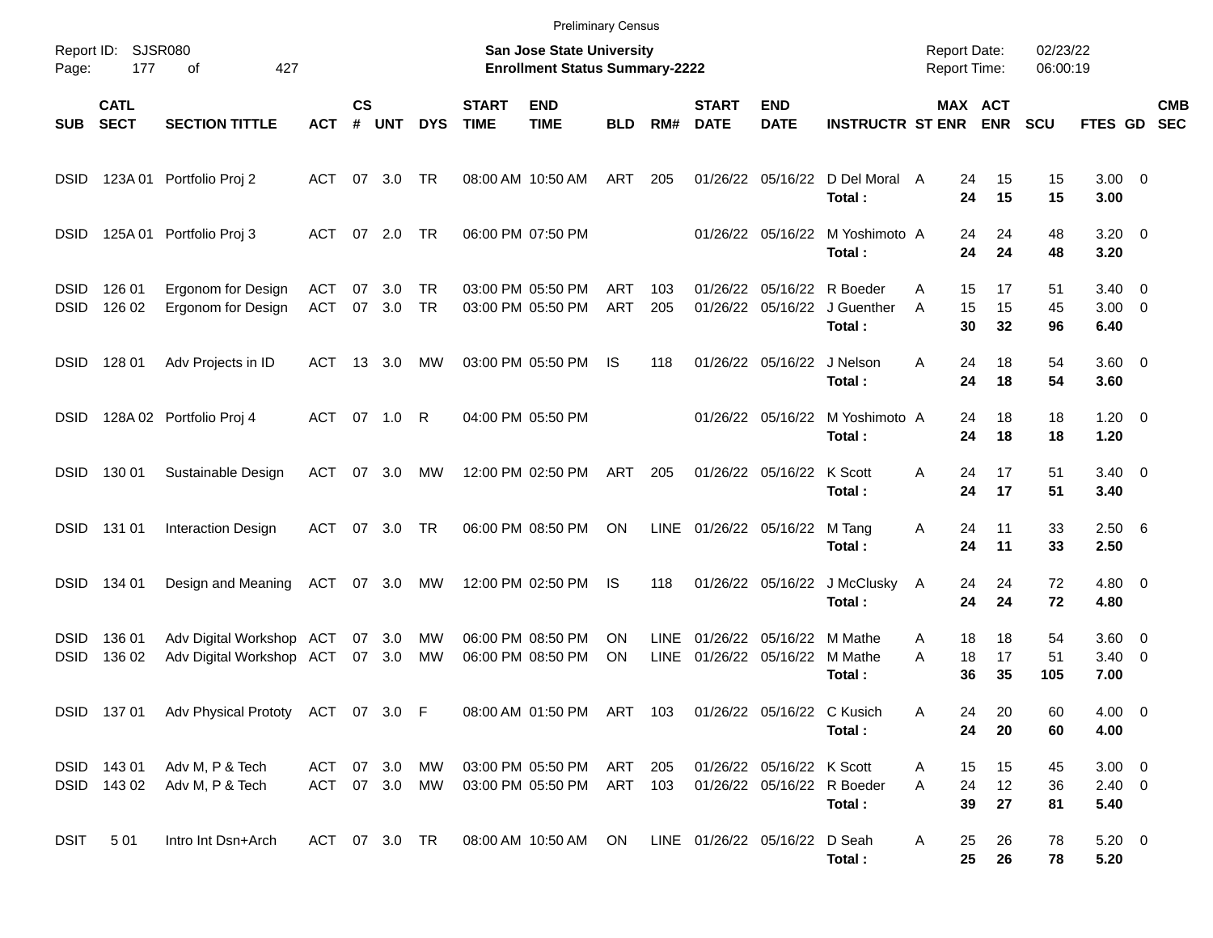Preliminary Census

Report ID: SJSR080

**San Jose State University**
**Enrollment Status Summary-2222**

Report Date: 02/23/22
Report Time: 06:00:19

| SUB | CATL SECT | SECTION TITTLE | ACT | CS # | UNT | DYS | START TIME | END TIME | BLD | RM# | START DATE | END DATE | INSTRUCTR | ST | MAX ENR | ACT ENR | SCU | FTES | GD | CMB SEC |
|---|---|---|---|---|---|---|---|---|---|---|---|---|---|---|---|---|---|---|---|---|
| DSID | 123A 01 | Portfolio Proj 2 | ACT | 07 | 3.0 | TR | 08:00 AM | 10:50 AM | ART | 205 | 01/26/22 | 05/16/22 | D Del Moral | A | 24 | 15 | 15 | 3.00 | 0 | |
| | | | | | | | | | | | | | **Total :** | | **24** | **15** | **15** | **3.00** | | |
| DSID | 125A 01 | Portfolio Proj 3 | ACT | 07 | 2.0 | TR | 06:00 PM | 07:50 PM | | | 01/26/22 | 05/16/22 | M Yoshimoto | A | 24 | 24 | 48 | 3.20 | 0 | |
| | | | | | | | | | | | | | **Total :** | | **24** | **24** | **48** | **3.20** | | |
| DSID | 126 01 | Ergonom for Design | ACT | 07 | 3.0 | TR | 03:00 PM | 05:50 PM | ART | 103 | 01/26/22 | 05/16/22 | R Boeder | A | 15 | 17 | 51 | 3.40 | 0 | |
| DSID | 126 02 | Ergonom for Design | ACT | 07 | 3.0 | TR | 03:00 PM | 05:50 PM | ART | 205 | 01/26/22 | 05/16/22 | J Guenther | A | 15 | 15 | 45 | 3.00 | 0 | |
| | | | | | | | | | | | | | **Total :** | | **30** | **32** | **96** | **6.40** | | |
| DSID | 128 01 | Adv Projects in ID | ACT | 13 | 3.0 | MW | 03:00 PM | 05:50 PM | IS | 118 | 01/26/22 | 05/16/22 | J Nelson | A | 24 | 18 | 54 | 3.60 | 0 | |
| | | | | | | | | | | | | | **Total :** | | **24** | **18** | **54** | **3.60** | | |
| DSID | 128A 02 | Portfolio Proj 4 | ACT | 07 | 1.0 | R | 04:00 PM | 05:50 PM | | | 01/26/22 | 05/16/22 | M Yoshimoto | A | 24 | 18 | 18 | 1.20 | 0 | |
| | | | | | | | | | | | | | **Total :** | | **24** | **18** | **18** | **1.20** | | |
| DSID | 130 01 | Sustainable Design | ACT | 07 | 3.0 | MW | 12:00 PM | 02:50 PM | ART | 205 | 01/26/22 | 05/16/22 | K Scott | A | 24 | 17 | 51 | 3.40 | 0 | |
| | | | | | | | | | | | | | **Total :** | | **24** | **17** | **51** | **3.40** | | |
| DSID | 131 01 | Interaction Design | ACT | 07 | 3.0 | TR | 06:00 PM | 08:50 PM | ON | LINE | 01/26/22 | 05/16/22 | M Tang | A | 24 | 11 | 33 | 2.50 | 6 | |
| | | | | | | | | | | | | | **Total :** | | **24** | **11** | **33** | **2.50** | | |
| DSID | 134 01 | Design and Meaning | ACT | 07 | 3.0 | MW | 12:00 PM | 02:50 PM | IS | 118 | 01/26/22 | 05/16/22 | J McClusky | A | 24 | 24 | 72 | 4.80 | 0 | |
| | | | | | | | | | | | | | **Total :** | | **24** | **24** | **72** | **4.80** | | |
| DSID | 136 01 | Adv Digital Workshop | ACT | 07 | 3.0 | MW | 06:00 PM | 08:50 PM | ON | LINE | 01/26/22 | 05/16/22 | M Mathe | A | 18 | 18 | 54 | 3.60 | 0 | |
| DSID | 136 02 | Adv Digital Workshop | ACT | 07 | 3.0 | MW | 06:00 PM | 08:50 PM | ON | LINE | 01/26/22 | 05/16/22 | M Mathe | A | 18 | 17 | 51 | 3.40 | 0 | |
| | | | | | | | | | | | | | **Total :** | | **36** | **35** | **105** | **7.00** | | |
| DSID | 137 01 | Adv Physical Prototy | ACT | 07 | 3.0 | F | 08:00 AM | 01:50 PM | ART | 103 | 01/26/22 | 05/16/22 | C Kusich | A | 24 | 20 | 60 | 4.00 | 0 | |
| | | | | | | | | | | | | | **Total :** | | **24** | **20** | **60** | **4.00** | | |
| DSID | 143 01 | Adv M, P & Tech | ACT | 07 | 3.0 | MW | 03:00 PM | 05:50 PM | ART | 205 | 01/26/22 | 05/16/22 | K Scott | A | 15 | 15 | 45 | 3.00 | 0 | |
| DSID | 143 02 | Adv M, P & Tech | ACT | 07 | 3.0 | MW | 03:00 PM | 05:50 PM | ART | 103 | 01/26/22 | 05/16/22 | R Boeder | A | 24 | 12 | 36 | 2.40 | 0 | |
| | | | | | | | | | | | | | **Total :** | | **39** | **27** | **81** | **5.40** | | |
| DSIT | 5 01 | Intro Int Dsn+Arch | ACT | 07 | 3.0 | TR | 08:00 AM | 10:50 AM | ON | LINE | 01/26/22 | 05/16/22 | D Seah | A | 25 | 26 | 78 | 5.20 | 0 | |
| | | | | | | | | | | | | | **Total :** | | **25** | **26** | **78** | **5.20** | | |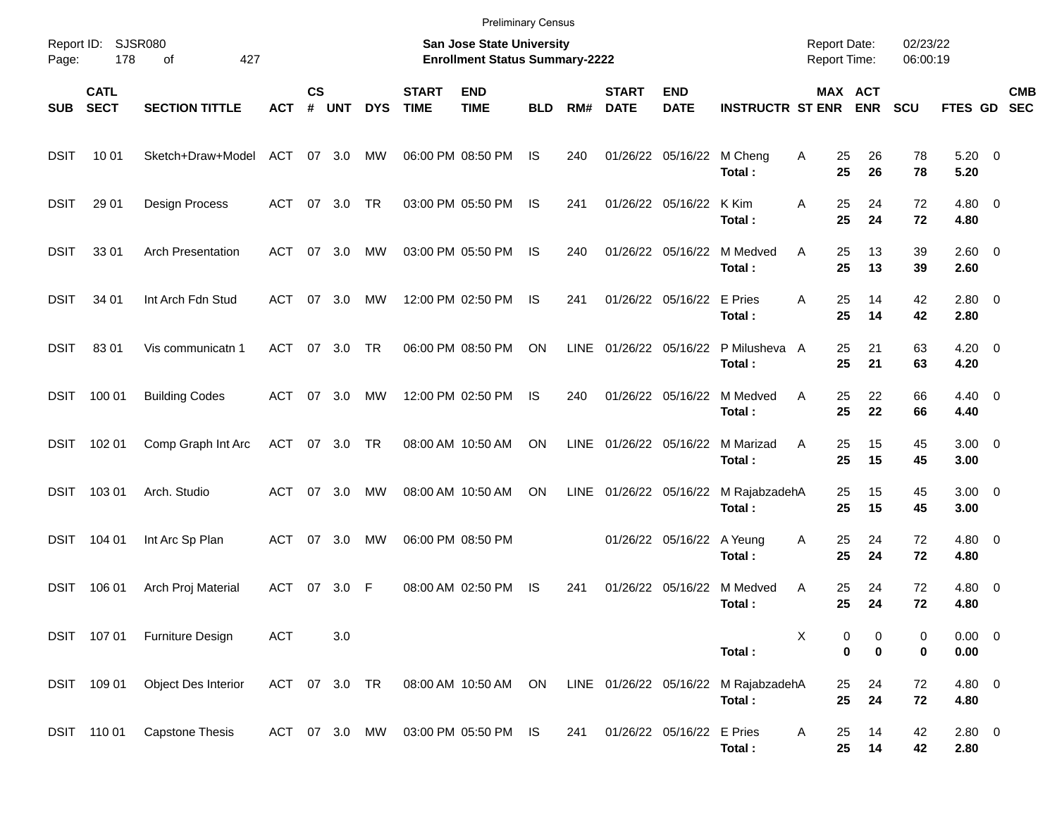Preliminary Census

Report ID: SJSR080

**San Jose State University**
**Enrollment Status Summary-2222**

Report Date: 02/23/22
Report Time: 06:00:19

| SUB | CATL SECT | SECTION TITTLE | ACT | CS # | UNT | DYS | START TIME | END TIME | BLD | RM# | START DATE | END DATE | INSTRUCTR | ST | MAX ENR | ACT ENR | SCU | FTES | GD | CMB SEC |
|---|---|---|---|---|---|---|---|---|---|---|---|---|---|---|---|---|---|---|---|---|
| DSIT | 10 01 | Sketch+Draw+Model | ACT | 07 | 3.0 | MW | 06:00 PM | 08:50 PM | IS | 240 | 01/26/22 | 05/16/22 | M Cheng | A | 25 | 26 | 78 | 5.20 | 0 | |
| | | | | | | | | | | | | | **Total :** | | **25** | **26** | **78** | **5.20** | | |
| DSIT | 29 01 | Design Process | ACT | 07 | 3.0 | TR | 03:00 PM | 05:50 PM | IS | 241 | 01/26/22 | 05/16/22 | K Kim | A | 25 | 24 | 72 | 4.80 | 0 | |
| | | | | | | | | | | | | | **Total :** | | **25** | **24** | **72** | **4.80** | | |
| DSIT | 33 01 | Arch Presentation | ACT | 07 | 3.0 | MW | 03:00 PM | 05:50 PM | IS | 240 | 01/26/22 | 05/16/22 | M Medved | A | 25 | 13 | 39 | 2.60 | 0 | |
| | | | | | | | | | | | | | **Total :** | | **25** | **13** | **39** | **2.60** | | |
| DSIT | 34 01 | Int Arch Fdn Stud | ACT | 07 | 3.0 | MW | 12:00 PM | 02:50 PM | IS | 241 | 01/26/22 | 05/16/22 | E Pries | A | 25 | 14 | 42 | 2.80 | 0 | |
| | | | | | | | | | | | | | **Total :** | | **25** | **14** | **42** | **2.80** | | |
| DSIT | 83 01 | Vis communicatn 1 | ACT | 07 | 3.0 | TR | 06:00 PM | 08:50 PM | ON | LINE | 01/26/22 | 05/16/22 | P Milusheva | A | 25 | 21 | 63 | 4.20 | 0 | |
| | | | | | | | | | | | | | **Total :** | | **25** | **21** | **63** | **4.20** | | |
| DSIT | 100 01 | Building Codes | ACT | 07 | 3.0 | MW | 12:00 PM | 02:50 PM | IS | 240 | 01/26/22 | 05/16/22 | M Medved | A | 25 | 22 | 66 | 4.40 | 0 | |
| | | | | | | | | | | | | | **Total :** | | **25** | **22** | **66** | **4.40** | | |
| DSIT | 102 01 | Comp Graph Int Arc | ACT | 07 | 3.0 | TR | 08:00 AM | 10:50 AM | ON | LINE | 01/26/22 | 05/16/22 | M Marizad | A | 25 | 15 | 45 | 3.00 | 0 | |
| | | | | | | | | | | | | | **Total :** | | **25** | **15** | **45** | **3.00** | | |
| DSIT | 103 01 | Arch. Studio | ACT | 07 | 3.0 | MW | 08:00 AM | 10:50 AM | ON | LINE | 01/26/22 | 05/16/22 | M Rajabzadeh | A | 25 | 15 | 45 | 3.00 | 0 | |
| | | | | | | | | | | | | | **Total :** | | **25** | **15** | **45** | **3.00** | | |
| DSIT | 104 01 | Int Arc Sp Plan | ACT | 07 | 3.0 | MW | 06:00 PM | 08:50 PM | | | 01/26/22 | 05/16/22 | A Yeung | A | 25 | 24 | 72 | 4.80 | 0 | |
| | | | | | | | | | | | | | **Total :** | | **25** | **24** | **72** | **4.80** | | |
| DSIT | 106 01 | Arch Proj Material | ACT | 07 | 3.0 | F | 08:00 AM | 02:50 PM | IS | 241 | 01/26/22 | 05/16/22 | M Medved | A | 25 | 24 | 72 | 4.80 | 0 | |
| | | | | | | | | | | | | | **Total :** | | **25** | **24** | **72** | **4.80** | | |
| DSIT | 107 01 | Furniture Design | ACT | | 3.0 | | | | | | | | | X | 0 | 0 | 0 | 0.00 | 0 | |
| | | | | | | | | | | | | | **Total :** | | **0** | **0** | **0** | **0.00** | | |
| DSIT | 109 01 | Object Des Interior | ACT | 07 | 3.0 | TR | 08:00 AM | 10:50 AM | ON | LINE | 01/26/22 | 05/16/22 | M Rajabzadeh | A | 25 | 24 | 72 | 4.80 | 0 | |
| | | | | | | | | | | | | | **Total :** | | **25** | **24** | **72** | **4.80** | | |
| DSIT | 110 01 | Capstone Thesis | ACT | 07 | 3.0 | MW | 03:00 PM | 05:50 PM | IS | 241 | 01/26/22 | 05/16/22 | E Pries | A | 25 | 14 | 42 | 2.80 | 0 | |
| | | | | | | | | | | | | | **Total :** | | **25** | **14** | **42** | **2.80** | | |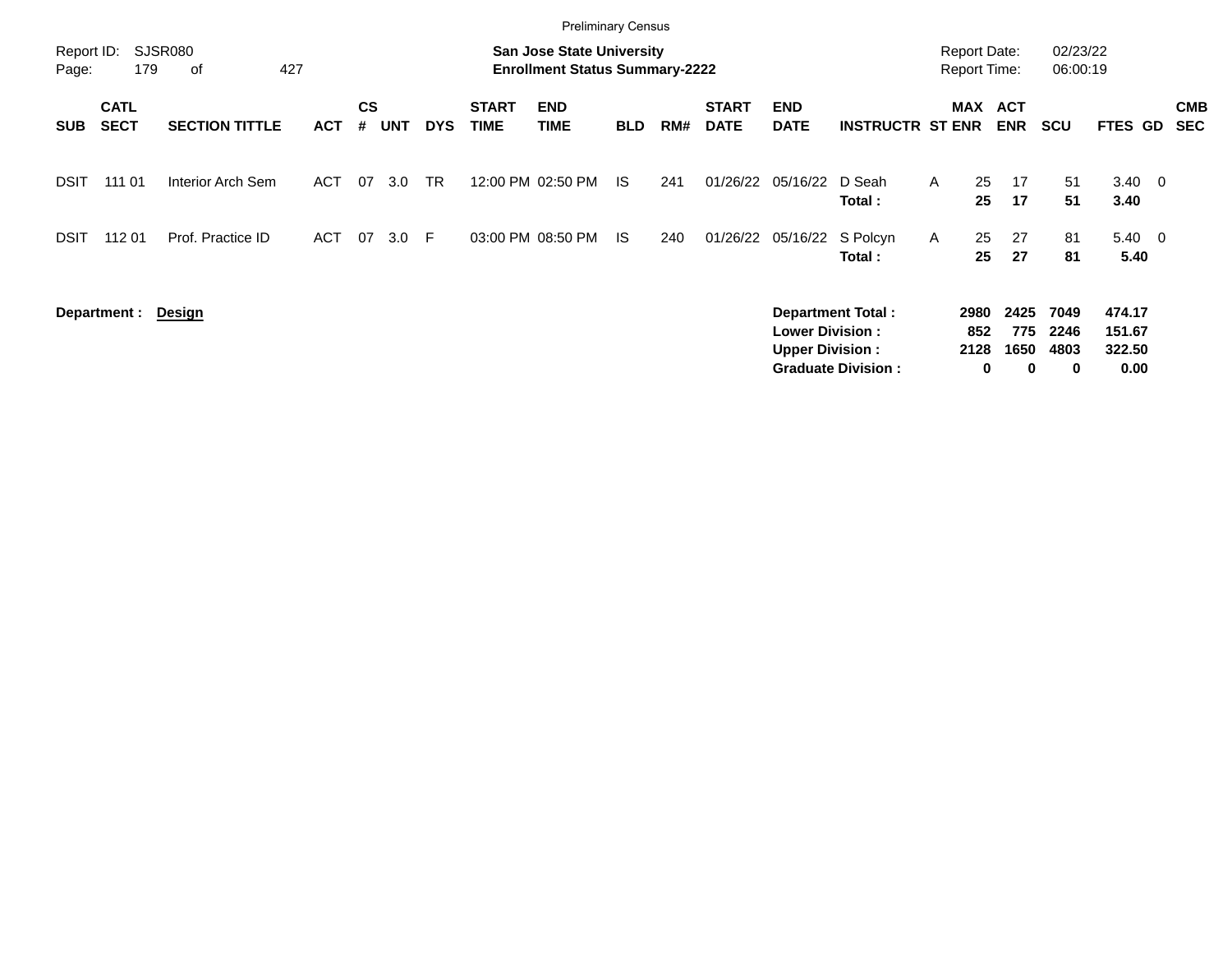Preliminary Census

Report ID: SJSR080

**San Jose State University**
**Enrollment Status Summary-2222**

Report Date: 02/23/22
Report Time: 06:00:19

| SUB | CATL SECT | SECTION TITTLE | ACT | CS # | UNT | DYS | START TIME | END TIME | BLD | RM# | START DATE | END DATE | INSTRUCTR | ST | MAX ENR | ACT ENR | SCU | FTES | GD | CMB SEC |
|---|---|---|---|---|---|---|---|---|---|---|---|---|---|---|---|---|---|---|---|---|
| DSIT | 111 01 | Interior Arch Sem | ACT | 07 | 3.0 | TR | 12:00 PM | 02:50 PM | IS | 241 | 01/26/22 | 05/16/22 | D Seah | A | 25 | 17 | 51 | 3.40 | 0 | |
| | | | | | | | | | | | | | **Total :** | | **25** | **17** | **51** | **3.40** | | |
| DSIT | 112 01 | Prof. Practice ID | ACT | 07 | 3.0 | F | 03:00 PM | 08:50 PM | IS | 240 | 01/26/22 | 05/16/22 | S Polcyn | A | 25 | 27 | 81 | 5.40 | 0 | |
| | | | | | | | | | | | | | **Total :** | | **25** | **27** | **81** | **5.40** | | |

**Department :** **Design**

| | MAX ENR | ACT ENR | SCU | FTES |
|---|---|---|---|---|
| **Department Total :** | **2980** | **2425** | **7049** | **474.17** |
| **Lower Division :** | **852** | **775** | **2246** | **151.67** |
| **Upper Division :** | **2128** | **1650** | **4803** | **322.50** |
| **Graduate Division :** | **0** | **0** | **0** | **0.00** |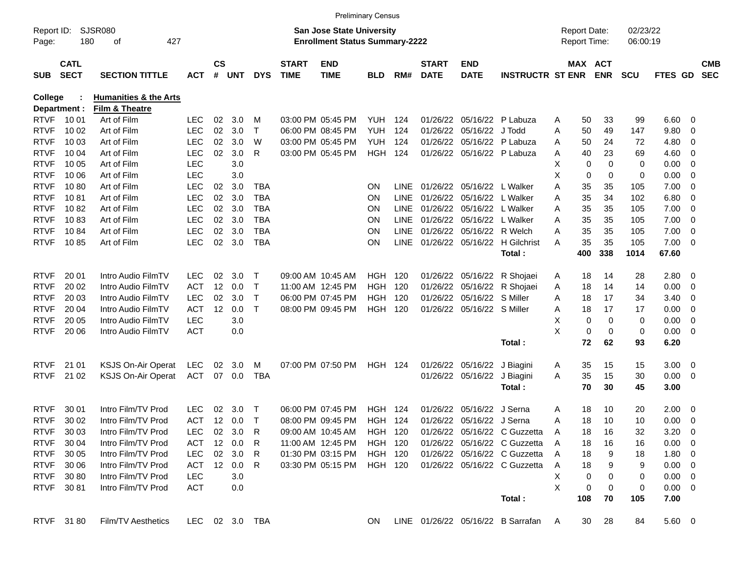Preliminary Census

Report ID: SJSR080
Page: 180 of 427

**San Jose State University**
**Enrollment Status Summary-2222**

Report Date: 02/23/22
Report Time: 06:00:19

**College : Humanities & the Arts**
**Department : Film & Theatre**

| SUB | CATL SECT | SECTION TITTLE | ACT | CS # | UNT | DYS | START TIME | END TIME | BLD | RM# | START DATE | END DATE | INSTRUCTR | ST | MAX ENR | ACT ENR | SCU | FTES | GD | CMB SEC |
|---|---|---|---|---|---|---|---|---|---|---|---|---|---|---|---|---|---|---|---|---|
| RTVF | 10 01 | Art of Film | LEC | 02 | 3.0 | M | 03:00 PM | 05:45 PM | YUH | 124 | 01/26/22 | 05/16/22 | P Labuza | A | 50 | 33 | 99 | 6.60 | 0 | |
| RTVF | 10 02 | Art of Film | LEC | 02 | 3.0 | T | 06:00 PM | 08:45 PM | YUH | 124 | 01/26/22 | 05/16/22 | J Todd | A | 50 | 49 | 147 | 9.80 | 0 | |
| RTVF | 10 03 | Art of Film | LEC | 02 | 3.0 | W | 03:00 PM | 05:45 PM | YUH | 124 | 01/26/22 | 05/16/22 | P Labuza | A | 50 | 24 | 72 | 4.80 | 0 | |
| RTVF | 10 04 | Art of Film | LEC | 02 | 3.0 | R | 03:00 PM | 05:45 PM | HGH | 124 | 01/26/22 | 05/16/22 | P Labuza | A | 40 | 23 | 69 | 4.60 | 0 | |
| RTVF | 10 05 | Art of Film | LEC | | 3.0 | | | | | | | | | X | 0 | 0 | 0 | 0.00 | 0 | |
| RTVF | 10 06 | Art of Film | LEC | | 3.0 | | | | | | | | | X | 0 | 0 | 0 | 0.00 | 0 | |
| RTVF | 10 80 | Art of Film | LEC | 02 | 3.0 | TBA | | | ON | LINE | 01/26/22 | 05/16/22 | L Walker | A | 35 | 35 | 105 | 7.00 | 0 | |
| RTVF | 10 81 | Art of Film | LEC | 02 | 3.0 | TBA | | | ON | LINE | 01/26/22 | 05/16/22 | L Walker | A | 35 | 34 | 102 | 6.80 | 0 | |
| RTVF | 10 82 | Art of Film | LEC | 02 | 3.0 | TBA | | | ON | LINE | 01/26/22 | 05/16/22 | L Walker | A | 35 | 35 | 105 | 7.00 | 0 | |
| RTVF | 10 83 | Art of Film | LEC | 02 | 3.0 | TBA | | | ON | LINE | 01/26/22 | 05/16/22 | L Walker | A | 35 | 35 | 105 | 7.00 | 0 | |
| RTVF | 10 84 | Art of Film | LEC | 02 | 3.0 | TBA | | | ON | LINE | 01/26/22 | 05/16/22 | R Welch | A | 35 | 35 | 105 | 7.00 | 0 | |
| RTVF | 10 85 | Art of Film | LEC | 02 | 3.0 | TBA | | | ON | LINE | 01/26/22 | 05/16/22 | H Gilchrist | A | 35 | 35 | 105 | 7.00 | 0 | |
| | | | | | | | | | | | | | **Total :** | | **400** | **338** | **1014** | **67.60** | | |
| RTVF | 20 01 | Intro Audio FilmTV | LEC | 02 | 3.0 | T | 09:00 AM | 10:45 AM | HGH | 120 | 01/26/22 | 05/16/22 | R Shojaei | A | 18 | 14 | 28 | 2.80 | 0 | |
| RTVF | 20 02 | Intro Audio FilmTV | ACT | 12 | 0.0 | T | 11:00 AM | 12:45 PM | HGH | 120 | 01/26/22 | 05/16/22 | R Shojaei | A | 18 | 14 | 14 | 0.00 | 0 | |
| RTVF | 20 03 | Intro Audio FilmTV | LEC | 02 | 3.0 | T | 06:00 PM | 07:45 PM | HGH | 120 | 01/26/22 | 05/16/22 | S Miller | A | 18 | 17 | 34 | 3.40 | 0 | |
| RTVF | 20 04 | Intro Audio FilmTV | ACT | 12 | 0.0 | T | 08:00 PM | 09:45 PM | HGH | 120 | 01/26/22 | 05/16/22 | S Miller | A | 18 | 17 | 17 | 0.00 | 0 | |
| RTVF | 20 05 | Intro Audio FilmTV | LEC | | 3.0 | | | | | | | | | X | 0 | 0 | 0 | 0.00 | 0 | |
| RTVF | 20 06 | Intro Audio FilmTV | ACT | | 0.0 | | | | | | | | | X | 0 | 0 | 0 | 0.00 | 0 | |
| | | | | | | | | | | | | | **Total :** | | **72** | **62** | **93** | **6.20** | | |
| RTVF | 21 01 | KSJS On-Air Operat | LEC | 02 | 3.0 | M | 07:00 PM | 07:50 PM | HGH | 124 | 01/26/22 | 05/16/22 | J Biagini | A | 35 | 15 | 15 | 3.00 | 0 | |
| RTVF | 21 02 | KSJS On-Air Operat | ACT | 07 | 0.0 | TBA | | | | | 01/26/22 | 05/16/22 | J Biagini | A | 35 | 15 | 30 | 0.00 | 0 | |
| | | | | | | | | | | | | | **Total :** | | **70** | **30** | **45** | **3.00** | | |
| RTVF | 30 01 | Intro Film/TV Prod | LEC | 02 | 3.0 | T | 06:00 PM | 07:45 PM | HGH | 124 | 01/26/22 | 05/16/22 | J Serna | A | 18 | 10 | 20 | 2.00 | 0 | |
| RTVF | 30 02 | Intro Film/TV Prod | ACT | 12 | 0.0 | T | 08:00 PM | 09:45 PM | HGH | 124 | 01/26/22 | 05/16/22 | J Serna | A | 18 | 10 | 10 | 0.00 | 0 | |
| RTVF | 30 03 | Intro Film/TV Prod | LEC | 02 | 3.0 | R | 09:00 AM | 10:45 AM | HGH | 120 | 01/26/22 | 05/16/22 | C Guzzetta | A | 18 | 16 | 32 | 3.20 | 0 | |
| RTVF | 30 04 | Intro Film/TV Prod | ACT | 12 | 0.0 | R | 11:00 AM | 12:45 PM | HGH | 120 | 01/26/22 | 05/16/22 | C Guzzetta | A | 18 | 16 | 16 | 0.00 | 0 | |
| RTVF | 30 05 | Intro Film/TV Prod | LEC | 02 | 3.0 | R | 01:30 PM | 03:15 PM | HGH | 120 | 01/26/22 | 05/16/22 | C Guzzetta | A | 18 | 9 | 18 | 1.80 | 0 | |
| RTVF | 30 06 | Intro Film/TV Prod | ACT | 12 | 0.0 | R | 03:30 PM | 05:15 PM | HGH | 120 | 01/26/22 | 05/16/22 | C Guzzetta | A | 18 | 9 | 9 | 0.00 | 0 | |
| RTVF | 30 80 | Intro Film/TV Prod | LEC | | 3.0 | | | | | | | | | X | 0 | 0 | 0 | 0.00 | 0 | |
| RTVF | 30 81 | Intro Film/TV Prod | ACT | | 0.0 | | | | | | | | | X | 0 | 0 | 0 | 0.00 | 0 | |
| | | | | | | | | | | | | | **Total :** | | **108** | **70** | **105** | **7.00** | | |
| RTVF | 31 80 | Film/TV Aesthetics | LEC | 02 | 3.0 | TBA | | | ON | LINE | 01/26/22 | 05/16/22 | B Sarrafan | A | 30 | 28 | 84 | 5.60 | 0 | |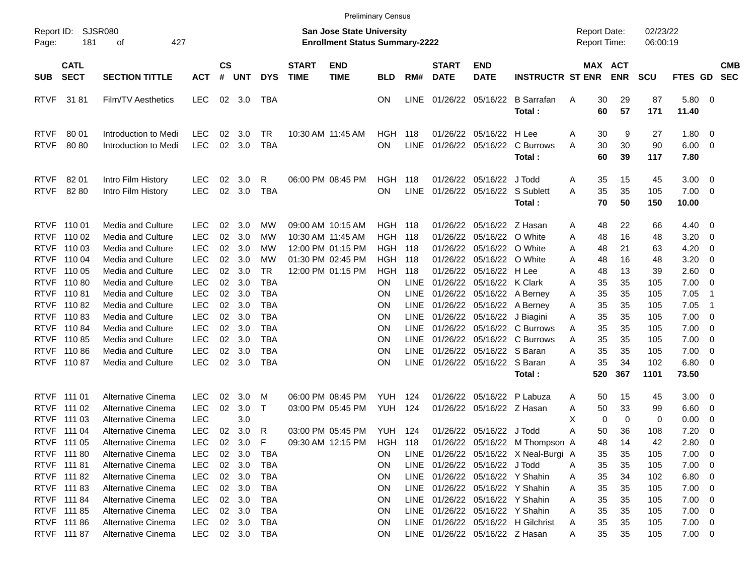Preliminary Census

Report ID: SJSR080

**San Jose State University**
**Enrollment Status Summary-2222**

Report Date: 02/23/22
Report Time: 06:00:19

| SUB | CATL SECT | SECTION TITTLE | ACT | CS # | UNT | DYS | START TIME | END TIME | BLD | RM# | START DATE | END DATE | INSTRUCTR | ST | MAX ENR | ACT ENR | SCU | FTES | GD | CMB SEC |
|---|---|---|---|---|---|---|---|---|---|---|---|---|---|---|---|---|---|---|---|---|
| RTVF | 31 81 | Film/TV Aesthetics | LEC | 02 | 3.0 | TBA | | | ON | LINE | 01/26/22 | 05/16/22 | B Sarrafan | A | 30 | 29 | 87 | 5.80 | 0 | |
| | | | | | | | | | | | | | **Total :** | | **60** | **57** | **171** | **11.40** | | |
| RTVF | 80 01 | Introduction to Medi | LEC | 02 | 3.0 | TR | 10:30 AM | 11:45 AM | HGH | 118 | 01/26/22 | 05/16/22 | H Lee | A | 30 | 9 | 27 | 1.80 | 0 | |
| RTVF | 80 80 | Introduction to Medi | LEC | 02 | 3.0 | TBA | | | ON | LINE | 01/26/22 | 05/16/22 | C Burrows | A | 30 | 30 | 90 | 6.00 | 0 | |
| | | | | | | | | | | | | | **Total :** | | **60** | **39** | **117** | **7.80** | | |
| RTVF | 82 01 | Intro Film History | LEC | 02 | 3.0 | R | 06:00 PM | 08:45 PM | HGH | 118 | 01/26/22 | 05/16/22 | J Todd | A | 35 | 15 | 45 | 3.00 | 0 | |
| RTVF | 82 80 | Intro Film History | LEC | 02 | 3.0 | TBA | | | ON | LINE | 01/26/22 | 05/16/22 | S Sublett | A | 35 | 35 | 105 | 7.00 | 0 | |
| | | | | | | | | | | | | | **Total :** | | **70** | **50** | **150** | **10.00** | | |
| RTVF | 110 01 | Media and Culture | LEC | 02 | 3.0 | MW | 09:00 AM | 10:15 AM | HGH | 118 | 01/26/22 | 05/16/22 | Z Hasan | A | 48 | 22 | 66 | 4.40 | 0 | |
| RTVF | 110 02 | Media and Culture | LEC | 02 | 3.0 | MW | 10:30 AM | 11:45 AM | HGH | 118 | 01/26/22 | 05/16/22 | O White | A | 48 | 16 | 48 | 3.20 | 0 | |
| RTVF | 110 03 | Media and Culture | LEC | 02 | 3.0 | MW | 12:00 PM | 01:15 PM | HGH | 118 | 01/26/22 | 05/16/22 | O White | A | 48 | 21 | 63 | 4.20 | 0 | |
| RTVF | 110 04 | Media and Culture | LEC | 02 | 3.0 | MW | 01:30 PM | 02:45 PM | HGH | 118 | 01/26/22 | 05/16/22 | O White | A | 48 | 16 | 48 | 3.20 | 0 | |
| RTVF | 110 05 | Media and Culture | LEC | 02 | 3.0 | TR | 12:00 PM | 01:15 PM | HGH | 118 | 01/26/22 | 05/16/22 | H Lee | A | 48 | 13 | 39 | 2.60 | 0 | |
| RTVF | 110 80 | Media and Culture | LEC | 02 | 3.0 | TBA | | | ON | LINE | 01/26/22 | 05/16/22 | K Clark | A | 35 | 35 | 105 | 7.00 | 0 | |
| RTVF | 110 81 | Media and Culture | LEC | 02 | 3.0 | TBA | | | ON | LINE | 01/26/22 | 05/16/22 | A Berney | A | 35 | 35 | 105 | 7.05 | 1 | |
| RTVF | 110 82 | Media and Culture | LEC | 02 | 3.0 | TBA | | | ON | LINE | 01/26/22 | 05/16/22 | A Berney | A | 35 | 35 | 105 | 7.05 | 1 | |
| RTVF | 110 83 | Media and Culture | LEC | 02 | 3.0 | TBA | | | ON | LINE | 01/26/22 | 05/16/22 | J Biagini | A | 35 | 35 | 105 | 7.00 | 0 | |
| RTVF | 110 84 | Media and Culture | LEC | 02 | 3.0 | TBA | | | ON | LINE | 01/26/22 | 05/16/22 | C Burrows | A | 35 | 35 | 105 | 7.00 | 0 | |
| RTVF | 110 85 | Media and Culture | LEC | 02 | 3.0 | TBA | | | ON | LINE | 01/26/22 | 05/16/22 | C Burrows | A | 35 | 35 | 105 | 7.00 | 0 | |
| RTVF | 110 86 | Media and Culture | LEC | 02 | 3.0 | TBA | | | ON | LINE | 01/26/22 | 05/16/22 | S Baran | A | 35 | 35 | 105 | 7.00 | 0 | |
| RTVF | 110 87 | Media and Culture | LEC | 02 | 3.0 | TBA | | | ON | LINE | 01/26/22 | 05/16/22 | S Baran | A | 35 | 34 | 102 | 6.80 | 0 | |
| | | | | | | | | | | | | | **Total :** | | **520** | **367** | **1101** | **73.50** | | |
| RTVF | 111 01 | Alternative Cinema | LEC | 02 | 3.0 | M | 06:00 PM | 08:45 PM | YUH | 124 | 01/26/22 | 05/16/22 | P Labuza | A | 50 | 15 | 45 | 3.00 | 0 | |
| RTVF | 111 02 | Alternative Cinema | LEC | 02 | 3.0 | T | 03:00 PM | 05:45 PM | YUH | 124 | 01/26/22 | 05/16/22 | Z Hasan | A | 50 | 33 | 99 | 6.60 | 0 | |
| RTVF | 111 03 | Alternative Cinema | LEC | | 3.0 | | | | | | | | | X | 0 | 0 | 0 | 0.00 | 0 | |
| RTVF | 111 04 | Alternative Cinema | LEC | 02 | 3.0 | R | 03:00 PM | 05:45 PM | YUH | 124 | 01/26/22 | 05/16/22 | J Todd | A | 50 | 36 | 108 | 7.20 | 0 | |
| RTVF | 111 05 | Alternative Cinema | LEC | 02 | 3.0 | F | 09:30 AM | 12:15 PM | HGH | 118 | 01/26/22 | 05/16/22 | M Thompson | A | 48 | 14 | 42 | 2.80 | 0 | |
| RTVF | 111 80 | Alternative Cinema | LEC | 02 | 3.0 | TBA | | | ON | LINE | 01/26/22 | 05/16/22 | X Neal-Burgi | A | 35 | 35 | 105 | 7.00 | 0 | |
| RTVF | 111 81 | Alternative Cinema | LEC | 02 | 3.0 | TBA | | | ON | LINE | 01/26/22 | 05/16/22 | J Todd | A | 35 | 35 | 105 | 7.00 | 0 | |
| RTVF | 111 82 | Alternative Cinema | LEC | 02 | 3.0 | TBA | | | ON | LINE | 01/26/22 | 05/16/22 | Y Shahin | A | 35 | 34 | 102 | 6.80 | 0 | |
| RTVF | 111 83 | Alternative Cinema | LEC | 02 | 3.0 | TBA | | | ON | LINE | 01/26/22 | 05/16/22 | Y Shahin | A | 35 | 35 | 105 | 7.00 | 0 | |
| RTVF | 111 84 | Alternative Cinema | LEC | 02 | 3.0 | TBA | | | ON | LINE | 01/26/22 | 05/16/22 | Y Shahin | A | 35 | 35 | 105 | 7.00 | 0 | |
| RTVF | 111 85 | Alternative Cinema | LEC | 02 | 3.0 | TBA | | | ON | LINE | 01/26/22 | 05/16/22 | Y Shahin | A | 35 | 35 | 105 | 7.00 | 0 | |
| RTVF | 111 86 | Alternative Cinema | LEC | 02 | 3.0 | TBA | | | ON | LINE | 01/26/22 | 05/16/22 | H Gilchrist | A | 35 | 35 | 105 | 7.00 | 0 | |
| RTVF | 111 87 | Alternative Cinema | LEC | 02 | 3.0 | TBA | | | ON | LINE | 01/26/22 | 05/16/22 | Z Hasan | A | 35 | 35 | 105 | 7.00 | 0 | |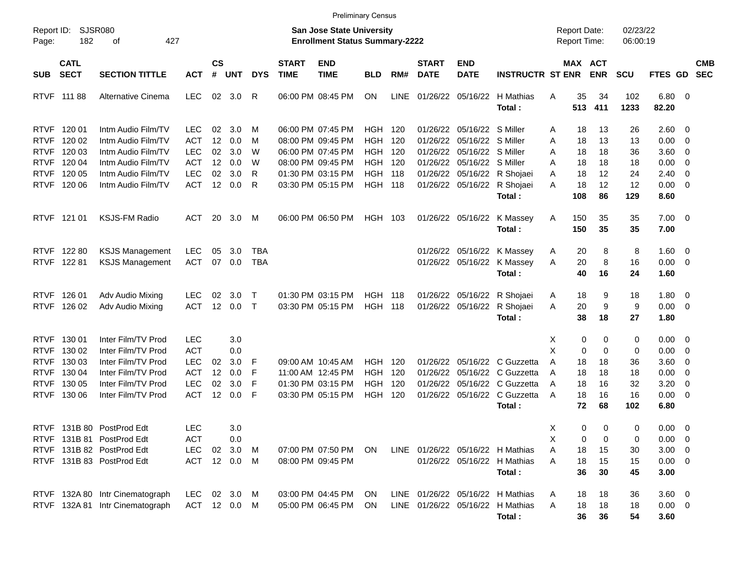Preliminary Census

Report ID: SJSR080

**San Jose State University**
**Enrollment Status Summary-2222**

Report Date: 02/23/22
Report Time: 06:00:19

| SUB | CATL SECT | SECTION TITTLE | ACT | CS # | UNT | DYS | START TIME | END TIME | BLD | RM# | START DATE | END DATE | INSTRUCTR | ST | MAX ENR | ACT ENR | SCU | FTES | GD | CMB SEC |
|---|---|---|---|---|---|---|---|---|---|---|---|---|---|---|---|---|---|---|---|---|
| RTVF | 111 88 | Alternative Cinema | LEC | 02 | 3.0 | R | 06:00 PM | 08:45 PM | ON | LINE | 01/26/22 | 05/16/22 | H Mathias | A | 35 | 34 | 102 | 6.80 | 0 | |
| | | | | | | | | | | | | | **Total :** | | **513** | **411** | **1233** | **82.20** | | |
| RTVF | 120 01 | Intm Audio Film/TV | LEC | 02 | 3.0 | M | 06:00 PM | 07:45 PM | HGH | 120 | 01/26/22 | 05/16/22 | S Miller | A | 18 | 13 | 26 | 2.60 | 0 | |
| RTVF | 120 02 | Intm Audio Film/TV | ACT | 12 | 0.0 | M | 08:00 PM | 09:45 PM | HGH | 120 | 01/26/22 | 05/16/22 | S Miller | A | 18 | 13 | 13 | 0.00 | 0 | |
| RTVF | 120 03 | Intm Audio Film/TV | LEC | 02 | 3.0 | W | 06:00 PM | 07:45 PM | HGH | 120 | 01/26/22 | 05/16/22 | S Miller | A | 18 | 18 | 36 | 3.60 | 0 | |
| RTVF | 120 04 | Intm Audio Film/TV | ACT | 12 | 0.0 | W | 08:00 PM | 09:45 PM | HGH | 120 | 01/26/22 | 05/16/22 | S Miller | A | 18 | 18 | 18 | 0.00 | 0 | |
| RTVF | 120 05 | Intm Audio Film/TV | LEC | 02 | 3.0 | R | 01:30 PM | 03:15 PM | HGH | 118 | 01/26/22 | 05/16/22 | R Shojaei | A | 18 | 12 | 24 | 2.40 | 0 | |
| RTVF | 120 06 | Intm Audio Film/TV | ACT | 12 | 0.0 | R | 03:30 PM | 05:15 PM | HGH | 118 | 01/26/22 | 05/16/22 | R Shojaei | A | 18 | 12 | 12 | 0.00 | 0 | |
| | | | | | | | | | | | | | **Total :** | | **108** | **86** | **129** | **8.60** | | |
| RTVF | 121 01 | KSJS-FM Radio | ACT | 20 | 3.0 | M | 06:00 PM | 06:50 PM | HGH | 103 | 01/26/22 | 05/16/22 | K Massey | A | 150 | 35 | 35 | 7.00 | 0 | |
| | | | | | | | | | | | | | **Total :** | | **150** | **35** | **35** | **7.00** | | |
| RTVF | 122 80 | KSJS Management | LEC | 05 | 3.0 | TBA | | | | | 01/26/22 | 05/16/22 | K Massey | A | 20 | 8 | 8 | 1.60 | 0 | |
| RTVF | 122 81 | KSJS Management | ACT | 07 | 0.0 | TBA | | | | | 01/26/22 | 05/16/22 | K Massey | A | 20 | 8 | 16 | 0.00 | 0 | |
| | | | | | | | | | | | | | **Total :** | | **40** | **16** | **24** | **1.60** | | |
| RTVF | 126 01 | Adv Audio Mixing | LEC | 02 | 3.0 | T | 01:30 PM | 03:15 PM | HGH | 118 | 01/26/22 | 05/16/22 | R Shojaei | A | 18 | 9 | 18 | 1.80 | 0 | |
| RTVF | 126 02 | Adv Audio Mixing | ACT | 12 | 0.0 | T | 03:30 PM | 05:15 PM | HGH | 118 | 01/26/22 | 05/16/22 | R Shojaei | A | 20 | 9 | 9 | 0.00 | 0 | |
| | | | | | | | | | | | | | **Total :** | | **38** | **18** | **27** | **1.80** | | |
| RTVF | 130 01 | Inter Film/TV Prod | LEC | | 3.0 | | | | | | | | | X | 0 | 0 | 0 | 0.00 | 0 | |
| RTVF | 130 02 | Inter Film/TV Prod | ACT | | 0.0 | | | | | | | | | X | 0 | 0 | 0 | 0.00 | 0 | |
| RTVF | 130 03 | Inter Film/TV Prod | LEC | 02 | 3.0 | F | 09:00 AM | 10:45 AM | HGH | 120 | 01/26/22 | 05/16/22 | C Guzzetta | A | 18 | 18 | 36 | 3.60 | 0 | |
| RTVF | 130 04 | Inter Film/TV Prod | ACT | 12 | 0.0 | F | 11:00 AM | 12:45 PM | HGH | 120 | 01/26/22 | 05/16/22 | C Guzzetta | A | 18 | 18 | 18 | 0.00 | 0 | |
| RTVF | 130 05 | Inter Film/TV Prod | LEC | 02 | 3.0 | F | 01:30 PM | 03:15 PM | HGH | 120 | 01/26/22 | 05/16/22 | C Guzzetta | A | 18 | 16 | 32 | 3.20 | 0 | |
| RTVF | 130 06 | Inter Film/TV Prod | ACT | 12 | 0.0 | F | 03:30 PM | 05:15 PM | HGH | 120 | 01/26/22 | 05/16/22 | C Guzzetta | A | 18 | 16 | 16 | 0.00 | 0 | |
| | | | | | | | | | | | | | **Total :** | | **72** | **68** | **102** | **6.80** | | |
| RTVF | 131B 80 | PostProd Edt | LEC | | 3.0 | | | | | | | | | X | 0 | 0 | 0 | 0.00 | 0 | |
| RTVF | 131B 81 | PostProd Edt | ACT | | 0.0 | | | | | | | | | X | 0 | 0 | 0 | 0.00 | 0 | |
| RTVF | 131B 82 | PostProd Edt | LEC | 02 | 3.0 | M | 07:00 PM | 07:50 PM | ON | LINE | 01/26/22 | 05/16/22 | H Mathias | A | 18 | 15 | 30 | 3.00 | 0 | |
| RTVF | 131B 83 | PostProd Edt | ACT | 12 | 0.0 | M | 08:00 PM | 09:45 PM | | | 01/26/22 | 05/16/22 | H Mathias | A | 18 | 15 | 15 | 0.00 | 0 | |
| | | | | | | | | | | | | | **Total :** | | **36** | **30** | **45** | **3.00** | | |
| RTVF | 132A 80 | Intr Cinematograph | LEC | 02 | 3.0 | M | 03:00 PM | 04:45 PM | ON | LINE | 01/26/22 | 05/16/22 | H Mathias | A | 18 | 18 | 36 | 3.60 | 0 | |
| RTVF | 132A 81 | Intr Cinematograph | ACT | 12 | 0.0 | M | 05:00 PM | 06:45 PM | ON | LINE | 01/26/22 | 05/16/22 | H Mathias | A | 18 | 18 | 18 | 0.00 | 0 | |
| | | | | | | | | | | | | | **Total :** | | **36** | **36** | **54** | **3.60** | | |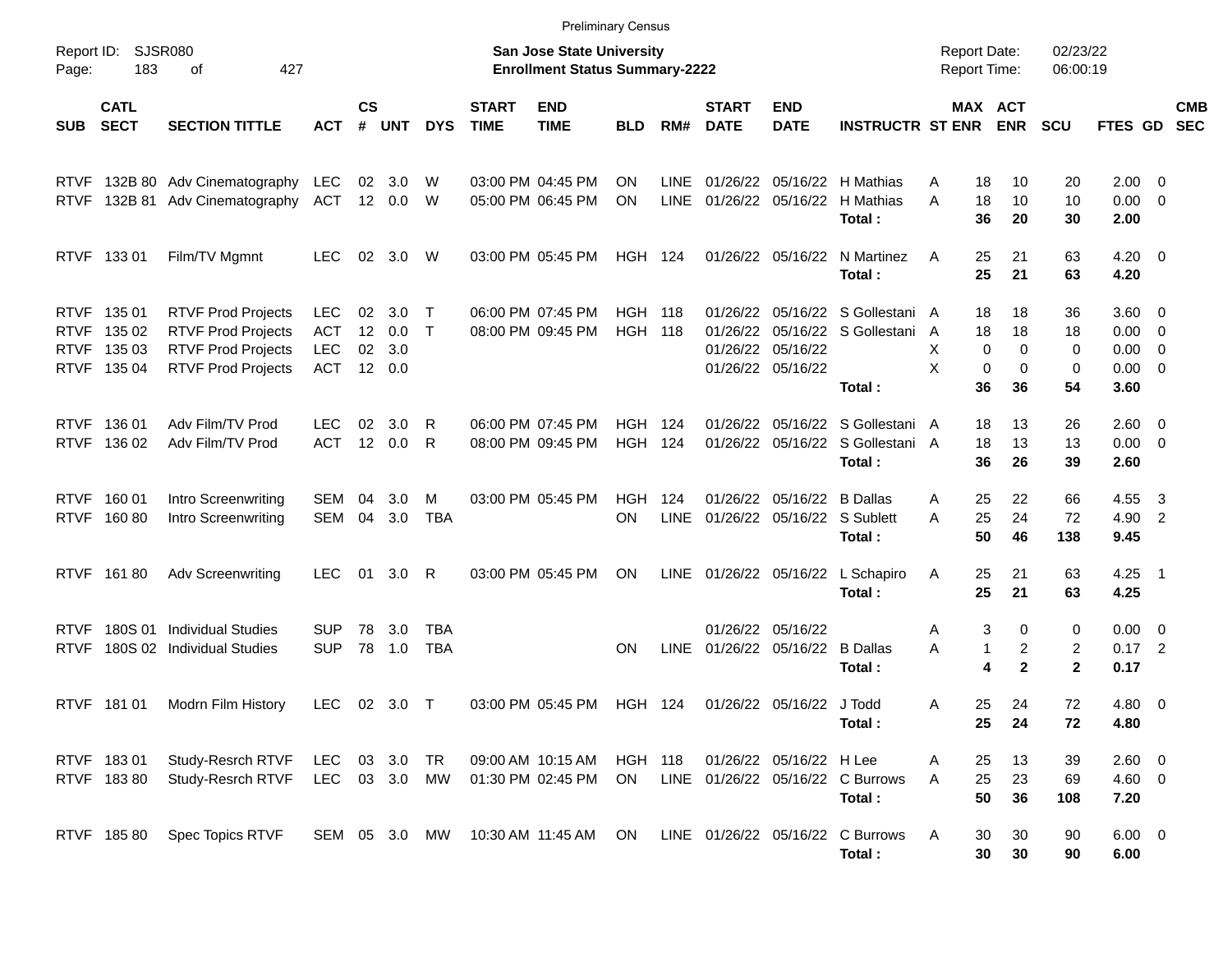Preliminary Census

Report ID: SJSR080
Page: 183 of 427

**San Jose State University**
**Enrollment Status Summary-2222**

Report Date: 02/23/22
Report Time: 06:00:19

| SUB | CATL SECT | SECTION TITTLE | ACT | CS # | UNT | DYS | START TIME | END TIME | BLD | RM# | START DATE | END DATE | INSTRUCTR | ST | MAX ENR | ACT ENR | SCU | FTES | GD | CMB SEC |
|---|---|---|---|---|---|---|---|---|---|---|---|---|---|---|---|---|---|---|---|---|
| RTVF | 132B 80 | Adv Cinematography | LEC | 02 | 3.0 | W | 03:00 PM | 04:45 PM | ON | LINE | 01/26/22 | 05/16/22 | H Mathias | A | 18 | 10 | 20 | 2.00 | 0 | |
| RTVF | 132B 81 | Adv Cinematography | ACT | 12 | 0.0 | W | 05:00 PM | 06:45 PM | ON | LINE | 01/26/22 | 05/16/22 | H Mathias | A | 18 | 10 | 10 | 0.00 | 0 | |
| | | | | | | | | | | | | | **Total :** | | **36** | **20** | **30** | **2.00** | | |
| RTVF | 133 01 | Film/TV Mgmnt | LEC | 02 | 3.0 | W | 03:00 PM | 05:45 PM | HGH | 124 | 01/26/22 | 05/16/22 | N Martinez | A | 25 | 21 | 63 | 4.20 | 0 | |
| | | | | | | | | | | | | | **Total :** | | **25** | **21** | **63** | **4.20** | | |
| RTVF | 135 01 | RTVF Prod Projects | LEC | 02 | 3.0 | T | 06:00 PM | 07:45 PM | HGH | 118 | 01/26/22 | 05/16/22 | S Gollestani | A | 18 | 18 | 36 | 3.60 | 0 | |
| RTVF | 135 02 | RTVF Prod Projects | ACT | 12 | 0.0 | T | 08:00 PM | 09:45 PM | HGH | 118 | 01/26/22 | 05/16/22 | S Gollestani | A | 18 | 18 | 18 | 0.00 | 0 | |
| RTVF | 135 03 | RTVF Prod Projects | LEC | 02 | 3.0 | | | | | | 01/26/22 | 05/16/22 | | X | 0 | 0 | 0 | 0.00 | 0 | |
| RTVF | 135 04 | RTVF Prod Projects | ACT | 12 | 0.0 | | | | | | 01/26/22 | 05/16/22 | | X | 0 | 0 | 0 | 0.00 | 0 | |
| | | | | | | | | | | | | | **Total :** | | **36** | **36** | **54** | **3.60** | | |
| RTVF | 136 01 | Adv Film/TV Prod | LEC | 02 | 3.0 | R | 06:00 PM | 07:45 PM | HGH | 124 | 01/26/22 | 05/16/22 | S Gollestani | A | 18 | 13 | 26 | 2.60 | 0 | |
| RTVF | 136 02 | Adv Film/TV Prod | ACT | 12 | 0.0 | R | 08:00 PM | 09:45 PM | HGH | 124 | 01/26/22 | 05/16/22 | S Gollestani | A | 18 | 13 | 13 | 0.00 | 0 | |
| | | | | | | | | | | | | | **Total :** | | **36** | **26** | **39** | **2.60** | | |
| RTVF | 160 01 | Intro Screenwriting | SEM | 04 | 3.0 | M | 03:00 PM | 05:45 PM | HGH | 124 | 01/26/22 | 05/16/22 | B Dallas | A | 25 | 22 | 66 | 4.55 | 3 | |
| RTVF | 160 80 | Intro Screenwriting | SEM | 04 | 3.0 | TBA | | | ON | LINE | 01/26/22 | 05/16/22 | S Sublett | A | 25 | 24 | 72 | 4.90 | 2 | |
| | | | | | | | | | | | | | **Total :** | | **50** | **46** | **138** | **9.45** | | |
| RTVF | 161 80 | Adv Screenwriting | LEC | 01 | 3.0 | R | 03:00 PM | 05:45 PM | ON | LINE | 01/26/22 | 05/16/22 | L Schapiro | A | 25 | 21 | 63 | 4.25 | 1 | |
| | | | | | | | | | | | | | **Total :** | | **25** | **21** | **63** | **4.25** | | |
| RTVF | 180S 01 | Individual Studies | SUP | 78 | 3.0 | TBA | | | | | 01/26/22 | 05/16/22 | | A | 3 | 0 | 0 | 0.00 | 0 | |
| RTVF | 180S 02 | Individual Studies | SUP | 78 | 1.0 | TBA | | | ON | LINE | 01/26/22 | 05/16/22 | B Dallas | A | 1 | 2 | 2 | 0.17 | 2 | |
| | | | | | | | | | | | | | **Total :** | | **4** | **2** | **2** | **0.17** | | |
| RTVF | 181 01 | Modrn Film History | LEC | 02 | 3.0 | T | 03:00 PM | 05:45 PM | HGH | 124 | 01/26/22 | 05/16/22 | J Todd | A | 25 | 24 | 72 | 4.80 | 0 | |
| | | | | | | | | | | | | | **Total :** | | **25** | **24** | **72** | **4.80** | | |
| RTVF | 183 01 | Study-Resrch RTVF | LEC | 03 | 3.0 | TR | 09:00 AM | 10:15 AM | HGH | 118 | 01/26/22 | 05/16/22 | H Lee | A | 25 | 13 | 39 | 2.60 | 0 | |
| RTVF | 183 80 | Study-Resrch RTVF | LEC | 03 | 3.0 | MW | 01:30 PM | 02:45 PM | ON | LINE | 01/26/22 | 05/16/22 | C Burrows | A | 25 | 23 | 69 | 4.60 | 0 | |
| | | | | | | | | | | | | | **Total :** | | **50** | **36** | **108** | **7.20** | | |
| RTVF | 185 80 | Spec Topics RTVF | SEM | 05 | 3.0 | MW | 10:30 AM | 11:45 AM | ON | LINE | 01/26/22 | 05/16/22 | C Burrows | A | 30 | 30 | 90 | 6.00 | 0 | |
| | | | | | | | | | | | | | **Total :** | | **30** | **30** | **90** | **6.00** | | |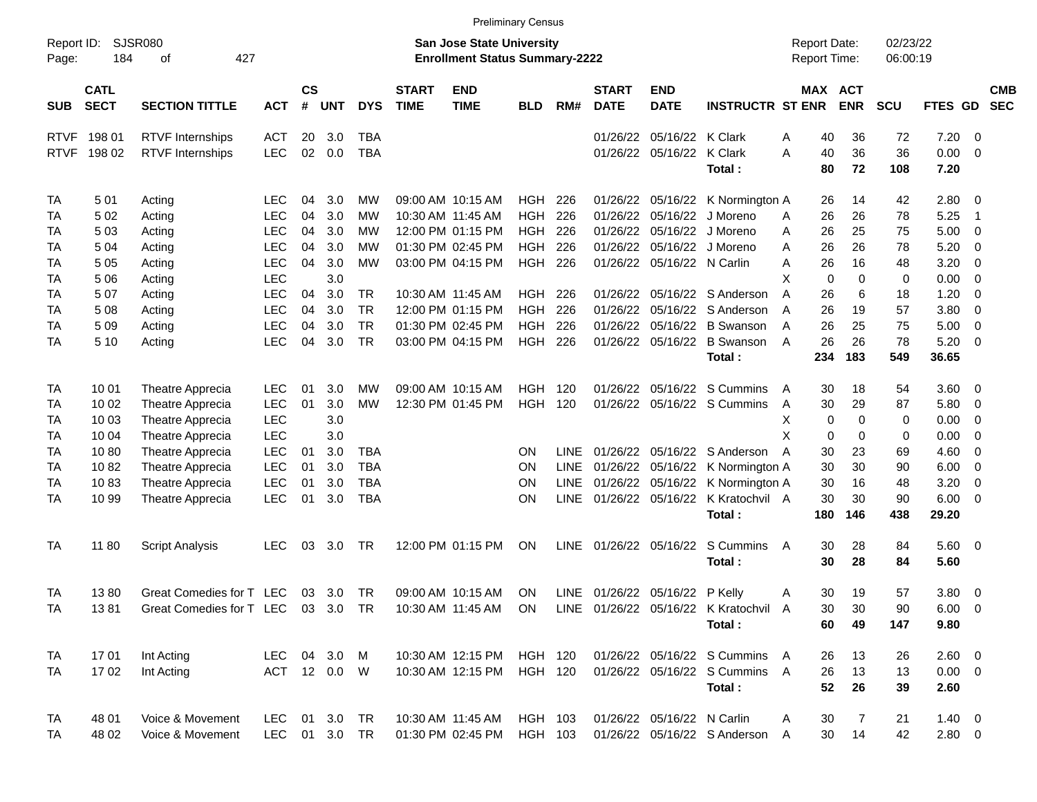Preliminary Census

Report ID: SJSR080
Page: 184 of 427

**San Jose State University**
**Enrollment Status Summary-2222**

Report Date: 02/23/22
Report Time: 06:00:19

| SUB | CATL SECT | SECTION TITTLE | ACT | CS # | UNT | DYS | START TIME | END TIME | BLD | RM# | START DATE | END DATE | INSTRUCTR | ST | MAX ENR | ACT ENR | SCU | FTES | GD | CMB SEC |
|---|---|---|---|---|---|---|---|---|---|---|---|---|---|---|---|---|---|---|---|---|
| RTVF | 198 01 | RTVF Internships | ACT | 20 | 3.0 | TBA | | | | | 01/26/22 | 05/16/22 | K Clark | A | 40 | 36 | 72 | 7.20 | 0 | |
| RTVF | 198 02 | RTVF Internships | LEC | 02 | 0.0 | TBA | | | | | 01/26/22 | 05/16/22 | K Clark | A | 40 | 36 | 36 | 0.00 | 0 | |
| | | | | | | | | | | | | | **Total :** | | **80** | **72** | **108** | **7.20** | | |
| TA | 5 01 | Acting | LEC | 04 | 3.0 | MW | 09:00 AM | 10:15 AM | HGH | 226 | 01/26/22 | 05/16/22 | K Normington | A | 26 | 14 | 42 | 2.80 | 0 | |
| TA | 5 02 | Acting | LEC | 04 | 3.0 | MW | 10:30 AM | 11:45 AM | HGH | 226 | 01/26/22 | 05/16/22 | J Moreno | A | 26 | 26 | 78 | 5.25 | 1 | |
| TA | 5 03 | Acting | LEC | 04 | 3.0 | MW | 12:00 PM | 01:15 PM | HGH | 226 | 01/26/22 | 05/16/22 | J Moreno | A | 26 | 25 | 75 | 5.00 | 0 | |
| TA | 5 04 | Acting | LEC | 04 | 3.0 | MW | 01:30 PM | 02:45 PM | HGH | 226 | 01/26/22 | 05/16/22 | J Moreno | A | 26 | 26 | 78 | 5.20 | 0 | |
| TA | 5 05 | Acting | LEC | 04 | 3.0 | MW | 03:00 PM | 04:15 PM | HGH | 226 | 01/26/22 | 05/16/22 | N Carlin | A | 26 | 16 | 48 | 3.20 | 0 | |
| TA | 5 06 | Acting | LEC | | 3.0 | | | | | | | | | X | 0 | 0 | 0 | 0.00 | 0 | |
| TA | 5 07 | Acting | LEC | 04 | 3.0 | TR | 10:30 AM | 11:45 AM | HGH | 226 | 01/26/22 | 05/16/22 | S Anderson | A | 26 | 6 | 18 | 1.20 | 0 | |
| TA | 5 08 | Acting | LEC | 04 | 3.0 | TR | 12:00 PM | 01:15 PM | HGH | 226 | 01/26/22 | 05/16/22 | S Anderson | A | 26 | 19 | 57 | 3.80 | 0 | |
| TA | 5 09 | Acting | LEC | 04 | 3.0 | TR | 01:30 PM | 02:45 PM | HGH | 226 | 01/26/22 | 05/16/22 | B Swanson | A | 26 | 25 | 75 | 5.00 | 0 | |
| TA | 5 10 | Acting | LEC | 04 | 3.0 | TR | 03:00 PM | 04:15 PM | HGH | 226 | 01/26/22 | 05/16/22 | B Swanson | A | 26 | 26 | 78 | 5.20 | 0 | |
| | | | | | | | | | | | | | **Total :** | | **234** | **183** | **549** | **36.65** | | |
| TA | 10 01 | Theatre Apprecia | LEC | 01 | 3.0 | MW | 09:00 AM | 10:15 AM | HGH | 120 | 01/26/22 | 05/16/22 | S Cummins | A | 30 | 18 | 54 | 3.60 | 0 | |
| TA | 10 02 | Theatre Apprecia | LEC | 01 | 3.0 | MW | 12:30 PM | 01:45 PM | HGH | 120 | 01/26/22 | 05/16/22 | S Cummins | A | 30 | 29 | 87 | 5.80 | 0 | |
| TA | 10 03 | Theatre Apprecia | LEC | | 3.0 | | | | | | | | | X | 0 | 0 | 0 | 0.00 | 0 | |
| TA | 10 04 | Theatre Apprecia | LEC | | 3.0 | | | | | | | | | X | 0 | 0 | 0 | 0.00 | 0 | |
| TA | 10 80 | Theatre Apprecia | LEC | 01 | 3.0 | TBA | | | ON | LINE | 01/26/22 | 05/16/22 | S Anderson | A | 30 | 23 | 69 | 4.60 | 0 | |
| TA | 10 82 | Theatre Apprecia | LEC | 01 | 3.0 | TBA | | | ON | LINE | 01/26/22 | 05/16/22 | K Normington | A | 30 | 30 | 90 | 6.00 | 0 | |
| TA | 10 83 | Theatre Apprecia | LEC | 01 | 3.0 | TBA | | | ON | LINE | 01/26/22 | 05/16/22 | K Normington | A | 30 | 16 | 48 | 3.20 | 0 | |
| TA | 10 99 | Theatre Apprecia | LEC | 01 | 3.0 | TBA | | | ON | LINE | 01/26/22 | 05/16/22 | K Kratochvil | A | 30 | 30 | 90 | 6.00 | 0 | |
| | | | | | | | | | | | | | **Total :** | | **180** | **146** | **438** | **29.20** | | |
| TA | 11 80 | Script Analysis | LEC | 03 | 3.0 | TR | 12:00 PM | 01:15 PM | ON | LINE | 01/26/22 | 05/16/22 | S Cummins | A | 30 | 28 | 84 | 5.60 | 0 | |
| | | | | | | | | | | | | | **Total :** | | **30** | **28** | **84** | **5.60** | | |
| TA | 13 80 | Great Comedies for T | LEC | 03 | 3.0 | TR | 09:00 AM | 10:15 AM | ON | LINE | 01/26/22 | 05/16/22 | P Kelly | A | 30 | 19 | 57 | 3.80 | 0 | |
| TA | 13 81 | Great Comedies for T | LEC | 03 | 3.0 | TR | 10:30 AM | 11:45 AM | ON | LINE | 01/26/22 | 05/16/22 | K Kratochvil | A | 30 | 30 | 90 | 6.00 | 0 | |
| | | | | | | | | | | | | | **Total :** | | **60** | **49** | **147** | **9.80** | | |
| TA | 17 01 | Int Acting | LEC | 04 | 3.0 | M | 10:30 AM | 12:15 PM | HGH | 120 | 01/26/22 | 05/16/22 | S Cummins | A | 26 | 13 | 26 | 2.60 | 0 | |
| TA | 17 02 | Int Acting | ACT | 12 | 0.0 | W | 10:30 AM | 12:15 PM | HGH | 120 | 01/26/22 | 05/16/22 | S Cummins | A | 26 | 13 | 13 | 0.00 | 0 | |
| | | | | | | | | | | | | | **Total :** | | **52** | **26** | **39** | **2.60** | | |
| TA | 48 01 | Voice & Movement | LEC | 01 | 3.0 | TR | 10:30 AM | 11:45 AM | HGH | 103 | 01/26/22 | 05/16/22 | N Carlin | A | 30 | 7 | 21 | 1.40 | 0 | |
| TA | 48 02 | Voice & Movement | LEC | 01 | 3.0 | TR | 01:30 PM | 02:45 PM | HGH | 103 | 01/26/22 | 05/16/22 | S Anderson | A | 30 | 14 | 42 | 2.80 | 0 | |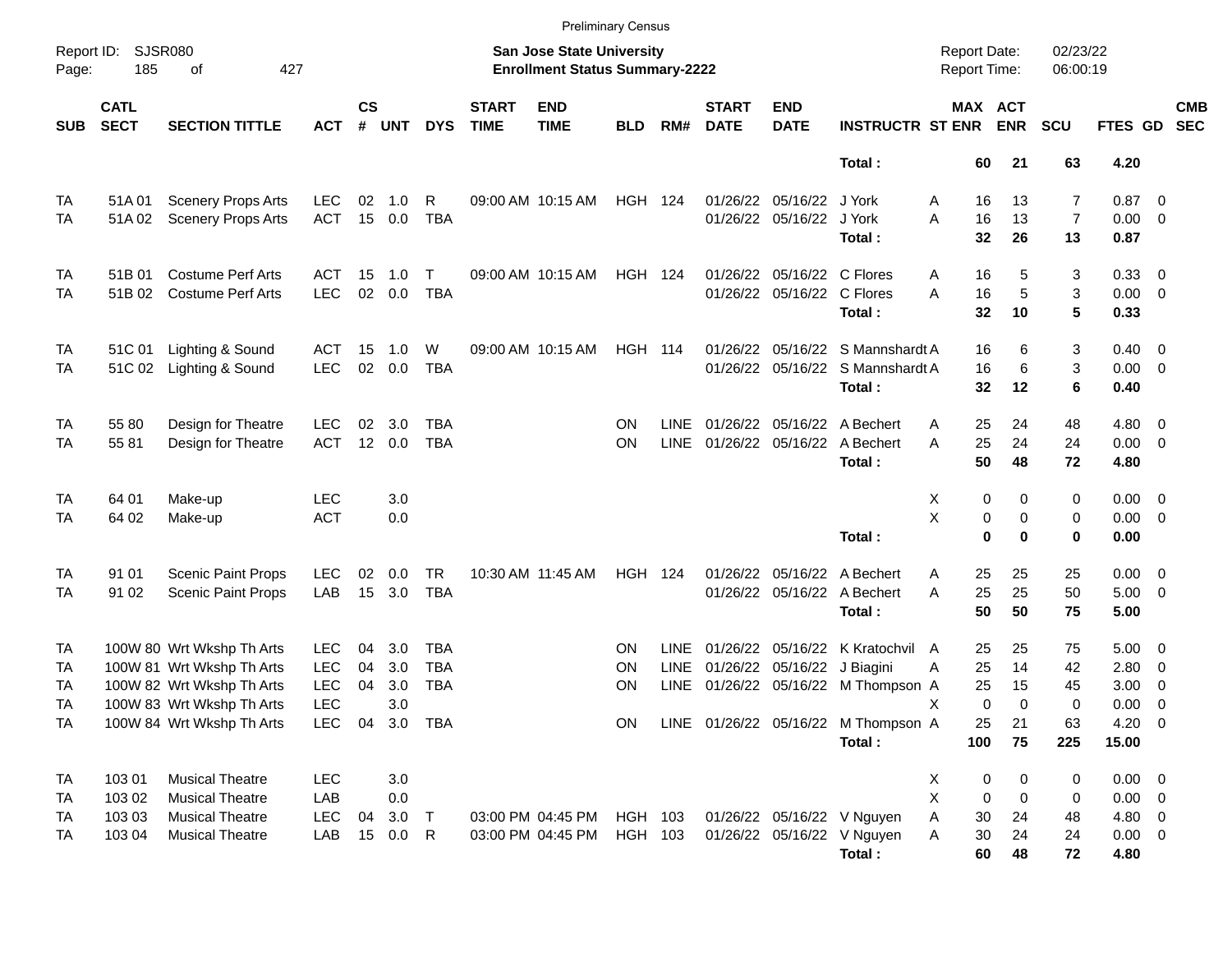Preliminary Census

Report ID: SJSR080

**San Jose State University**
**Enrollment Status Summary-2222**

Report Date: 02/23/22
Report Time: 06:00:19

| SUB | CATL SECT | SECTION TITTLE | ACT | CS # | UNT | DYS | START TIME | END TIME | BLD | RM# | START DATE | END DATE | INSTRUCTR | ST | MAX ENR | ACT ENR | SCU | FTES | GD | CMB SEC |
|---|---|---|---|---|---|---|---|---|---|---|---|---|---|---|---|---|---|---|---|---|
| | | | | | | | | | | | | | **Total :** | | **60** | **21** | **63** | **4.20** | | |
| TA | 51A 01 | Scenery Props Arts | LEC | 02 | 1.0 | R | 09:00 AM | 10:15 AM | HGH | 124 | 01/26/22 | 05/16/22 | J York | A | 16 | 13 | 7 | 0.87 | 0 | |
| TA | 51A 02 | Scenery Props Arts | ACT | 15 | 0.0 | TBA | | | | | 01/26/22 | 05/16/22 | J York | A | 16 | 13 | 7 | 0.00 | 0 | |
| | | | | | | | | | | | | | **Total :** | | **32** | **26** | **13** | **0.87** | | |
| TA | 51B 01 | Costume Perf Arts | ACT | 15 | 1.0 | T | 09:00 AM | 10:15 AM | HGH | 124 | 01/26/22 | 05/16/22 | C Flores | A | 16 | 5 | 3 | 0.33 | 0 | |
| TA | 51B 02 | Costume Perf Arts | LEC | 02 | 0.0 | TBA | | | | | 01/26/22 | 05/16/22 | C Flores | A | 16 | 5 | 3 | 0.00 | 0 | |
| | | | | | | | | | | | | | **Total :** | | **32** | **10** | **5** | **0.33** | | |
| TA | 51C 01 | Lighting & Sound | ACT | 15 | 1.0 | W | 09:00 AM | 10:15 AM | HGH | 114 | 01/26/22 | 05/16/22 | S Mannshardt | A | 16 | 6 | 3 | 0.40 | 0 | |
| TA | 51C 02 | Lighting & Sound | LEC | 02 | 0.0 | TBA | | | | | 01/26/22 | 05/16/22 | S Mannshardt | A | 16 | 6 | 3 | 0.00 | 0 | |
| | | | | | | | | | | | | | **Total :** | | **32** | **12** | **6** | **0.40** | | |
| TA | 55 80 | Design for Theatre | LEC | 02 | 3.0 | TBA | | | ON | LINE | 01/26/22 | 05/16/22 | A Bechert | A | 25 | 24 | 48 | 4.80 | 0 | |
| TA | 55 81 | Design for Theatre | ACT | 12 | 0.0 | TBA | | | ON | LINE | 01/26/22 | 05/16/22 | A Bechert | A | 25 | 24 | 24 | 0.00 | 0 | |
| | | | | | | | | | | | | | **Total :** | | **50** | **48** | **72** | **4.80** | | |
| TA | 64 01 | Make-up | LEC | | 3.0 | | | | | | | | | X | 0 | 0 | 0 | 0.00 | 0 | |
| TA | 64 02 | Make-up | ACT | | 0.0 | | | | | | | | | X | 0 | 0 | 0 | 0.00 | 0 | |
| | | | | | | | | | | | | | **Total :** | | **0** | **0** | **0** | **0.00** | | |
| TA | 91 01 | Scenic Paint Props | LEC | 02 | 0.0 | TR | 10:30 AM | 11:45 AM | HGH | 124 | 01/26/22 | 05/16/22 | A Bechert | A | 25 | 25 | 25 | 0.00 | 0 | |
| TA | 91 02 | Scenic Paint Props | LAB | 15 | 3.0 | TBA | | | | | 01/26/22 | 05/16/22 | A Bechert | A | 25 | 25 | 50 | 5.00 | 0 | |
| | | | | | | | | | | | | | **Total :** | | **50** | **50** | **75** | **5.00** | | |
| TA | 100W 80 | Wrt Wkshp Th Arts | LEC | 04 | 3.0 | TBA | | | ON | LINE | 01/26/22 | 05/16/22 | K Kratochvil | A | 25 | 25 | 75 | 5.00 | 0 | |
| TA | 100W 81 | Wrt Wkshp Th Arts | LEC | 04 | 3.0 | TBA | | | ON | LINE | 01/26/22 | 05/16/22 | J Biagini | A | 25 | 14 | 42 | 2.80 | 0 | |
| TA | 100W 82 | Wrt Wkshp Th Arts | LEC | 04 | 3.0 | TBA | | | ON | LINE | 01/26/22 | 05/16/22 | M Thompson | A | 25 | 15 | 45 | 3.00 | 0 | |
| TA | 100W 83 | Wrt Wkshp Th Arts | LEC | | 3.0 | | | | | | | | | X | 0 | 0 | 0 | 0.00 | 0 | |
| TA | 100W 84 | Wrt Wkshp Th Arts | LEC | 04 | 3.0 | TBA | | | ON | LINE | 01/26/22 | 05/16/22 | M Thompson | A | 25 | 21 | 63 | 4.20 | 0 | |
| | | | | | | | | | | | | | **Total :** | | **100** | **75** | **225** | **15.00** | | |
| TA | 103 01 | Musical Theatre | LEC | | 3.0 | | | | | | | | | X | 0 | 0 | 0 | 0.00 | 0 | |
| TA | 103 02 | Musical Theatre | LAB | | 0.0 | | | | | | | | | X | 0 | 0 | 0 | 0.00 | 0 | |
| TA | 103 03 | Musical Theatre | LEC | 04 | 3.0 | T | 03:00 PM | 04:45 PM | HGH | 103 | 01/26/22 | 05/16/22 | V Nguyen | A | 30 | 24 | 48 | 4.80 | 0 | |
| TA | 103 04 | Musical Theatre | LAB | 15 | 0.0 | R | 03:00 PM | 04:45 PM | HGH | 103 | 01/26/22 | 05/16/22 | V Nguyen | A | 30 | 24 | 24 | 0.00 | 0 | |
| | | | | | | | | | | | | | **Total :** | | **60** | **48** | **72** | **4.80** | | |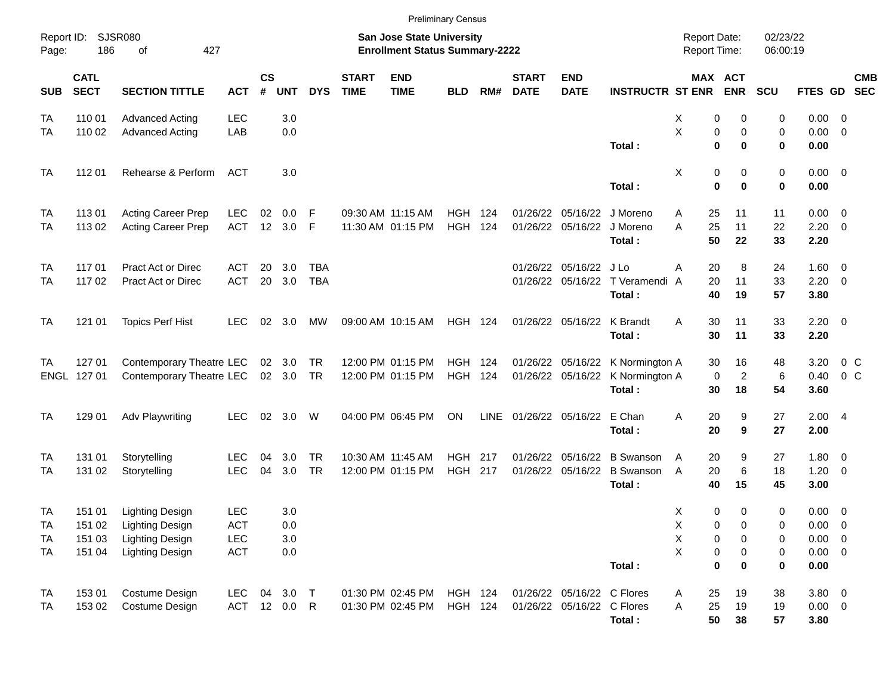Preliminary Census

Report ID: SJSR080

**San Jose State University**
**Enrollment Status Summary-2222**

Report Date: 02/23/22
Report Time: 06:00:19

| SUB | CATL SECT | SECTION TITTLE | ACT | CS # | UNT | DYS | START TIME | END TIME | BLD | RM# | START DATE | END DATE | INSTRUCTR | ST | MAX ENR | ACT ENR | SCU | FTES | GD | CMB SEC |
|---|---|---|---|---|---|---|---|---|---|---|---|---|---|---|---|---|---|---|---|---|
| TA | 110 01 | Advanced Acting | LEC | | 3.0 | | | | | | | | | X | 0 | 0 | 0 | 0.00 | 0 | |
| TA | 110 02 | Advanced Acting | LAB | | 0.0 | | | | | | | | | X | 0 | 0 | 0 | 0.00 | 0 | |
| | | | | | | | | | | | | | **Total :** | | **0** | **0** | **0** | **0.00** | | |
| TA | 112 01 | Rehearse & Perform | ACT | | 3.0 | | | | | | | | | X | 0 | 0 | 0 | 0.00 | 0 | |
| | | | | | | | | | | | | | **Total :** | | **0** | **0** | **0** | **0.00** | | |
| TA | 113 01 | Acting Career Prep | LEC | 02 | 0.0 | F | 09:30 AM | 11:15 AM | HGH | 124 | 01/26/22 | 05/16/22 | J Moreno | A | 25 | 11 | 11 | 0.00 | 0 | |
| TA | 113 02 | Acting Career Prep | ACT | 12 | 3.0 | F | 11:30 AM | 01:15 PM | HGH | 124 | 01/26/22 | 05/16/22 | J Moreno | A | 25 | 11 | 22 | 2.20 | 0 | |
| | | | | | | | | | | | | | **Total :** | | **50** | **22** | **33** | **2.20** | | |
| TA | 117 01 | Pract Act or Direc | ACT | 20 | 3.0 | TBA | | | | | 01/26/22 | 05/16/22 | J Lo | A | 20 | 8 | 24 | 1.60 | 0 | |
| TA | 117 02 | Pract Act or Direc | ACT | 20 | 3.0 | TBA | | | | | 01/26/22 | 05/16/22 | T Veramendi | A | 20 | 11 | 33 | 2.20 | 0 | |
| | | | | | | | | | | | | | **Total :** | | **40** | **19** | **57** | **3.80** | | |
| TA | 121 01 | Topics Perf Hist | LEC | 02 | 3.0 | MW | 09:00 AM | 10:15 AM | HGH | 124 | 01/26/22 | 05/16/22 | K Brandt | A | 30 | 11 | 33 | 2.20 | 0 | |
| | | | | | | | | | | | | | **Total :** | | **30** | **11** | **33** | **2.20** | | |
| TA | 127 01 | Contemporary Theatre | LEC | 02 | 3.0 | TR | 12:00 PM | 01:15 PM | HGH | 124 | 01/26/22 | 05/16/22 | K Normington | A | 30 | 16 | 48 | 3.20 | 0 | C |
| ENGL | 127 01 | Contemporary Theatre | LEC | 02 | 3.0 | TR | 12:00 PM | 01:15 PM | HGH | 124 | 01/26/22 | 05/16/22 | K Normington | A | 0 | 2 | 6 | 0.40 | 0 | C |
| | | | | | | | | | | | | | **Total :** | | **30** | **18** | **54** | **3.60** | | |
| TA | 129 01 | Adv Playwriting | LEC | 02 | 3.0 | W | 04:00 PM | 06:45 PM | ON | LINE | 01/26/22 | 05/16/22 | E Chan | A | 20 | 9 | 27 | 2.00 | 4 | |
| | | | | | | | | | | | | | **Total :** | | **20** | **9** | **27** | **2.00** | | |
| TA | 131 01 | Storytelling | LEC | 04 | 3.0 | TR | 10:30 AM | 11:45 AM | HGH | 217 | 01/26/22 | 05/16/22 | B Swanson | A | 20 | 9 | 27 | 1.80 | 0 | |
| TA | 131 02 | Storytelling | LEC | 04 | 3.0 | TR | 12:00 PM | 01:15 PM | HGH | 217 | 01/26/22 | 05/16/22 | B Swanson | A | 20 | 6 | 18 | 1.20 | 0 | |
| | | | | | | | | | | | | | **Total :** | | **40** | **15** | **45** | **3.00** | | |
| TA | 151 01 | Lighting Design | LEC | | 3.0 | | | | | | | | | X | 0 | 0 | 0 | 0.00 | 0 | |
| TA | 151 02 | Lighting Design | ACT | | 0.0 | | | | | | | | | X | 0 | 0 | 0 | 0.00 | 0 | |
| TA | 151 03 | Lighting Design | LEC | | 3.0 | | | | | | | | | X | 0 | 0 | 0 | 0.00 | 0 | |
| TA | 151 04 | Lighting Design | ACT | | 0.0 | | | | | | | | | X | 0 | 0 | 0 | 0.00 | 0 | |
| | | | | | | | | | | | | | **Total :** | | **0** | **0** | **0** | **0.00** | | |
| TA | 153 01 | Costume Design | LEC | 04 | 3.0 | T | 01:30 PM | 02:45 PM | HGH | 124 | 01/26/22 | 05/16/22 | C Flores | A | 25 | 19 | 38 | 3.80 | 0 | |
| TA | 153 02 | Costume Design | ACT | 12 | 0.0 | R | 01:30 PM | 02:45 PM | HGH | 124 | 01/26/22 | 05/16/22 | C Flores | A | 25 | 19 | 19 | 0.00 | 0 | |
| | | | | | | | | | | | | | **Total :** | | **50** | **38** | **57** | **3.80** | | |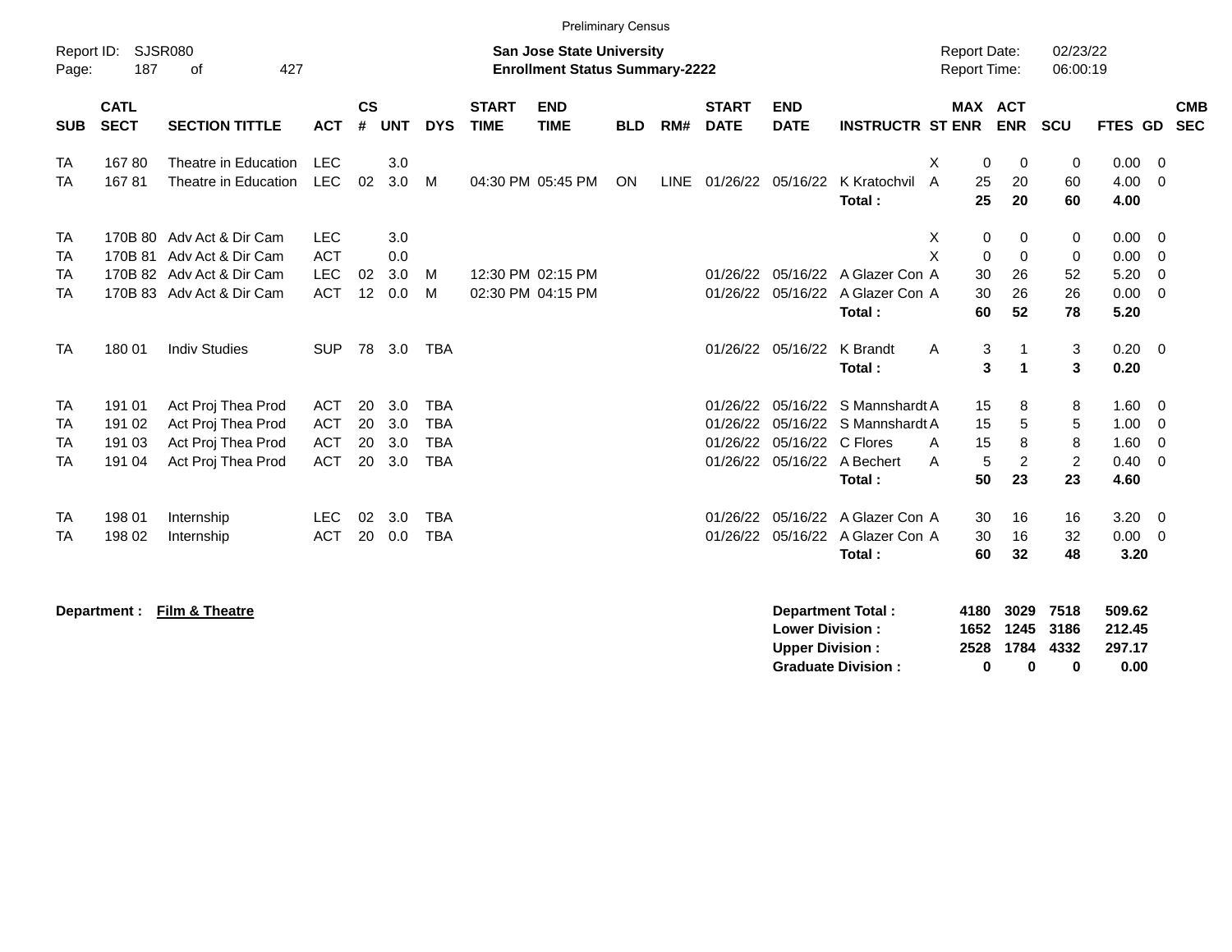Preliminary Census

Report ID: SJSR080

**San Jose State University**
**Enrollment Status Summary-2222**

Report Date: 02/23/22
Report Time: 06:00:19

| SUB | CATL SECT | SECTION TITTLE | ACT | CS # | UNT | DYS | START TIME | END TIME | BLD | RM# | START DATE | END DATE | INSTRUCTR | ST | MAX ENR | ACT ENR | SCU | FTES | GD | CMB SEC |
|---|---|---|---|---|---|---|---|---|---|---|---|---|---|---|---|---|---|---|---|---|
| TA | 167 80 | Theatre in Education | LEC | | 3.0 | | | | | | | | | X | 0 | 0 | 0 | 0.00 | 0 | |
| TA | 167 81 | Theatre in Education | LEC | 02 | 3.0 | M | 04:30 PM | 05:45 PM | ON | LINE | 01/26/22 | 05/16/22 | K Kratochvil | A | 25 | 20 | 60 | 4.00 | 0 | |
| | | | | | | | | | | | | | **Total :** | | **25** | **20** | **60** | **4.00** | | |
| TA | 170B 80 | Adv Act & Dir Cam | LEC | | 3.0 | | | | | | | | | X | 0 | 0 | 0 | 0.00 | 0 | |
| TA | 170B 81 | Adv Act & Dir Cam | ACT | | 0.0 | | | | | | | | | X | 0 | 0 | 0 | 0.00 | 0 | |
| TA | 170B 82 | Adv Act & Dir Cam | LEC | 02 | 3.0 | M | 12:30 PM | 02:15 PM | | | 01/26/22 | 05/16/22 | A Glazer Con | A | 30 | 26 | 52 | 5.20 | 0 | |
| TA | 170B 83 | Adv Act & Dir Cam | ACT | 12 | 0.0 | M | 02:30 PM | 04:15 PM | | | 01/26/22 | 05/16/22 | A Glazer Con | A | 30 | 26 | 26 | 0.00 | 0 | |
| | | | | | | | | | | | | | **Total :** | | **60** | **52** | **78** | **5.20** | | |
| TA | 180 01 | Indiv Studies | SUP | 78 | 3.0 | TBA | | | | | 01/26/22 | 05/16/22 | K Brandt | A | 3 | 1 | 3 | 0.20 | 0 | |
| | | | | | | | | | | | | | **Total :** | | **3** | **1** | **3** | **0.20** | | |
| TA | 191 01 | Act Proj Thea Prod | ACT | 20 | 3.0 | TBA | | | | | 01/26/22 | 05/16/22 | S Mannshardt | A | 15 | 8 | 8 | 1.60 | 0 | |
| TA | 191 02 | Act Proj Thea Prod | ACT | 20 | 3.0 | TBA | | | | | 01/26/22 | 05/16/22 | S Mannshardt | A | 15 | 5 | 5 | 1.00 | 0 | |
| TA | 191 03 | Act Proj Thea Prod | ACT | 20 | 3.0 | TBA | | | | | 01/26/22 | 05/16/22 | C Flores | A | 15 | 8 | 8 | 1.60 | 0 | |
| TA | 191 04 | Act Proj Thea Prod | ACT | 20 | 3.0 | TBA | | | | | 01/26/22 | 05/16/22 | A Bechert | A | 5 | 2 | 2 | 0.40 | 0 | |
| | | | | | | | | | | | | | **Total :** | | **50** | **23** | **23** | **4.60** | | |
| TA | 198 01 | Internship | LEC | 02 | 3.0 | TBA | | | | | 01/26/22 | 05/16/22 | A Glazer Con | A | 30 | 16 | 16 | 3.20 | 0 | |
| TA | 198 02 | Internship | ACT | 20 | 0.0 | TBA | | | | | 01/26/22 | 05/16/22 | A Glazer Con | A | 30 | 16 | 32 | 0.00 | 0 | |
| | | | | | | | | | | | | | **Total :** | | **60** | **32** | **48** | **3.20** | | |

**Department : Film & Theatre**

| | MAX ENR | ACT ENR | SCU | FTES |
|---|---|---|---|---|
| **Department Total :** | **4180** | **3029** | **7518** | **509.62** |
| **Lower Division :** | **1652** | **1245** | **3186** | **212.45** |
| **Upper Division :** | **2528** | **1784** | **4332** | **297.17** |
| **Graduate Division :** | **0** | **0** | **0** | **0.00** |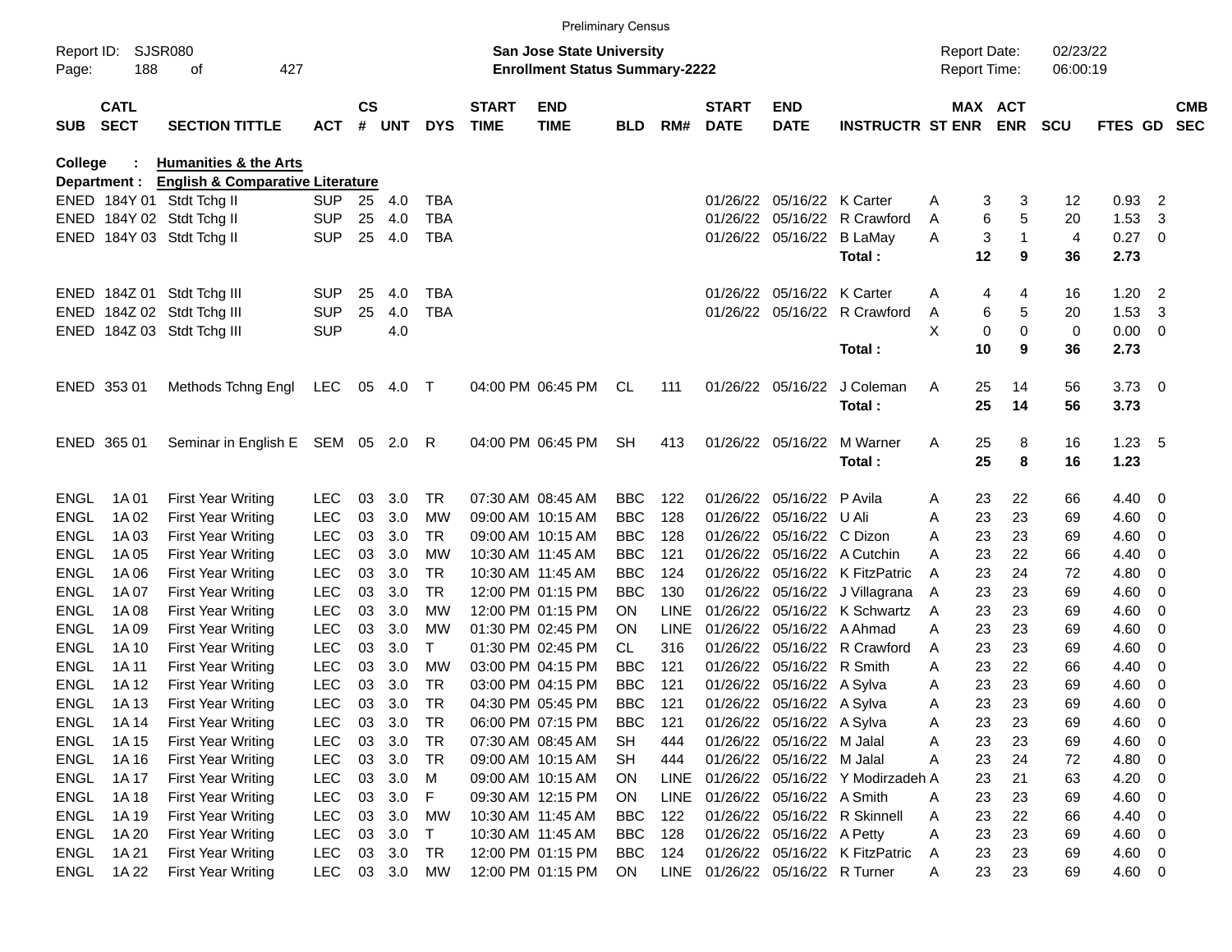Preliminary Census

Report ID: SJSR080

**San Jose State University**
**Enrollment Status Summary-2222**

Report Date: 02/23/22
Report Time: 06:00:19

**College : Humanities & the Arts**
**Department : English & Comparative Literature**

| SUB | CATL SECT | SECTION TITTLE | ACT | CS # | UNT | DYS | START TIME | END TIME | BLD | RM# | START DATE | END DATE | INSTRUCTR | ST | MAX ENR | ACT ENR | SCU | FTES | GD | CMB SEC |
|---|---|---|---|---|---|---|---|---|---|---|---|---|---|---|---|---|---|---|---|---|
| ENED | 184Y 01 | Stdt Tchg II | SUP | 25 | 4.0 | TBA | | | | | 01/26/22 | 05/16/22 | K Carter | A | 3 | 3 | 12 | 0.93 | 2 | |
| ENED | 184Y 02 | Stdt Tchg II | SUP | 25 | 4.0 | TBA | | | | | 01/26/22 | 05/16/22 | R Crawford | A | 6 | 5 | 20 | 1.53 | 3 | |
| ENED | 184Y 03 | Stdt Tchg II | SUP | 25 | 4.0 | TBA | | | | | 01/26/22 | 05/16/22 | B LaMay | A | 3 | 1 | 4 | 0.27 | 0 | |
| | | | | | | | | | | | | | **Total :** | | **12** | **9** | **36** | **2.73** | | |
| ENED | 184Z 01 | Stdt Tchg III | SUP | 25 | 4.0 | TBA | | | | | 01/26/22 | 05/16/22 | K Carter | A | 4 | 4 | 16 | 1.20 | 2 | |
| ENED | 184Z 02 | Stdt Tchg III | SUP | 25 | 4.0 | TBA | | | | | 01/26/22 | 05/16/22 | R Crawford | A | 6 | 5 | 20 | 1.53 | 3 | |
| ENED | 184Z 03 | Stdt Tchg III | SUP | | 4.0 | | | | | | | | | X | 0 | 0 | 0 | 0.00 | 0 | |
| | | | | | | | | | | | | | **Total :** | | **10** | **9** | **36** | **2.73** | | |
| ENED | 353 01 | Methods Tchng Engl | LEC | 05 | 4.0 | T | 04:00 PM | 06:45 PM | CL | 111 | 01/26/22 | 05/16/22 | J Coleman | A | 25 | 14 | 56 | 3.73 | 0 | |
| | | | | | | | | | | | | | **Total :** | | **25** | **14** | **56** | **3.73** | | |
| ENED | 365 01 | Seminar in English E | SEM | 05 | 2.0 | R | 04:00 PM | 06:45 PM | SH | 413 | 01/26/22 | 05/16/22 | M Warner | A | 25 | 8 | 16 | 1.23 | 5 | |
| | | | | | | | | | | | | | **Total :** | | **25** | **8** | **16** | **1.23** | | |
| ENGL | 1A 01 | First Year Writing | LEC | 03 | 3.0 | TR | 07:30 AM | 08:45 AM | BBC | 122 | 01/26/22 | 05/16/22 | P Avila | A | 23 | 22 | 66 | 4.40 | 0 | |
| ENGL | 1A 02 | First Year Writing | LEC | 03 | 3.0 | MW | 09:00 AM | 10:15 AM | BBC | 128 | 01/26/22 | 05/16/22 | U Ali | A | 23 | 23 | 69 | 4.60 | 0 | |
| ENGL | 1A 03 | First Year Writing | LEC | 03 | 3.0 | TR | 09:00 AM | 10:15 AM | BBC | 128 | 01/26/22 | 05/16/22 | C Dizon | A | 23 | 23 | 69 | 4.60 | 0 | |
| ENGL | 1A 05 | First Year Writing | LEC | 03 | 3.0 | MW | 10:30 AM | 11:45 AM | BBC | 121 | 01/26/22 | 05/16/22 | A Cutchin | A | 23 | 22 | 66 | 4.40 | 0 | |
| ENGL | 1A 06 | First Year Writing | LEC | 03 | 3.0 | TR | 10:30 AM | 11:45 AM | BBC | 124 | 01/26/22 | 05/16/22 | K FitzPatric | A | 23 | 24 | 72 | 4.80 | 0 | |
| ENGL | 1A 07 | First Year Writing | LEC | 03 | 3.0 | TR | 12:00 PM | 01:15 PM | BBC | 130 | 01/26/22 | 05/16/22 | J Villagrana | A | 23 | 23 | 69 | 4.60 | 0 | |
| ENGL | 1A 08 | First Year Writing | LEC | 03 | 3.0 | MW | 12:00 PM | 01:15 PM | ON | LINE | 01/26/22 | 05/16/22 | K Schwartz | A | 23 | 23 | 69 | 4.60 | 0 | |
| ENGL | 1A 09 | First Year Writing | LEC | 03 | 3.0 | MW | 01:30 PM | 02:45 PM | ON | LINE | 01/26/22 | 05/16/22 | A Ahmad | A | 23 | 23 | 69 | 4.60 | 0 | |
| ENGL | 1A 10 | First Year Writing | LEC | 03 | 3.0 | T | 01:30 PM | 02:45 PM | CL | 316 | 01/26/22 | 05/16/22 | R Crawford | A | 23 | 23 | 69 | 4.60 | 0 | |
| ENGL | 1A 11 | First Year Writing | LEC | 03 | 3.0 | MW | 03:00 PM | 04:15 PM | BBC | 121 | 01/26/22 | 05/16/22 | R Smith | A | 23 | 22 | 66 | 4.40 | 0 | |
| ENGL | 1A 12 | First Year Writing | LEC | 03 | 3.0 | TR | 03:00 PM | 04:15 PM | BBC | 121 | 01/26/22 | 05/16/22 | A Sylva | A | 23 | 23 | 69 | 4.60 | 0 | |
| ENGL | 1A 13 | First Year Writing | LEC | 03 | 3.0 | TR | 04:30 PM | 05:45 PM | BBC | 121 | 01/26/22 | 05/16/22 | A Sylva | A | 23 | 23 | 69 | 4.60 | 0 | |
| ENGL | 1A 14 | First Year Writing | LEC | 03 | 3.0 | TR | 06:00 PM | 07:15 PM | BBC | 121 | 01/26/22 | 05/16/22 | A Sylva | A | 23 | 23 | 69 | 4.60 | 0 | |
| ENGL | 1A 15 | First Year Writing | LEC | 03 | 3.0 | TR | 07:30 AM | 08:45 AM | SH | 444 | 01/26/22 | 05/16/22 | M Jalal | A | 23 | 23 | 69 | 4.60 | 0 | |
| ENGL | 1A 16 | First Year Writing | LEC | 03 | 3.0 | TR | 09:00 AM | 10:15 AM | SH | 444 | 01/26/22 | 05/16/22 | M Jalal | A | 23 | 24 | 72 | 4.80 | 0 | |
| ENGL | 1A 17 | First Year Writing | LEC | 03 | 3.0 | M | 09:00 AM | 10:15 AM | ON | LINE | 01/26/22 | 05/16/22 | Y Modirzadeh | A | 23 | 21 | 63 | 4.20 | 0 | |
| ENGL | 1A 18 | First Year Writing | LEC | 03 | 3.0 | F | 09:30 AM | 12:15 PM | ON | LINE | 01/26/22 | 05/16/22 | A Smith | A | 23 | 23 | 69 | 4.60 | 0 | |
| ENGL | 1A 19 | First Year Writing | LEC | 03 | 3.0 | MW | 10:30 AM | 11:45 AM | BBC | 122 | 01/26/22 | 05/16/22 | R Skinnell | A | 23 | 22 | 66 | 4.40 | 0 | |
| ENGL | 1A 20 | First Year Writing | LEC | 03 | 3.0 | T | 10:30 AM | 11:45 AM | BBC | 128 | 01/26/22 | 05/16/22 | A Petty | A | 23 | 23 | 69 | 4.60 | 0 | |
| ENGL | 1A 21 | First Year Writing | LEC | 03 | 3.0 | TR | 12:00 PM | 01:15 PM | BBC | 124 | 01/26/22 | 05/16/22 | K FitzPatric | A | 23 | 23 | 69 | 4.60 | 0 | |
| ENGL | 1A 22 | First Year Writing | LEC | 03 | 3.0 | MW | 12:00 PM | 01:15 PM | ON | LINE | 01/26/22 | 05/16/22 | R Turner | A | 23 | 23 | 69 | 4.60 | 0 | |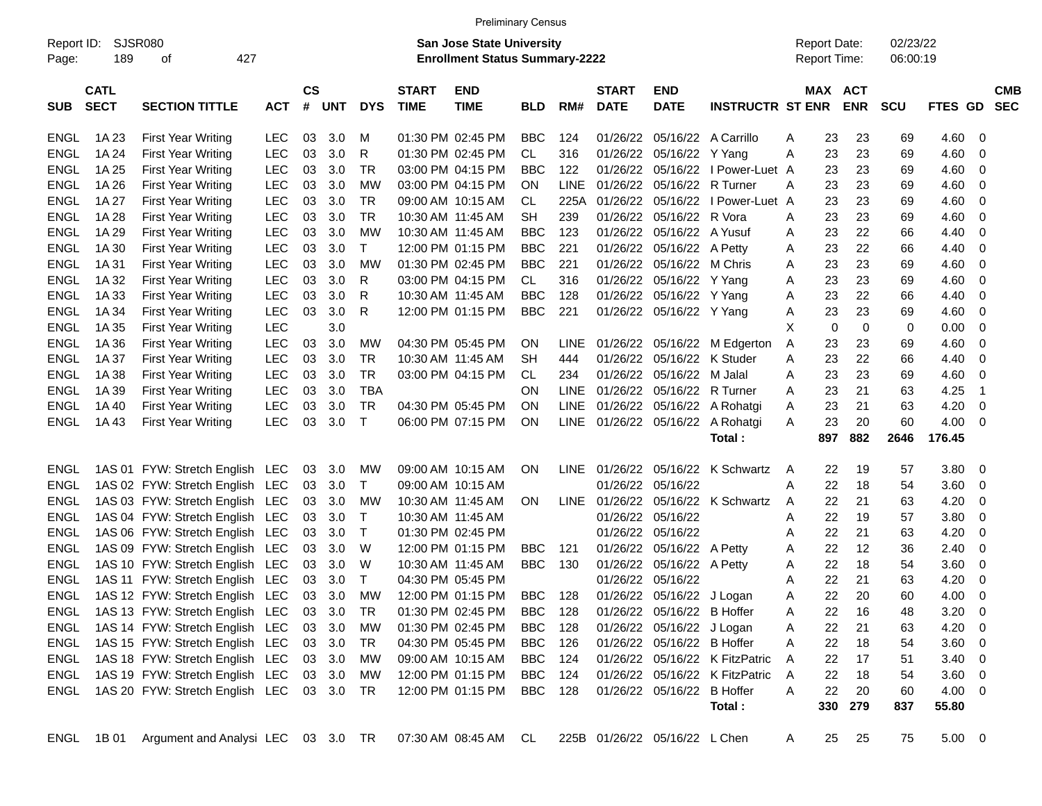Preliminary Census

Report ID: SJSR080

**San Jose State University**
**Enrollment Status Summary-2222**

Report Date: 02/23/22
Report Time: 06:00:19

| SUB | CATL SECT | SECTION TITTLE | ACT | CS # | UNT | DYS | START TIME | END TIME | BLD | RM# | START DATE | END DATE | INSTRUCTR | ST | MAX ENR | ACT ENR | SCU | FTES | GD | CMB SEC |
|---|---|---|---|---|---|---|---|---|---|---|---|---|---|---|---|---|---|---|---|---|
| ENGL | 1A 23 | First Year Writing | LEC | 03 | 3.0 | M | 01:30 PM | 02:45 PM | BBC | 124 | 01/26/22 | 05/16/22 | A Carrillo | A | 23 | 23 | 69 | 4.60 | 0 | |
| ENGL | 1A 24 | First Year Writing | LEC | 03 | 3.0 | R | 01:30 PM | 02:45 PM | CL | 316 | 01/26/22 | 05/16/22 | Y Yang | A | 23 | 23 | 69 | 4.60 | 0 | |
| ENGL | 1A 25 | First Year Writing | LEC | 03 | 3.0 | TR | 03:00 PM | 04:15 PM | BBC | 122 | 01/26/22 | 05/16/22 | I Power-Luet | A | 23 | 23 | 69 | 4.60 | 0 | |
| ENGL | 1A 26 | First Year Writing | LEC | 03 | 3.0 | MW | 03:00 PM | 04:15 PM | ON | LINE | 01/26/22 | 05/16/22 | R Turner | A | 23 | 23 | 69 | 4.60 | 0 | |
| ENGL | 1A 27 | First Year Writing | LEC | 03 | 3.0 | TR | 09:00 AM | 10:15 AM | CL | 225A | 01/26/22 | 05/16/22 | I Power-Luet | A | 23 | 23 | 69 | 4.60 | 0 | |
| ENGL | 1A 28 | First Year Writing | LEC | 03 | 3.0 | TR | 10:30 AM | 11:45 AM | SH | 239 | 01/26/22 | 05/16/22 | R Vora | A | 23 | 23 | 69 | 4.60 | 0 | |
| ENGL | 1A 29 | First Year Writing | LEC | 03 | 3.0 | MW | 10:30 AM | 11:45 AM | BBC | 123 | 01/26/22 | 05/16/22 | A Yusuf | A | 23 | 22 | 66 | 4.40 | 0 | |
| ENGL | 1A 30 | First Year Writing | LEC | 03 | 3.0 | T | 12:00 PM | 01:15 PM | BBC | 221 | 01/26/22 | 05/16/22 | A Petty | A | 23 | 22 | 66 | 4.40 | 0 | |
| ENGL | 1A 31 | First Year Writing | LEC | 03 | 3.0 | MW | 01:30 PM | 02:45 PM | BBC | 221 | 01/26/22 | 05/16/22 | M Chris | A | 23 | 23 | 69 | 4.60 | 0 | |
| ENGL | 1A 32 | First Year Writing | LEC | 03 | 3.0 | R | 03:00 PM | 04:15 PM | CL | 316 | 01/26/22 | 05/16/22 | Y Yang | A | 23 | 23 | 69 | 4.60 | 0 | |
| ENGL | 1A 33 | First Year Writing | LEC | 03 | 3.0 | R | 10:30 AM | 11:45 AM | BBC | 128 | 01/26/22 | 05/16/22 | Y Yang | A | 23 | 22 | 66 | 4.40 | 0 | |
| ENGL | 1A 34 | First Year Writing | LEC | 03 | 3.0 | R | 12:00 PM | 01:15 PM | BBC | 221 | 01/26/22 | 05/16/22 | Y Yang | A | 23 | 23 | 69 | 4.60 | 0 | |
| ENGL | 1A 35 | First Year Writing | LEC | | 3.0 | | | | | | | | | X | 0 | 0 | 0 | 0.00 | 0 | |
| ENGL | 1A 36 | First Year Writing | LEC | 03 | 3.0 | MW | 04:30 PM | 05:45 PM | ON | LINE | 01/26/22 | 05/16/22 | M Edgerton | A | 23 | 23 | 69 | 4.60 | 0 | |
| ENGL | 1A 37 | First Year Writing | LEC | 03 | 3.0 | TR | 10:30 AM | 11:45 AM | SH | 444 | 01/26/22 | 05/16/22 | K Studer | A | 23 | 22 | 66 | 4.40 | 0 | |
| ENGL | 1A 38 | First Year Writing | LEC | 03 | 3.0 | TR | 03:00 PM | 04:15 PM | CL | 234 | 01/26/22 | 05/16/22 | M Jalal | A | 23 | 23 | 69 | 4.60 | 0 | |
| ENGL | 1A 39 | First Year Writing | LEC | 03 | 3.0 | TBA | | | ON | LINE | 01/26/22 | 05/16/22 | R Turner | A | 23 | 21 | 63 | 4.25 | 1 | |
| ENGL | 1A 40 | First Year Writing | LEC | 03 | 3.0 | TR | 04:30 PM | 05:45 PM | ON | LINE | 01/26/22 | 05/16/22 | A Rohatgi | A | 23 | 21 | 63 | 4.20 | 0 | |
| ENGL | 1A 43 | First Year Writing | LEC | 03 | 3.0 | T | 06:00 PM | 07:15 PM | ON | LINE | 01/26/22 | 05/16/22 | A Rohatgi | A | 23 | 20 | 60 | 4.00 | 0 | |
| | | | | | | | | | | | | | **Total :** | | **897** | **882** | **2646** | **176.45** | | |
| ENGL | 1AS 01 | FYW: Stretch English | LEC | 03 | 3.0 | MW | 09:00 AM | 10:15 AM | ON | LINE | 01/26/22 | 05/16/22 | K Schwartz | A | 22 | 19 | 57 | 3.80 | 0 | |
| ENGL | 1AS 02 | FYW: Stretch English | LEC | 03 | 3.0 | T | 09:00 AM | 10:15 AM | | | 01/26/22 | 05/16/22 | | A | 22 | 18 | 54 | 3.60 | 0 | |
| ENGL | 1AS 03 | FYW: Stretch English | LEC | 03 | 3.0 | MW | 10:30 AM | 11:45 AM | ON | LINE | 01/26/22 | 05/16/22 | K Schwartz | A | 22 | 21 | 63 | 4.20 | 0 | |
| ENGL | 1AS 04 | FYW: Stretch English | LEC | 03 | 3.0 | T | 10:30 AM | 11:45 AM | | | 01/26/22 | 05/16/22 | | A | 22 | 19 | 57 | 3.80 | 0 | |
| ENGL | 1AS 06 | FYW: Stretch English | LEC | 03 | 3.0 | T | 01:30 PM | 02:45 PM | | | 01/26/22 | 05/16/22 | | A | 22 | 21 | 63 | 4.20 | 0 | |
| ENGL | 1AS 09 | FYW: Stretch English | LEC | 03 | 3.0 | W | 12:00 PM | 01:15 PM | BBC | 121 | 01/26/22 | 05/16/22 | A Petty | A | 22 | 12 | 36 | 2.40 | 0 | |
| ENGL | 1AS 10 | FYW: Stretch English | LEC | 03 | 3.0 | W | 10:30 AM | 11:45 AM | BBC | 130 | 01/26/22 | 05/16/22 | A Petty | A | 22 | 18 | 54 | 3.60 | 0 | |
| ENGL | 1AS 11 | FYW: Stretch English | LEC | 03 | 3.0 | T | 04:30 PM | 05:45 PM | | | 01/26/22 | 05/16/22 | | A | 22 | 21 | 63 | 4.20 | 0 | |
| ENGL | 1AS 12 | FYW: Stretch English | LEC | 03 | 3.0 | MW | 12:00 PM | 01:15 PM | BBC | 128 | 01/26/22 | 05/16/22 | J Logan | A | 22 | 20 | 60 | 4.00 | 0 | |
| ENGL | 1AS 13 | FYW: Stretch English | LEC | 03 | 3.0 | TR | 01:30 PM | 02:45 PM | BBC | 128 | 01/26/22 | 05/16/22 | B Hoffer | A | 22 | 16 | 48 | 3.20 | 0 | |
| ENGL | 1AS 14 | FYW: Stretch English | LEC | 03 | 3.0 | MW | 01:30 PM | 02:45 PM | BBC | 128 | 01/26/22 | 05/16/22 | J Logan | A | 22 | 21 | 63 | 4.20 | 0 | |
| ENGL | 1AS 15 | FYW: Stretch English | LEC | 03 | 3.0 | TR | 04:30 PM | 05:45 PM | BBC | 126 | 01/26/22 | 05/16/22 | B Hoffer | A | 22 | 18 | 54 | 3.60 | 0 | |
| ENGL | 1AS 18 | FYW: Stretch English | LEC | 03 | 3.0 | MW | 09:00 AM | 10:15 AM | BBC | 124 | 01/26/22 | 05/16/22 | K FitzPatric | A | 22 | 17 | 51 | 3.40 | 0 | |
| ENGL | 1AS 19 | FYW: Stretch English | LEC | 03 | 3.0 | MW | 12:00 PM | 01:15 PM | BBC | 124 | 01/26/22 | 05/16/22 | K FitzPatric | A | 22 | 18 | 54 | 3.60 | 0 | |
| ENGL | 1AS 20 | FYW: Stretch English | LEC | 03 | 3.0 | TR | 12:00 PM | 01:15 PM | BBC | 128 | 01/26/22 | 05/16/22 | B Hoffer | A | 22 | 20 | 60 | 4.00 | 0 | |
| | | | | | | | | | | | | | **Total :** | | **330** | **279** | **837** | **55.80** | | |
| ENGL | 1B 01 | Argument and Analysi | LEC | 03 | 3.0 | TR | 07:30 AM | 08:45 AM | CL | 225B | 01/26/22 | 05/16/22 | L Chen | A | 25 | 25 | 75 | 5.00 | 0 | |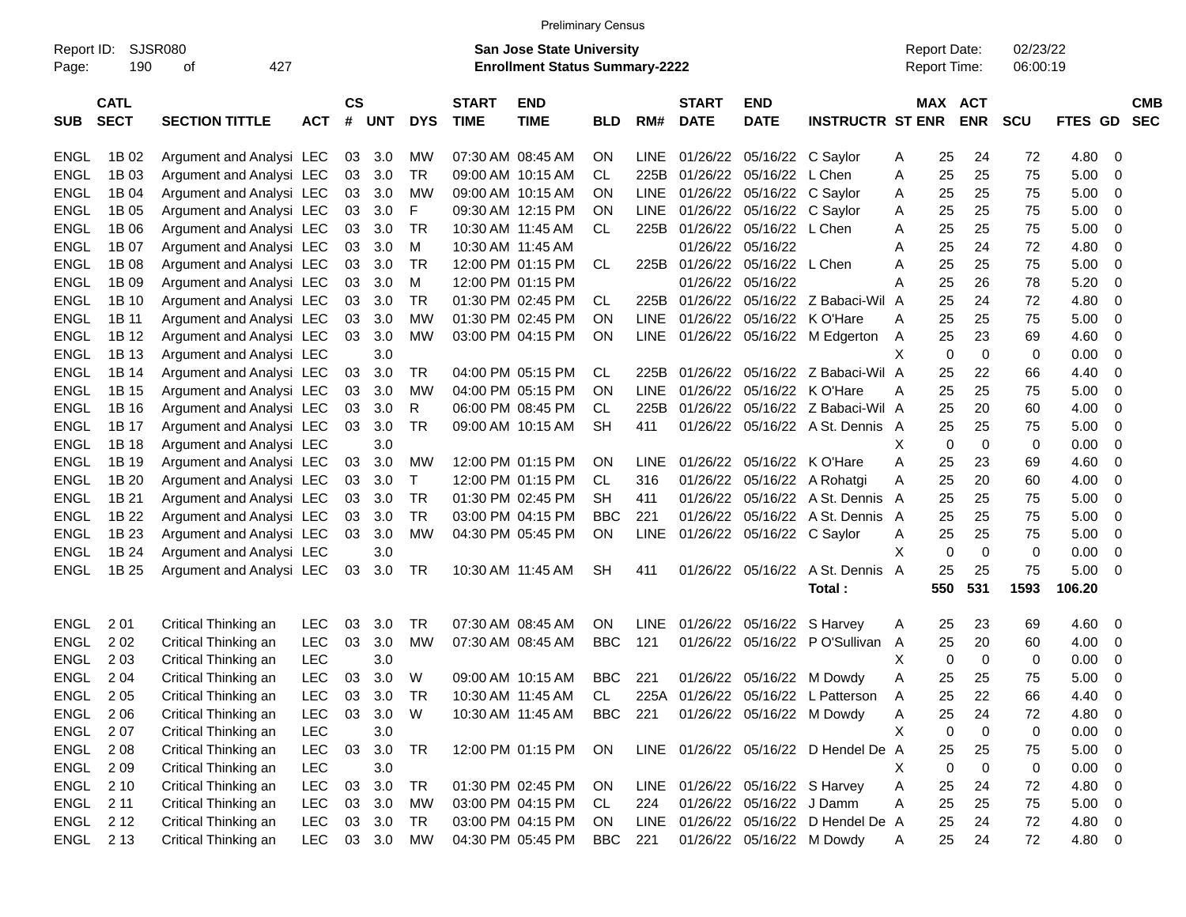Preliminary Census

Report ID: SJSR080 | **San Jose State University** | Report Date: 02/23/22
Page: 190 of 427 | **Enrollment Status Summary-2222** | Report Time: 06:00:19

| SUB | CATL SECT | SECTION TITTLE | ACT | CS # | UNT | DYS | START TIME | END TIME | BLD | RM# | START DATE | END DATE | INSTRUCTR | ST | MAX ENR | ACT ENR | SCU | FTES | GD | CMB SEC |
|---|---|---|---|---|---|---|---|---|---|---|---|---|---|---|---|---|---|---|---|---|
| ENGL | 1B 02 | Argument and Analysi | LEC | 03 | 3.0 | MW | 07:30 AM | 08:45 AM | ON | LINE | 01/26/22 | 05/16/22 | C Saylor | A | 25 | 24 | 72 | 4.80 | 0 | |
| ENGL | 1B 03 | Argument and Analysi | LEC | 03 | 3.0 | TR | 09:00 AM | 10:15 AM | CL | 225B | 01/26/22 | 05/16/22 | L Chen | A | 25 | 25 | 75 | 5.00 | 0 | |
| ENGL | 1B 04 | Argument and Analysi | LEC | 03 | 3.0 | MW | 09:00 AM | 10:15 AM | ON | LINE | 01/26/22 | 05/16/22 | C Saylor | A | 25 | 25 | 75 | 5.00 | 0 | |
| ENGL | 1B 05 | Argument and Analysi | LEC | 03 | 3.0 | F | 09:30 AM | 12:15 PM | ON | LINE | 01/26/22 | 05/16/22 | C Saylor | A | 25 | 25 | 75 | 5.00 | 0 | |
| ENGL | 1B 06 | Argument and Analysi | LEC | 03 | 3.0 | TR | 10:30 AM | 11:45 AM | CL | 225B | 01/26/22 | 05/16/22 | L Chen | A | 25 | 25 | 75 | 5.00 | 0 | |
| ENGL | 1B 07 | Argument and Analysi | LEC | 03 | 3.0 | M | 10:30 AM | 11:45 AM | | | 01/26/22 | 05/16/22 | | A | 25 | 24 | 72 | 4.80 | 0 | |
| ENGL | 1B 08 | Argument and Analysi | LEC | 03 | 3.0 | TR | 12:00 PM | 01:15 PM | CL | 225B | 01/26/22 | 05/16/22 | L Chen | A | 25 | 25 | 75 | 5.00 | 0 | |
| ENGL | 1B 09 | Argument and Analysi | LEC | 03 | 3.0 | M | 12:00 PM | 01:15 PM | | | 01/26/22 | 05/16/22 | | A | 25 | 26 | 78 | 5.20 | 0 | |
| ENGL | 1B 10 | Argument and Analysi | LEC | 03 | 3.0 | TR | 01:30 PM | 02:45 PM | CL | 225B | 01/26/22 | 05/16/22 | Z Babaci-Wil | A | 25 | 24 | 72 | 4.80 | 0 | |
| ENGL | 1B 11 | Argument and Analysi | LEC | 03 | 3.0 | MW | 01:30 PM | 02:45 PM | ON | LINE | 01/26/22 | 05/16/22 | K O'Hare | A | 25 | 25 | 75 | 5.00 | 0 | |
| ENGL | 1B 12 | Argument and Analysi | LEC | 03 | 3.0 | MW | 03:00 PM | 04:15 PM | ON | LINE | 01/26/22 | 05/16/22 | M Edgerton | A | 25 | 23 | 69 | 4.60 | 0 | |
| ENGL | 1B 13 | Argument and Analysi | LEC | | 3.0 | | | | | | | | | X | 0 | 0 | 0 | 0.00 | 0 | |
| ENGL | 1B 14 | Argument and Analysi | LEC | 03 | 3.0 | TR | 04:00 PM | 05:15 PM | CL | 225B | 01/26/22 | 05/16/22 | Z Babaci-Wil | A | 25 | 22 | 66 | 4.40 | 0 | |
| ENGL | 1B 15 | Argument and Analysi | LEC | 03 | 3.0 | MW | 04:00 PM | 05:15 PM | ON | LINE | 01/26/22 | 05/16/22 | K O'Hare | A | 25 | 25 | 75 | 5.00 | 0 | |
| ENGL | 1B 16 | Argument and Analysi | LEC | 03 | 3.0 | R | 06:00 PM | 08:45 PM | CL | 225B | 01/26/22 | 05/16/22 | Z Babaci-Wil | A | 25 | 20 | 60 | 4.00 | 0 | |
| ENGL | 1B 17 | Argument and Analysi | LEC | 03 | 3.0 | TR | 09:00 AM | 10:15 AM | SH | 411 | 01/26/22 | 05/16/22 | A St. Dennis | A | 25 | 25 | 75 | 5.00 | 0 | |
| ENGL | 1B 18 | Argument and Analysi | LEC | | 3.0 | | | | | | | | | X | 0 | 0 | 0 | 0.00 | 0 | |
| ENGL | 1B 19 | Argument and Analysi | LEC | 03 | 3.0 | MW | 12:00 PM | 01:15 PM | ON | LINE | 01/26/22 | 05/16/22 | K O'Hare | A | 25 | 23 | 69 | 4.60 | 0 | |
| ENGL | 1B 20 | Argument and Analysi | LEC | 03 | 3.0 | T | 12:00 PM | 01:15 PM | CL | 316 | 01/26/22 | 05/16/22 | A Rohatgi | A | 25 | 20 | 60 | 4.00 | 0 | |
| ENGL | 1B 21 | Argument and Analysi | LEC | 03 | 3.0 | TR | 01:30 PM | 02:45 PM | SH | 411 | 01/26/22 | 05/16/22 | A St. Dennis | A | 25 | 25 | 75 | 5.00 | 0 | |
| ENGL | 1B 22 | Argument and Analysi | LEC | 03 | 3.0 | TR | 03:00 PM | 04:15 PM | BBC | 221 | 01/26/22 | 05/16/22 | A St. Dennis | A | 25 | 25 | 75 | 5.00 | 0 | |
| ENGL | 1B 23 | Argument and Analysi | LEC | 03 | 3.0 | MW | 04:30 PM | 05:45 PM | ON | LINE | 01/26/22 | 05/16/22 | C Saylor | A | 25 | 25 | 75 | 5.00 | 0 | |
| ENGL | 1B 24 | Argument and Analysi | LEC | | 3.0 | | | | | | | | | X | 0 | 0 | 0 | 0.00 | 0 | |
| ENGL | 1B 25 | Argument and Analysi | LEC | 03 | 3.0 | TR | 10:30 AM | 11:45 AM | SH | 411 | 01/26/22 | 05/16/22 | A St. Dennis | A | 25 | 25 | 75 | 5.00 | 0 | |
| | | | | | | | | | | | | | **Total :** | | **550** | **531** | **1593** | **106.20** | | |
| ENGL | 2 01 | Critical Thinking an | LEC | 03 | 3.0 | TR | 07:30 AM | 08:45 AM | ON | LINE | 01/26/22 | 05/16/22 | S Harvey | A | 25 | 23 | 69 | 4.60 | 0 | |
| ENGL | 2 02 | Critical Thinking an | LEC | 03 | 3.0 | MW | 07:30 AM | 08:45 AM | BBC | 121 | 01/26/22 | 05/16/22 | P O'Sullivan | A | 25 | 20 | 60 | 4.00 | 0 | |
| ENGL | 2 03 | Critical Thinking an | LEC | | 3.0 | | | | | | | | | X | 0 | 0 | 0 | 0.00 | 0 | |
| ENGL | 2 04 | Critical Thinking an | LEC | 03 | 3.0 | W | 09:00 AM | 10:15 AM | BBC | 221 | 01/26/22 | 05/16/22 | M Dowdy | A | 25 | 25 | 75 | 5.00 | 0 | |
| ENGL | 2 05 | Critical Thinking an | LEC | 03 | 3.0 | TR | 10:30 AM | 11:45 AM | CL | 225A | 01/26/22 | 05/16/22 | L Patterson | A | 25 | 22 | 66 | 4.40 | 0 | |
| ENGL | 2 06 | Critical Thinking an | LEC | 03 | 3.0 | W | 10:30 AM | 11:45 AM | BBC | 221 | 01/26/22 | 05/16/22 | M Dowdy | A | 25 | 24 | 72 | 4.80 | 0 | |
| ENGL | 2 07 | Critical Thinking an | LEC | | 3.0 | | | | | | | | | X | 0 | 0 | 0 | 0.00 | 0 | |
| ENGL | 2 08 | Critical Thinking an | LEC | 03 | 3.0 | TR | 12:00 PM | 01:15 PM | ON | LINE | 01/26/22 | 05/16/22 | D Hendel De | A | 25 | 25 | 75 | 5.00 | 0 | |
| ENGL | 2 09 | Critical Thinking an | LEC | | 3.0 | | | | | | | | | X | 0 | 0 | 0 | 0.00 | 0 | |
| ENGL | 2 10 | Critical Thinking an | LEC | 03 | 3.0 | TR | 01:30 PM | 02:45 PM | ON | LINE | 01/26/22 | 05/16/22 | S Harvey | A | 25 | 24 | 72 | 4.80 | 0 | |
| ENGL | 2 11 | Critical Thinking an | LEC | 03 | 3.0 | MW | 03:00 PM | 04:15 PM | CL | 224 | 01/26/22 | 05/16/22 | J Damm | A | 25 | 25 | 75 | 5.00 | 0 | |
| ENGL | 2 12 | Critical Thinking an | LEC | 03 | 3.0 | TR | 03:00 PM | 04:15 PM | ON | LINE | 01/26/22 | 05/16/22 | D Hendel De | A | 25 | 24 | 72 | 4.80 | 0 | |
| ENGL | 2 13 | Critical Thinking an | LEC | 03 | 3.0 | MW | 04:30 PM | 05:45 PM | BBC | 221 | 01/26/22 | 05/16/22 | M Dowdy | A | 25 | 24 | 72 | 4.80 | 0 | |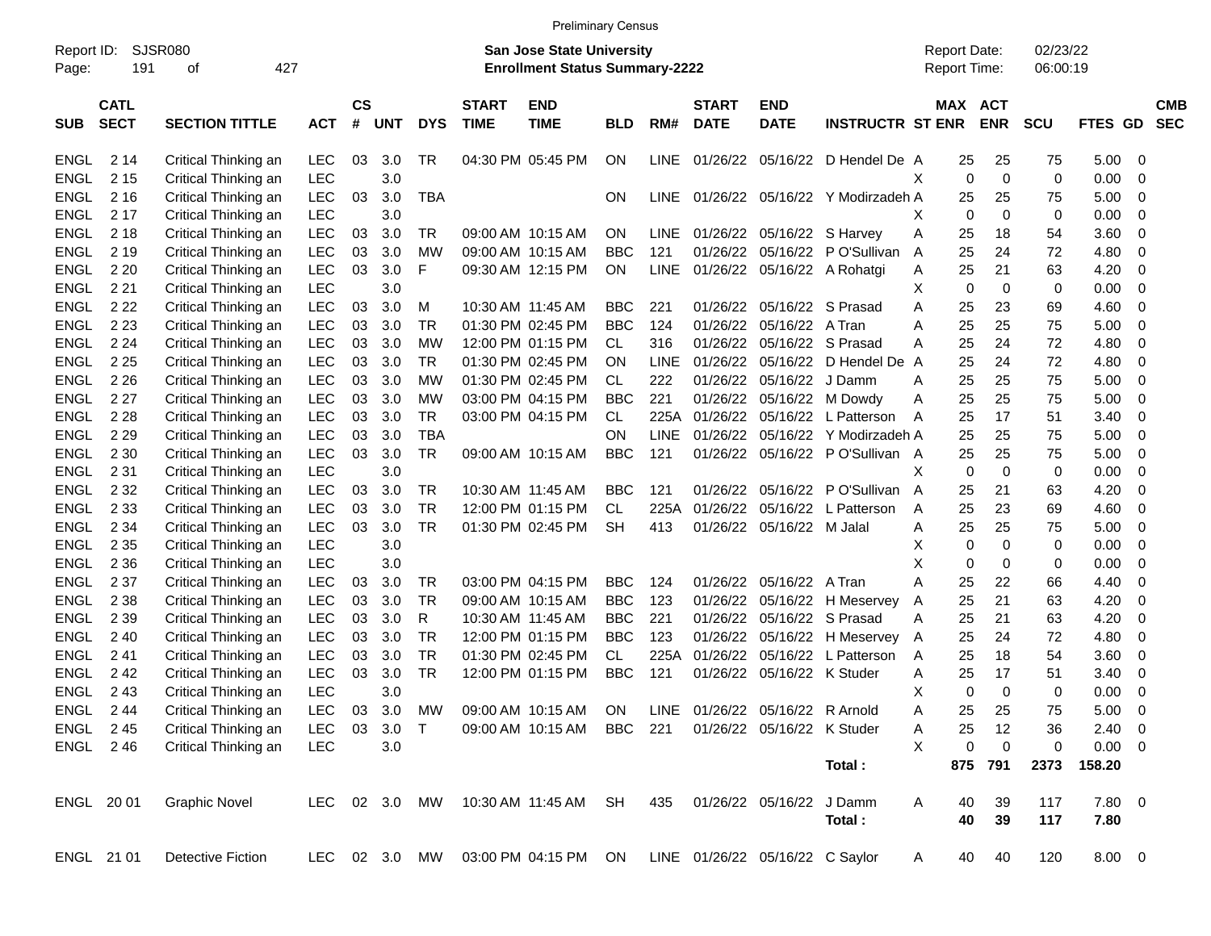Preliminary Census

Report ID: SJSR080
Page: 191 of 427

**San Jose State University**
**Enrollment Status Summary-2222**

Report Date: 02/23/22
Report Time: 06:00:19

| SUB | CATL SECT | SECTION TITTLE | ACT | CS # | UNT | DYS | START TIME | END TIME | BLD | RM# | START DATE | END DATE | INSTRUCTR | ST | MAX ENR | ACT ENR | SCU | FTES | GD | CMB SEC |
|---|---|---|---|---|---|---|---|---|---|---|---|---|---|---|---|---|---|---|---|---|
| ENGL | 2 14 | Critical Thinking an | LEC | 03 | 3.0 | TR | 04:30 PM | 05:45 PM | ON | LINE | 01/26/22 | 05/16/22 | D Hendel De | A | 25 | 25 | 75 | 5.00 | 0 | |
| ENGL | 2 15 | Critical Thinking an | LEC | | 3.0 | | | | | | | | | X | 0 | 0 | 0 | 0.00 | 0 | |
| ENGL | 2 16 | Critical Thinking an | LEC | 03 | 3.0 | TBA | | | ON | LINE | 01/26/22 | 05/16/22 | Y Modirzadeh | A | 25 | 25 | 75 | 5.00 | 0 | |
| ENGL | 2 17 | Critical Thinking an | LEC | | 3.0 | | | | | | | | | X | 0 | 0 | 0 | 0.00 | 0 | |
| ENGL | 2 18 | Critical Thinking an | LEC | 03 | 3.0 | TR | 09:00 AM | 10:15 AM | ON | LINE | 01/26/22 | 05/16/22 | S Harvey | A | 25 | 18 | 54 | 3.60 | 0 | |
| ENGL | 2 19 | Critical Thinking an | LEC | 03 | 3.0 | MW | 09:00 AM | 10:15 AM | BBC | 121 | 01/26/22 | 05/16/22 | P O'Sullivan | A | 25 | 24 | 72 | 4.80 | 0 | |
| ENGL | 2 20 | Critical Thinking an | LEC | 03 | 3.0 | F | 09:30 AM | 12:15 PM | ON | LINE | 01/26/22 | 05/16/22 | A Rohatgi | A | 25 | 21 | 63 | 4.20 | 0 | |
| ENGL | 2 21 | Critical Thinking an | LEC | | 3.0 | | | | | | | | | X | 0 | 0 | 0 | 0.00 | 0 | |
| ENGL | 2 22 | Critical Thinking an | LEC | 03 | 3.0 | M | 10:30 AM | 11:45 AM | BBC | 221 | 01/26/22 | 05/16/22 | S Prasad | A | 25 | 23 | 69 | 4.60 | 0 | |
| ENGL | 2 23 | Critical Thinking an | LEC | 03 | 3.0 | TR | 01:30 PM | 02:45 PM | BBC | 124 | 01/26/22 | 05/16/22 | A Tran | A | 25 | 25 | 75 | 5.00 | 0 | |
| ENGL | 2 24 | Critical Thinking an | LEC | 03 | 3.0 | MW | 12:00 PM | 01:15 PM | CL | 316 | 01/26/22 | 05/16/22 | S Prasad | A | 25 | 24 | 72 | 4.80 | 0 | |
| ENGL | 2 25 | Critical Thinking an | LEC | 03 | 3.0 | TR | 01:30 PM | 02:45 PM | ON | LINE | 01/26/22 | 05/16/22 | D Hendel De | A | 25 | 24 | 72 | 4.80 | 0 | |
| ENGL | 2 26 | Critical Thinking an | LEC | 03 | 3.0 | MW | 01:30 PM | 02:45 PM | CL | 222 | 01/26/22 | 05/16/22 | J Damm | A | 25 | 25 | 75 | 5.00 | 0 | |
| ENGL | 2 27 | Critical Thinking an | LEC | 03 | 3.0 | MW | 03:00 PM | 04:15 PM | BBC | 221 | 01/26/22 | 05/16/22 | M Dowdy | A | 25 | 25 | 75 | 5.00 | 0 | |
| ENGL | 2 28 | Critical Thinking an | LEC | 03 | 3.0 | TR | 03:00 PM | 04:15 PM | CL | 225A | 01/26/22 | 05/16/22 | L Patterson | A | 25 | 17 | 51 | 3.40 | 0 | |
| ENGL | 2 29 | Critical Thinking an | LEC | 03 | 3.0 | TBA | | | ON | LINE | 01/26/22 | 05/16/22 | Y Modirzadeh | A | 25 | 25 | 75 | 5.00 | 0 | |
| ENGL | 2 30 | Critical Thinking an | LEC | 03 | 3.0 | TR | 09:00 AM | 10:15 AM | BBC | 121 | 01/26/22 | 05/16/22 | P O'Sullivan | A | 25 | 25 | 75 | 5.00 | 0 | |
| ENGL | 2 31 | Critical Thinking an | LEC | | 3.0 | | | | | | | | | X | 0 | 0 | 0 | 0.00 | 0 | |
| ENGL | 2 32 | Critical Thinking an | LEC | 03 | 3.0 | TR | 10:30 AM | 11:45 AM | BBC | 121 | 01/26/22 | 05/16/22 | P O'Sullivan | A | 25 | 21 | 63 | 4.20 | 0 | |
| ENGL | 2 33 | Critical Thinking an | LEC | 03 | 3.0 | TR | 12:00 PM | 01:15 PM | CL | 225A | 01/26/22 | 05/16/22 | L Patterson | A | 25 | 23 | 69 | 4.60 | 0 | |
| ENGL | 2 34 | Critical Thinking an | LEC | 03 | 3.0 | TR | 01:30 PM | 02:45 PM | SH | 413 | 01/26/22 | 05/16/22 | M Jalal | A | 25 | 25 | 75 | 5.00 | 0 | |
| ENGL | 2 35 | Critical Thinking an | LEC | | 3.0 | | | | | | | | | X | 0 | 0 | 0 | 0.00 | 0 | |
| ENGL | 2 36 | Critical Thinking an | LEC | | 3.0 | | | | | | | | | X | 0 | 0 | 0 | 0.00 | 0 | |
| ENGL | 2 37 | Critical Thinking an | LEC | 03 | 3.0 | TR | 03:00 PM | 04:15 PM | BBC | 124 | 01/26/22 | 05/16/22 | A Tran | A | 25 | 22 | 66 | 4.40 | 0 | |
| ENGL | 2 38 | Critical Thinking an | LEC | 03 | 3.0 | TR | 09:00 AM | 10:15 AM | BBC | 123 | 01/26/22 | 05/16/22 | H Meservey | A | 25 | 21 | 63 | 4.20 | 0 | |
| ENGL | 2 39 | Critical Thinking an | LEC | 03 | 3.0 | R | 10:30 AM | 11:45 AM | BBC | 221 | 01/26/22 | 05/16/22 | S Prasad | A | 25 | 21 | 63 | 4.20 | 0 | |
| ENGL | 2 40 | Critical Thinking an | LEC | 03 | 3.0 | TR | 12:00 PM | 01:15 PM | BBC | 123 | 01/26/22 | 05/16/22 | H Meservey | A | 25 | 24 | 72 | 4.80 | 0 | |
| ENGL | 2 41 | Critical Thinking an | LEC | 03 | 3.0 | TR | 01:30 PM | 02:45 PM | CL | 225A | 01/26/22 | 05/16/22 | L Patterson | A | 25 | 18 | 54 | 3.60 | 0 | |
| ENGL | 2 42 | Critical Thinking an | LEC | 03 | 3.0 | TR | 12:00 PM | 01:15 PM | BBC | 121 | 01/26/22 | 05/16/22 | K Studer | A | 25 | 17 | 51 | 3.40 | 0 | |
| ENGL | 2 43 | Critical Thinking an | LEC | | 3.0 | | | | | | | | | X | 0 | 0 | 0 | 0.00 | 0 | |
| ENGL | 2 44 | Critical Thinking an | LEC | 03 | 3.0 | MW | 09:00 AM | 10:15 AM | ON | LINE | 01/26/22 | 05/16/22 | R Arnold | A | 25 | 25 | 75 | 5.00 | 0 | |
| ENGL | 2 45 | Critical Thinking an | LEC | 03 | 3.0 | T | 09:00 AM | 10:15 AM | BBC | 221 | 01/26/22 | 05/16/22 | K Studer | A | 25 | 12 | 36 | 2.40 | 0 | |
| ENGL | 2 46 | Critical Thinking an | LEC | | 3.0 | | | | | | | | | X | 0 | 0 | 0 | 0.00 | 0 | |
| | | | | | | | | | | | | | **Total :** | | **875** | **791** | **2373** | **158.20** | | |
| ENGL | 20 01 | Graphic Novel | LEC | 02 | 3.0 | MW | 10:30 AM | 11:45 AM | SH | 435 | 01/26/22 | 05/16/22 | J Damm | A | 40 | 39 | 117 | 7.80 | 0 | |
| | | | | | | | | | | | | | **Total :** | | **40** | **39** | **117** | **7.80** | | |
| ENGL | 21 01 | Detective Fiction | LEC | 02 | 3.0 | MW | 03:00 PM | 04:15 PM | ON | LINE | 01/26/22 | 05/16/22 | C Saylor | A | 40 | 40 | 120 | 8.00 | 0 | |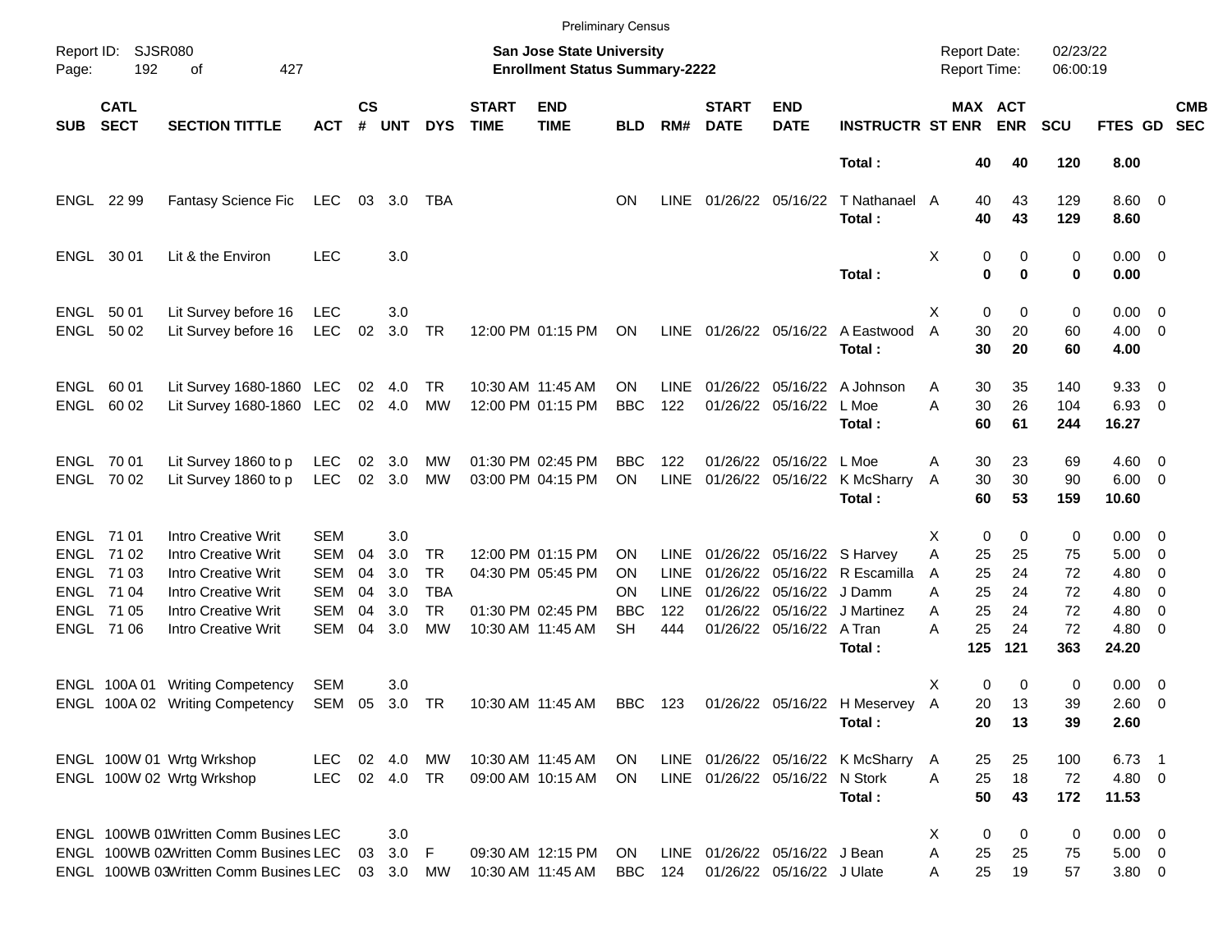Preliminary Census

Report ID: SJSR080
Page: 192 of 427

**San Jose State University**
**Enrollment Status Summary-2222**

Report Date: 02/23/22
Report Time: 06:00:19

| SUB | CATL SECT | SECTION TITTLE | ACT | CS # | UNT | DYS | START TIME | END TIME | BLD | RM# | START DATE | END DATE | INSTRUCTR | ST | MAX ENR | ACT ENR | SCU | FTES | GD | CMB SEC |
|---|---|---|---|---|---|---|---|---|---|---|---|---|---|---|---|---|---|---|---|---|
| | | | | | | | | | | | | | **Total :** | | **40** | **40** | **120** | **8.00** | | |
| ENGL | 22 99 | Fantasy Science Fic | LEC | 03 | 3.0 | TBA | | | ON | LINE | 01/26/22 | 05/16/22 | T Nathanael | A | 40 | 43 | 129 | 8.60 | 0 | |
| | | | | | | | | | | | | | **Total :** | | **40** | **43** | **129** | **8.60** | | |
| ENGL | 30 01 | Lit & the Environ | LEC | | 3.0 | | | | | | | | | X | 0 | 0 | 0 | 0.00 | 0 | |
| | | | | | | | | | | | | | **Total :** | | **0** | **0** | **0** | **0.00** | | |
| ENGL | 50 01 | Lit Survey before 16 | LEC | | 3.0 | | | | | | | | | X | 0 | 0 | 0 | 0.00 | 0 | |
| ENGL | 50 02 | Lit Survey before 16 | LEC | 02 | 3.0 | TR | 12:00 PM | 01:15 PM | ON | LINE | 01/26/22 | 05/16/22 | A Eastwood | A | 30 | 20 | 60 | 4.00 | 0 | |
| | | | | | | | | | | | | | **Total :** | | **30** | **20** | **60** | **4.00** | | |
| ENGL | 60 01 | Lit Survey 1680-1860 | LEC | 02 | 4.0 | TR | 10:30 AM | 11:45 AM | ON | LINE | 01/26/22 | 05/16/22 | A Johnson | A | 30 | 35 | 140 | 9.33 | 0 | |
| ENGL | 60 02 | Lit Survey 1680-1860 | LEC | 02 | 4.0 | MW | 12:00 PM | 01:15 PM | BBC | 122 | 01/26/22 | 05/16/22 | L Moe | A | 30 | 26 | 104 | 6.93 | 0 | |
| | | | | | | | | | | | | | **Total :** | | **60** | **61** | **244** | **16.27** | | |
| ENGL | 70 01 | Lit Survey 1860 to p | LEC | 02 | 3.0 | MW | 01:30 PM | 02:45 PM | BBC | 122 | 01/26/22 | 05/16/22 | L Moe | A | 30 | 23 | 69 | 4.60 | 0 | |
| ENGL | 70 02 | Lit Survey 1860 to p | LEC | 02 | 3.0 | MW | 03:00 PM | 04:15 PM | ON | LINE | 01/26/22 | 05/16/22 | K McSharry | A | 30 | 30 | 90 | 6.00 | 0 | |
| | | | | | | | | | | | | | **Total :** | | **60** | **53** | **159** | **10.60** | | |
| ENGL | 71 01 | Intro Creative Writ | SEM | | 3.0 | | | | | | | | | X | 0 | 0 | 0 | 0.00 | 0 | |
| ENGL | 71 02 | Intro Creative Writ | SEM | 04 | 3.0 | TR | 12:00 PM | 01:15 PM | ON | LINE | 01/26/22 | 05/16/22 | S Harvey | A | 25 | 25 | 75 | 5.00 | 0 | |
| ENGL | 71 03 | Intro Creative Writ | SEM | 04 | 3.0 | TR | 04:30 PM | 05:45 PM | ON | LINE | 01/26/22 | 05/16/22 | R Escamilla | A | 25 | 24 | 72 | 4.80 | 0 | |
| ENGL | 71 04 | Intro Creative Writ | SEM | 04 | 3.0 | TBA | | | ON | LINE | 01/26/22 | 05/16/22 | J Damm | A | 25 | 24 | 72 | 4.80 | 0 | |
| ENGL | 71 05 | Intro Creative Writ | SEM | 04 | 3.0 | TR | 01:30 PM | 02:45 PM | BBC | 122 | 01/26/22 | 05/16/22 | J Martinez | A | 25 | 24 | 72 | 4.80 | 0 | |
| ENGL | 71 06 | Intro Creative Writ | SEM | 04 | 3.0 | MW | 10:30 AM | 11:45 AM | SH | 444 | 01/26/22 | 05/16/22 | A Tran | A | 25 | 24 | 72 | 4.80 | 0 | |
| | | | | | | | | | | | | | **Total :** | | **125** | **121** | **363** | **24.20** | | |
| ENGL | 100A 01 | Writing Competency | SEM | | 3.0 | | | | | | | | | X | 0 | 0 | 0 | 0.00 | 0 | |
| ENGL | 100A 02 | Writing Competency | SEM | 05 | 3.0 | TR | 10:30 AM | 11:45 AM | BBC | 123 | 01/26/22 | 05/16/22 | H Meservey | A | 20 | 13 | 39 | 2.60 | 0 | |
| | | | | | | | | | | | | | **Total :** | | **20** | **13** | **39** | **2.60** | | |
| ENGL | 100W 01 | Wrtg Wrkshop | LEC | 02 | 4.0 | MW | 10:30 AM | 11:45 AM | ON | LINE | 01/26/22 | 05/16/22 | K McSharry | A | 25 | 25 | 100 | 6.73 | 1 | |
| ENGL | 100W 02 | Wrtg Wrkshop | LEC | 02 | 4.0 | TR | 09:00 AM | 10:15 AM | ON | LINE | 01/26/22 | 05/16/22 | N Stork | A | 25 | 18 | 72 | 4.80 | 0 | |
| | | | | | | | | | | | | | **Total :** | | **50** | **43** | **172** | **11.53** | | |
| ENGL | 100WB 01 | Written Comm Busines | LEC | | 3.0 | | | | | | | | | X | 0 | 0 | 0 | 0.00 | 0 | |
| ENGL | 100WB 02 | Written Comm Busines | LEC | 03 | 3.0 | F | 09:30 AM | 12:15 PM | ON | LINE | 01/26/22 | 05/16/22 | J Bean | A | 25 | 25 | 75 | 5.00 | 0 | |
| ENGL | 100WB 03 | Written Comm Busines | LEC | 03 | 3.0 | MW | 10:30 AM | 11:45 AM | BBC | 124 | 01/26/22 | 05/16/22 | J Ulate | A | 25 | 19 | 57 | 3.80 | 0 | |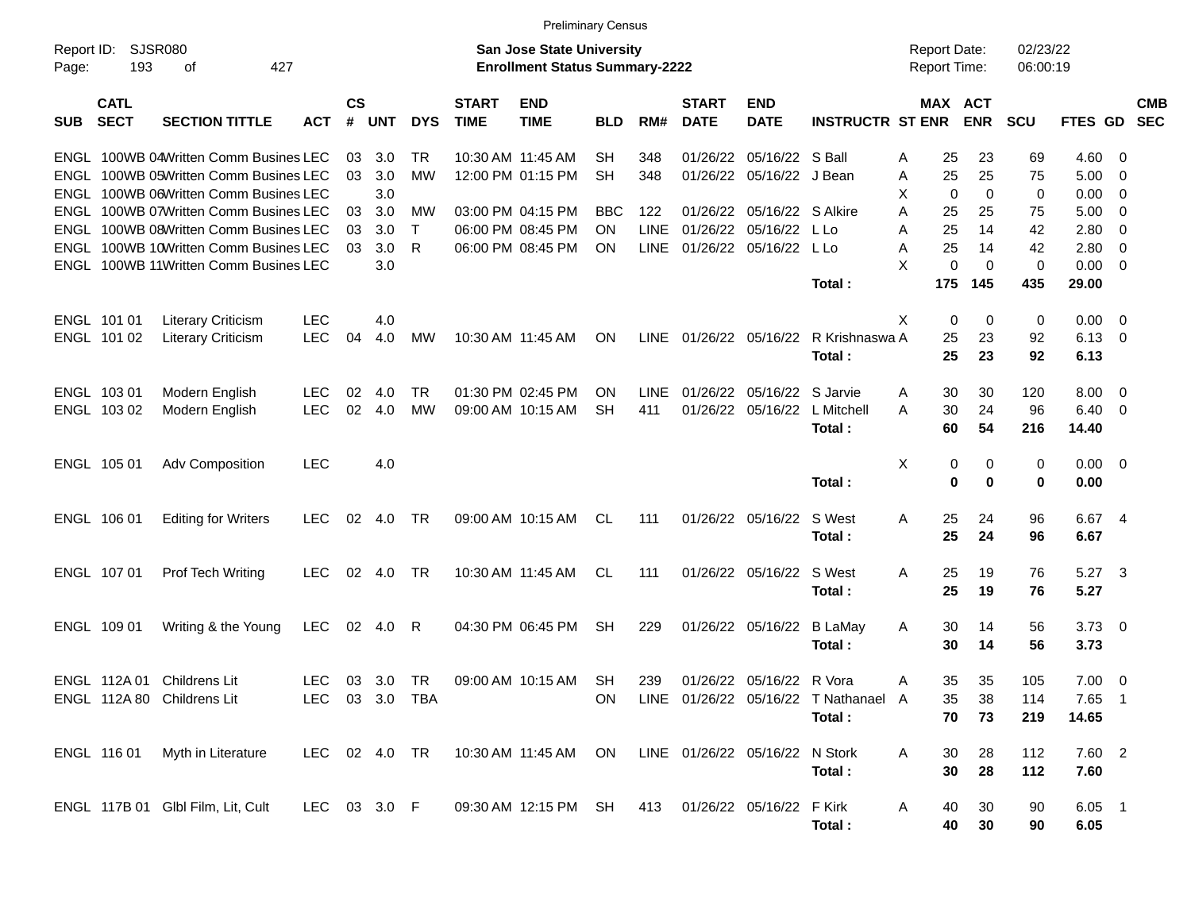Preliminary Census

Report ID: SJSR080

**San Jose State University**
**Enrollment Status Summary-2222**

Report Date: 02/23/22
Report Time: 06:00:19

| SUB | CATL SECT | SECTION TITTLE | ACT | CS # | UNT | DYS | START TIME | END TIME | BLD | RM# | START DATE | END DATE | INSTRUCTR | ST | MAX ENR | ACT ENR | SCU | FTES | GD | CMB SEC |
|---|---|---|---|---|---|---|---|---|---|---|---|---|---|---|---|---|---|---|---|---|
| ENGL | 100WB 04 | Written Comm Busines | LEC | 03 | 3.0 | TR | 10:30 AM | 11:45 AM | SH | 348 | 01/26/22 | 05/16/22 | S Ball | A | 25 | 23 | 69 | 4.60 | 0 | |
| ENGL | 100WB 05 | Written Comm Busines | LEC | 03 | 3.0 | MW | 12:00 PM | 01:15 PM | SH | 348 | 01/26/22 | 05/16/22 | J Bean | A | 25 | 25 | 75 | 5.00 | 0 | |
| ENGL | 100WB 06 | Written Comm Busines | LEC | | 3.0 | | | | | | | | | X | 0 | 0 | 0 | 0.00 | 0 | |
| ENGL | 100WB 07 | Written Comm Busines | LEC | 03 | 3.0 | MW | 03:00 PM | 04:15 PM | BBC | 122 | 01/26/22 | 05/16/22 | S Alkire | A | 25 | 25 | 75 | 5.00 | 0 | |
| ENGL | 100WB 08 | Written Comm Busines | LEC | 03 | 3.0 | T | 06:00 PM | 08:45 PM | ON | LINE | 01/26/22 | 05/16/22 | L Lo | A | 25 | 14 | 42 | 2.80 | 0 | |
| ENGL | 100WB 10 | Written Comm Busines | LEC | 03 | 3.0 | R | 06:00 PM | 08:45 PM | ON | LINE | 01/26/22 | 05/16/22 | L Lo | A | 25 | 14 | 42 | 2.80 | 0 | |
| ENGL | 100WB 11 | Written Comm Busines | LEC | | 3.0 | | | | | | | | | X | 0 | 0 | 0 | 0.00 | 0 | |
| | | | | | | | | | | | | | **Total :** | | **175** | **145** | **435** | **29.00** | | |
| ENGL | 101 01 | Literary Criticism | LEC | | 4.0 | | | | | | | | | X | 0 | 0 | 0 | 0.00 | 0 | |
| ENGL | 101 02 | Literary Criticism | LEC | 04 | 4.0 | MW | 10:30 AM | 11:45 AM | ON | LINE | 01/26/22 | 05/16/22 | R Krishnaswa | A | 25 | 23 | 92 | 6.13 | 0 | |
| | | | | | | | | | | | | | **Total :** | | **25** | **23** | **92** | **6.13** | | |
| ENGL | 103 01 | Modern English | LEC | 02 | 4.0 | TR | 01:30 PM | 02:45 PM | ON | LINE | 01/26/22 | 05/16/22 | S Jarvie | A | 30 | 30 | 120 | 8.00 | 0 | |
| ENGL | 103 02 | Modern English | LEC | 02 | 4.0 | MW | 09:00 AM | 10:15 AM | SH | 411 | 01/26/22 | 05/16/22 | L Mitchell | A | 30 | 24 | 96 | 6.40 | 0 | |
| | | | | | | | | | | | | | **Total :** | | **60** | **54** | **216** | **14.40** | | |
| ENGL | 105 01 | Adv Composition | LEC | | 4.0 | | | | | | | | | X | 0 | 0 | 0 | 0.00 | 0 | |
| | | | | | | | | | | | | | **Total :** | | **0** | **0** | **0** | **0.00** | | |
| ENGL | 106 01 | Editing for Writers | LEC | 02 | 4.0 | TR | 09:00 AM | 10:15 AM | CL | 111 | 01/26/22 | 05/16/22 | S West | A | 25 | 24 | 96 | 6.67 | 4 | |
| | | | | | | | | | | | | | **Total :** | | **25** | **24** | **96** | **6.67** | | |
| ENGL | 107 01 | Prof Tech Writing | LEC | 02 | 4.0 | TR | 10:30 AM | 11:45 AM | CL | 111 | 01/26/22 | 05/16/22 | S West | A | 25 | 19 | 76 | 5.27 | 3 | |
| | | | | | | | | | | | | | **Total :** | | **25** | **19** | **76** | **5.27** | | |
| ENGL | 109 01 | Writing & the Young | LEC | 02 | 4.0 | R | 04:30 PM | 06:45 PM | SH | 229 | 01/26/22 | 05/16/22 | B LaMay | A | 30 | 14 | 56 | 3.73 | 0 | |
| | | | | | | | | | | | | | **Total :** | | **30** | **14** | **56** | **3.73** | | |
| ENGL | 112A 01 | Childrens Lit | LEC | 03 | 3.0 | TR | 09:00 AM | 10:15 AM | SH | 239 | 01/26/22 | 05/16/22 | R Vora | A | 35 | 35 | 105 | 7.00 | 0 | |
| ENGL | 112A 80 | Childrens Lit | LEC | 03 | 3.0 | TBA | | | ON | LINE | 01/26/22 | 05/16/22 | T Nathanael | A | 35 | 38 | 114 | 7.65 | 1 | |
| | | | | | | | | | | | | | **Total :** | | **70** | **73** | **219** | **14.65** | | |
| ENGL | 116 01 | Myth in Literature | LEC | 02 | 4.0 | TR | 10:30 AM | 11:45 AM | ON | LINE | 01/26/22 | 05/16/22 | N Stork | A | 30 | 28 | 112 | 7.60 | 2 | |
| | | | | | | | | | | | | | **Total :** | | **30** | **28** | **112** | **7.60** | | |
| ENGL | 117B 01 | Glbl Film, Lit, Cult | LEC | 03 | 3.0 | F | 09:30 AM | 12:15 PM | SH | 413 | 01/26/22 | 05/16/22 | F Kirk | A | 40 | 30 | 90 | 6.05 | 1 | |
| | | | | | | | | | | | | | **Total :** | | **40** | **30** | **90** | **6.05** | | |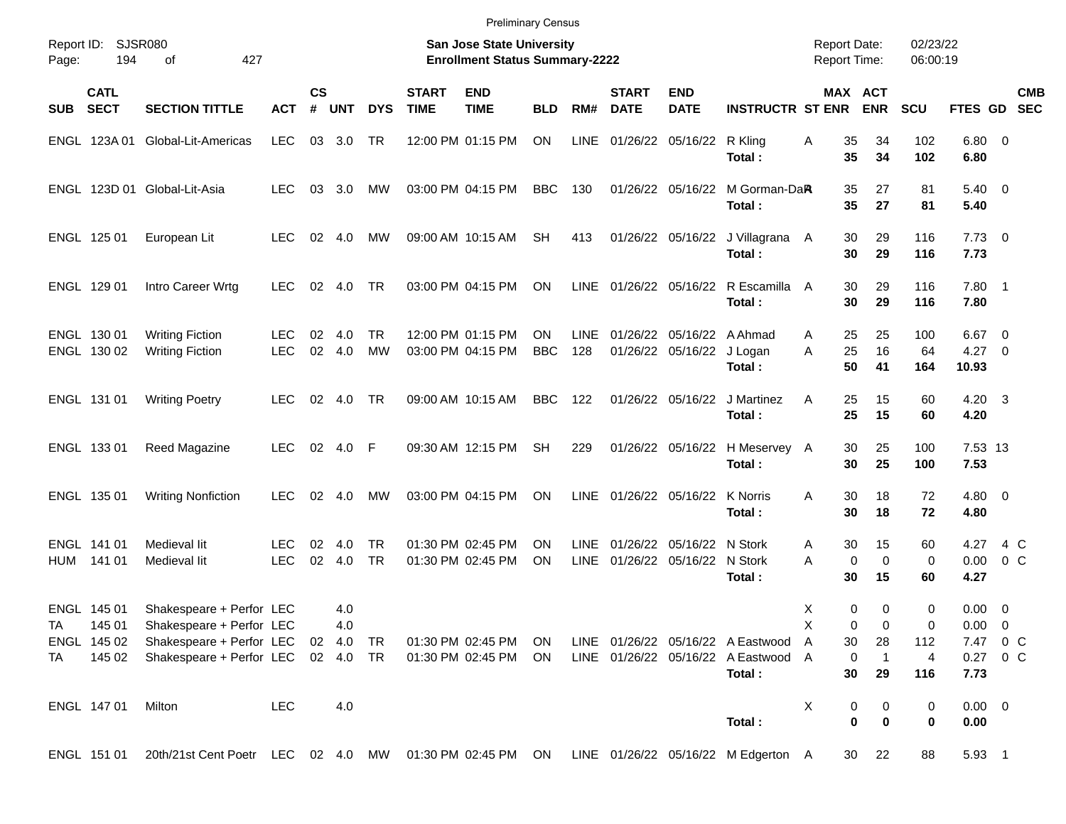Preliminary Census

Report ID: SJSR080

**San Jose State University**
**Enrollment Status Summary-2222**

Report Date: 02/23/22
Report Time: 06:00:19

| SUB | CATL SECT | SECTION TITTLE | ACT | CS # | UNT | DYS | START TIME | END TIME | BLD | RM# | START DATE | END DATE | INSTRUCTR | ST | MAX ENR | ACT ENR | SCU | FTES | GD | CMB SEC |
|---|---|---|---|---|---|---|---|---|---|---|---|---|---|---|---|---|---|---|---|---|
| ENGL | 123A 01 | Global-Lit-Americas | LEC | 03 | 3.0 | TR | 12:00 PM | 01:15 PM | ON | LINE | 01/26/22 | 05/16/22 | R Kling | A | 35 | 34 | 102 | 6.80 | 0 | |
| | | | | | | | | | | | | | **Total :** | | **35** | **34** | **102** | **6.80** | | |
| ENGL | 123D 01 | Global-Lit-Asia | LEC | 03 | 3.0 | MW | 03:00 PM | 04:15 PM | BBC | 130 | 01/26/22 | 05/16/22 | M Gorman-DaR | A | 35 | 27 | 81 | 5.40 | 0 | |
| | | | | | | | | | | | | | **Total :** | | **35** | **27** | **81** | **5.40** | | |
| ENGL | 125 01 | European Lit | LEC | 02 | 4.0 | MW | 09:00 AM | 10:15 AM | SH | 413 | 01/26/22 | 05/16/22 | J Villagrana | A | 30 | 29 | 116 | 7.73 | 0 | |
| | | | | | | | | | | | | | **Total :** | | **30** | **29** | **116** | **7.73** | | |
| ENGL | 129 01 | Intro Career Wrtg | LEC | 02 | 4.0 | TR | 03:00 PM | 04:15 PM | ON | LINE | 01/26/22 | 05/16/22 | R Escamilla | A | 30 | 29 | 116 | 7.80 | 1 | |
| | | | | | | | | | | | | | **Total :** | | **30** | **29** | **116** | **7.80** | | |
| ENGL | 130 01 | Writing Fiction | LEC | 02 | 4.0 | TR | 12:00 PM | 01:15 PM | ON | LINE | 01/26/22 | 05/16/22 | A Ahmad | A | 25 | 25 | 100 | 6.67 | 0 | |
| ENGL | 130 02 | Writing Fiction | LEC | 02 | 4.0 | MW | 03:00 PM | 04:15 PM | BBC | 128 | 01/26/22 | 05/16/22 | J Logan | A | 25 | 16 | 64 | 4.27 | 0 | |
| | | | | | | | | | | | | | **Total :** | | **50** | **41** | **164** | **10.93** | | |
| ENGL | 131 01 | Writing Poetry | LEC | 02 | 4.0 | TR | 09:00 AM | 10:15 AM | BBC | 122 | 01/26/22 | 05/16/22 | J Martinez | A | 25 | 15 | 60 | 4.20 | 3 | |
| | | | | | | | | | | | | | **Total :** | | **25** | **15** | **60** | **4.20** | | |
| ENGL | 133 01 | Reed Magazine | LEC | 02 | 4.0 | F | 09:30 AM | 12:15 PM | SH | 229 | 01/26/22 | 05/16/22 | H Meservey | A | 30 | 25 | 100 | 7.53 | 13 | |
| | | | | | | | | | | | | | **Total :** | | **30** | **25** | **100** | **7.53** | | |
| ENGL | 135 01 | Writing Nonfiction | LEC | 02 | 4.0 | MW | 03:00 PM | 04:15 PM | ON | LINE | 01/26/22 | 05/16/22 | K Norris | A | 30 | 18 | 72 | 4.80 | 0 | |
| | | | | | | | | | | | | | **Total :** | | **30** | **18** | **72** | **4.80** | | |
| ENGL | 141 01 | Medieval lit | LEC | 02 | 4.0 | TR | 01:30 PM | 02:45 PM | ON | LINE | 01/26/22 | 05/16/22 | N Stork | A | 30 | 15 | 60 | 4.27 | 4 | C |
| HUM | 141 01 | Medieval lit | LEC | 02 | 4.0 | TR | 01:30 PM | 02:45 PM | ON | LINE | 01/26/22 | 05/16/22 | N Stork | A | 0 | 0 | 0 | 0.00 | 0 | C |
| | | | | | | | | | | | | | **Total :** | | **30** | **15** | **60** | **4.27** | | |
| ENGL | 145 01 | Shakespeare + Perfor | LEC | | 4.0 | | | | | | | | | X | 0 | 0 | 0 | 0.00 | 0 | |
| TA | 145 01 | Shakespeare + Perfor | LEC | | 4.0 | | | | | | | | | X | 0 | 0 | 0 | 0.00 | 0 | |
| ENGL | 145 02 | Shakespeare + Perfor | LEC | 02 | 4.0 | TR | 01:30 PM | 02:45 PM | ON | LINE | 01/26/22 | 05/16/22 | A Eastwood | A | 30 | 28 | 112 | 7.47 | 0 | C |
| TA | 145 02 | Shakespeare + Perfor | LEC | 02 | 4.0 | TR | 01:30 PM | 02:45 PM | ON | LINE | 01/26/22 | 05/16/22 | A Eastwood | A | 0 | 1 | 4 | 0.27 | 0 | C |
| | | | | | | | | | | | | | **Total :** | | **30** | **29** | **116** | **7.73** | | |
| ENGL | 147 01 | Milton | LEC | | 4.0 | | | | | | | | | X | 0 | 0 | 0 | 0.00 | 0 | |
| | | | | | | | | | | | | | **Total :** | | **0** | **0** | **0** | **0.00** | | |
| ENGL | 151 01 | 20th/21st Cent Poetr | LEC | 02 | 4.0 | MW | 01:30 PM | 02:45 PM | ON | LINE | 01/26/22 | 05/16/22 | M Edgerton | A | 30 | 22 | 88 | 5.93 | 1 | |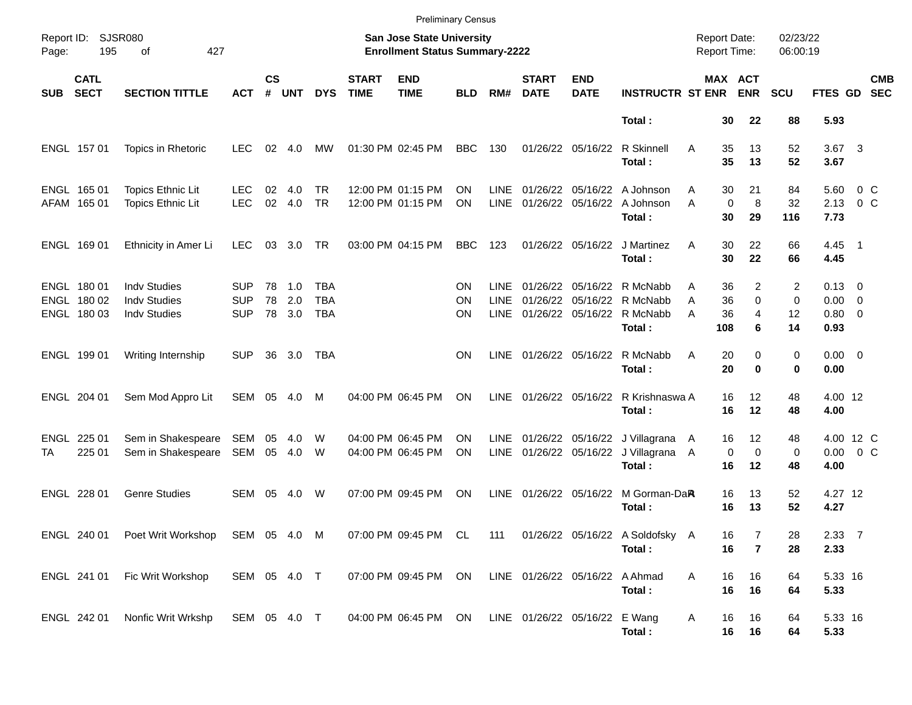Preliminary Census

Report ID: SJSR080

**San Jose State University**
**Enrollment Status Summary-2222**

Report Date: 02/23/22
Report Time: 06:00:19

| SUB | CATL SECT | SECTION TITTLE | ACT | CS # | UNT | DYS | START TIME | END TIME | BLD | RM# | START DATE | END DATE | INSTRUCTR | ST | MAX ENR | ACT ENR | SCU | FTES | GD | CMB SEC |
|---|---|---|---|---|---|---|---|---|---|---|---|---|---|---|---|---|---|---|---|---|
| | | | | | | | | | | | | | **Total :** | | **30** | **22** | **88** | **5.93** | | |
| ENGL | 157 01 | Topics in Rhetoric | LEC | 02 | 4.0 | MW | 01:30 PM | 02:45 PM | BBC | 130 | 01/26/22 | 05/16/22 | R Skinnell | A | 35 | 13 | 52 | 3.67 | 3 | |
| | | | | | | | | | | | | | **Total :** | | **35** | **13** | **52** | **3.67** | | |
| ENGL | 165 01 | Topics Ethnic Lit | LEC | 02 | 4.0 | TR | 12:00 PM | 01:15 PM | ON | LINE | 01/26/22 | 05/16/22 | A Johnson | A | 30 | 21 | 84 | 5.60 | 0 | C |
| AFAM | 165 01 | Topics Ethnic Lit | LEC | 02 | 4.0 | TR | 12:00 PM | 01:15 PM | ON | LINE | 01/26/22 | 05/16/22 | A Johnson | A | 0 | 8 | 32 | 2.13 | 0 | C |
| | | | | | | | | | | | | | **Total :** | | **30** | **29** | **116** | **7.73** | | |
| ENGL | 169 01 | Ethnicity in Amer Li | LEC | 03 | 3.0 | TR | 03:00 PM | 04:15 PM | BBC | 123 | 01/26/22 | 05/16/22 | J Martinez | A | 30 | 22 | 66 | 4.45 | 1 | |
| | | | | | | | | | | | | | **Total :** | | **30** | **22** | **66** | **4.45** | | |
| ENGL | 180 01 | Indv Studies | SUP | 78 | 1.0 | TBA | | | ON | LINE | 01/26/22 | 05/16/22 | R McNabb | A | 36 | 2 | 2 | 0.13 | 0 | |
| ENGL | 180 02 | Indv Studies | SUP | 78 | 2.0 | TBA | | | ON | LINE | 01/26/22 | 05/16/22 | R McNabb | A | 36 | 0 | 0 | 0.00 | 0 | |
| ENGL | 180 03 | Indv Studies | SUP | 78 | 3.0 | TBA | | | ON | LINE | 01/26/22 | 05/16/22 | R McNabb | A | 36 | 4 | 12 | 0.80 | 0 | |
| | | | | | | | | | | | | | **Total :** | | **108** | **6** | **14** | **0.93** | | |
| ENGL | 199 01 | Writing Internship | SUP | 36 | 3.0 | TBA | | | ON | LINE | 01/26/22 | 05/16/22 | R McNabb | A | 20 | 0 | 0 | 0.00 | 0 | |
| | | | | | | | | | | | | | **Total :** | | **20** | **0** | **0** | **0.00** | | |
| ENGL | 204 01 | Sem Mod Appro Lit | SEM | 05 | 4.0 | M | 04:00 PM | 06:45 PM | ON | LINE | 01/26/22 | 05/16/22 | R Krishnaswa | A | 16 | 12 | 48 | 4.00 | 12 | |
| | | | | | | | | | | | | | **Total :** | | **16** | **12** | **48** | **4.00** | | |
| ENGL | 225 01 | Sem in Shakespeare | SEM | 05 | 4.0 | W | 04:00 PM | 06:45 PM | ON | LINE | 01/26/22 | 05/16/22 | J Villagrana | A | 16 | 12 | 48 | 4.00 | 12 | C |
| TA | 225 01 | Sem in Shakespeare | SEM | 05 | 4.0 | W | 04:00 PM | 06:45 PM | ON | LINE | 01/26/22 | 05/16/22 | J Villagrana | A | 0 | 0 | 0 | 0.00 | 0 | C |
| | | | | | | | | | | | | | **Total :** | | **16** | **12** | **48** | **4.00** | | |
| ENGL | 228 01 | Genre Studies | SEM | 05 | 4.0 | W | 07:00 PM | 09:45 PM | ON | LINE | 01/26/22 | 05/16/22 | M Gorman-Da | A | 16 | 13 | 52 | 4.27 | 12 | |
| | | | | | | | | | | | | | **Total :** | | **16** | **13** | **52** | **4.27** | | |
| ENGL | 240 01 | Poet Writ Workshop | SEM | 05 | 4.0 | M | 07:00 PM | 09:45 PM | CL | 111 | 01/26/22 | 05/16/22 | A Soldofsky | A | 16 | 7 | 28 | 2.33 | 7 | |
| | | | | | | | | | | | | | **Total :** | | **16** | **7** | **28** | **2.33** | | |
| ENGL | 241 01 | Fic Writ Workshop | SEM | 05 | 4.0 | T | 07:00 PM | 09:45 PM | ON | LINE | 01/26/22 | 05/16/22 | A Ahmad | A | 16 | 16 | 64 | 5.33 | 16 | |
| | | | | | | | | | | | | | **Total :** | | **16** | **16** | **64** | **5.33** | | |
| ENGL | 242 01 | Nonfic Writ Wrkshp | SEM | 05 | 4.0 | T | 04:00 PM | 06:45 PM | ON | LINE | 01/26/22 | 05/16/22 | E Wang | A | 16 | 16 | 64 | 5.33 | 16 | |
| | | | | | | | | | | | | | **Total :** | | **16** | **16** | **64** | **5.33** | | |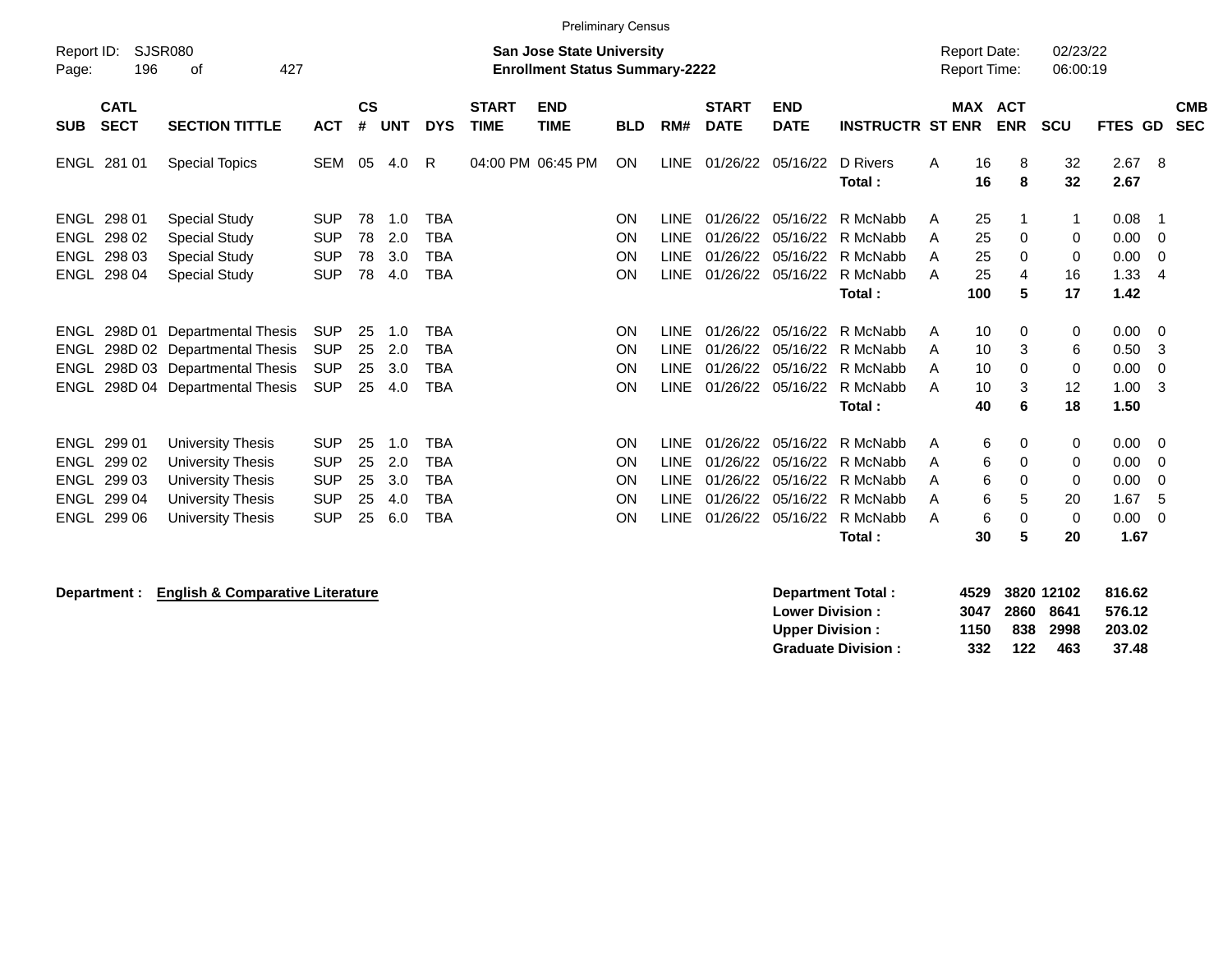Preliminary Census

Report ID: SJSR080
Page: 196 of 427

**San Jose State University**
**Enrollment Status Summary-2222**

Report Date: 02/23/22
Report Time: 06:00:19

| SUB | CATL SECT | SECTION TITTLE | ACT | CS # | UNT | DYS | START TIME | END TIME | BLD | RM# | START DATE | END DATE | INSTRUCTR | ST | MAX ENR | ACT ENR | SCU | FTES | GD | CMB SEC |
|---|---|---|---|---|---|---|---|---|---|---|---|---|---|---|---|---|---|---|---|---|
| ENGL | 281 01 | Special Topics | SEM | 05 | 4.0 | R | 04:00 PM | 06:45 PM | ON | LINE | 01/26/22 | 05/16/22 | D Rivers | A | 16 | 8 | 32 | 2.67 | 8 | |
| | | | | | | | | | | | | | **Total :** | | **16** | **8** | **32** | **2.67** | | |
| ENGL | 298 01 | Special Study | SUP | 78 | 1.0 | TBA | | | ON | LINE | 01/26/22 | 05/16/22 | R McNabb | A | 25 | 1 | 1 | 0.08 | 1 | |
| ENGL | 298 02 | Special Study | SUP | 78 | 2.0 | TBA | | | ON | LINE | 01/26/22 | 05/16/22 | R McNabb | A | 25 | 0 | 0 | 0.00 | 0 | |
| ENGL | 298 03 | Special Study | SUP | 78 | 3.0 | TBA | | | ON | LINE | 01/26/22 | 05/16/22 | R McNabb | A | 25 | 0 | 0 | 0.00 | 0 | |
| ENGL | 298 04 | Special Study | SUP | 78 | 4.0 | TBA | | | ON | LINE | 01/26/22 | 05/16/22 | R McNabb | A | 25 | 4 | 16 | 1.33 | 4 | |
| | | | | | | | | | | | | | **Total :** | | **100** | **5** | **17** | **1.42** | | |
| ENGL | 298D 01 | Departmental Thesis | SUP | 25 | 1.0 | TBA | | | ON | LINE | 01/26/22 | 05/16/22 | R McNabb | A | 10 | 0 | 0 | 0.00 | 0 | |
| ENGL | 298D 02 | Departmental Thesis | SUP | 25 | 2.0 | TBA | | | ON | LINE | 01/26/22 | 05/16/22 | R McNabb | A | 10 | 3 | 6 | 0.50 | 3 | |
| ENGL | 298D 03 | Departmental Thesis | SUP | 25 | 3.0 | TBA | | | ON | LINE | 01/26/22 | 05/16/22 | R McNabb | A | 10 | 0 | 0 | 0.00 | 0 | |
| ENGL | 298D 04 | Departmental Thesis | SUP | 25 | 4.0 | TBA | | | ON | LINE | 01/26/22 | 05/16/22 | R McNabb | A | 10 | 3 | 12 | 1.00 | 3 | |
| | | | | | | | | | | | | | **Total :** | | **40** | **6** | **18** | **1.50** | | |
| ENGL | 299 01 | University Thesis | SUP | 25 | 1.0 | TBA | | | ON | LINE | 01/26/22 | 05/16/22 | R McNabb | A | 6 | 0 | 0 | 0.00 | 0 | |
| ENGL | 299 02 | University Thesis | SUP | 25 | 2.0 | TBA | | | ON | LINE | 01/26/22 | 05/16/22 | R McNabb | A | 6 | 0 | 0 | 0.00 | 0 | |
| ENGL | 299 03 | University Thesis | SUP | 25 | 3.0 | TBA | | | ON | LINE | 01/26/22 | 05/16/22 | R McNabb | A | 6 | 0 | 0 | 0.00 | 0 | |
| ENGL | 299 04 | University Thesis | SUP | 25 | 4.0 | TBA | | | ON | LINE | 01/26/22 | 05/16/22 | R McNabb | A | 6 | 5 | 20 | 1.67 | 5 | |
| ENGL | 299 06 | University Thesis | SUP | 25 | 6.0 | TBA | | | ON | LINE | 01/26/22 | 05/16/22 | R McNabb | A | 6 | 0 | 0 | 0.00 | 0 | |
| | | | | | | | | | | | | | **Total :** | | **30** | **5** | **20** | **1.67** | | |

**Department : English & Comparative Literature**

| | MAX ENR | ACT ENR | SCU | FTES |
|---|---|---|---|---|
| **Department Total :** | **4529** | **3820** | **12102** | **816.62** |
| **Lower Division :** | **3047** | **2860** | **8641** | **576.12** |
| **Upper Division :** | **1150** | **838** | **2998** | **203.02** |
| **Graduate Division :** | **332** | **122** | **463** | **37.48** |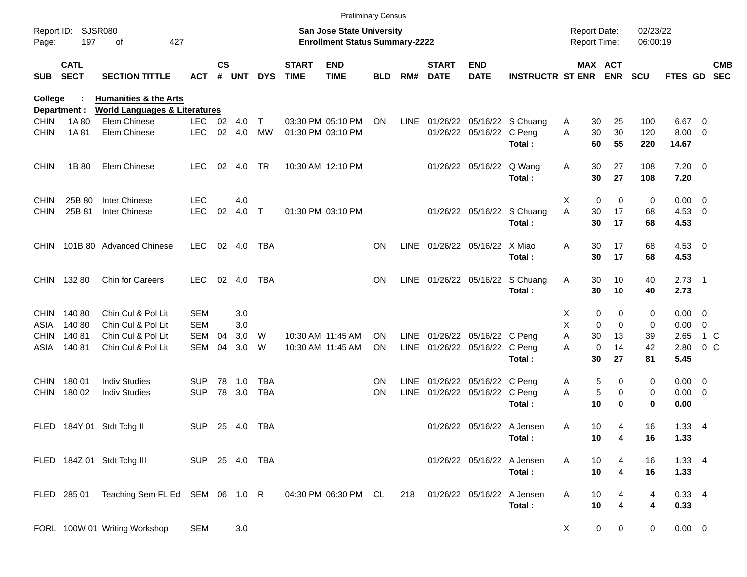Preliminary Census

Report ID: SJSR080
Page: 197 of 427

**San Jose State University**
**Enrollment Status Summary-2222**

Report Date: 02/23/22
Report Time: 06:00:19

**College : Humanities & the Arts**
**Department : World Languages & Literatures**

| SUB | CATL SECT | SECTION TITTLE | ACT | CS # | UNT | DYS | START TIME | END TIME | BLD | RM# | START DATE | END DATE | INSTRUCTR | ST | MAX ENR | ACT ENR | SCU | FTES | GD | CMB SEC |
|---|---|---|---|---|---|---|---|---|---|---|---|---|---|---|---|---|---|---|---|---|
| CHIN | 1A 80 | Elem Chinese | LEC | 02 | 4.0 | T | 03:30 PM | 05:10 PM | ON | LINE | 01/26/22 | 05/16/22 | S Chuang | A | 30 | 25 | 100 | 6.67 | 0 | |
| CHIN | 1A 81 | Elem Chinese | LEC | 02 | 4.0 | MW | 01:30 PM | 03:10 PM | | | 01/26/22 | 05/16/22 | C Peng | A | 30 | 30 | 120 | 8.00 | 0 | |
| | | | | | | | | | | | | | **Total :** | | **60** | **55** | **220** | **14.67** | | |
| CHIN | 1B 80 | Elem Chinese | LEC | 02 | 4.0 | TR | 10:30 AM | 12:10 PM | | | 01/26/22 | 05/16/22 | Q Wang | A | 30 | 27 | 108 | 7.20 | 0 | |
| | | | | | | | | | | | | | **Total :** | | **30** | **27** | **108** | **7.20** | | |
| CHIN | 25B 80 | Inter Chinese | LEC | | 4.0 | | | | | | | | | X | 0 | 0 | 0 | 0.00 | 0 | |
| CHIN | 25B 81 | Inter Chinese | LEC | 02 | 4.0 | T | 01:30 PM | 03:10 PM | | | 01/26/22 | 05/16/22 | S Chuang | A | 30 | 17 | 68 | 4.53 | 0 | |
| | | | | | | | | | | | | | **Total :** | | **30** | **17** | **68** | **4.53** | | |
| CHIN | 101B 80 | Advanced Chinese | LEC | 02 | 4.0 | TBA | | | ON | LINE | 01/26/22 | 05/16/22 | X Miao | A | 30 | 17 | 68 | 4.53 | 0 | |
| | | | | | | | | | | | | | **Total :** | | **30** | **17** | **68** | **4.53** | | |
| CHIN | 132 80 | Chin for Careers | LEC | 02 | 4.0 | TBA | | | ON | LINE | 01/26/22 | 05/16/22 | S Chuang | A | 30 | 10 | 40 | 2.73 | 1 | |
| | | | | | | | | | | | | | **Total :** | | **30** | **10** | **40** | **2.73** | | |
| CHIN | 140 80 | Chin Cul & Pol Lit | SEM | | 3.0 | | | | | | | | | X | 0 | 0 | 0 | 0.00 | 0 | |
| ASIA | 140 80 | Chin Cul & Pol Lit | SEM | | 3.0 | | | | | | | | | X | 0 | 0 | 0 | 0.00 | 0 | |
| CHIN | 140 81 | Chin Cul & Pol Lit | SEM | 04 | 3.0 | W | 10:30 AM | 11:45 AM | ON | LINE | 01/26/22 | 05/16/22 | C Peng | A | 30 | 13 | 39 | 2.65 | 1 | C |
| ASIA | 140 81 | Chin Cul & Pol Lit | SEM | 04 | 3.0 | W | 10:30 AM | 11:45 AM | ON | LINE | 01/26/22 | 05/16/22 | C Peng | A | 0 | 14 | 42 | 2.80 | 0 | C |
| | | | | | | | | | | | | | **Total :** | | **30** | **27** | **81** | **5.45** | | |
| CHIN | 180 01 | Indiv Studies | SUP | 78 | 1.0 | TBA | | | ON | LINE | 01/26/22 | 05/16/22 | C Peng | A | 5 | 0 | 0 | 0.00 | 0 | |
| CHIN | 180 02 | Indiv Studies | SUP | 78 | 3.0 | TBA | | | ON | LINE | 01/26/22 | 05/16/22 | C Peng | A | 5 | 0 | 0 | 0.00 | 0 | |
| | | | | | | | | | | | | | **Total :** | | **10** | **0** | **0** | **0.00** | | |
| FLED | 184Y 01 | Stdt Tchg II | SUP | 25 | 4.0 | TBA | | | | | 01/26/22 | 05/16/22 | A Jensen | A | 10 | 4 | 16 | 1.33 | 4 | |
| | | | | | | | | | | | | | **Total :** | | **10** | **4** | **16** | **1.33** | | |
| FLED | 184Z 01 | Stdt Tchg III | SUP | 25 | 4.0 | TBA | | | | | 01/26/22 | 05/16/22 | A Jensen | A | 10 | 4 | 16 | 1.33 | 4 | |
| | | | | | | | | | | | | | **Total :** | | **10** | **4** | **16** | **1.33** | | |
| FLED | 285 01 | Teaching Sem FL Ed | SEM | 06 | 1.0 | R | 04:30 PM | 06:30 PM | CL | 218 | 01/26/22 | 05/16/22 | A Jensen | A | 10 | 4 | 4 | 0.33 | 4 | |
| | | | | | | | | | | | | | **Total :** | | **10** | **4** | **4** | **0.33** | | |
| FORL | 100W 01 | Writing Workshop | SEM | | 3.0 | | | | | | | | | X | 0 | 0 | 0 | 0.00 | 0 | |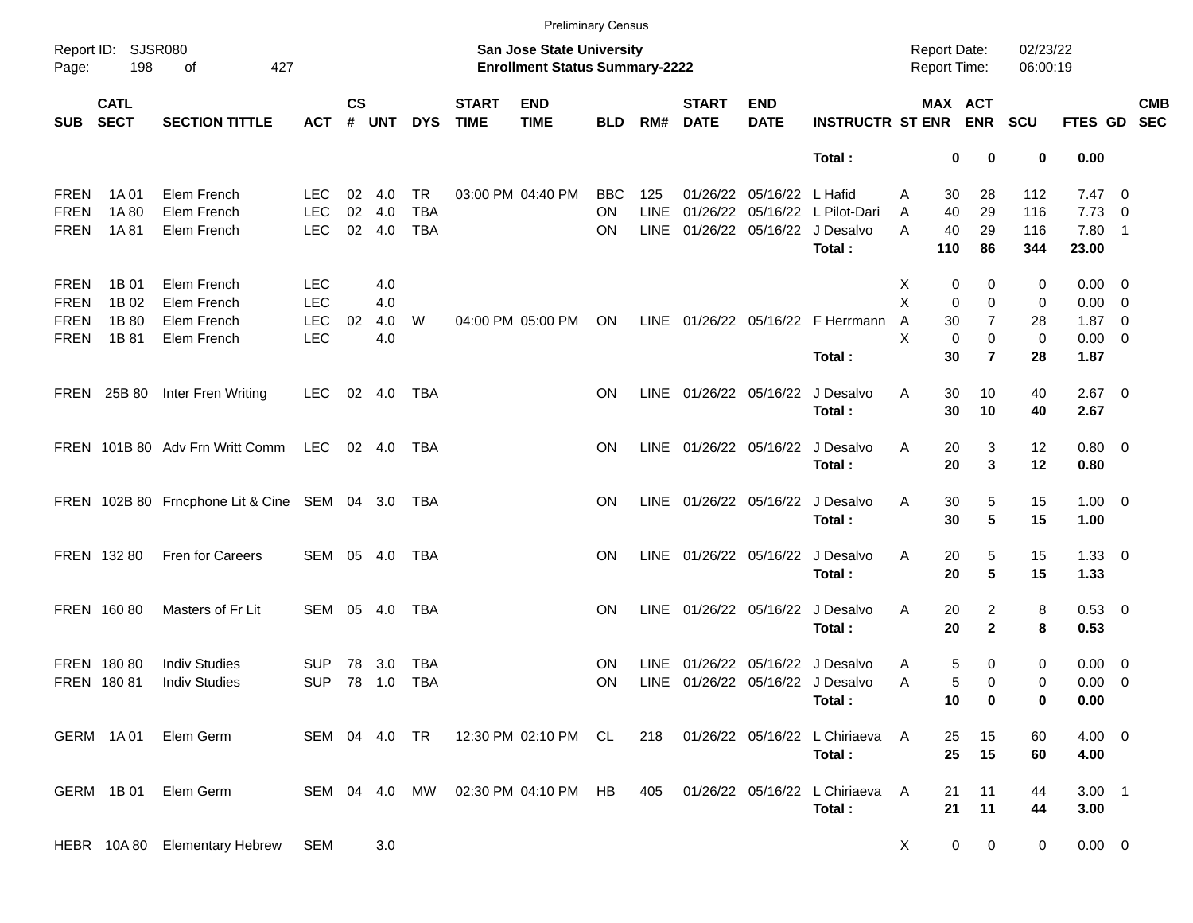Preliminary Census

Report ID: SJSR080

**San Jose State University**
**Enrollment Status Summary-2222**

Report Date: 02/23/22
Report Time: 06:00:19

| SUB | CATL SECT | SECTION TITTLE | ACT | CS # | UNT | DYS | START TIME | END TIME | BLD | RM# | START DATE | END DATE | INSTRUCTR | ST | MAX ENR | ACT ENR | SCU | FTES | GD | CMB SEC |
|---|---|---|---|---|---|---|---|---|---|---|---|---|---|---|---|---|---|---|---|---|
| | | | | | | | | | | | | | **Total :** | | **0** | **0** | **0** | **0.00** | | |
| FREN | 1A 01 | Elem French | LEC | 02 | 4.0 | TR | 03:00 PM | 04:40 PM | BBC | 125 | 01/26/22 | 05/16/22 | L Hafid | A | 30 | 28 | 112 | 7.47 | 0 | |
| FREN | 1A 80 | Elem French | LEC | 02 | 4.0 | TBA | | | ON | LINE | 01/26/22 | 05/16/22 | L Pilot-Dari | A | 40 | 29 | 116 | 7.73 | 0 | |
| FREN | 1A 81 | Elem French | LEC | 02 | 4.0 | TBA | | | ON | LINE | 01/26/22 | 05/16/22 | J Desalvo | A | 40 | 29 | 116 | 7.80 | 1 | |
| | | | | | | | | | | | | | **Total :** | | **110** | **86** | **344** | **23.00** | | |
| FREN | 1B 01 | Elem French | LEC | | 4.0 | | | | | | | | | X | 0 | 0 | 0 | 0.00 | 0 | |
| FREN | 1B 02 | Elem French | LEC | | 4.0 | | | | | | | | | X | 0 | 0 | 0 | 0.00 | 0 | |
| FREN | 1B 80 | Elem French | LEC | 02 | 4.0 | W | 04:00 PM | 05:00 PM | ON | LINE | 01/26/22 | 05/16/22 | F Herrmann | A | 30 | 7 | 28 | 1.87 | 0 | |
| FREN | 1B 81 | Elem French | LEC | | 4.0 | | | | | | | | | X | 0 | 0 | 0 | 0.00 | 0 | |
| | | | | | | | | | | | | | **Total :** | | **30** | **7** | **28** | **1.87** | | |
| FREN | 25B 80 | Inter Fren Writing | LEC | 02 | 4.0 | TBA | | | ON | LINE | 01/26/22 | 05/16/22 | J Desalvo | A | 30 | 10 | 40 | 2.67 | 0 | |
| | | | | | | | | | | | | | **Total :** | | **30** | **10** | **40** | **2.67** | | |
| FREN | 101B 80 | Adv Frn Writt Comm | LEC | 02 | 4.0 | TBA | | | ON | LINE | 01/26/22 | 05/16/22 | J Desalvo | A | 20 | 3 | 12 | 0.80 | 0 | |
| | | | | | | | | | | | | | **Total :** | | **20** | **3** | **12** | **0.80** | | |
| FREN | 102B 80 | Frncphone Lit & Cine | SEM | 04 | 3.0 | TBA | | | ON | LINE | 01/26/22 | 05/16/22 | J Desalvo | A | 30 | 5 | 15 | 1.00 | 0 | |
| | | | | | | | | | | | | | **Total :** | | **30** | **5** | **15** | **1.00** | | |
| FREN | 132 80 | Fren for Careers | SEM | 05 | 4.0 | TBA | | | ON | LINE | 01/26/22 | 05/16/22 | J Desalvo | A | 20 | 5 | 15 | 1.33 | 0 | |
| | | | | | | | | | | | | | **Total :** | | **20** | **5** | **15** | **1.33** | | |
| FREN | 160 80 | Masters of Fr Lit | SEM | 05 | 4.0 | TBA | | | ON | LINE | 01/26/22 | 05/16/22 | J Desalvo | A | 20 | 2 | 8 | 0.53 | 0 | |
| | | | | | | | | | | | | | **Total :** | | **20** | **2** | **8** | **0.53** | | |
| FREN | 180 80 | Indiv Studies | SUP | 78 | 3.0 | TBA | | | ON | LINE | 01/26/22 | 05/16/22 | J Desalvo | A | 5 | 0 | 0 | 0.00 | 0 | |
| FREN | 180 81 | Indiv Studies | SUP | 78 | 1.0 | TBA | | | ON | LINE | 01/26/22 | 05/16/22 | J Desalvo | A | 5 | 0 | 0 | 0.00 | 0 | |
| | | | | | | | | | | | | | **Total :** | | **10** | **0** | **0** | **0.00** | | |
| GERM | 1A 01 | Elem Germ | SEM | 04 | 4.0 | TR | 12:30 PM | 02:10 PM | CL | 218 | 01/26/22 | 05/16/22 | L Chiriaeva | A | 25 | 15 | 60 | 4.00 | 0 | |
| | | | | | | | | | | | | | **Total :** | | **25** | **15** | **60** | **4.00** | | |
| GERM | 1B 01 | Elem Germ | SEM | 04 | 4.0 | MW | 02:30 PM | 04:10 PM | HB | 405 | 01/26/22 | 05/16/22 | L Chiriaeva | A | 21 | 11 | 44 | 3.00 | 1 | |
| | | | | | | | | | | | | | **Total :** | | **21** | **11** | **44** | **3.00** | | |
| HEBR | 10A 80 | Elementary Hebrew | SEM | | 3.0 | | | | | | | | | X | 0 | 0 | 0 | 0.00 | 0 | |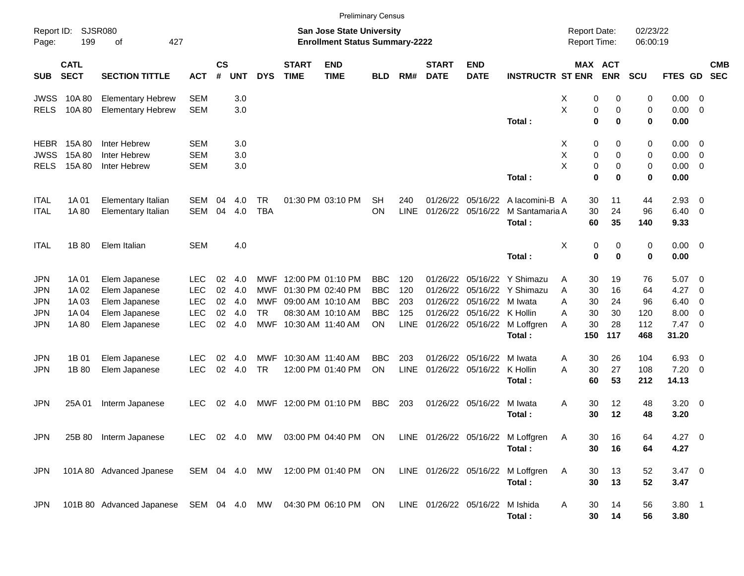Preliminary Census

Report ID: SJSR080
Page: 199 of 427

**San Jose State University**
**Enrollment Status Summary-2222**

Report Date: 02/23/22
Report Time: 06:00:19

| SUB | CATL SECT | SECTION TITTLE | ACT | CS # | UNT | DYS | START TIME | END TIME | BLD | RM# | START DATE | END DATE | INSTRUCTR | ST | MAX ENR | ACT ENR | SCU | FTES | GD | CMB SEC |
|---|---|---|---|---|---|---|---|---|---|---|---|---|---|---|---|---|---|---|---|---|
| JWSS | 10A 80 | Elementary Hebrew | SEM | | 3.0 | | | | | | | | | X | 0 | 0 | 0 | 0.00 | 0 | |
| RELS | 10A 80 | Elementary Hebrew | SEM | | 3.0 | | | | | | | | | X | 0 | 0 | 0 | 0.00 | 0 | |
| | | | | | | | | | | | | | **Total :** | | **0** | **0** | **0** | **0.00** | | |
| HEBR | 15A 80 | Inter Hebrew | SEM | | 3.0 | | | | | | | | | X | 0 | 0 | 0 | 0.00 | 0 | |
| JWSS | 15A 80 | Inter Hebrew | SEM | | 3.0 | | | | | | | | | X | 0 | 0 | 0 | 0.00 | 0 | |
| RELS | 15A 80 | Inter Hebrew | SEM | | 3.0 | | | | | | | | | X | 0 | 0 | 0 | 0.00 | 0 | |
| | | | | | | | | | | | | | **Total :** | | **0** | **0** | **0** | **0.00** | | |
| ITAL | 1A 01 | Elementary Italian | SEM | 04 | 4.0 | TR | 01:30 PM | 03:10 PM | SH | 240 | 01/26/22 | 05/16/22 | A Iacomini-B | A | 30 | 11 | 44 | 2.93 | 0 | |
| ITAL | 1A 80 | Elementary Italian | SEM | 04 | 4.0 | TBA | | | ON | LINE | 01/26/22 | 05/16/22 | M Santamaria | A | 30 | 24 | 96 | 6.40 | 0 | |
| | | | | | | | | | | | | | **Total :** | | **60** | **35** | **140** | **9.33** | | |
| ITAL | 1B 80 | Elem Italian | SEM | | 4.0 | | | | | | | | | X | 0 | 0 | 0 | 0.00 | 0 | |
| | | | | | | | | | | | | | **Total :** | | **0** | **0** | **0** | **0.00** | | |
| JPN | 1A 01 | Elem Japanese | LEC | 02 | 4.0 | MWF | 12:00 PM | 01:10 PM | BBC | 120 | 01/26/22 | 05/16/22 | Y Shimazu | A | 30 | 19 | 76 | 5.07 | 0 | |
| JPN | 1A 02 | Elem Japanese | LEC | 02 | 4.0 | MWF | 01:30 PM | 02:40 PM | BBC | 120 | 01/26/22 | 05/16/22 | Y Shimazu | A | 30 | 16 | 64 | 4.27 | 0 | |
| JPN | 1A 03 | Elem Japanese | LEC | 02 | 4.0 | MWF | 09:00 AM | 10:10 AM | BBC | 203 | 01/26/22 | 05/16/22 | M Iwata | A | 30 | 24 | 96 | 6.40 | 0 | |
| JPN | 1A 04 | Elem Japanese | LEC | 02 | 4.0 | TR | 08:30 AM | 10:10 AM | BBC | 125 | 01/26/22 | 05/16/22 | K Hollin | A | 30 | 30 | 120 | 8.00 | 0 | |
| JPN | 1A 80 | Elem Japanese | LEC | 02 | 4.0 | MWF | 10:30 AM | 11:40 AM | ON | LINE | 01/26/22 | 05/16/22 | M Loffgren | A | 30 | 28 | 112 | 7.47 | 0 | |
| | | | | | | | | | | | | | **Total :** | | **150** | **117** | **468** | **31.20** | | |
| JPN | 1B 01 | Elem Japanese | LEC | 02 | 4.0 | MWF | 10:30 AM | 11:40 AM | BBC | 203 | 01/26/22 | 05/16/22 | M Iwata | A | 30 | 26 | 104 | 6.93 | 0 | |
| JPN | 1B 80 | Elem Japanese | LEC | 02 | 4.0 | TR | 12:00 PM | 01:40 PM | ON | LINE | 01/26/22 | 05/16/22 | K Hollin | A | 30 | 27 | 108 | 7.20 | 0 | |
| | | | | | | | | | | | | | **Total :** | | **60** | **53** | **212** | **14.13** | | |
| JPN | 25A 01 | Interm Japanese | LEC | 02 | 4.0 | MWF | 12:00 PM | 01:10 PM | BBC | 203 | 01/26/22 | 05/16/22 | M Iwata | A | 30 | 12 | 48 | 3.20 | 0 | |
| | | | | | | | | | | | | | **Total :** | | **30** | **12** | **48** | **3.20** | | |
| JPN | 25B 80 | Interm Japanese | LEC | 02 | 4.0 | MW | 03:00 PM | 04:40 PM | ON | LINE | 01/26/22 | 05/16/22 | M Loffgren | A | 30 | 16 | 64 | 4.27 | 0 | |
| | | | | | | | | | | | | | **Total :** | | **30** | **16** | **64** | **4.27** | | |
| JPN | 101A 80 | Advanced Jpanese | SEM | 04 | 4.0 | MW | 12:00 PM | 01:40 PM | ON | LINE | 01/26/22 | 05/16/22 | M Loffgren | A | 30 | 13 | 52 | 3.47 | 0 | |
| | | | | | | | | | | | | | **Total :** | | **30** | **13** | **52** | **3.47** | | |
| JPN | 101B 80 | Advanced Japanese | SEM | 04 | 4.0 | MW | 04:30 PM | 06:10 PM | ON | LINE | 01/26/22 | 05/16/22 | M Ishida | A | 30 | 14 | 56 | 3.80 | 1 | |
| | | | | | | | | | | | | | **Total :** | | **30** | **14** | **56** | **3.80** | | |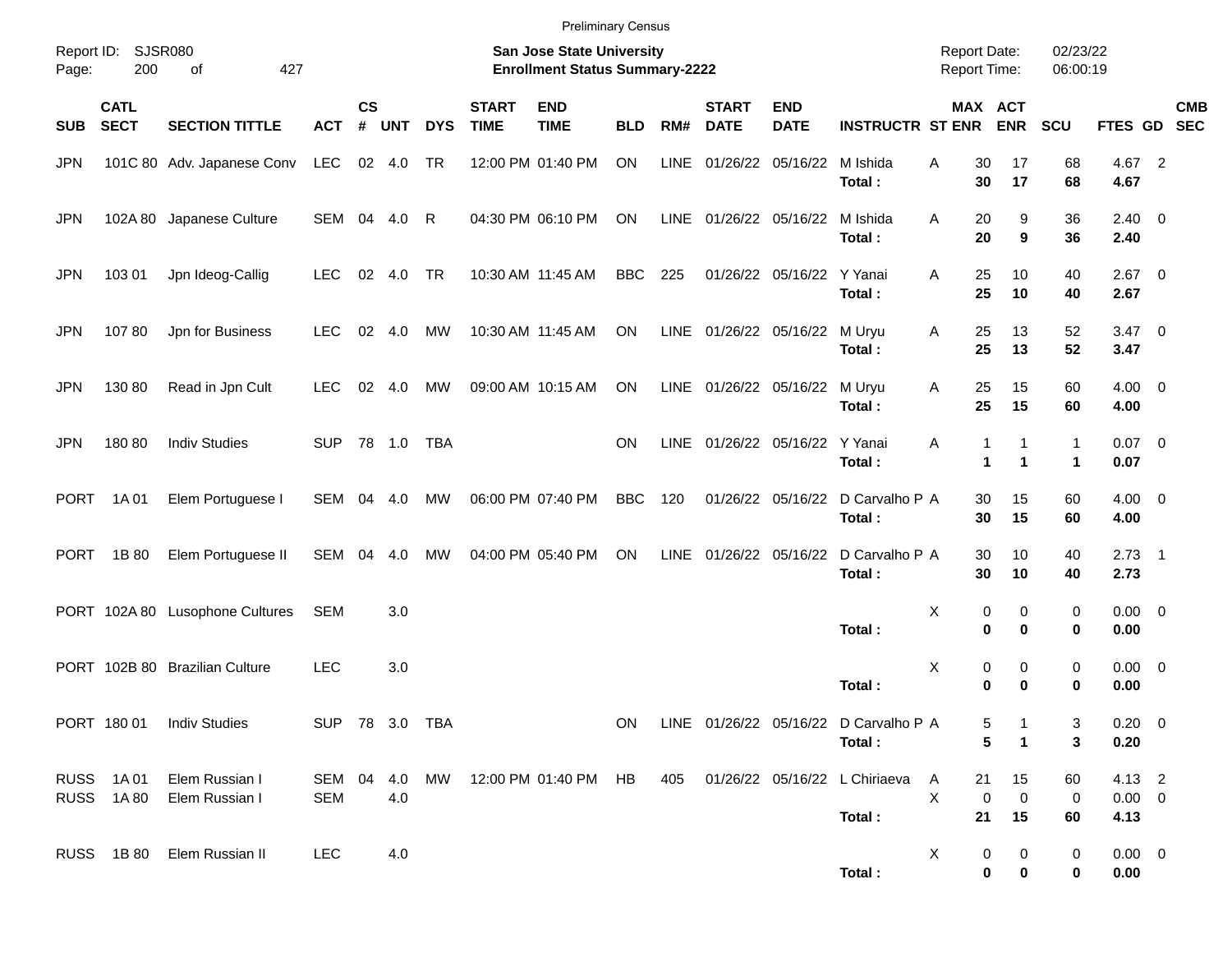Preliminary Census

Report ID: SJSR080

**San Jose State University**
**Enrollment Status Summary-2222**

Report Date: 02/23/22
Report Time: 06:00:19

| SUB | CATL SECT | SECTION TITTLE | ACT | CS # | UNT | DYS | START TIME | END TIME | BLD | RM# | START DATE | END DATE | INSTRUCTR | ST | MAX ENR | ACT ENR | SCU | FTES | GD | CMB SEC |
|---|---|---|---|---|---|---|---|---|---|---|---|---|---|---|---|---|---|---|---|---|
| JPN | 101C 80 | Adv. Japanese Conv | LEC | 02 | 4.0 | TR | 12:00 PM | 01:40 PM | ON | LINE | 01/26/22 | 05/16/22 | M Ishida | A | 30 | 17 | 68 | 4.67 | 2 | |
| | | | | | | | | | | | | | **Total :** | | **30** | **17** | **68** | **4.67** | | |
| JPN | 102A 80 | Japanese Culture | SEM | 04 | 4.0 | R | 04:30 PM | 06:10 PM | ON | LINE | 01/26/22 | 05/16/22 | M Ishida | A | 20 | 9 | 36 | 2.40 | 0 | |
| | | | | | | | | | | | | | **Total :** | | **20** | **9** | **36** | **2.40** | | |
| JPN | 103 01 | Jpn Ideog-Callig | LEC | 02 | 4.0 | TR | 10:30 AM | 11:45 AM | BBC | 225 | 01/26/22 | 05/16/22 | Y Yanai | A | 25 | 10 | 40 | 2.67 | 0 | |
| | | | | | | | | | | | | | **Total :** | | **25** | **10** | **40** | **2.67** | | |
| JPN | 107 80 | Jpn for Business | LEC | 02 | 4.0 | MW | 10:30 AM | 11:45 AM | ON | LINE | 01/26/22 | 05/16/22 | M Uryu | A | 25 | 13 | 52 | 3.47 | 0 | |
| | | | | | | | | | | | | | **Total :** | | **25** | **13** | **52** | **3.47** | | |
| JPN | 130 80 | Read in Jpn Cult | LEC | 02 | 4.0 | MW | 09:00 AM | 10:15 AM | ON | LINE | 01/26/22 | 05/16/22 | M Uryu | A | 25 | 15 | 60 | 4.00 | 0 | |
| | | | | | | | | | | | | | **Total :** | | **25** | **15** | **60** | **4.00** | | |
| JPN | 180 80 | Indiv Studies | SUP | 78 | 1.0 | TBA | | | ON | LINE | 01/26/22 | 05/16/22 | Y Yanai | A | 1 | 1 | 1 | 0.07 | 0 | |
| | | | | | | | | | | | | | **Total :** | | **1** | **1** | **1** | **0.07** | | |
| PORT | 1A 01 | Elem Portuguese I | SEM | 04 | 4.0 | MW | 06:00 PM | 07:40 PM | BBC | 120 | 01/26/22 | 05/16/22 | D Carvalho P | A | 30 | 15 | 60 | 4.00 | 0 | |
| | | | | | | | | | | | | | **Total :** | | **30** | **15** | **60** | **4.00** | | |
| PORT | 1B 80 | Elem Portuguese II | SEM | 04 | 4.0 | MW | 04:00 PM | 05:40 PM | ON | LINE | 01/26/22 | 05/16/22 | D Carvalho P | A | 30 | 10 | 40 | 2.73 | 1 | |
| | | | | | | | | | | | | | **Total :** | | **30** | **10** | **40** | **2.73** | | |
| PORT | 102A 80 | Lusophone Cultures | SEM | | 3.0 | | | | | | | | | X | 0 | 0 | 0 | 0.00 | 0 | |
| | | | | | | | | | | | | | **Total :** | | **0** | **0** | **0** | **0.00** | | |
| PORT | 102B 80 | Brazilian Culture | LEC | | 3.0 | | | | | | | | | X | 0 | 0 | 0 | 0.00 | 0 | |
| | | | | | | | | | | | | | **Total :** | | **0** | **0** | **0** | **0.00** | | |
| PORT | 180 01 | Indiv Studies | SUP | 78 | 3.0 | TBA | | | ON | LINE | 01/26/22 | 05/16/22 | D Carvalho P | A | 5 | 1 | 3 | 0.20 | 0 | |
| | | | | | | | | | | | | | **Total :** | | **5** | **1** | **3** | **0.20** | | |
| RUSS | 1A 01 | Elem Russian I | SEM | 04 | 4.0 | MW | 12:00 PM | 01:40 PM | HB | 405 | 01/26/22 | 05/16/22 | L Chiriaeva | A | 21 | 15 | 60 | 4.13 | 2 | |
| RUSS | 1A 80 | Elem Russian I | SEM | | 4.0 | | | | | | | | | X | 0 | 0 | 0 | 0.00 | 0 | |
| | | | | | | | | | | | | | **Total :** | | **21** | **15** | **60** | **4.13** | | |
| RUSS | 1B 80 | Elem Russian II | LEC | | 4.0 | | | | | | | | | X | 0 | 0 | 0 | 0.00 | 0 | |
| | | | | | | | | | | | | | **Total :** | | **0** | **0** | **0** | **0.00** | | |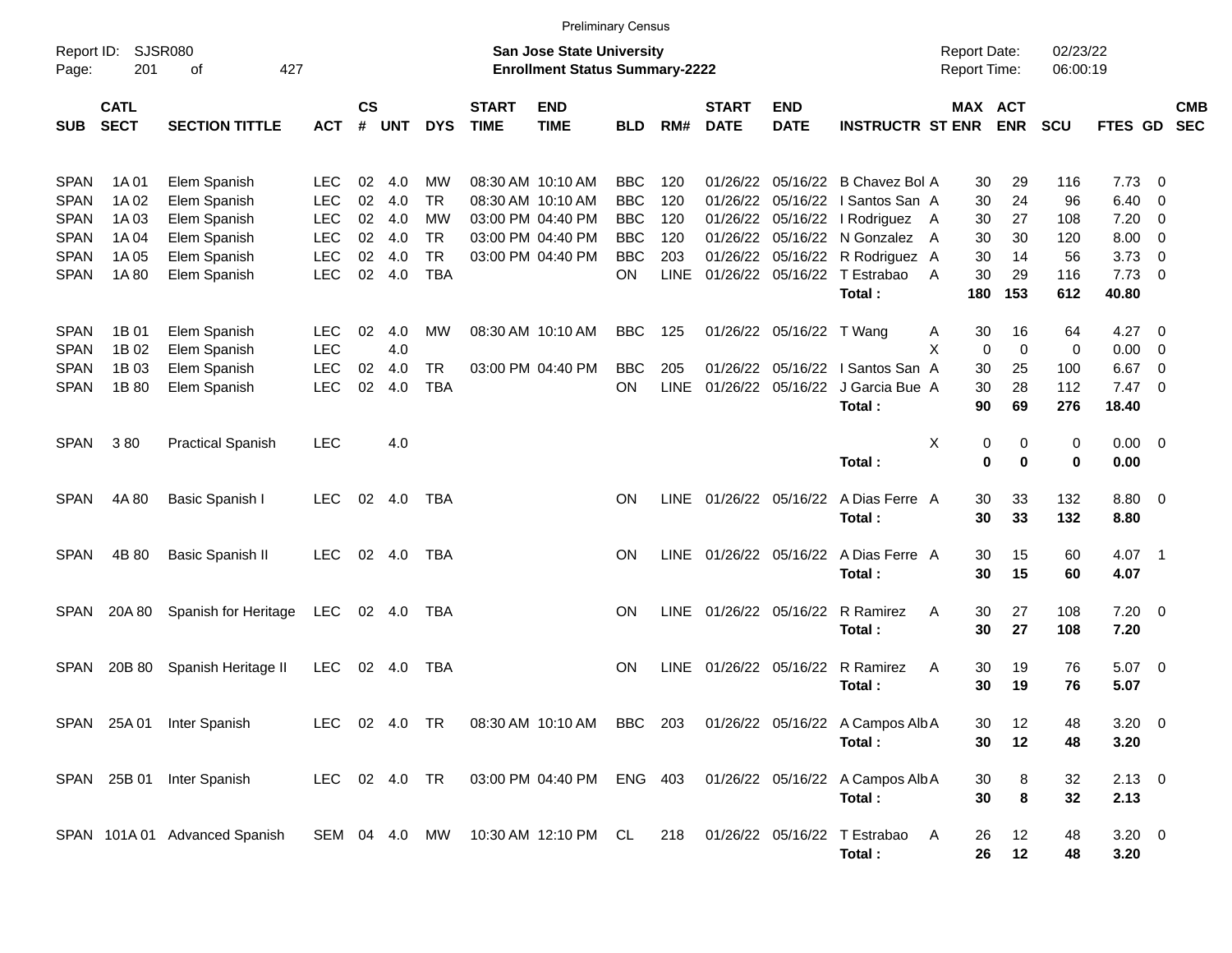Preliminary Census

Report ID: SJSR080
Page: 201 of 427

**San Jose State University**
**Enrollment Status Summary-2222**

Report Date: 02/23/22
Report Time: 06:00:19

| SUB | CATL SECT | SECTION TITTLE | ACT | CS # | UNT | DYS | START TIME | END TIME | BLD | RM# | START DATE | END DATE | INSTRUCTR | ST | MAX ENR | ACT ENR | SCU | FTES | GD | CMB SEC |
|---|---|---|---|---|---|---|---|---|---|---|---|---|---|---|---|---|---|---|---|---|
| SPAN | 1A 01 | Elem Spanish | LEC | 02 | 4.0 | MW | 08:30 AM | 10:10 AM | BBC | 120 | 01/26/22 | 05/16/22 | B Chavez Bol | A | 30 | 29 | 116 | 7.73 | 0 | |
| SPAN | 1A 02 | Elem Spanish | LEC | 02 | 4.0 | TR | 08:30 AM | 10:10 AM | BBC | 120 | 01/26/22 | 05/16/22 | I Santos San | A | 30 | 24 | 96 | 6.40 | 0 | |
| SPAN | 1A 03 | Elem Spanish | LEC | 02 | 4.0 | MW | 03:00 PM | 04:40 PM | BBC | 120 | 01/26/22 | 05/16/22 | I Rodriguez | A | 30 | 27 | 108 | 7.20 | 0 | |
| SPAN | 1A 04 | Elem Spanish | LEC | 02 | 4.0 | TR | 03:00 PM | 04:40 PM | BBC | 120 | 01/26/22 | 05/16/22 | N Gonzalez | A | 30 | 30 | 120 | 8.00 | 0 | |
| SPAN | 1A 05 | Elem Spanish | LEC | 02 | 4.0 | TR | 03:00 PM | 04:40 PM | BBC | 203 | 01/26/22 | 05/16/22 | R Rodriguez | A | 30 | 14 | 56 | 3.73 | 0 | |
| SPAN | 1A 80 | Elem Spanish | LEC | 02 | 4.0 | TBA | | | ON | LINE | 01/26/22 | 05/16/22 | T Estrabao | A | 30 | 29 | 116 | 7.73 | 0 | |
| | | | | | | | | | | | | | **Total :** | | **180** | **153** | **612** | **40.80** | | |
| SPAN | 1B 01 | Elem Spanish | LEC | 02 | 4.0 | MW | 08:30 AM | 10:10 AM | BBC | 125 | 01/26/22 | 05/16/22 | T Wang | A | 30 | 16 | 64 | 4.27 | 0 | |
| SPAN | 1B 02 | Elem Spanish | LEC | | 4.0 | | | | | | | | | X | 0 | 0 | 0 | 0.00 | 0 | |
| SPAN | 1B 03 | Elem Spanish | LEC | 02 | 4.0 | TR | 03:00 PM | 04:40 PM | BBC | 205 | 01/26/22 | 05/16/22 | I Santos San | A | 30 | 25 | 100 | 6.67 | 0 | |
| SPAN | 1B 80 | Elem Spanish | LEC | 02 | 4.0 | TBA | | | ON | LINE | 01/26/22 | 05/16/22 | J Garcia Bue | A | 30 | 28 | 112 | 7.47 | 0 | |
| | | | | | | | | | | | | | **Total :** | | **90** | **69** | **276** | **18.40** | | |
| SPAN | 3 80 | Practical Spanish | LEC | | 4.0 | | | | | | | | | X | 0 | 0 | 0 | 0.00 | 0 | |
| | | | | | | | | | | | | | **Total :** | | **0** | **0** | **0** | **0.00** | | |
| SPAN | 4A 80 | Basic Spanish I | LEC | 02 | 4.0 | TBA | | | ON | LINE | 01/26/22 | 05/16/22 | A Dias Ferre | A | 30 | 33 | 132 | 8.80 | 0 | |
| | | | | | | | | | | | | | **Total :** | | **30** | **33** | **132** | **8.80** | | |
| SPAN | 4B 80 | Basic Spanish II | LEC | 02 | 4.0 | TBA | | | ON | LINE | 01/26/22 | 05/16/22 | A Dias Ferre | A | 30 | 15 | 60 | 4.07 | 1 | |
| | | | | | | | | | | | | | **Total :** | | **30** | **15** | **60** | **4.07** | | |
| SPAN | 20A 80 | Spanish for Heritage | LEC | 02 | 4.0 | TBA | | | ON | LINE | 01/26/22 | 05/16/22 | R Ramirez | A | 30 | 27 | 108 | 7.20 | 0 | |
| | | | | | | | | | | | | | **Total :** | | **30** | **27** | **108** | **7.20** | | |
| SPAN | 20B 80 | Spanish Heritage II | LEC | 02 | 4.0 | TBA | | | ON | LINE | 01/26/22 | 05/16/22 | R Ramirez | A | 30 | 19 | 76 | 5.07 | 0 | |
| | | | | | | | | | | | | | **Total :** | | **30** | **19** | **76** | **5.07** | | |
| SPAN | 25A 01 | Inter Spanish | LEC | 02 | 4.0 | TR | 08:30 AM | 10:10 AM | BBC | 203 | 01/26/22 | 05/16/22 | A Campos Alb | A | 30 | 12 | 48 | 3.20 | 0 | |
| | | | | | | | | | | | | | **Total :** | | **30** | **12** | **48** | **3.20** | | |
| SPAN | 25B 01 | Inter Spanish | LEC | 02 | 4.0 | TR | 03:00 PM | 04:40 PM | ENG | 403 | 01/26/22 | 05/16/22 | A Campos Alb | A | 30 | 8 | 32 | 2.13 | 0 | |
| | | | | | | | | | | | | | **Total :** | | **30** | **8** | **32** | **2.13** | | |
| SPAN | 101A 01 | Advanced Spanish | SEM | 04 | 4.0 | MW | 10:30 AM | 12:10 PM | CL | 218 | 01/26/22 | 05/16/22 | T Estrabao | A | 26 | 12 | 48 | 3.20 | 0 | |
| | | | | | | | | | | | | | **Total :** | | **26** | **12** | **48** | **3.20** | | |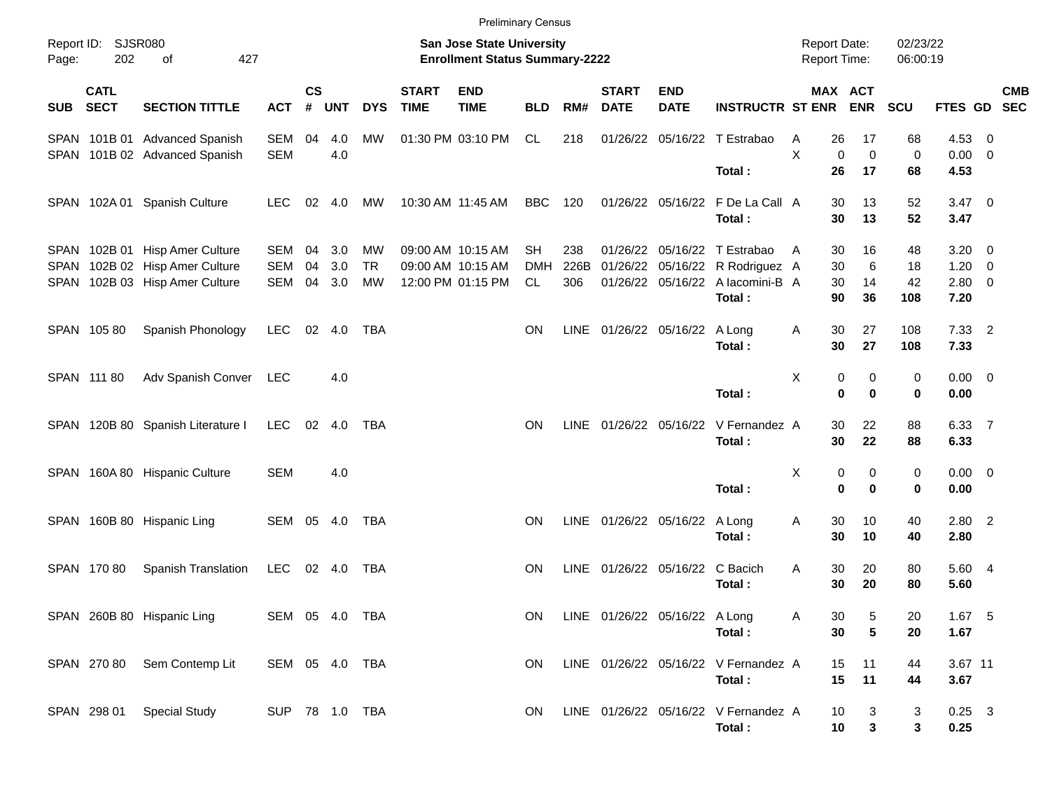Preliminary Census

Report ID: SJSR080
Page: 202 of 427

**San Jose State University**
**Enrollment Status Summary-2222**

Report Date: 02/23/22
Report Time: 06:00:19

| SUB | CATL SECT | SECTION TITTLE | ACT | CS # | UNT | DYS | START TIME | END TIME | BLD | RM# | START DATE | END DATE | INSTRUCTR | ST | MAX ENR | ACT ENR | SCU | FTES | GD | CMB SEC |
|---|---|---|---|---|---|---|---|---|---|---|---|---|---|---|---|---|---|---|---|---|
| SPAN | 101B 01 | Advanced Spanish | SEM | 04 | 4.0 | MW | 01:30 PM | 03:10 PM | CL | 218 | 01/26/22 | 05/16/22 | T Estrabao | A | 26 | 17 | 68 | 4.53 | 0 | |
| SPAN | 101B 02 | Advanced Spanish | SEM | | 4.0 | | | | | | | | | X | 0 | 0 | 0 | 0.00 | 0 | |
| | | | | | | | | | | | | | **Total :** | | **26** | **17** | **68** | **4.53** | | |
| SPAN | 102A 01 | Spanish Culture | LEC | 02 | 4.0 | MW | 10:30 AM | 11:45 AM | BBC | 120 | 01/26/22 | 05/16/22 | F De La Call | A | 30 | 13 | 52 | 3.47 | 0 | |
| | | | | | | | | | | | | | **Total :** | | **30** | **13** | **52** | **3.47** | | |
| SPAN | 102B 01 | Hisp Amer Culture | SEM | 04 | 3.0 | MW | 09:00 AM | 10:15 AM | SH | 238 | 01/26/22 | 05/16/22 | T Estrabao | A | 30 | 16 | 48 | 3.20 | 0 | |
| SPAN | 102B 02 | Hisp Amer Culture | SEM | 04 | 3.0 | TR | 09:00 AM | 10:15 AM | DMH | 226B | 01/26/22 | 05/16/22 | R Rodriguez | A | 30 | 6 | 18 | 1.20 | 0 | |
| SPAN | 102B 03 | Hisp Amer Culture | SEM | 04 | 3.0 | MW | 12:00 PM | 01:15 PM | CL | 306 | 01/26/22 | 05/16/22 | A Iacomini-B | A | 30 | 14 | 42 | 2.80 | 0 | |
| | | | | | | | | | | | | | **Total :** | | **90** | **36** | **108** | **7.20** | | |
| SPAN | 105 80 | Spanish Phonology | LEC | 02 | 4.0 | TBA | | | ON | LINE | 01/26/22 | 05/16/22 | A Long | A | 30 | 27 | 108 | 7.33 | 2 | |
| | | | | | | | | | | | | | **Total :** | | **30** | **27** | **108** | **7.33** | | |
| SPAN | 111 80 | Adv Spanish Conver | LEC | | 4.0 | | | | | | | | | X | 0 | 0 | 0 | 0.00 | 0 | |
| | | | | | | | | | | | | | **Total :** | | **0** | **0** | **0** | **0.00** | | |
| SPAN | 120B 80 | Spanish Literature I | LEC | 02 | 4.0 | TBA | | | ON | LINE | 01/26/22 | 05/16/22 | V Fernandez | A | 30 | 22 | 88 | 6.33 | 7 | |
| | | | | | | | | | | | | | **Total :** | | **30** | **22** | **88** | **6.33** | | |
| SPAN | 160A 80 | Hispanic Culture | SEM | | 4.0 | | | | | | | | | X | 0 | 0 | 0 | 0.00 | 0 | |
| | | | | | | | | | | | | | **Total :** | | **0** | **0** | **0** | **0.00** | | |
| SPAN | 160B 80 | Hispanic Ling | SEM | 05 | 4.0 | TBA | | | ON | LINE | 01/26/22 | 05/16/22 | A Long | A | 30 | 10 | 40 | 2.80 | 2 | |
| | | | | | | | | | | | | | **Total :** | | **30** | **10** | **40** | **2.80** | | |
| SPAN | 170 80 | Spanish Translation | LEC | 02 | 4.0 | TBA | | | ON | LINE | 01/26/22 | 05/16/22 | C Bacich | A | 30 | 20 | 80 | 5.60 | 4 | |
| | | | | | | | | | | | | | **Total :** | | **30** | **20** | **80** | **5.60** | | |
| SPAN | 260B 80 | Hispanic Ling | SEM | 05 | 4.0 | TBA | | | ON | LINE | 01/26/22 | 05/16/22 | A Long | A | 30 | 5 | 20 | 1.67 | 5 | |
| | | | | | | | | | | | | | **Total :** | | **30** | **5** | **20** | **1.67** | | |
| SPAN | 270 80 | Sem Contemp Lit | SEM | 05 | 4.0 | TBA | | | ON | LINE | 01/26/22 | 05/16/22 | V Fernandez | A | 15 | 11 | 44 | 3.67 | 11 | |
| | | | | | | | | | | | | | **Total :** | | **15** | **11** | **44** | **3.67** | | |
| SPAN | 298 01 | Special Study | SUP | 78 | 1.0 | TBA | | | ON | LINE | 01/26/22 | 05/16/22 | V Fernandez | A | 10 | 3 | 3 | 0.25 | 3 | |
| | | | | | | | | | | | | | **Total :** | | **10** | **3** | **3** | **0.25** | | |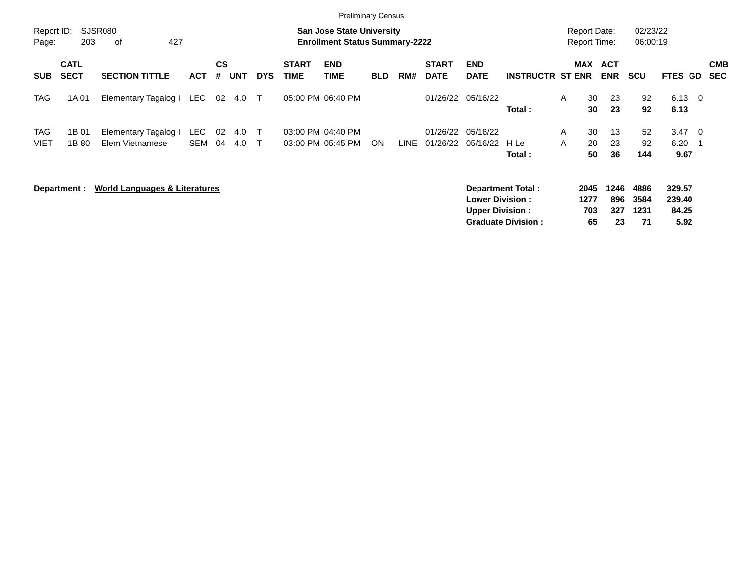Preliminary Census

Report ID: SJSR080

**San Jose State University**
**Enrollment Status Summary-2222**

Report Date: 02/23/22
Report Time: 06:00:19

| SUB | CATL SECT | SECTION TITTLE | ACT | CS # | UNT | DYS | START TIME | END TIME | BLD | RM# | START DATE | END DATE | INSTRUCTR | ST | MAX ENR | ACT ENR | SCU | FTES | GD | CMB SEC |
|---|---|---|---|---|---|---|---|---|---|---|---|---|---|---|---|---|---|---|---|---|
| TAG | 1A 01 | Elementary Tagalog I | LEC | 02 | 4.0 | T | 05:00 PM | 06:40 PM | | | 01/26/22 | 05/16/22 | | A | 30 | 23 | 92 | 6.13 | 0 | |
| | | | | | | | | | | | | | **Total :** | | **30** | **23** | **92** | **6.13** | | |
| TAG | 1B 01 | Elementary Tagalog I | LEC | 02 | 4.0 | T | 03:00 PM | 04:40 PM | | | 01/26/22 | 05/16/22 | | A | 30 | 13 | 52 | 3.47 | 0 | |
| VIET | 1B 80 | Elem Vietnamese | SEM | 04 | 4.0 | T | 03:00 PM | 05:45 PM | ON | LINE | 01/26/22 | 05/16/22 | H Le | A | 20 | 23 | 92 | 6.20 | 1 | |
| | | | | | | | | | | | | | **Total :** | | **50** | **36** | **144** | **9.67** | | |

**Department :** **World Languages & Literatures**

| | MAX ENR | ACT ENR | SCU | FTES |
|---|---|---|---|---|
| **Department Total :** | **2045** | **1246** | **4886** | **329.57** |
| **Lower Division :** | **1277** | **896** | **3584** | **239.40** |
| **Upper Division :** | **703** | **327** | **1231** | **84.25** |
| **Graduate Division :** | **65** | **23** | **71** | **5.92** |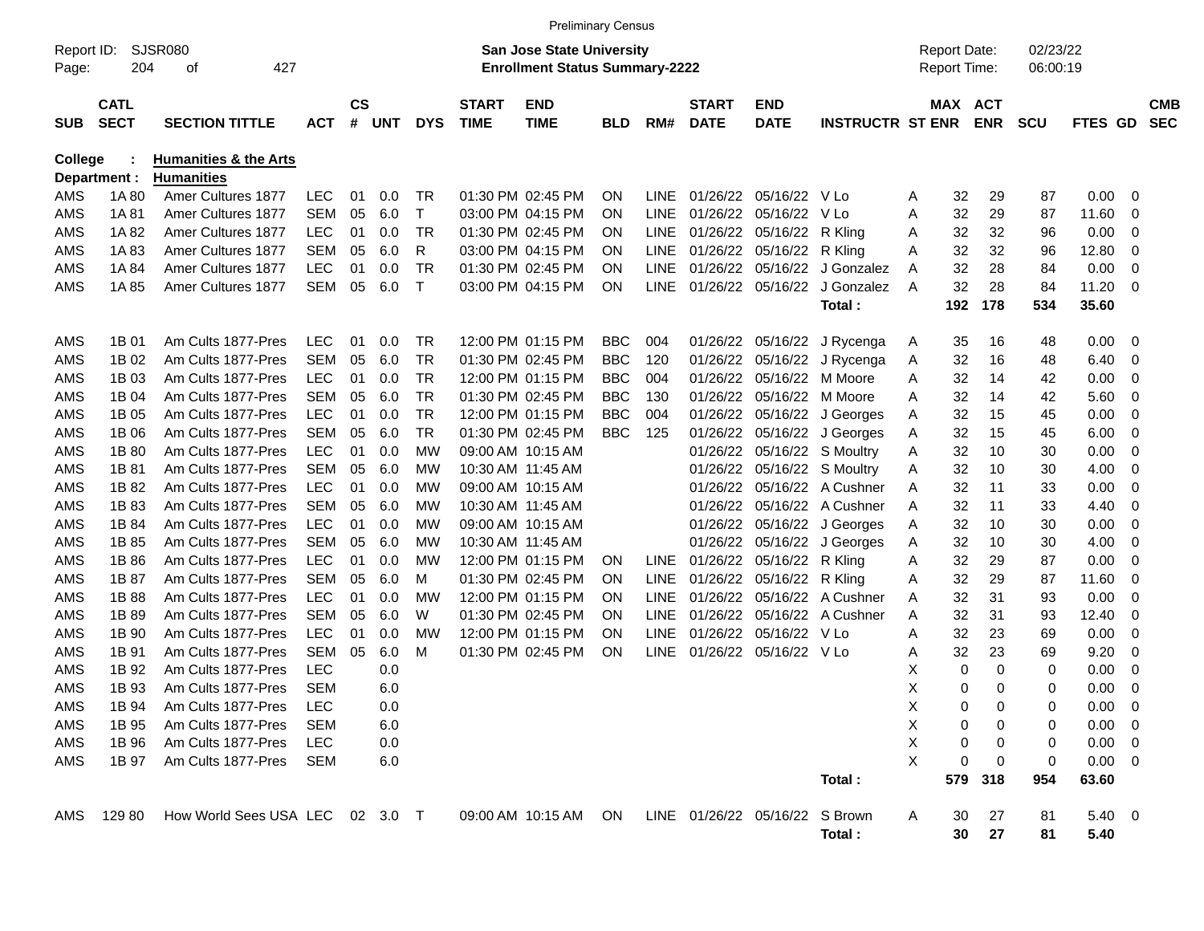Preliminary Census

Report ID: SJSR080
Page: 204 of 427

**San Jose State University**
**Enrollment Status Summary-2222**

Report Date: 02/23/22
Report Time: 06:00:19

**College : Humanities & the Arts**
**Department : Humanities**

| SUB | CATL SECT | SECTION TITTLE | ACT | CS # | UNT | DYS | START TIME | END TIME | BLD | RM# | START DATE | END DATE | INSTRUCTR | ST | MAX ENR | ACT ENR | SCU | FTES | GD | CMB SEC |
|---|---|---|---|---|---|---|---|---|---|---|---|---|---|---|---|---|---|---|---|---|
| AMS | 1A 80 | Amer Cultures 1877 | LEC | 01 | 0.0 | TR | 01:30 PM | 02:45 PM | ON | LINE | 01/26/22 | 05/16/22 | V Lo | A | 32 | 29 | 87 | 0.00 | 0 | |
| AMS | 1A 81 | Amer Cultures 1877 | SEM | 05 | 6.0 | T | 03:00 PM | 04:15 PM | ON | LINE | 01/26/22 | 05/16/22 | V Lo | A | 32 | 29 | 87 | 11.60 | 0 | |
| AMS | 1A 82 | Amer Cultures 1877 | LEC | 01 | 0.0 | TR | 01:30 PM | 02:45 PM | ON | LINE | 01/26/22 | 05/16/22 | R Kling | A | 32 | 32 | 96 | 0.00 | 0 | |
| AMS | 1A 83 | Amer Cultures 1877 | SEM | 05 | 6.0 | R | 03:00 PM | 04:15 PM | ON | LINE | 01/26/22 | 05/16/22 | R Kling | A | 32 | 32 | 96 | 12.80 | 0 | |
| AMS | 1A 84 | Amer Cultures 1877 | LEC | 01 | 0.0 | TR | 01:30 PM | 02:45 PM | ON | LINE | 01/26/22 | 05/16/22 | J Gonzalez | A | 32 | 28 | 84 | 0.00 | 0 | |
| AMS | 1A 85 | Amer Cultures 1877 | SEM | 05 | 6.0 | T | 03:00 PM | 04:15 PM | ON | LINE | 01/26/22 | 05/16/22 | J Gonzalez | A | 32 | 28 | 84 | 11.20 | 0 | |
| | | | | | | | | | | | | | **Total :** | | **192** | **178** | **534** | **35.60** | | |
| AMS | 1B 01 | Am Cults 1877-Pres | LEC | 01 | 0.0 | TR | 12:00 PM | 01:15 PM | BBC | 004 | 01/26/22 | 05/16/22 | J Rycenga | A | 35 | 16 | 48 | 0.00 | 0 | |
| AMS | 1B 02 | Am Cults 1877-Pres | SEM | 05 | 6.0 | TR | 01:30 PM | 02:45 PM | BBC | 120 | 01/26/22 | 05/16/22 | J Rycenga | A | 32 | 16 | 48 | 6.40 | 0 | |
| AMS | 1B 03 | Am Cults 1877-Pres | LEC | 01 | 0.0 | TR | 12:00 PM | 01:15 PM | BBC | 004 | 01/26/22 | 05/16/22 | M Moore | A | 32 | 14 | 42 | 0.00 | 0 | |
| AMS | 1B 04 | Am Cults 1877-Pres | SEM | 05 | 6.0 | TR | 01:30 PM | 02:45 PM | BBC | 130 | 01/26/22 | 05/16/22 | M Moore | A | 32 | 14 | 42 | 5.60 | 0 | |
| AMS | 1B 05 | Am Cults 1877-Pres | LEC | 01 | 0.0 | TR | 12:00 PM | 01:15 PM | BBC | 004 | 01/26/22 | 05/16/22 | J Georges | A | 32 | 15 | 45 | 0.00 | 0 | |
| AMS | 1B 06 | Am Cults 1877-Pres | SEM | 05 | 6.0 | TR | 01:30 PM | 02:45 PM | BBC | 125 | 01/26/22 | 05/16/22 | J Georges | A | 32 | 15 | 45 | 6.00 | 0 | |
| AMS | 1B 80 | Am Cults 1877-Pres | LEC | 01 | 0.0 | MW | 09:00 AM | 10:15 AM | | | 01/26/22 | 05/16/22 | S Moultry | A | 32 | 10 | 30 | 0.00 | 0 | |
| AMS | 1B 81 | Am Cults 1877-Pres | SEM | 05 | 6.0 | MW | 10:30 AM | 11:45 AM | | | 01/26/22 | 05/16/22 | S Moultry | A | 32 | 10 | 30 | 4.00 | 0 | |
| AMS | 1B 82 | Am Cults 1877-Pres | LEC | 01 | 0.0 | MW | 09:00 AM | 10:15 AM | | | 01/26/22 | 05/16/22 | A Cushner | A | 32 | 11 | 33 | 0.00 | 0 | |
| AMS | 1B 83 | Am Cults 1877-Pres | SEM | 05 | 6.0 | MW | 10:30 AM | 11:45 AM | | | 01/26/22 | 05/16/22 | A Cushner | A | 32 | 11 | 33 | 4.40 | 0 | |
| AMS | 1B 84 | Am Cults 1877-Pres | LEC | 01 | 0.0 | MW | 09:00 AM | 10:15 AM | | | 01/26/22 | 05/16/22 | J Georges | A | 32 | 10 | 30 | 0.00 | 0 | |
| AMS | 1B 85 | Am Cults 1877-Pres | SEM | 05 | 6.0 | MW | 10:30 AM | 11:45 AM | | | 01/26/22 | 05/16/22 | J Georges | A | 32 | 10 | 30 | 4.00 | 0 | |
| AMS | 1B 86 | Am Cults 1877-Pres | LEC | 01 | 0.0 | MW | 12:00 PM | 01:15 PM | ON | LINE | 01/26/22 | 05/16/22 | R Kling | A | 32 | 29 | 87 | 0.00 | 0 | |
| AMS | 1B 87 | Am Cults 1877-Pres | SEM | 05 | 6.0 | M | 01:30 PM | 02:45 PM | ON | LINE | 01/26/22 | 05/16/22 | R Kling | A | 32 | 29 | 87 | 11.60 | 0 | |
| AMS | 1B 88 | Am Cults 1877-Pres | LEC | 01 | 0.0 | MW | 12:00 PM | 01:15 PM | ON | LINE | 01/26/22 | 05/16/22 | A Cushner | A | 32 | 31 | 93 | 0.00 | 0 | |
| AMS | 1B 89 | Am Cults 1877-Pres | SEM | 05 | 6.0 | W | 01:30 PM | 02:45 PM | ON | LINE | 01/26/22 | 05/16/22 | A Cushner | A | 32 | 31 | 93 | 12.40 | 0 | |
| AMS | 1B 90 | Am Cults 1877-Pres | LEC | 01 | 0.0 | MW | 12:00 PM | 01:15 PM | ON | LINE | 01/26/22 | 05/16/22 | V Lo | A | 32 | 23 | 69 | 0.00 | 0 | |
| AMS | 1B 91 | Am Cults 1877-Pres | SEM | 05 | 6.0 | M | 01:30 PM | 02:45 PM | ON | LINE | 01/26/22 | 05/16/22 | V Lo | A | 32 | 23 | 69 | 9.20 | 0 | |
| AMS | 1B 92 | Am Cults 1877-Pres | LEC | | 0.0 | | | | | | | | | X | 0 | 0 | 0 | 0.00 | 0 | |
| AMS | 1B 93 | Am Cults 1877-Pres | SEM | | 6.0 | | | | | | | | | X | 0 | 0 | 0 | 0.00 | 0 | |
| AMS | 1B 94 | Am Cults 1877-Pres | LEC | | 0.0 | | | | | | | | | X | 0 | 0 | 0 | 0.00 | 0 | |
| AMS | 1B 95 | Am Cults 1877-Pres | SEM | | 6.0 | | | | | | | | | X | 0 | 0 | 0 | 0.00 | 0 | |
| AMS | 1B 96 | Am Cults 1877-Pres | LEC | | 0.0 | | | | | | | | | X | 0 | 0 | 0 | 0.00 | 0 | |
| AMS | 1B 97 | Am Cults 1877-Pres | SEM | | 6.0 | | | | | | | | | X | 0 | 0 | 0 | 0.00 | 0 | |
| | | | | | | | | | | | | | **Total :** | | **579** | **318** | **954** | **63.60** | | |
| AMS | 129 80 | How World Sees USA | LEC | 02 | 3.0 | T | 09:00 AM | 10:15 AM | ON | LINE | 01/26/22 | 05/16/22 | S Brown | A | 30 | 27 | 81 | 5.40 | 0 | |
| | | | | | | | | | | | | | **Total :** | | **30** | **27** | **81** | **5.40** | | |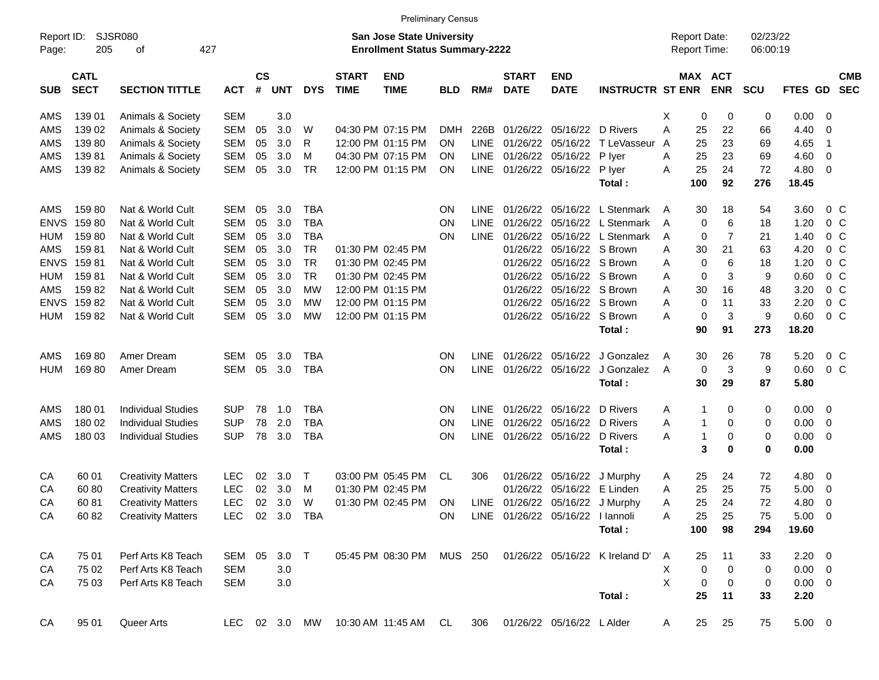Preliminary Census

Report ID: SJSR080

**San Jose State University**
**Enrollment Status Summary-2222**

Report Date: 02/23/22
Report Time: 06:00:19

| SUB | CATL SECT | SECTION TITTLE | ACT | CS # | UNT | DYS | START TIME | END TIME | BLD | RM# | START DATE | END DATE | INSTRUCTR | ST | MAX ENR | ACT ENR | SCU | FTES | GD | CMB SEC |
|---|---|---|---|---|---|---|---|---|---|---|---|---|---|---|---|---|---|---|---|---|
| AMS | 139 01 | Animals & Society | SEM | | 3.0 | | | | | | | | | X | 0 | 0 | 0 | 0.00 | 0 | |
| AMS | 139 02 | Animals & Society | SEM | 05 | 3.0 | W | 04:30 PM | 07:15 PM | DMH | 226B | 01/26/22 | 05/16/22 | D Rivers | A | 25 | 22 | 66 | 4.40 | 0 | |
| AMS | 139 80 | Animals & Society | SEM | 05 | 3.0 | R | 12:00 PM | 01:15 PM | ON | LINE | 01/26/22 | 05/16/22 | T LeVasseur | A | 25 | 23 | 69 | 4.65 | 1 | |
| AMS | 139 81 | Animals & Society | SEM | 05 | 3.0 | M | 04:30 PM | 07:15 PM | ON | LINE | 01/26/22 | 05/16/22 | P Iyer | A | 25 | 23 | 69 | 4.60 | 0 | |
| AMS | 139 82 | Animals & Society | SEM | 05 | 3.0 | TR | 12:00 PM | 01:15 PM | ON | LINE | 01/26/22 | 05/16/22 | P Iyer | A | 25 | 24 | 72 | 4.80 | 0 | |
| | | | | | | | | | | | | | **Total :** | | **100** | **92** | **276** | **18.45** | | |
| AMS | 159 80 | Nat & World Cult | SEM | 05 | 3.0 | TBA | | | ON | LINE | 01/26/22 | 05/16/22 | L Stenmark | A | 30 | 18 | 54 | 3.60 | 0 | C |
| ENVS | 159 80 | Nat & World Cult | SEM | 05 | 3.0 | TBA | | | ON | LINE | 01/26/22 | 05/16/22 | L Stenmark | A | 0 | 6 | 18 | 1.20 | 0 | C |
| HUM | 159 80 | Nat & World Cult | SEM | 05 | 3.0 | TBA | | | ON | LINE | 01/26/22 | 05/16/22 | L Stenmark | A | 0 | 7 | 21 | 1.40 | 0 | C |
| AMS | 159 81 | Nat & World Cult | SEM | 05 | 3.0 | TR | 01:30 PM | 02:45 PM | | | 01/26/22 | 05/16/22 | S Brown | A | 30 | 21 | 63 | 4.20 | 0 | C |
| ENVS | 159 81 | Nat & World Cult | SEM | 05 | 3.0 | TR | 01:30 PM | 02:45 PM | | | 01/26/22 | 05/16/22 | S Brown | A | 0 | 6 | 18 | 1.20 | 0 | C |
| HUM | 159 81 | Nat & World Cult | SEM | 05 | 3.0 | TR | 01:30 PM | 02:45 PM | | | 01/26/22 | 05/16/22 | S Brown | A | 0 | 3 | 9 | 0.60 | 0 | C |
| AMS | 159 82 | Nat & World Cult | SEM | 05 | 3.0 | MW | 12:00 PM | 01:15 PM | | | 01/26/22 | 05/16/22 | S Brown | A | 30 | 16 | 48 | 3.20 | 0 | C |
| ENVS | 159 82 | Nat & World Cult | SEM | 05 | 3.0 | MW | 12:00 PM | 01:15 PM | | | 01/26/22 | 05/16/22 | S Brown | A | 0 | 11 | 33 | 2.20 | 0 | C |
| HUM | 159 82 | Nat & World Cult | SEM | 05 | 3.0 | MW | 12:00 PM | 01:15 PM | | | 01/26/22 | 05/16/22 | S Brown | A | 0 | 3 | 9 | 0.60 | 0 | C |
| | | | | | | | | | | | | | **Total :** | | **90** | **91** | **273** | **18.20** | | |
| AMS | 169 80 | Amer Dream | SEM | 05 | 3.0 | TBA | | | ON | LINE | 01/26/22 | 05/16/22 | J Gonzalez | A | 30 | 26 | 78 | 5.20 | 0 | C |
| HUM | 169 80 | Amer Dream | SEM | 05 | 3.0 | TBA | | | ON | LINE | 01/26/22 | 05/16/22 | J Gonzalez | A | 0 | 3 | 9 | 0.60 | 0 | C |
| | | | | | | | | | | | | | **Total :** | | **30** | **29** | **87** | **5.80** | | |
| AMS | 180 01 | Individual Studies | SUP | 78 | 1.0 | TBA | | | ON | LINE | 01/26/22 | 05/16/22 | D Rivers | A | 1 | 0 | 0 | 0.00 | 0 | |
| AMS | 180 02 | Individual Studies | SUP | 78 | 2.0 | TBA | | | ON | LINE | 01/26/22 | 05/16/22 | D Rivers | A | 1 | 0 | 0 | 0.00 | 0 | |
| AMS | 180 03 | Individual Studies | SUP | 78 | 3.0 | TBA | | | ON | LINE | 01/26/22 | 05/16/22 | D Rivers | A | 1 | 0 | 0 | 0.00 | 0 | |
| | | | | | | | | | | | | | **Total :** | | **3** | **0** | **0** | **0.00** | | |
| CA | 60 01 | Creativity Matters | LEC | 02 | 3.0 | T | 03:00 PM | 05:45 PM | CL | 306 | 01/26/22 | 05/16/22 | J Murphy | A | 25 | 24 | 72 | 4.80 | 0 | |
| CA | 60 80 | Creativity Matters | LEC | 02 | 3.0 | M | 01:30 PM | 02:45 PM | | | 01/26/22 | 05/16/22 | E Linden | A | 25 | 25 | 75 | 5.00 | 0 | |
| CA | 60 81 | Creativity Matters | LEC | 02 | 3.0 | W | 01:30 PM | 02:45 PM | ON | LINE | 01/26/22 | 05/16/22 | J Murphy | A | 25 | 24 | 72 | 4.80 | 0 | |
| CA | 60 82 | Creativity Matters | LEC | 02 | 3.0 | TBA | | | ON | LINE | 01/26/22 | 05/16/22 | I Iannoli | A | 25 | 25 | 75 | 5.00 | 0 | |
| | | | | | | | | | | | | | **Total :** | | **100** | **98** | **294** | **19.60** | | |
| CA | 75 01 | Perf Arts K8 Teach | SEM | 05 | 3.0 | T | 05:45 PM | 08:30 PM | MUS | 250 | 01/26/22 | 05/16/22 | K Ireland D' | A | 25 | 11 | 33 | 2.20 | 0 | |
| CA | 75 02 | Perf Arts K8 Teach | SEM | | 3.0 | | | | | | | | | X | 0 | 0 | 0 | 0.00 | 0 | |
| CA | 75 03 | Perf Arts K8 Teach | SEM | | 3.0 | | | | | | | | | X | 0 | 0 | 0 | 0.00 | 0 | |
| | | | | | | | | | | | | | **Total :** | | **25** | **11** | **33** | **2.20** | | |
| CA | 95 01 | Queer Arts | LEC | 02 | 3.0 | MW | 10:30 AM | 11:45 AM | CL | 306 | 01/26/22 | 05/16/22 | L Alder | A | 25 | 25 | 75 | 5.00 | 0 | |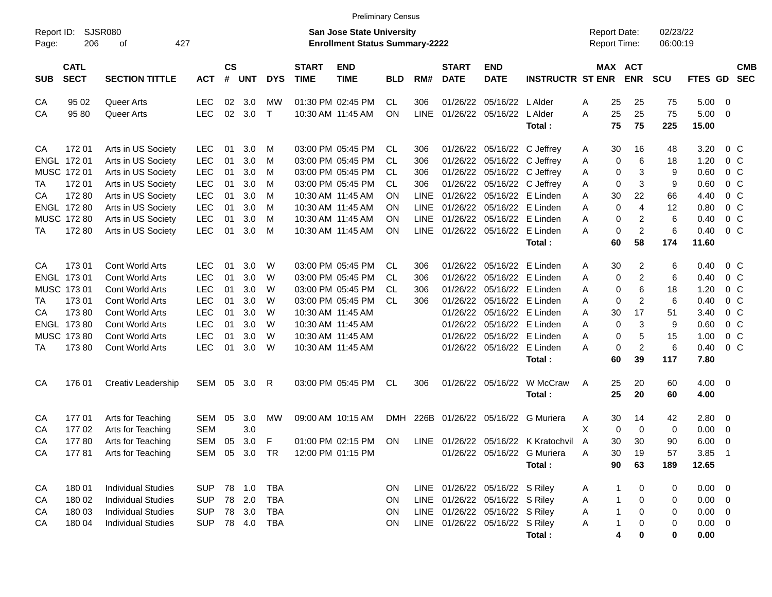Preliminary Census

Report ID: SJSR080
Page: 206 of 427

**San Jose State University**
**Enrollment Status Summary-2222**

Report Date: 02/23/22
Report Time: 06:00:19

| SUB | CATL SECT | SECTION TITTLE | ACT | CS # | UNT | DYS | START TIME | END TIME | BLD | RM# | START DATE | END DATE | INSTRUCTR | ST | MAX ENR | ACT ENR | SCU | FTES | GD | CMB SEC |
|---|---|---|---|---|---|---|---|---|---|---|---|---|---|---|---|---|---|---|---|---|
| CA | 95 02 | Queer Arts | LEC | 02 | 3.0 | MW | 01:30 PM | 02:45 PM | CL | 306 | 01/26/22 | 05/16/22 | L Alder | A | 25 | 25 | 75 | 5.00 | 0 | |
| CA | 95 80 | Queer Arts | LEC | 02 | 3.0 | T | 10:30 AM | 11:45 AM | ON | LINE | 01/26/22 | 05/16/22 | L Alder | A | 25 | 25 | 75 | 5.00 | 0 | |
| | | | | | | | | | | | | | **Total :** | | **75** | **75** | **225** | **15.00** | | |
| CA | 172 01 | Arts in US Society | LEC | 01 | 3.0 | M | 03:00 PM | 05:45 PM | CL | 306 | 01/26/22 | 05/16/22 | C Jeffrey | A | 30 | 16 | 48 | 3.20 | 0 | C |
| ENGL | 172 01 | Arts in US Society | LEC | 01 | 3.0 | M | 03:00 PM | 05:45 PM | CL | 306 | 01/26/22 | 05/16/22 | C Jeffrey | A | 0 | 6 | 18 | 1.20 | 0 | C |
| MUSC | 172 01 | Arts in US Society | LEC | 01 | 3.0 | M | 03:00 PM | 05:45 PM | CL | 306 | 01/26/22 | 05/16/22 | C Jeffrey | A | 0 | 3 | 9 | 0.60 | 0 | C |
| TA | 172 01 | Arts in US Society | LEC | 01 | 3.0 | M | 03:00 PM | 05:45 PM | CL | 306 | 01/26/22 | 05/16/22 | C Jeffrey | A | 0 | 3 | 9 | 0.60 | 0 | C |
| CA | 172 80 | Arts in US Society | LEC | 01 | 3.0 | M | 10:30 AM | 11:45 AM | ON | LINE | 01/26/22 | 05/16/22 | E Linden | A | 30 | 22 | 66 | 4.40 | 0 | C |
| ENGL | 172 80 | Arts in US Society | LEC | 01 | 3.0 | M | 10:30 AM | 11:45 AM | ON | LINE | 01/26/22 | 05/16/22 | E Linden | A | 0 | 4 | 12 | 0.80 | 0 | C |
| MUSC | 172 80 | Arts in US Society | LEC | 01 | 3.0 | M | 10:30 AM | 11:45 AM | ON | LINE | 01/26/22 | 05/16/22 | E Linden | A | 0 | 2 | 6 | 0.40 | 0 | C |
| TA | 172 80 | Arts in US Society | LEC | 01 | 3.0 | M | 10:30 AM | 11:45 AM | ON | LINE | 01/26/22 | 05/16/22 | E Linden | A | 0 | 2 | 6 | 0.40 | 0 | C |
| | | | | | | | | | | | | | **Total :** | | **60** | **58** | **174** | **11.60** | | |
| CA | 173 01 | Cont World Arts | LEC | 01 | 3.0 | W | 03:00 PM | 05:45 PM | CL | 306 | 01/26/22 | 05/16/22 | E Linden | A | 30 | 2 | 6 | 0.40 | 0 | C |
| ENGL | 173 01 | Cont World Arts | LEC | 01 | 3.0 | W | 03:00 PM | 05:45 PM | CL | 306 | 01/26/22 | 05/16/22 | E Linden | A | 0 | 2 | 6 | 0.40 | 0 | C |
| MUSC | 173 01 | Cont World Arts | LEC | 01 | 3.0 | W | 03:00 PM | 05:45 PM | CL | 306 | 01/26/22 | 05/16/22 | E Linden | A | 0 | 6 | 18 | 1.20 | 0 | C |
| TA | 173 01 | Cont World Arts | LEC | 01 | 3.0 | W | 03:00 PM | 05:45 PM | CL | 306 | 01/26/22 | 05/16/22 | E Linden | A | 0 | 2 | 6 | 0.40 | 0 | C |
| CA | 173 80 | Cont World Arts | LEC | 01 | 3.0 | W | 10:30 AM | 11:45 AM | | | 01/26/22 | 05/16/22 | E Linden | A | 30 | 17 | 51 | 3.40 | 0 | C |
| ENGL | 173 80 | Cont World Arts | LEC | 01 | 3.0 | W | 10:30 AM | 11:45 AM | | | 01/26/22 | 05/16/22 | E Linden | A | 0 | 3 | 9 | 0.60 | 0 | C |
| MUSC | 173 80 | Cont World Arts | LEC | 01 | 3.0 | W | 10:30 AM | 11:45 AM | | | 01/26/22 | 05/16/22 | E Linden | A | 0 | 5 | 15 | 1.00 | 0 | C |
| TA | 173 80 | Cont World Arts | LEC | 01 | 3.0 | W | 10:30 AM | 11:45 AM | | | 01/26/22 | 05/16/22 | E Linden | A | 0 | 2 | 6 | 0.40 | 0 | C |
| | | | | | | | | | | | | | **Total :** | | **60** | **39** | **117** | **7.80** | | |
| CA | 176 01 | Creativ Leadership | SEM | 05 | 3.0 | R | 03:00 PM | 05:45 PM | CL | 306 | 01/26/22 | 05/16/22 | W McCraw | A | 25 | 20 | 60 | 4.00 | 0 | |
| | | | | | | | | | | | | | **Total :** | | **25** | **20** | **60** | **4.00** | | |
| CA | 177 01 | Arts for Teaching | SEM | 05 | 3.0 | MW | 09:00 AM | 10:15 AM | DMH | 226B | 01/26/22 | 05/16/22 | G Muriera | A | 30 | 14 | 42 | 2.80 | 0 | |
| CA | 177 02 | Arts for Teaching | SEM | | 3.0 | | | | | | | | | X | 0 | 0 | 0 | 0.00 | 0 | |
| CA | 177 80 | Arts for Teaching | SEM | 05 | 3.0 | F | 01:00 PM | 02:15 PM | ON | LINE | 01/26/22 | 05/16/22 | K Kratochvil | A | 30 | 30 | 90 | 6.00 | 0 | |
| CA | 177 81 | Arts for Teaching | SEM | 05 | 3.0 | TR | 12:00 PM | 01:15 PM | | | 01/26/22 | 05/16/22 | G Muriera | A | 30 | 19 | 57 | 3.85 | 1 | |
| | | | | | | | | | | | | | **Total :** | | **90** | **63** | **189** | **12.65** | | |
| CA | 180 01 | Individual Studies | SUP | 78 | 1.0 | TBA | | | ON | LINE | 01/26/22 | 05/16/22 | S Riley | A | 1 | 0 | 0 | 0.00 | 0 | |
| CA | 180 02 | Individual Studies | SUP | 78 | 2.0 | TBA | | | ON | LINE | 01/26/22 | 05/16/22 | S Riley | A | 1 | 0 | 0 | 0.00 | 0 | |
| CA | 180 03 | Individual Studies | SUP | 78 | 3.0 | TBA | | | ON | LINE | 01/26/22 | 05/16/22 | S Riley | A | 1 | 0 | 0 | 0.00 | 0 | |
| CA | 180 04 | Individual Studies | SUP | 78 | 4.0 | TBA | | | ON | LINE | 01/26/22 | 05/16/22 | S Riley | A | 1 | 0 | 0 | 0.00 | 0 | |
| | | | | | | | | | | | | | **Total :** | | **4** | **0** | **0** | **0.00** | | |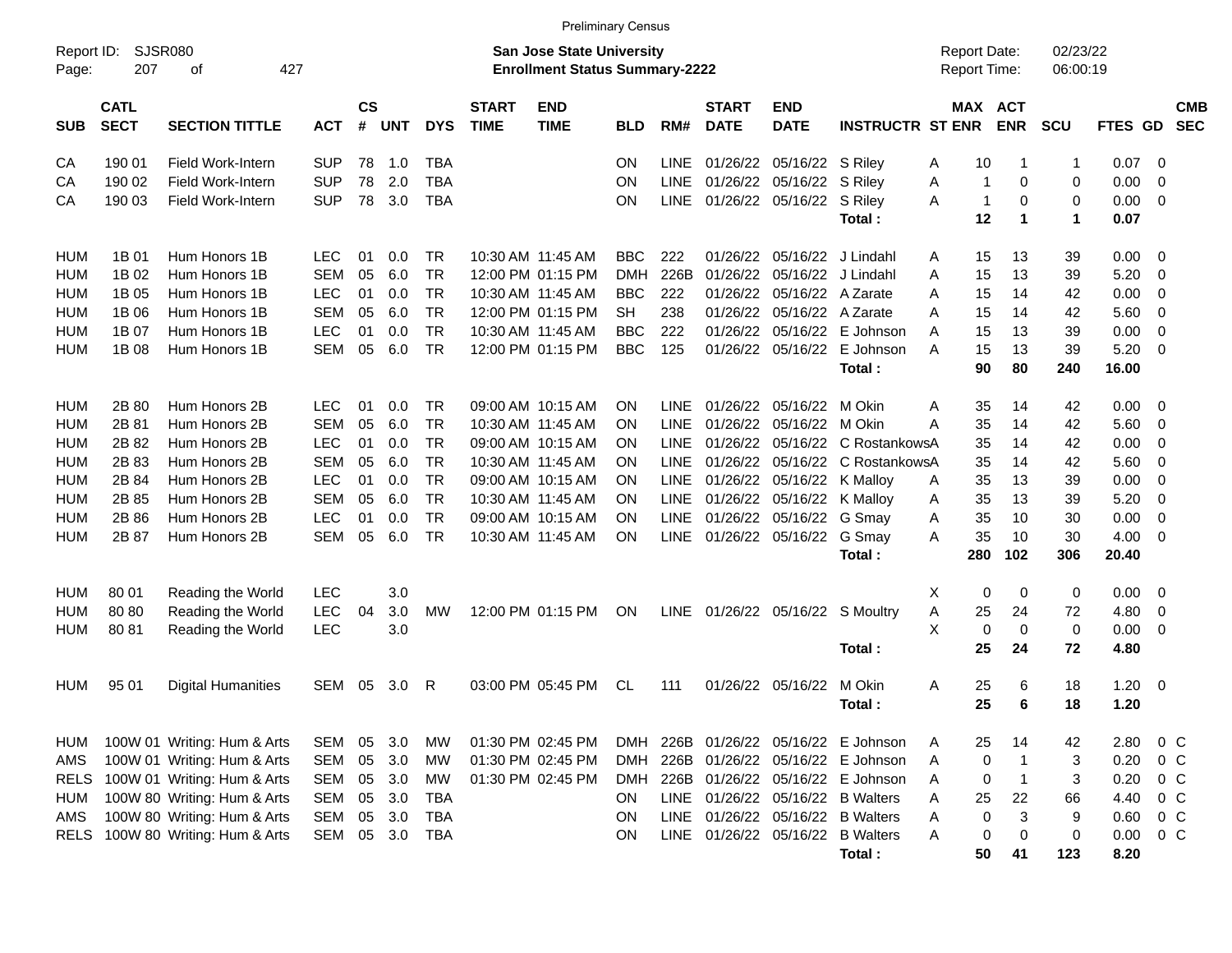Preliminary Census

Report ID: SJSR080 | **San Jose State University** | Report Date: 02/23/22
**Enrollment Status Summary-2222** | Report Time: 06:00:19

| SUB | CATL SECT | SECTION TITTLE | ACT | CS # | UNT | DYS | START TIME | END TIME | BLD | RM# | START DATE | END DATE | INSTRUCTR | ST | MAX ENR | ACT ENR | SCU | FTES | GD | CMB SEC |
|---|---|---|---|---|---|---|---|---|---|---|---|---|---|---|---|---|---|---|---|---|
| CA | 190 01 | Field Work-Intern | SUP | 78 | 1.0 | TBA | | | ON | LINE | 01/26/22 | 05/16/22 | S Riley | A | 10 | 1 | 1 | 0.07 | 0 | |
| CA | 190 02 | Field Work-Intern | SUP | 78 | 2.0 | TBA | | | ON | LINE | 01/26/22 | 05/16/22 | S Riley | A | 1 | 0 | 0 | 0.00 | 0 | |
| CA | 190 03 | Field Work-Intern | SUP | 78 | 3.0 | TBA | | | ON | LINE | 01/26/22 | 05/16/22 | S Riley | A | 1 | 0 | 0 | 0.00 | 0 | |
| | | | | | | | | | | | | | **Total :** | | **12** | **1** | **1** | **0.07** | | |
| HUM | 1B 01 | Hum Honors 1B | LEC | 01 | 0.0 | TR | 10:30 AM | 11:45 AM | BBC | 222 | 01/26/22 | 05/16/22 | J Lindahl | A | 15 | 13 | 39 | 0.00 | 0 | |
| HUM | 1B 02 | Hum Honors 1B | SEM | 05 | 6.0 | TR | 12:00 PM | 01:15 PM | DMH | 226B | 01/26/22 | 05/16/22 | J Lindahl | A | 15 | 13 | 39 | 5.20 | 0 | |
| HUM | 1B 05 | Hum Honors 1B | LEC | 01 | 0.0 | TR | 10:30 AM | 11:45 AM | BBC | 222 | 01/26/22 | 05/16/22 | A Zarate | A | 15 | 14 | 42 | 0.00 | 0 | |
| HUM | 1B 06 | Hum Honors 1B | SEM | 05 | 6.0 | TR | 12:00 PM | 01:15 PM | SH | 238 | 01/26/22 | 05/16/22 | A Zarate | A | 15 | 14 | 42 | 5.60 | 0 | |
| HUM | 1B 07 | Hum Honors 1B | LEC | 01 | 0.0 | TR | 10:30 AM | 11:45 AM | BBC | 222 | 01/26/22 | 05/16/22 | E Johnson | A | 15 | 13 | 39 | 0.00 | 0 | |
| HUM | 1B 08 | Hum Honors 1B | SEM | 05 | 6.0 | TR | 12:00 PM | 01:15 PM | BBC | 125 | 01/26/22 | 05/16/22 | E Johnson | A | 15 | 13 | 39 | 5.20 | 0 | |
| | | | | | | | | | | | | | **Total :** | | **90** | **80** | **240** | **16.00** | | |
| HUM | 2B 80 | Hum Honors 2B | LEC | 01 | 0.0 | TR | 09:00 AM | 10:15 AM | ON | LINE | 01/26/22 | 05/16/22 | M Okin | A | 35 | 14 | 42 | 0.00 | 0 | |
| HUM | 2B 81 | Hum Honors 2B | SEM | 05 | 6.0 | TR | 10:30 AM | 11:45 AM | ON | LINE | 01/26/22 | 05/16/22 | M Okin | A | 35 | 14 | 42 | 5.60 | 0 | |
| HUM | 2B 82 | Hum Honors 2B | LEC | 01 | 0.0 | TR | 09:00 AM | 10:15 AM | ON | LINE | 01/26/22 | 05/16/22 | C Rostankows | A | 35 | 14 | 42 | 0.00 | 0 | |
| HUM | 2B 83 | Hum Honors 2B | SEM | 05 | 6.0 | TR | 10:30 AM | 11:45 AM | ON | LINE | 01/26/22 | 05/16/22 | C Rostankows | A | 35 | 14 | 42 | 5.60 | 0 | |
| HUM | 2B 84 | Hum Honors 2B | LEC | 01 | 0.0 | TR | 09:00 AM | 10:15 AM | ON | LINE | 01/26/22 | 05/16/22 | K Malloy | A | 35 | 13 | 39 | 0.00 | 0 | |
| HUM | 2B 85 | Hum Honors 2B | SEM | 05 | 6.0 | TR | 10:30 AM | 11:45 AM | ON | LINE | 01/26/22 | 05/16/22 | K Malloy | A | 35 | 13 | 39 | 5.20 | 0 | |
| HUM | 2B 86 | Hum Honors 2B | LEC | 01 | 0.0 | TR | 09:00 AM | 10:15 AM | ON | LINE | 01/26/22 | 05/16/22 | G Smay | A | 35 | 10 | 30 | 0.00 | 0 | |
| HUM | 2B 87 | Hum Honors 2B | SEM | 05 | 6.0 | TR | 10:30 AM | 11:45 AM | ON | LINE | 01/26/22 | 05/16/22 | G Smay | A | 35 | 10 | 30 | 4.00 | 0 | |
| | | | | | | | | | | | | | **Total :** | | **280** | **102** | **306** | **20.40** | | |
| HUM | 80 01 | Reading the World | LEC | | 3.0 | | | | | | | | | X | 0 | 0 | 0 | 0.00 | 0 | |
| HUM | 80 80 | Reading the World | LEC | 04 | 3.0 | MW | 12:00 PM | 01:15 PM | ON | LINE | 01/26/22 | 05/16/22 | S Moultry | A | 25 | 24 | 72 | 4.80 | 0 | |
| HUM | 80 81 | Reading the World | LEC | | 3.0 | | | | | | | | | X | 0 | 0 | 0 | 0.00 | 0 | |
| | | | | | | | | | | | | | **Total :** | | **25** | **24** | **72** | **4.80** | | |
| HUM | 95 01 | Digital Humanities | SEM | 05 | 3.0 | R | 03:00 PM | 05:45 PM | CL | 111 | 01/26/22 | 05/16/22 | M Okin | A | 25 | 6 | 18 | 1.20 | 0 | |
| | | | | | | | | | | | | | **Total :** | | **25** | **6** | **18** | **1.20** | | |
| HUM | 100W 01 | Writing: Hum & Arts | SEM | 05 | 3.0 | MW | 01:30 PM | 02:45 PM | DMH | 226B | 01/26/22 | 05/16/22 | E Johnson | A | 25 | 14 | 42 | 2.80 | 0 | C |
| AMS | 100W 01 | Writing: Hum & Arts | SEM | 05 | 3.0 | MW | 01:30 PM | 02:45 PM | DMH | 226B | 01/26/22 | 05/16/22 | E Johnson | A | 0 | 1 | 3 | 0.20 | 0 | C |
| RELS | 100W 01 | Writing: Hum & Arts | SEM | 05 | 3.0 | MW | 01:30 PM | 02:45 PM | DMH | 226B | 01/26/22 | 05/16/22 | E Johnson | A | 0 | 1 | 3 | 0.20 | 0 | C |
| HUM | 100W 80 | Writing: Hum & Arts | SEM | 05 | 3.0 | TBA | | | ON | LINE | 01/26/22 | 05/16/22 | B Walters | A | 25 | 22 | 66 | 4.40 | 0 | C |
| AMS | 100W 80 | Writing: Hum & Arts | SEM | 05 | 3.0 | TBA | | | ON | LINE | 01/26/22 | 05/16/22 | B Walters | A | 0 | 3 | 9 | 0.60 | 0 | C |
| RELS | 100W 80 | Writing: Hum & Arts | SEM | 05 | 3.0 | TBA | | | ON | LINE | 01/26/22 | 05/16/22 | B Walters | A | 0 | 0 | 0 | 0.00 | 0 | C |
| | | | | | | | | | | | | | **Total :** | | **50** | **41** | **123** | **8.20** | | |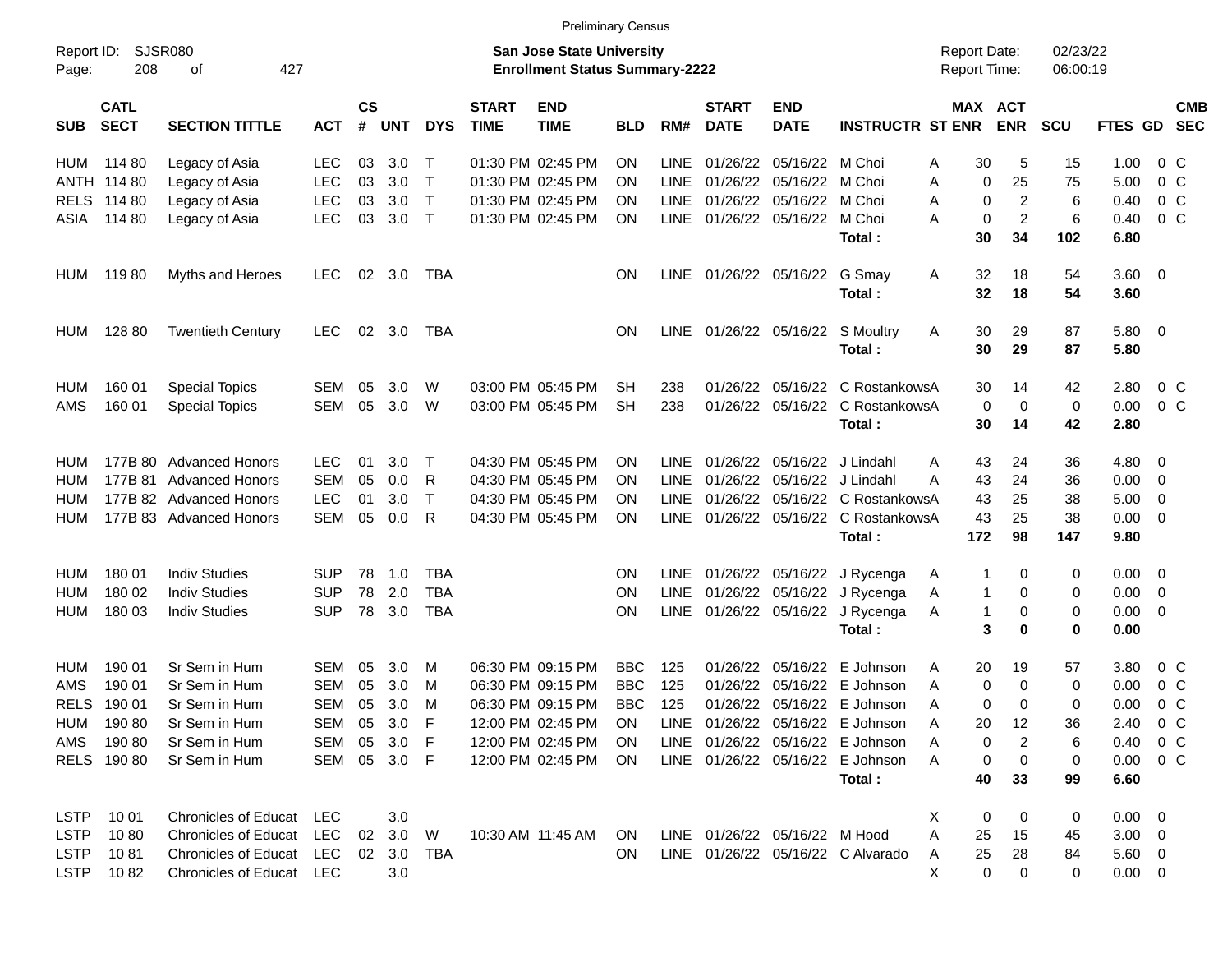Preliminary Census

Report ID: SJSR080

**San Jose State University**
**Enrollment Status Summary-2222**

Report Date: 02/23/22
Report Time: 06:00:19

| SUB | CATL SECT | SECTION TITTLE | ACT | CS # | UNT | DYS | START TIME | END TIME | BLD | RM# | START DATE | END DATE | INSTRUCTR | ST | MAX ENR | ACT ENR | SCU | FTES | GD | CMB SEC |
|---|---|---|---|---|---|---|---|---|---|---|---|---|---|---|---|---|---|---|---|---|
| HUM | 114 80 | Legacy of Asia | LEC | 03 | 3.0 | T | 01:30 PM | 02:45 PM | ON | LINE | 01/26/22 | 05/16/22 | M Choi | A | 30 | 5 | 15 | 1.00 | 0 | C |
| ANTH | 114 80 | Legacy of Asia | LEC | 03 | 3.0 | T | 01:30 PM | 02:45 PM | ON | LINE | 01/26/22 | 05/16/22 | M Choi | A | 0 | 25 | 75 | 5.00 | 0 | C |
| RELS | 114 80 | Legacy of Asia | LEC | 03 | 3.0 | T | 01:30 PM | 02:45 PM | ON | LINE | 01/26/22 | 05/16/22 | M Choi | A | 0 | 2 | 6 | 0.40 | 0 | C |
| ASIA | 114 80 | Legacy of Asia | LEC | 03 | 3.0 | T | 01:30 PM | 02:45 PM | ON | LINE | 01/26/22 | 05/16/22 | M Choi | A | 0 | 2 | 6 | 0.40 | 0 | C |
| | | | | | | | | | | | | | **Total :** | | **30** | **34** | **102** | **6.80** | | |
| HUM | 119 80 | Myths and Heroes | LEC | 02 | 3.0 | TBA | | | ON | LINE | 01/26/22 | 05/16/22 | G Smay | A | 32 | 18 | 54 | 3.60 | 0 | |
| | | | | | | | | | | | | | **Total :** | | **32** | **18** | **54** | **3.60** | | |
| HUM | 128 80 | Twentieth Century | LEC | 02 | 3.0 | TBA | | | ON | LINE | 01/26/22 | 05/16/22 | S Moultry | A | 30 | 29 | 87 | 5.80 | 0 | |
| | | | | | | | | | | | | | **Total :** | | **30** | **29** | **87** | **5.80** | | |
| HUM | 160 01 | Special Topics | SEM | 05 | 3.0 | W | 03:00 PM | 05:45 PM | SH | 238 | 01/26/22 | 05/16/22 | C Rostankows | A | 30 | 14 | 42 | 2.80 | 0 | C |
| AMS | 160 01 | Special Topics | SEM | 05 | 3.0 | W | 03:00 PM | 05:45 PM | SH | 238 | 01/26/22 | 05/16/22 | C Rostankows | A | 0 | 0 | 0 | 0.00 | 0 | C |
| | | | | | | | | | | | | | **Total :** | | **30** | **14** | **42** | **2.80** | | |
| HUM | 177B 80 | Advanced Honors | LEC | 01 | 3.0 | T | 04:30 PM | 05:45 PM | ON | LINE | 01/26/22 | 05/16/22 | J Lindahl | A | 43 | 24 | 36 | 4.80 | 0 | |
| HUM | 177B 81 | Advanced Honors | SEM | 05 | 0.0 | R | 04:30 PM | 05:45 PM | ON | LINE | 01/26/22 | 05/16/22 | J Lindahl | A | 43 | 24 | 36 | 0.00 | 0 | |
| HUM | 177B 82 | Advanced Honors | LEC | 01 | 3.0 | T | 04:30 PM | 05:45 PM | ON | LINE | 01/26/22 | 05/16/22 | C Rostankows | A | 43 | 25 | 38 | 5.00 | 0 | |
| HUM | 177B 83 | Advanced Honors | SEM | 05 | 0.0 | R | 04:30 PM | 05:45 PM | ON | LINE | 01/26/22 | 05/16/22 | C Rostankows | A | 43 | 25 | 38 | 0.00 | 0 | |
| | | | | | | | | | | | | | **Total :** | | **172** | **98** | **147** | **9.80** | | |
| HUM | 180 01 | Indiv Studies | SUP | 78 | 1.0 | TBA | | | ON | LINE | 01/26/22 | 05/16/22 | J Rycenga | A | 1 | 0 | 0 | 0.00 | 0 | |
| HUM | 180 02 | Indiv Studies | SUP | 78 | 2.0 | TBA | | | ON | LINE | 01/26/22 | 05/16/22 | J Rycenga | A | 1 | 0 | 0 | 0.00 | 0 | |
| HUM | 180 03 | Indiv Studies | SUP | 78 | 3.0 | TBA | | | ON | LINE | 01/26/22 | 05/16/22 | J Rycenga | A | 1 | 0 | 0 | 0.00 | 0 | |
| | | | | | | | | | | | | | **Total :** | | **3** | **0** | **0** | **0.00** | | |
| HUM | 190 01 | Sr Sem in Hum | SEM | 05 | 3.0 | M | 06:30 PM | 09:15 PM | BBC | 125 | 01/26/22 | 05/16/22 | E Johnson | A | 20 | 19 | 57 | 3.80 | 0 | C |
| AMS | 190 01 | Sr Sem in Hum | SEM | 05 | 3.0 | M | 06:30 PM | 09:15 PM | BBC | 125 | 01/26/22 | 05/16/22 | E Johnson | A | 0 | 0 | 0 | 0.00 | 0 | C |
| RELS | 190 01 | Sr Sem in Hum | SEM | 05 | 3.0 | M | 06:30 PM | 09:15 PM | BBC | 125 | 01/26/22 | 05/16/22 | E Johnson | A | 0 | 0 | 0 | 0.00 | 0 | C |
| HUM | 190 80 | Sr Sem in Hum | SEM | 05 | 3.0 | F | 12:00 PM | 02:45 PM | ON | LINE | 01/26/22 | 05/16/22 | E Johnson | A | 20 | 12 | 36 | 2.40 | 0 | C |
| AMS | 190 80 | Sr Sem in Hum | SEM | 05 | 3.0 | F | 12:00 PM | 02:45 PM | ON | LINE | 01/26/22 | 05/16/22 | E Johnson | A | 0 | 2 | 6 | 0.40 | 0 | C |
| RELS | 190 80 | Sr Sem in Hum | SEM | 05 | 3.0 | F | 12:00 PM | 02:45 PM | ON | LINE | 01/26/22 | 05/16/22 | E Johnson | A | 0 | 0 | 0 | 0.00 | 0 | C |
| | | | | | | | | | | | | | **Total :** | | **40** | **33** | **99** | **6.60** | | |
| LSTP | 10 01 | Chronicles of Educat | LEC | | 3.0 | | | | | | | | | X | 0 | 0 | 0 | 0.00 | 0 | |
| LSTP | 10 80 | Chronicles of Educat | LEC | 02 | 3.0 | W | 10:30 AM | 11:45 AM | ON | LINE | 01/26/22 | 05/16/22 | M Hood | A | 25 | 15 | 45 | 3.00 | 0 | |
| LSTP | 10 81 | Chronicles of Educat | LEC | 02 | 3.0 | TBA | | | ON | LINE | 01/26/22 | 05/16/22 | C Alvarado | A | 25 | 28 | 84 | 5.60 | 0 | |
| LSTP | 10 82 | Chronicles of Educat | LEC | | 3.0 | | | | | | | | | X | 0 | 0 | 0 | 0.00 | 0 | |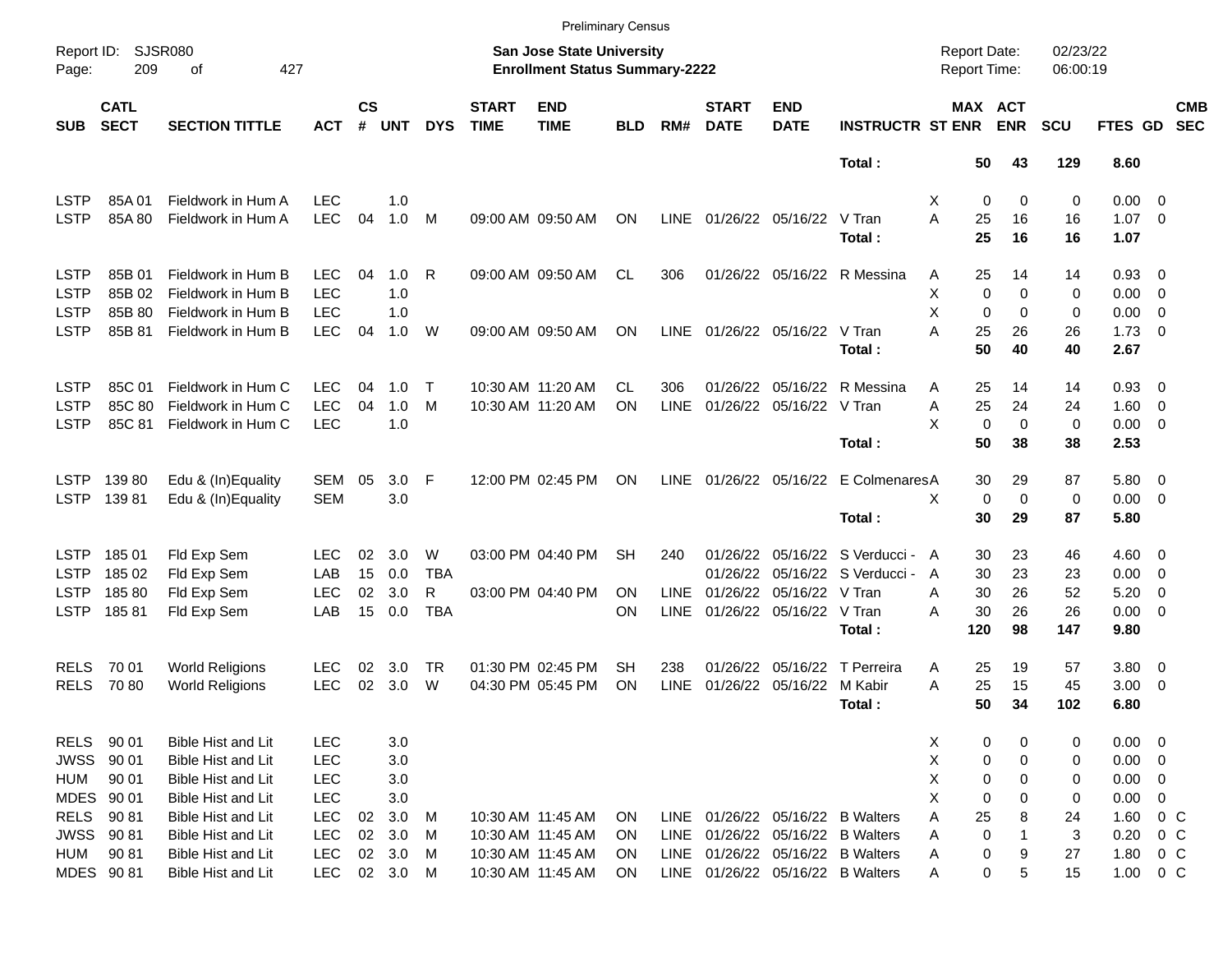Preliminary Census

Report ID: SJSR080

**San Jose State University**
**Enrollment Status Summary-2222**

Report Date: 02/23/22
Report Time: 06:00:19

| SUB | CATL SECT | SECTION TITTLE | ACT | CS # | UNT | DYS | START TIME | END TIME | BLD | RM# | START DATE | END DATE | INSTRUCTR | ST | MAX ENR | ACT ENR | SCU | FTES | GD | CMB SEC |
|---|---|---|---|---|---|---|---|---|---|---|---|---|---|---|---|---|---|---|---|---|
| | | | | | | | | | | | | | **Total :** | | **50** | **43** | **129** | **8.60** | | |
| LSTP | 85A 01 | Fieldwork in Hum A | LEC | | 1.0 | | | | | | | | | X | 0 | 0 | 0 | 0.00 | 0 | |
| LSTP | 85A 80 | Fieldwork in Hum A | LEC | 04 | 1.0 | M | 09:00 AM | 09:50 AM | ON | LINE | 01/26/22 | 05/16/22 | V Tran | A | 25 | 16 | 16 | 1.07 | 0 | |
| | | | | | | | | | | | | | **Total :** | | **25** | **16** | **16** | **1.07** | | |
| LSTP | 85B 01 | Fieldwork in Hum B | LEC | 04 | 1.0 | R | 09:00 AM | 09:50 AM | CL | 306 | 01/26/22 | 05/16/22 | R Messina | A | 25 | 14 | 14 | 0.93 | 0 | |
| LSTP | 85B 02 | Fieldwork in Hum B | LEC | | 1.0 | | | | | | | | | X | 0 | 0 | 0 | 0.00 | 0 | |
| LSTP | 85B 80 | Fieldwork in Hum B | LEC | | 1.0 | | | | | | | | | X | 0 | 0 | 0 | 0.00 | 0 | |
| LSTP | 85B 81 | Fieldwork in Hum B | LEC | 04 | 1.0 | W | 09:00 AM | 09:50 AM | ON | LINE | 01/26/22 | 05/16/22 | V Tran | A | 25 | 26 | 26 | 1.73 | 0 | |
| | | | | | | | | | | | | | **Total :** | | **50** | **40** | **40** | **2.67** | | |
| LSTP | 85C 01 | Fieldwork in Hum C | LEC | 04 | 1.0 | T | 10:30 AM | 11:20 AM | CL | 306 | 01/26/22 | 05/16/22 | R Messina | A | 25 | 14 | 14 | 0.93 | 0 | |
| LSTP | 85C 80 | Fieldwork in Hum C | LEC | 04 | 1.0 | M | 10:30 AM | 11:20 AM | ON | LINE | 01/26/22 | 05/16/22 | V Tran | A | 25 | 24 | 24 | 1.60 | 0 | |
| LSTP | 85C 81 | Fieldwork in Hum C | LEC | | 1.0 | | | | | | | | | X | 0 | 0 | 0 | 0.00 | 0 | |
| | | | | | | | | | | | | | **Total :** | | **50** | **38** | **38** | **2.53** | | |
| LSTP | 139 80 | Edu & (In)Equality | SEM | 05 | 3.0 | F | 12:00 PM | 02:45 PM | ON | LINE | 01/26/22 | 05/16/22 | E Colmenares | A | 30 | 29 | 87 | 5.80 | 0 | |
| LSTP | 139 81 | Edu & (In)Equality | SEM | | 3.0 | | | | | | | | | X | 0 | 0 | 0 | 0.00 | 0 | |
| | | | | | | | | | | | | | **Total :** | | **30** | **29** | **87** | **5.80** | | |
| LSTP | 185 01 | Fld Exp Sem | LEC | 02 | 3.0 | W | 03:00 PM | 04:40 PM | SH | 240 | 01/26/22 | 05/16/22 | S Verducci - | A | 30 | 23 | 46 | 4.60 | 0 | |
| LSTP | 185 02 | Fld Exp Sem | LAB | 15 | 0.0 | TBA | | | | | 01/26/22 | 05/16/22 | S Verducci - | A | 30 | 23 | 23 | 0.00 | 0 | |
| LSTP | 185 80 | Fld Exp Sem | LEC | 02 | 3.0 | R | 03:00 PM | 04:40 PM | ON | LINE | 01/26/22 | 05/16/22 | V Tran | A | 30 | 26 | 52 | 5.20 | 0 | |
| LSTP | 185 81 | Fld Exp Sem | LAB | 15 | 0.0 | TBA | | | ON | LINE | 01/26/22 | 05/16/22 | V Tran | A | 30 | 26 | 26 | 0.00 | 0 | |
| | | | | | | | | | | | | | **Total :** | | **120** | **98** | **147** | **9.80** | | |
| RELS | 70 01 | World Religions | LEC | 02 | 3.0 | TR | 01:30 PM | 02:45 PM | SH | 238 | 01/26/22 | 05/16/22 | T Perreira | A | 25 | 19 | 57 | 3.80 | 0 | |
| RELS | 70 80 | World Religions | LEC | 02 | 3.0 | W | 04:30 PM | 05:45 PM | ON | LINE | 01/26/22 | 05/16/22 | M Kabir | A | 25 | 15 | 45 | 3.00 | 0 | |
| | | | | | | | | | | | | | **Total :** | | **50** | **34** | **102** | **6.80** | | |
| RELS | 90 01 | Bible Hist and Lit | LEC | | 3.0 | | | | | | | | | X | 0 | 0 | 0 | 0.00 | 0 | |
| JWSS | 90 01 | Bible Hist and Lit | LEC | | 3.0 | | | | | | | | | X | 0 | 0 | 0 | 0.00 | 0 | |
| HUM | 90 01 | Bible Hist and Lit | LEC | | 3.0 | | | | | | | | | X | 0 | 0 | 0 | 0.00 | 0 | |
| MDES | 90 01 | Bible Hist and Lit | LEC | | 3.0 | | | | | | | | | X | 0 | 0 | 0 | 0.00 | 0 | |
| RELS | 90 81 | Bible Hist and Lit | LEC | 02 | 3.0 | M | 10:30 AM | 11:45 AM | ON | LINE | 01/26/22 | 05/16/22 | B Walters | A | 25 | 8 | 24 | 1.60 | 0 | C |
| JWSS | 90 81 | Bible Hist and Lit | LEC | 02 | 3.0 | M | 10:30 AM | 11:45 AM | ON | LINE | 01/26/22 | 05/16/22 | B Walters | A | 0 | 1 | 3 | 0.20 | 0 | C |
| HUM | 90 81 | Bible Hist and Lit | LEC | 02 | 3.0 | M | 10:30 AM | 11:45 AM | ON | LINE | 01/26/22 | 05/16/22 | B Walters | A | 0 | 9 | 27 | 1.80 | 0 | C |
| MDES | 90 81 | Bible Hist and Lit | LEC | 02 | 3.0 | M | 10:30 AM | 11:45 AM | ON | LINE | 01/26/22 | 05/16/22 | B Walters | A | 0 | 5 | 15 | 1.00 | 0 | C |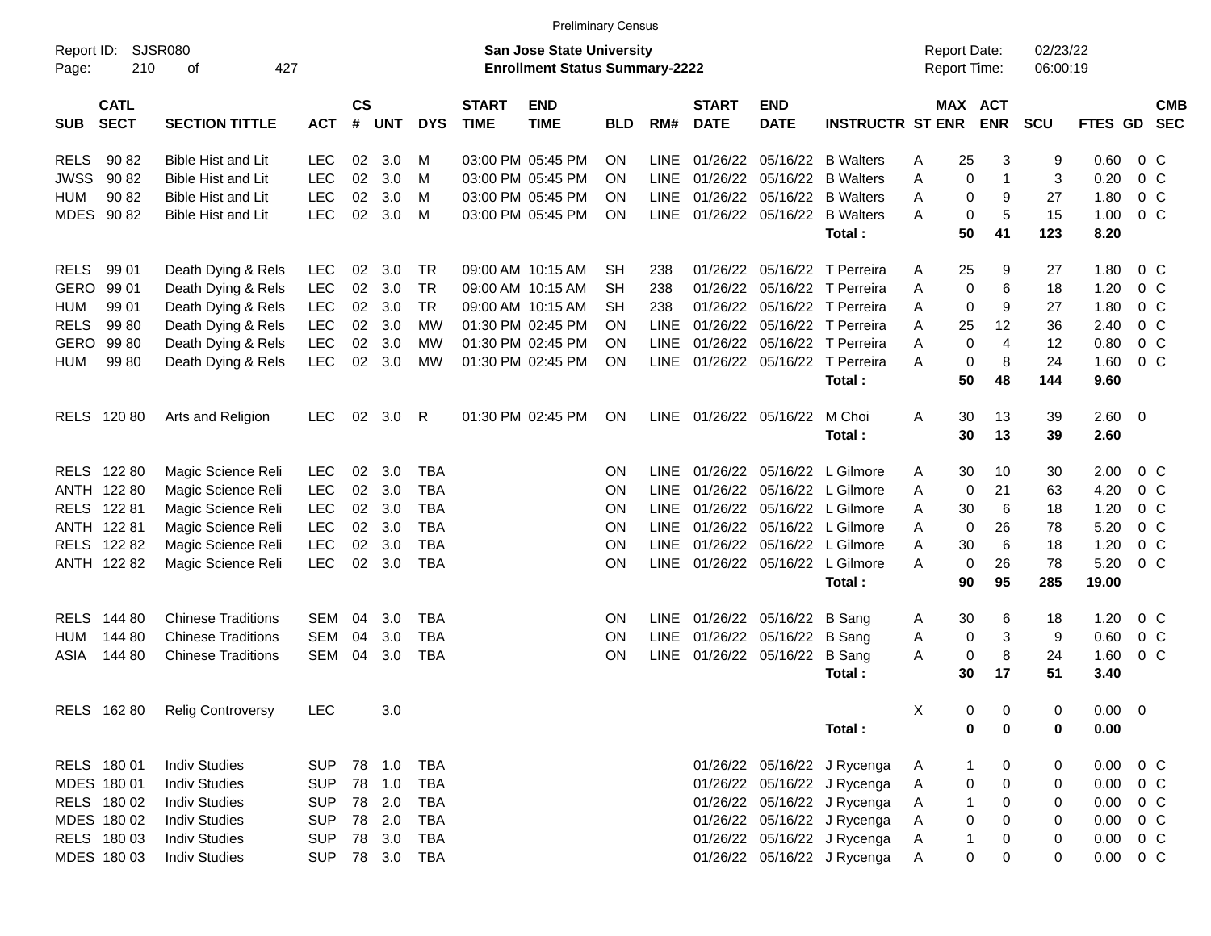Preliminary Census

Report ID: SJSR080

**San Jose State University**
**Enrollment Status Summary-2222**

Report Date: 02/23/22
Report Time: 06:00:19

| SUB | CATL SECT | SECTION TITTLE | ACT | CS # | UNT | DYS | START TIME | END TIME | BLD | RM# | START DATE | END DATE | INSTRUCTR | ST | MAX ENR | ACT ENR | SCU | FTES | GD | CMB SEC |
|---|---|---|---|---|---|---|---|---|---|---|---|---|---|---|---|---|---|---|---|---|
| RELS | 90 82 | Bible Hist and Lit | LEC | 02 | 3.0 | M | 03:00 PM | 05:45 PM | ON | LINE | 01/26/22 | 05/16/22 | B Walters | A | 25 | 3 | 9 | 0.60 | 0 | C |
| JWSS | 90 82 | Bible Hist and Lit | LEC | 02 | 3.0 | M | 03:00 PM | 05:45 PM | ON | LINE | 01/26/22 | 05/16/22 | B Walters | A | 0 | 1 | 3 | 0.20 | 0 | C |
| HUM | 90 82 | Bible Hist and Lit | LEC | 02 | 3.0 | M | 03:00 PM | 05:45 PM | ON | LINE | 01/26/22 | 05/16/22 | B Walters | A | 0 | 9 | 27 | 1.80 | 0 | C |
| MDES | 90 82 | Bible Hist and Lit | LEC | 02 | 3.0 | M | 03:00 PM | 05:45 PM | ON | LINE | 01/26/22 | 05/16/22 | B Walters | A | 0 | 5 | 15 | 1.00 | 0 | C |
| | | | | | | | | | | | | | **Total :** | | **50** | **41** | **123** | **8.20** | | |
| RELS | 99 01 | Death Dying & Rels | LEC | 02 | 3.0 | TR | 09:00 AM | 10:15 AM | SH | 238 | 01/26/22 | 05/16/22 | T Perreira | A | 25 | 9 | 27 | 1.80 | 0 | C |
| GERO | 99 01 | Death Dying & Rels | LEC | 02 | 3.0 | TR | 09:00 AM | 10:15 AM | SH | 238 | 01/26/22 | 05/16/22 | T Perreira | A | 0 | 6 | 18 | 1.20 | 0 | C |
| HUM | 99 01 | Death Dying & Rels | LEC | 02 | 3.0 | TR | 09:00 AM | 10:15 AM | SH | 238 | 01/26/22 | 05/16/22 | T Perreira | A | 0 | 9 | 27 | 1.80 | 0 | C |
| RELS | 99 80 | Death Dying & Rels | LEC | 02 | 3.0 | MW | 01:30 PM | 02:45 PM | ON | LINE | 01/26/22 | 05/16/22 | T Perreira | A | 25 | 12 | 36 | 2.40 | 0 | C |
| GERO | 99 80 | Death Dying & Rels | LEC | 02 | 3.0 | MW | 01:30 PM | 02:45 PM | ON | LINE | 01/26/22 | 05/16/22 | T Perreira | A | 0 | 4 | 12 | 0.80 | 0 | C |
| HUM | 99 80 | Death Dying & Rels | LEC | 02 | 3.0 | MW | 01:30 PM | 02:45 PM | ON | LINE | 01/26/22 | 05/16/22 | T Perreira | A | 0 | 8 | 24 | 1.60 | 0 | C |
| | | | | | | | | | | | | | **Total :** | | **50** | **48** | **144** | **9.60** | | |
| RELS | 120 80 | Arts and Religion | LEC | 02 | 3.0 | R | 01:30 PM | 02:45 PM | ON | LINE | 01/26/22 | 05/16/22 | M Choi | A | 30 | 13 | 39 | 2.60 | 0 | |
| | | | | | | | | | | | | | **Total :** | | **30** | **13** | **39** | **2.60** | | |
| RELS | 122 80 | Magic Science Reli | LEC | 02 | 3.0 | TBA | | | ON | LINE | 01/26/22 | 05/16/22 | L Gilmore | A | 30 | 10 | 30 | 2.00 | 0 | C |
| ANTH | 122 80 | Magic Science Reli | LEC | 02 | 3.0 | TBA | | | ON | LINE | 01/26/22 | 05/16/22 | L Gilmore | A | 0 | 21 | 63 | 4.20 | 0 | C |
| RELS | 122 81 | Magic Science Reli | LEC | 02 | 3.0 | TBA | | | ON | LINE | 01/26/22 | 05/16/22 | L Gilmore | A | 30 | 6 | 18 | 1.20 | 0 | C |
| ANTH | 122 81 | Magic Science Reli | LEC | 02 | 3.0 | TBA | | | ON | LINE | 01/26/22 | 05/16/22 | L Gilmore | A | 0 | 26 | 78 | 5.20 | 0 | C |
| RELS | 122 82 | Magic Science Reli | LEC | 02 | 3.0 | TBA | | | ON | LINE | 01/26/22 | 05/16/22 | L Gilmore | A | 30 | 6 | 18 | 1.20 | 0 | C |
| ANTH | 122 82 | Magic Science Reli | LEC | 02 | 3.0 | TBA | | | ON | LINE | 01/26/22 | 05/16/22 | L Gilmore | A | 0 | 26 | 78 | 5.20 | 0 | C |
| | | | | | | | | | | | | | **Total :** | | **90** | **95** | **285** | **19.00** | | |
| RELS | 144 80 | Chinese Traditions | SEM | 04 | 3.0 | TBA | | | ON | LINE | 01/26/22 | 05/16/22 | B Sang | A | 30 | 6 | 18 | 1.20 | 0 | C |
| HUM | 144 80 | Chinese Traditions | SEM | 04 | 3.0 | TBA | | | ON | LINE | 01/26/22 | 05/16/22 | B Sang | A | 0 | 3 | 9 | 0.60 | 0 | C |
| ASIA | 144 80 | Chinese Traditions | SEM | 04 | 3.0 | TBA | | | ON | LINE | 01/26/22 | 05/16/22 | B Sang | A | 0 | 8 | 24 | 1.60 | 0 | C |
| | | | | | | | | | | | | | **Total :** | | **30** | **17** | **51** | **3.40** | | |
| RELS | 162 80 | Relig Controversy | LEC | | 3.0 | | | | | | | | | X | 0 | 0 | 0 | 0.00 | 0 | |
| | | | | | | | | | | | | | **Total :** | | **0** | **0** | **0** | **0.00** | | |
| RELS | 180 01 | Indiv Studies | SUP | 78 | 1.0 | TBA | | | | | 01/26/22 | 05/16/22 | J Rycenga | A | 1 | 0 | 0 | 0.00 | 0 | C |
| MDES | 180 01 | Indiv Studies | SUP | 78 | 1.0 | TBA | | | | | 01/26/22 | 05/16/22 | J Rycenga | A | 0 | 0 | 0 | 0.00 | 0 | C |
| RELS | 180 02 | Indiv Studies | SUP | 78 | 2.0 | TBA | | | | | 01/26/22 | 05/16/22 | J Rycenga | A | 1 | 0 | 0 | 0.00 | 0 | C |
| MDES | 180 02 | Indiv Studies | SUP | 78 | 2.0 | TBA | | | | | 01/26/22 | 05/16/22 | J Rycenga | A | 0 | 0 | 0 | 0.00 | 0 | C |
| RELS | 180 03 | Indiv Studies | SUP | 78 | 3.0 | TBA | | | | | 01/26/22 | 05/16/22 | J Rycenga | A | 1 | 0 | 0 | 0.00 | 0 | C |
| MDES | 180 03 | Indiv Studies | SUP | 78 | 3.0 | TBA | | | | | 01/26/22 | 05/16/22 | J Rycenga | A | 0 | 0 | 0 | 0.00 | 0 | C |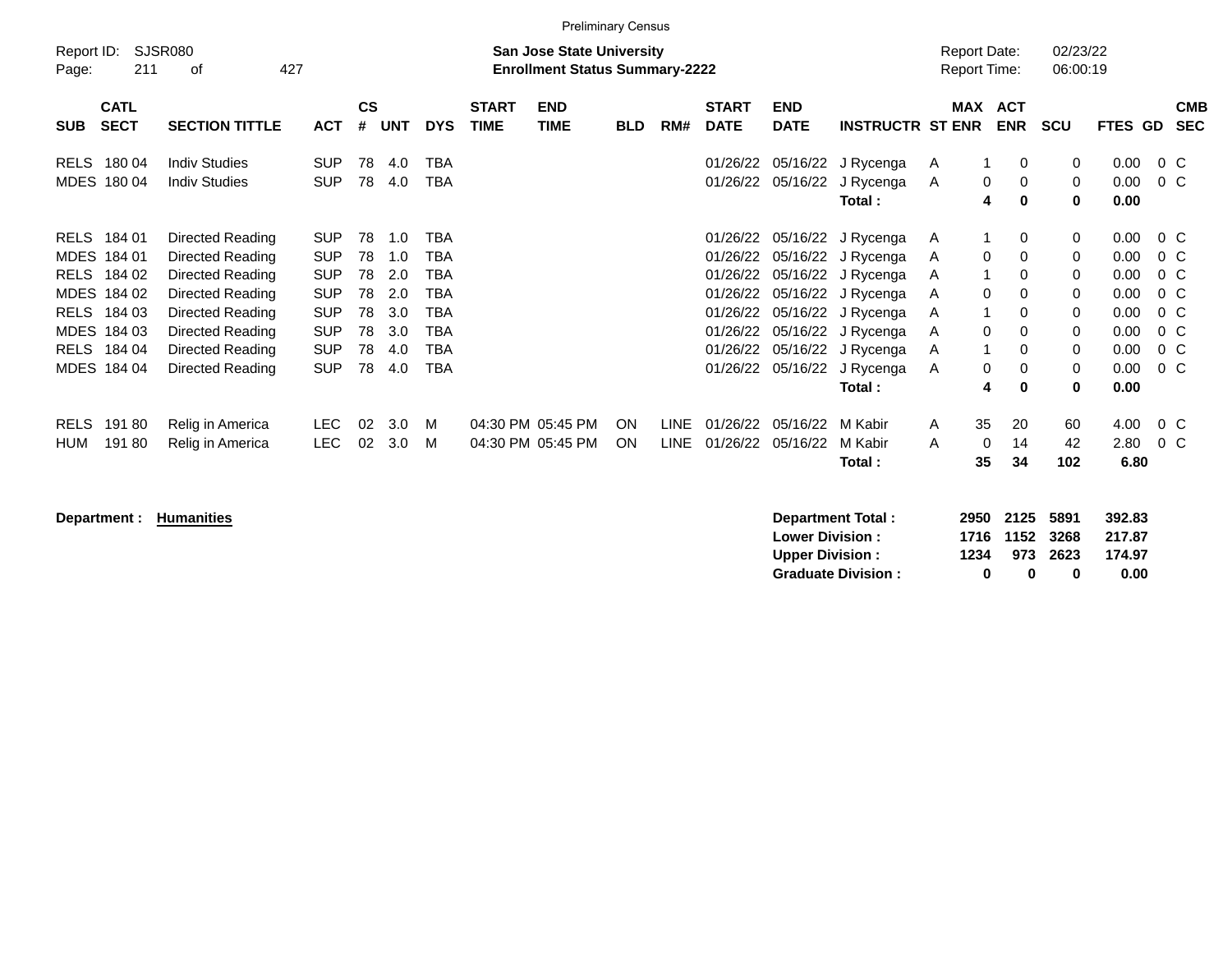Preliminary Census

Report ID: SJSR080

**San Jose State University**
**Enrollment Status Summary-2222**

Report Date: 02/23/22
Report Time: 06:00:19

| SUB | CATL SECT | SECTION TITTLE | ACT | CS # | UNT | DYS | START TIME | END TIME | BLD | RM# | START DATE | END DATE | INSTRUCTR | ST | MAX ENR | ACT ENR | SCU | FTES | GD | CMB SEC |
|---|---|---|---|---|---|---|---|---|---|---|---|---|---|---|---|---|---|---|---|---|
| RELS | 180 04 | Indiv Studies | SUP | 78 | 4.0 | TBA | | | | | 01/26/22 | 05/16/22 | J Rycenga | A | 1 | 0 | 0 | 0.00 | 0 | C |
| MDES | 180 04 | Indiv Studies | SUP | 78 | 4.0 | TBA | | | | | 01/26/22 | 05/16/22 | J Rycenga | A | 0 | 0 | 0 | 0.00 | 0 | C |
| | | | | | | | | | | | | | **Total :** | | **4** | **0** | **0** | **0.00** | | |
| RELS | 184 01 | Directed Reading | SUP | 78 | 1.0 | TBA | | | | | 01/26/22 | 05/16/22 | J Rycenga | A | 1 | 0 | 0 | 0.00 | 0 | C |
| MDES | 184 01 | Directed Reading | SUP | 78 | 1.0 | TBA | | | | | 01/26/22 | 05/16/22 | J Rycenga | A | 0 | 0 | 0 | 0.00 | 0 | C |
| RELS | 184 02 | Directed Reading | SUP | 78 | 2.0 | TBA | | | | | 01/26/22 | 05/16/22 | J Rycenga | A | 1 | 0 | 0 | 0.00 | 0 | C |
| MDES | 184 02 | Directed Reading | SUP | 78 | 2.0 | TBA | | | | | 01/26/22 | 05/16/22 | J Rycenga | A | 0 | 0 | 0 | 0.00 | 0 | C |
| RELS | 184 03 | Directed Reading | SUP | 78 | 3.0 | TBA | | | | | 01/26/22 | 05/16/22 | J Rycenga | A | 1 | 0 | 0 | 0.00 | 0 | C |
| MDES | 184 03 | Directed Reading | SUP | 78 | 3.0 | TBA | | | | | 01/26/22 | 05/16/22 | J Rycenga | A | 0 | 0 | 0 | 0.00 | 0 | C |
| RELS | 184 04 | Directed Reading | SUP | 78 | 4.0 | TBA | | | | | 01/26/22 | 05/16/22 | J Rycenga | A | 1 | 0 | 0 | 0.00 | 0 | C |
| MDES | 184 04 | Directed Reading | SUP | 78 | 4.0 | TBA | | | | | 01/26/22 | 05/16/22 | J Rycenga | A | 0 | 0 | 0 | 0.00 | 0 | C |
| | | | | | | | | | | | | | **Total :** | | **4** | **0** | **0** | **0.00** | | |
| RELS | 191 80 | Relig in America | LEC | 02 | 3.0 | M | 04:30 PM | 05:45 PM | ON | LINE | 01/26/22 | 05/16/22 | M Kabir | A | 35 | 20 | 60 | 4.00 | 0 | C |
| HUM | 191 80 | Relig in America | LEC | 02 | 3.0 | M | 04:30 PM | 05:45 PM | ON | LINE | 01/26/22 | 05/16/22 | M Kabir | A | 0 | 14 | 42 | 2.80 | 0 | C |
| | | | | | | | | | | | | | **Total :** | | **35** | **34** | **102** | **6.80** | | |

**Department :** **Humanities**

| | MAX ENR | ACT ENR | SCU | FTES |
|---|---|---|---|---|
| **Department Total :** | **2950** | **2125** | **5891** | **392.83** |
| **Lower Division :** | **1716** | **1152** | **3268** | **217.87** |
| **Upper Division :** | **1234** | **973** | **2623** | **174.97** |
| **Graduate Division :** | **0** | **0** | **0** | **0.00** |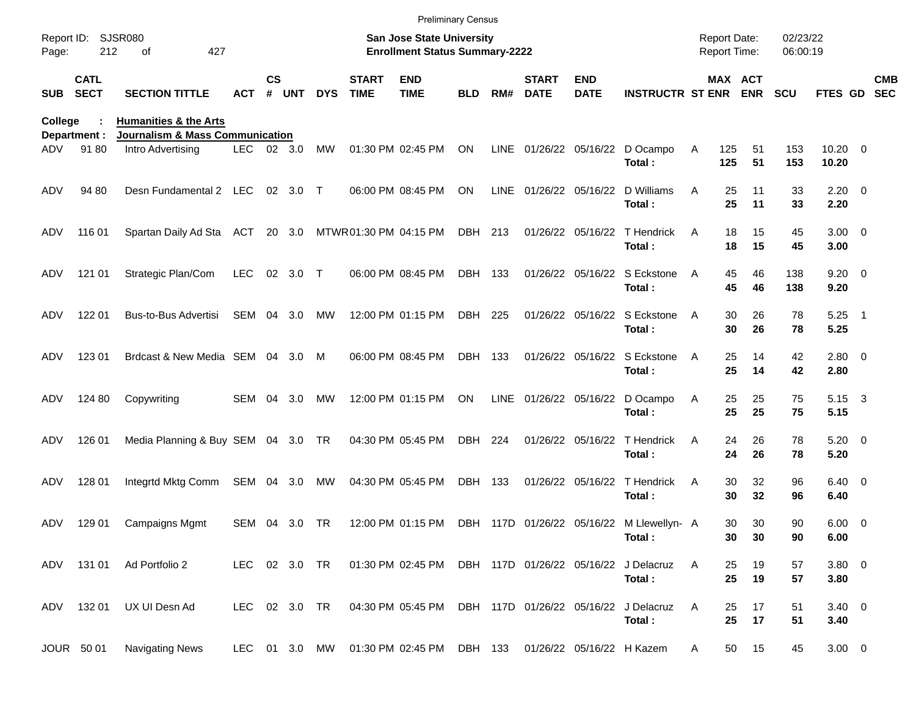Preliminary Census

Report ID: SJSR080

**San Jose State University**
**Enrollment Status Summary-2222**

Report Date: 02/23/22
Report Time: 06:00:19

**College : Humanities & the Arts**
**Department : Journalism & Mass Communication**

| SUB | CATL SECT | SECTION TITTLE | ACT | CS # | UNT | DYS | START TIME | END TIME | BLD | RM# | START DATE | END DATE | INSTRUCTR | ST | MAX ENR | ACT ENR | SCU | FTES | GD | CMB SEC |
|---|---|---|---|---|---|---|---|---|---|---|---|---|---|---|---|---|---|---|---|---|
| ADV | 91 80 | Intro Advertising | LEC | 02 | 3.0 | MW | 01:30 PM | 02:45 PM | ON | LINE | 01/26/22 | 05/16/22 | D Ocampo | A | 125 | 51 | 153 | 10.20 | 0 | |
| | | | | | | | | | | | | | **Total :** | | **125** | **51** | **153** | **10.20** | | |
| ADV | 94 80 | Desn Fundamental 2 | LEC | 02 | 3.0 | T | 06:00 PM | 08:45 PM | ON | LINE | 01/26/22 | 05/16/22 | D Williams | A | 25 | 11 | 33 | 2.20 | 0 | |
| | | | | | | | | | | | | | **Total :** | | **25** | **11** | **33** | **2.20** | | |
| ADV | 116 01 | Spartan Daily Ad Sta | ACT | 20 | 3.0 | MTWR | 01:30 PM | 04:15 PM | DBH | 213 | 01/26/22 | 05/16/22 | T Hendrick | A | 18 | 15 | 45 | 3.00 | 0 | |
| | | | | | | | | | | | | | **Total :** | | **18** | **15** | **45** | **3.00** | | |
| ADV | 121 01 | Strategic Plan/Com | LEC | 02 | 3.0 | T | 06:00 PM | 08:45 PM | DBH | 133 | 01/26/22 | 05/16/22 | S Eckstone | A | 45 | 46 | 138 | 9.20 | 0 | |
| | | | | | | | | | | | | | **Total :** | | **45** | **46** | **138** | **9.20** | | |
| ADV | 122 01 | Bus-to-Bus Advertisi | SEM | 04 | 3.0 | MW | 12:00 PM | 01:15 PM | DBH | 225 | 01/26/22 | 05/16/22 | S Eckstone | A | 30 | 26 | 78 | 5.25 | 1 | |
| | | | | | | | | | | | | | **Total :** | | **30** | **26** | **78** | **5.25** | | |
| ADV | 123 01 | Brdcast & New Media | SEM | 04 | 3.0 | M | 06:00 PM | 08:45 PM | DBH | 133 | 01/26/22 | 05/16/22 | S Eckstone | A | 25 | 14 | 42 | 2.80 | 0 | |
| | | | | | | | | | | | | | **Total :** | | **25** | **14** | **42** | **2.80** | | |
| ADV | 124 80 | Copywriting | SEM | 04 | 3.0 | MW | 12:00 PM | 01:15 PM | ON | LINE | 01/26/22 | 05/16/22 | D Ocampo | A | 25 | 25 | 75 | 5.15 | 3 | |
| | | | | | | | | | | | | | **Total :** | | **25** | **25** | **75** | **5.15** | | |
| ADV | 126 01 | Media Planning & Buy | SEM | 04 | 3.0 | TR | 04:30 PM | 05:45 PM | DBH | 224 | 01/26/22 | 05/16/22 | T Hendrick | A | 24 | 26 | 78 | 5.20 | 0 | |
| | | | | | | | | | | | | | **Total :** | | **24** | **26** | **78** | **5.20** | | |
| ADV | 128 01 | Integrtd Mktg Comm | SEM | 04 | 3.0 | MW | 04:30 PM | 05:45 PM | DBH | 133 | 01/26/22 | 05/16/22 | T Hendrick | A | 30 | 32 | 96 | 6.40 | 0 | |
| | | | | | | | | | | | | | **Total :** | | **30** | **32** | **96** | **6.40** | | |
| ADV | 129 01 | Campaigns Mgmt | SEM | 04 | 3.0 | TR | 12:00 PM | 01:15 PM | DBH | 117D | 01/26/22 | 05/16/22 | M Llewellyn- | A | 30 | 30 | 90 | 6.00 | 0 | |
| | | | | | | | | | | | | | **Total :** | | **30** | **30** | **90** | **6.00** | | |
| ADV | 131 01 | Ad Portfolio 2 | LEC | 02 | 3.0 | TR | 01:30 PM | 02:45 PM | DBH | 117D | 01/26/22 | 05/16/22 | J Delacruz | A | 25 | 19 | 57 | 3.80 | 0 | |
| | | | | | | | | | | | | | **Total :** | | **25** | **19** | **57** | **3.80** | | |
| ADV | 132 01 | UX UI Desn Ad | LEC | 02 | 3.0 | TR | 04:30 PM | 05:45 PM | DBH | 117D | 01/26/22 | 05/16/22 | J Delacruz | A | 25 | 17 | 51 | 3.40 | 0 | |
| | | | | | | | | | | | | | **Total :** | | **25** | **17** | **51** | **3.40** | | |
| JOUR | 50 01 | Navigating News | LEC | 01 | 3.0 | MW | 01:30 PM | 02:45 PM | DBH | 133 | 01/26/22 | 05/16/22 | H Kazem | A | 50 | 15 | 45 | 3.00 | 0 | |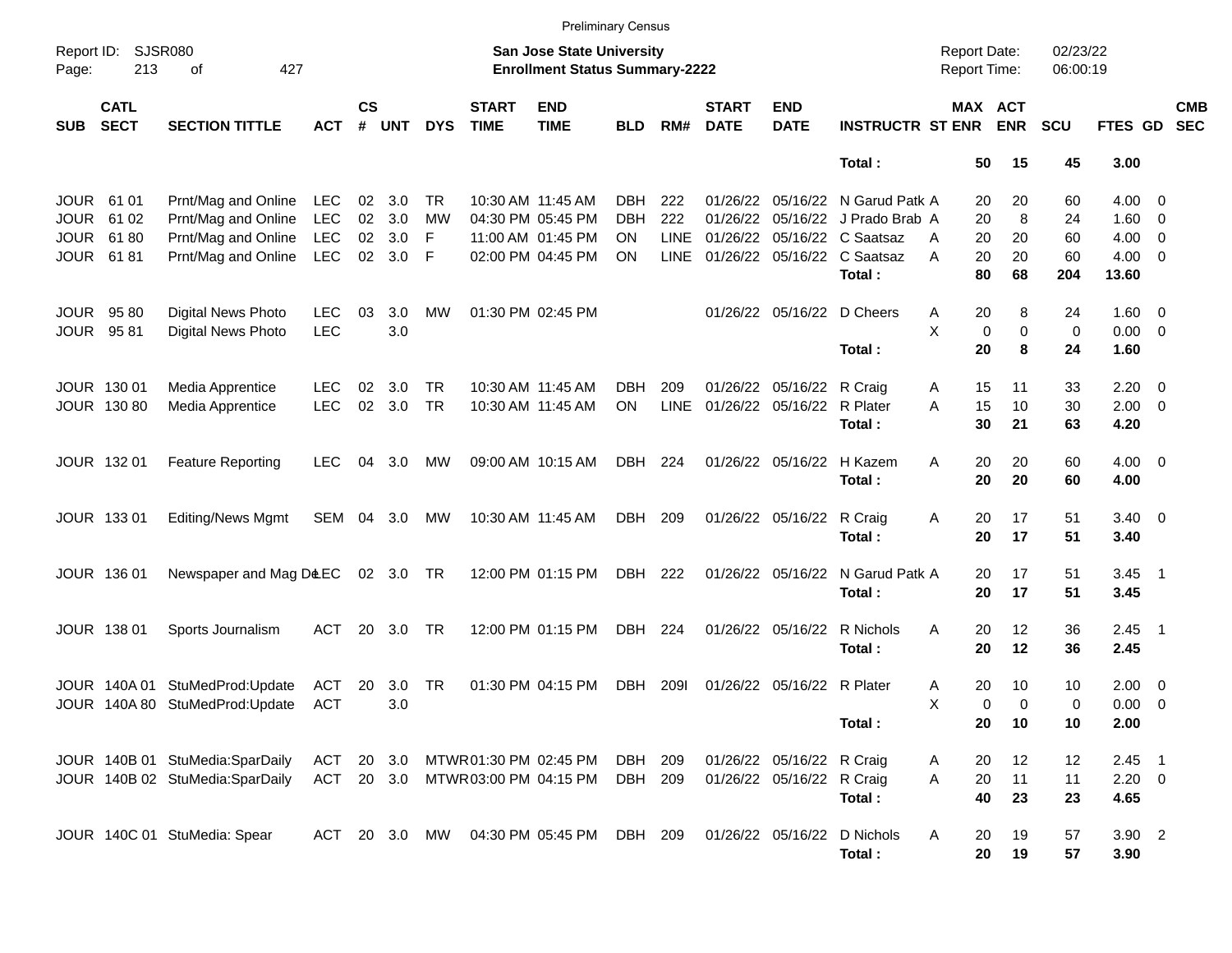Preliminary Census

Report ID: SJSR080 | San Jose State University | Report Date: 02/23/22
Page: 213 of 427 | Enrollment Status Summary-2222 | Report Time: 06:00:19

| SUB | CATL SECT | SECTION TITTLE | ACT | CS # | UNT | DYS | START TIME | END TIME | BLD | RM# | START DATE | END DATE | INSTRUCTR | ST | MAX ENR | ACT ENR | SCU | FTES | GD | CMB SEC |
|---|---|---|---|---|---|---|---|---|---|---|---|---|---|---|---|---|---|---|---|---|
| | | | | | | | | | | | | | **Total :** | | **50** | **15** | **45** | **3.00** | | |
| JOUR | 61 01 | Prnt/Mag and Online | LEC | 02 | 3.0 | TR | 10:30 AM | 11:45 AM | DBH | 222 | 01/26/22 | 05/16/22 | N Garud Patk | A | 20 | 20 | 60 | 4.00 | 0 | |
| JOUR | 61 02 | Prnt/Mag and Online | LEC | 02 | 3.0 | MW | 04:30 PM | 05:45 PM | DBH | 222 | 01/26/22 | 05/16/22 | J Prado Brab | A | 20 | 8 | 24 | 1.60 | 0 | |
| JOUR | 61 80 | Prnt/Mag and Online | LEC | 02 | 3.0 | F | 11:00 AM | 01:45 PM | ON | LINE | 01/26/22 | 05/16/22 | C Saatsaz | A | 20 | 20 | 60 | 4.00 | 0 | |
| JOUR | 61 81 | Prnt/Mag and Online | LEC | 02 | 3.0 | F | 02:00 PM | 04:45 PM | ON | LINE | 01/26/22 | 05/16/22 | C Saatsaz | A | 20 | 20 | 60 | 4.00 | 0 | |
| | | | | | | | | | | | | | **Total :** | | **80** | **68** | **204** | **13.60** | | |
| JOUR | 95 80 | Digital News Photo | LEC | 03 | 3.0 | MW | 01:30 PM | 02:45 PM | | | 01/26/22 | 05/16/22 | D Cheers | A | 20 | 8 | 24 | 1.60 | 0 | |
| JOUR | 95 81 | Digital News Photo | LEC | | 3.0 | | | | | | | | | X | 0 | 0 | 0 | 0.00 | 0 | |
| | | | | | | | | | | | | | **Total :** | | **20** | **8** | **24** | **1.60** | | |
| JOUR | 130 01 | Media Apprentice | LEC | 02 | 3.0 | TR | 10:30 AM | 11:45 AM | DBH | 209 | 01/26/22 | 05/16/22 | R Craig | A | 15 | 11 | 33 | 2.20 | 0 | |
| JOUR | 130 80 | Media Apprentice | LEC | 02 | 3.0 | TR | 10:30 AM | 11:45 AM | ON | LINE | 01/26/22 | 05/16/22 | R Plater | A | 15 | 10 | 30 | 2.00 | 0 | |
| | | | | | | | | | | | | | **Total :** | | **30** | **21** | **63** | **4.20** | | |
| JOUR | 132 01 | Feature Reporting | LEC | 04 | 3.0 | MW | 09:00 AM | 10:15 AM | DBH | 224 | 01/26/22 | 05/16/22 | H Kazem | A | 20 | 20 | 60 | 4.00 | 0 | |
| | | | | | | | | | | | | | **Total :** | | **20** | **20** | **60** | **4.00** | | |
| JOUR | 133 01 | Editing/News Mgmt | SEM | 04 | 3.0 | MW | 10:30 AM | 11:45 AM | DBH | 209 | 01/26/22 | 05/16/22 | R Craig | A | 20 | 17 | 51 | 3.40 | 0 | |
| | | | | | | | | | | | | | **Total :** | | **20** | **17** | **51** | **3.40** | | |
| JOUR | 136 01 | Newspaper and Mag De | LEC | 02 | 3.0 | TR | 12:00 PM | 01:15 PM | DBH | 222 | 01/26/22 | 05/16/22 | N Garud Patk | A | 20 | 17 | 51 | 3.45 | 1 | |
| | | | | | | | | | | | | | **Total :** | | **20** | **17** | **51** | **3.45** | | |
| JOUR | 138 01 | Sports Journalism | ACT | 20 | 3.0 | TR | 12:00 PM | 01:15 PM | DBH | 224 | 01/26/22 | 05/16/22 | R Nichols | A | 20 | 12 | 36 | 2.45 | 1 | |
| | | | | | | | | | | | | | **Total :** | | **20** | **12** | **36** | **2.45** | | |
| JOUR | 140A 01 | StuMedProd:Update | ACT | 20 | 3.0 | TR | 01:30 PM | 04:15 PM | DBH | 209I | 01/26/22 | 05/16/22 | R Plater | A | 20 | 10 | 10 | 2.00 | 0 | |
| JOUR | 140A 80 | StuMedProd:Update | ACT | | 3.0 | | | | | | | | | X | 0 | 0 | 0 | 0.00 | 0 | |
| | | | | | | | | | | | | | **Total :** | | **20** | **10** | **10** | **2.00** | | |
| JOUR | 140B 01 | StuMedia:SparDaily | ACT | 20 | 3.0 | MTWR | 01:30 PM | 02:45 PM | DBH | 209 | 01/26/22 | 05/16/22 | R Craig | A | 20 | 12 | 12 | 2.45 | 1 | |
| JOUR | 140B 02 | StuMedia:SparDaily | ACT | 20 | 3.0 | MTWR | 03:00 PM | 04:15 PM | DBH | 209 | 01/26/22 | 05/16/22 | R Craig | A | 20 | 11 | 11 | 2.20 | 0 | |
| | | | | | | | | | | | | | **Total :** | | **40** | **23** | **23** | **4.65** | | |
| JOUR | 140C 01 | StuMedia: Spear | ACT | 20 | 3.0 | MW | 04:30 PM | 05:45 PM | DBH | 209 | 01/26/22 | 05/16/22 | D Nichols | A | 20 | 19 | 57 | 3.90 | 2 | |
| | | | | | | | | | | | | | **Total :** | | **20** | **19** | **57** | **3.90** | | |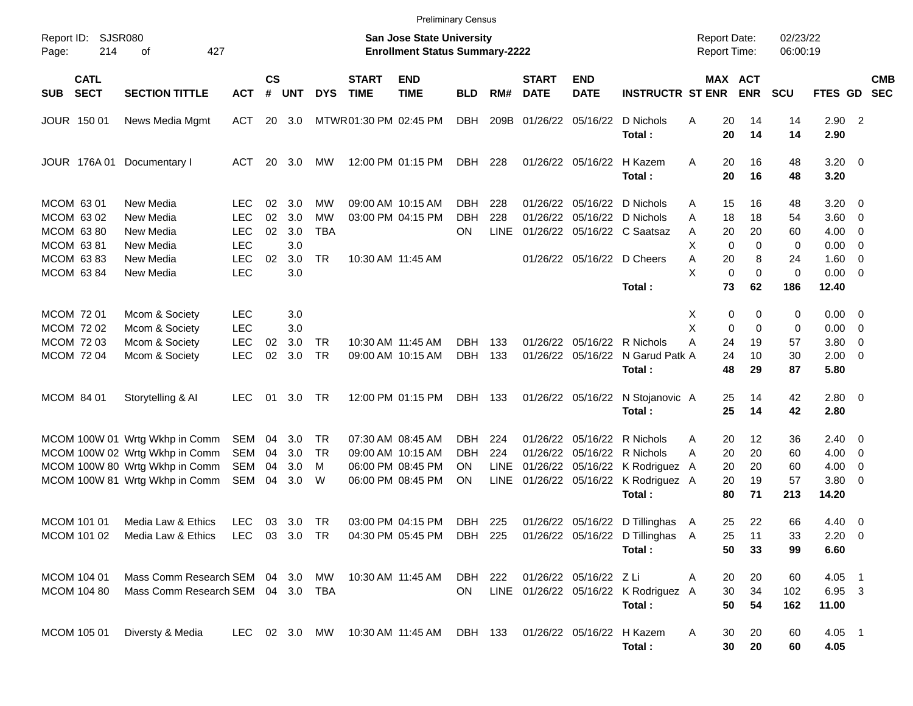Preliminary Census

Report ID: SJSR080
Page: 214 of 427

**San Jose State University**
**Enrollment Status Summary-2222**

Report Date: 02/23/22
Report Time: 06:00:19

| SUB | CATL SECT | SECTION TITTLE | ACT | CS # | UNT | DYS | START TIME | END TIME | BLD | RM# | START DATE | END DATE | INSTRUCTR | ST | MAX ENR | ACT ENR | SCU | FTES | GD | CMB SEC |
|---|---|---|---|---|---|---|---|---|---|---|---|---|---|---|---|---|---|---|---|---|
| JOUR | 150 01 | News Media Mgmt | ACT | 20 | 3.0 | MTWR | 01:30 PM | 02:45 PM | DBH | 209B | 01/26/22 | 05/16/22 | D Nichols | A | 20 | 14 | 14 | 2.90 | 2 | |
| | | | | | | | | | | | | | **Total :** | | **20** | **14** | **14** | **2.90** | | |
| JOUR | 176A 01 | Documentary I | ACT | 20 | 3.0 | MW | 12:00 PM | 01:15 PM | DBH | 228 | 01/26/22 | 05/16/22 | H Kazem | A | 20 | 16 | 48 | 3.20 | 0 | |
| | | | | | | | | | | | | | **Total :** | | **20** | **16** | **48** | **3.20** | | |
| MCOM | 63 01 | New Media | LEC | 02 | 3.0 | MW | 09:00 AM | 10:15 AM | DBH | 228 | 01/26/22 | 05/16/22 | D Nichols | A | 15 | 16 | 48 | 3.20 | 0 | |
| MCOM | 63 02 | New Media | LEC | 02 | 3.0 | MW | 03:00 PM | 04:15 PM | DBH | 228 | 01/26/22 | 05/16/22 | D Nichols | A | 18 | 18 | 54 | 3.60 | 0 | |
| MCOM | 63 80 | New Media | LEC | 02 | 3.0 | TBA | | | ON | LINE | 01/26/22 | 05/16/22 | C Saatsaz | A | 20 | 20 | 60 | 4.00 | 0 | |
| MCOM | 63 81 | New Media | LEC | | 3.0 | | | | | | | | | X | 0 | 0 | 0 | 0.00 | 0 | |
| MCOM | 63 83 | New Media | LEC | 02 | 3.0 | TR | 10:30 AM | 11:45 AM | | | 01/26/22 | 05/16/22 | D Cheers | A | 20 | 8 | 24 | 1.60 | 0 | |
| MCOM | 63 84 | New Media | LEC | | 3.0 | | | | | | | | | X | 0 | 0 | 0 | 0.00 | 0 | |
| | | | | | | | | | | | | | **Total :** | | **73** | **62** | **186** | **12.40** | | |
| MCOM | 72 01 | Mcom & Society | LEC | | 3.0 | | | | | | | | | X | 0 | 0 | 0 | 0.00 | 0 | |
| MCOM | 72 02 | Mcom & Society | LEC | | 3.0 | | | | | | | | | X | 0 | 0 | 0 | 0.00 | 0 | |
| MCOM | 72 03 | Mcom & Society | LEC | 02 | 3.0 | TR | 10:30 AM | 11:45 AM | DBH | 133 | 01/26/22 | 05/16/22 | R Nichols | A | 24 | 19 | 57 | 3.80 | 0 | |
| MCOM | 72 04 | Mcom & Society | LEC | 02 | 3.0 | TR | 09:00 AM | 10:15 AM | DBH | 133 | 01/26/22 | 05/16/22 | N Garud Patk | A | 24 | 10 | 30 | 2.00 | 0 | |
| | | | | | | | | | | | | | **Total :** | | **48** | **29** | **87** | **5.80** | | |
| MCOM | 84 01 | Storytelling & AI | LEC | 01 | 3.0 | TR | 12:00 PM | 01:15 PM | DBH | 133 | 01/26/22 | 05/16/22 | N Stojanovic | A | 25 | 14 | 42 | 2.80 | 0 | |
| | | | | | | | | | | | | | **Total :** | | **25** | **14** | **42** | **2.80** | | |
| MCOM | 100W 01 | Wrtg Wkhp in Comm | SEM | 04 | 3.0 | TR | 07:30 AM | 08:45 AM | DBH | 224 | 01/26/22 | 05/16/22 | R Nichols | A | 20 | 12 | 36 | 2.40 | 0 | |
| MCOM | 100W 02 | Wrtg Wkhp in Comm | SEM | 04 | 3.0 | TR | 09:00 AM | 10:15 AM | DBH | 224 | 01/26/22 | 05/16/22 | R Nichols | A | 20 | 20 | 60 | 4.00 | 0 | |
| MCOM | 100W 80 | Wrtg Wkhp in Comm | SEM | 04 | 3.0 | M | 06:00 PM | 08:45 PM | ON | LINE | 01/26/22 | 05/16/22 | K Rodriguez | A | 20 | 20 | 60 | 4.00 | 0 | |
| MCOM | 100W 81 | Wrtg Wkhp in Comm | SEM | 04 | 3.0 | W | 06:00 PM | 08:45 PM | ON | LINE | 01/26/22 | 05/16/22 | K Rodriguez | A | 20 | 19 | 57 | 3.80 | 0 | |
| | | | | | | | | | | | | | **Total :** | | **80** | **71** | **213** | **14.20** | | |
| MCOM | 101 01 | Media Law & Ethics | LEC | 03 | 3.0 | TR | 03:00 PM | 04:15 PM | DBH | 225 | 01/26/22 | 05/16/22 | D Tillinghas | A | 25 | 22 | 66 | 4.40 | 0 | |
| MCOM | 101 02 | Media Law & Ethics | LEC | 03 | 3.0 | TR | 04:30 PM | 05:45 PM | DBH | 225 | 01/26/22 | 05/16/22 | D Tillinghas | A | 25 | 11 | 33 | 2.20 | 0 | |
| | | | | | | | | | | | | | **Total :** | | **50** | **33** | **99** | **6.60** | | |
| MCOM | 104 01 | Mass Comm Research | SEM | 04 | 3.0 | MW | 10:30 AM | 11:45 AM | DBH | 222 | 01/26/22 | 05/16/22 | Z Li | A | 20 | 20 | 60 | 4.05 | 1 | |
| MCOM | 104 80 | Mass Comm Research | SEM | 04 | 3.0 | TBA | | | ON | LINE | 01/26/22 | 05/16/22 | K Rodriguez | A | 30 | 34 | 102 | 6.95 | 3 | |
| | | | | | | | | | | | | | **Total :** | | **50** | **54** | **162** | **11.00** | | |
| MCOM | 105 01 | Diversty & Media | LEC | 02 | 3.0 | MW | 10:30 AM | 11:45 AM | DBH | 133 | 01/26/22 | 05/16/22 | H Kazem | A | 30 | 20 | 60 | 4.05 | 1 | |
| | | | | | | | | | | | | | **Total :** | | **30** | **20** | **60** | **4.05** | | |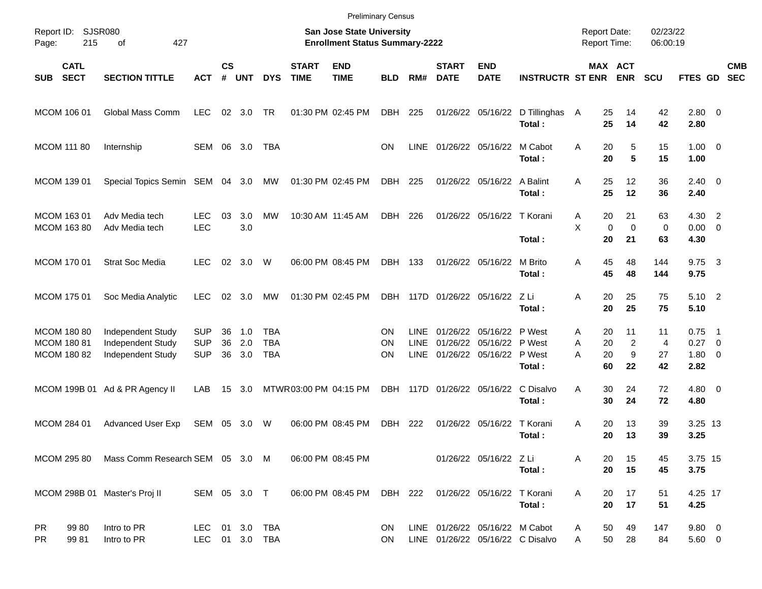Preliminary Census

Report ID: SJSR080
Page: 215 of 427

**San Jose State University**
**Enrollment Status Summary-2222**

Report Date: 02/23/22
Report Time: 06:00:19

| SUB | CATL SECT | SECTION TITTLE | ACT | CS # | UNT | DYS | START TIME | END TIME | BLD | RM# | START DATE | END DATE | INSTRUCTR | ST | MAX ENR | ACT ENR | SCU | FTES | GD | CMB SEC |
|---|---|---|---|---|---|---|---|---|---|---|---|---|---|---|---|---|---|---|---|---|
| MCOM | 106 01 | Global Mass Comm | LEC | 02 | 3.0 | TR | 01:30 PM | 02:45 PM | DBH | 225 | 01/26/22 | 05/16/22 | D Tillinghas | A | 25 | 14 | 42 | 2.80 | 0 | |
| | | | | | | | | | | | | | **Total :** | | **25** | **14** | **42** | **2.80** | | |
| MCOM | 111 80 | Internship | SEM | 06 | 3.0 | TBA | | | ON | LINE | 01/26/22 | 05/16/22 | M Cabot | A | 20 | 5 | 15 | 1.00 | 0 | |
| | | | | | | | | | | | | | **Total :** | | **20** | **5** | **15** | **1.00** | | |
| MCOM | 139 01 | Special Topics Semin | SEM | 04 | 3.0 | MW | 01:30 PM | 02:45 PM | DBH | 225 | 01/26/22 | 05/16/22 | A Balint | A | 25 | 12 | 36 | 2.40 | 0 | |
| | | | | | | | | | | | | | **Total :** | | **25** | **12** | **36** | **2.40** | | |
| MCOM | 163 01 | Adv Media tech | LEC | 03 | 3.0 | MW | 10:30 AM | 11:45 AM | DBH | 226 | 01/26/22 | 05/16/22 | T Korani | A | 20 | 21 | 63 | 4.30 | 2 | |
| MCOM | 163 80 | Adv Media tech | LEC | | 3.0 | | | | | | | | | X | 0 | 0 | 0 | 0.00 | 0 | |
| | | | | | | | | | | | | | **Total :** | | **20** | **21** | **63** | **4.30** | | |
| MCOM | 170 01 | Strat Soc Media | LEC | 02 | 3.0 | W | 06:00 PM | 08:45 PM | DBH | 133 | 01/26/22 | 05/16/22 | M Brito | A | 45 | 48 | 144 | 9.75 | 3 | |
| | | | | | | | | | | | | | **Total :** | | **45** | **48** | **144** | **9.75** | | |
| MCOM | 175 01 | Soc Media Analytic | LEC | 02 | 3.0 | MW | 01:30 PM | 02:45 PM | DBH | 117D | 01/26/22 | 05/16/22 | Z Li | A | 20 | 25 | 75 | 5.10 | 2 | |
| | | | | | | | | | | | | | **Total :** | | **20** | **25** | **75** | **5.10** | | |
| MCOM | 180 80 | Independent Study | SUP | 36 | 1.0 | TBA | | | ON | LINE | 01/26/22 | 05/16/22 | P West | A | 20 | 11 | 11 | 0.75 | 1 | |
| MCOM | 180 81 | Independent Study | SUP | 36 | 2.0 | TBA | | | ON | LINE | 01/26/22 | 05/16/22 | P West | A | 20 | 2 | 4 | 0.27 | 0 | |
| MCOM | 180 82 | Independent Study | SUP | 36 | 3.0 | TBA | | | ON | LINE | 01/26/22 | 05/16/22 | P West | A | 20 | 9 | 27 | 1.80 | 0 | |
| | | | | | | | | | | | | | **Total :** | | **60** | **22** | **42** | **2.82** | | |
| MCOM | 199B 01 | Ad & PR Agency II | LAB | 15 | 3.0 | MTWR | 03:00 PM | 04:15 PM | DBH | 117D | 01/26/22 | 05/16/22 | C Disalvo | A | 30 | 24 | 72 | 4.80 | 0 | |
| | | | | | | | | | | | | | **Total :** | | **30** | **24** | **72** | **4.80** | | |
| MCOM | 284 01 | Advanced User Exp | SEM | 05 | 3.0 | W | 06:00 PM | 08:45 PM | DBH | 222 | 01/26/22 | 05/16/22 | T Korani | A | 20 | 13 | 39 | 3.25 | 13 | |
| | | | | | | | | | | | | | **Total :** | | **20** | **13** | **39** | **3.25** | | |
| MCOM | 295 80 | Mass Comm Research | SEM | 05 | 3.0 | M | 06:00 PM | 08:45 PM | | | 01/26/22 | 05/16/22 | Z Li | A | 20 | 15 | 45 | 3.75 | 15 | |
| | | | | | | | | | | | | | **Total :** | | **20** | **15** | **45** | **3.75** | | |
| MCOM | 298B 01 | Master's Proj II | SEM | 05 | 3.0 | T | 06:00 PM | 08:45 PM | DBH | 222 | 01/26/22 | 05/16/22 | T Korani | A | 20 | 17 | 51 | 4.25 | 17 | |
| | | | | | | | | | | | | | **Total :** | | **20** | **17** | **51** | **4.25** | | |
| PR | 99 80 | Intro to PR | LEC | 01 | 3.0 | TBA | | | ON | LINE | 01/26/22 | 05/16/22 | M Cabot | A | 50 | 49 | 147 | 9.80 | 0 | |
| PR | 99 81 | Intro to PR | LEC | 01 | 3.0 | TBA | | | ON | LINE | 01/26/22 | 05/16/22 | C Disalvo | A | 50 | 28 | 84 | 5.60 | 0 | |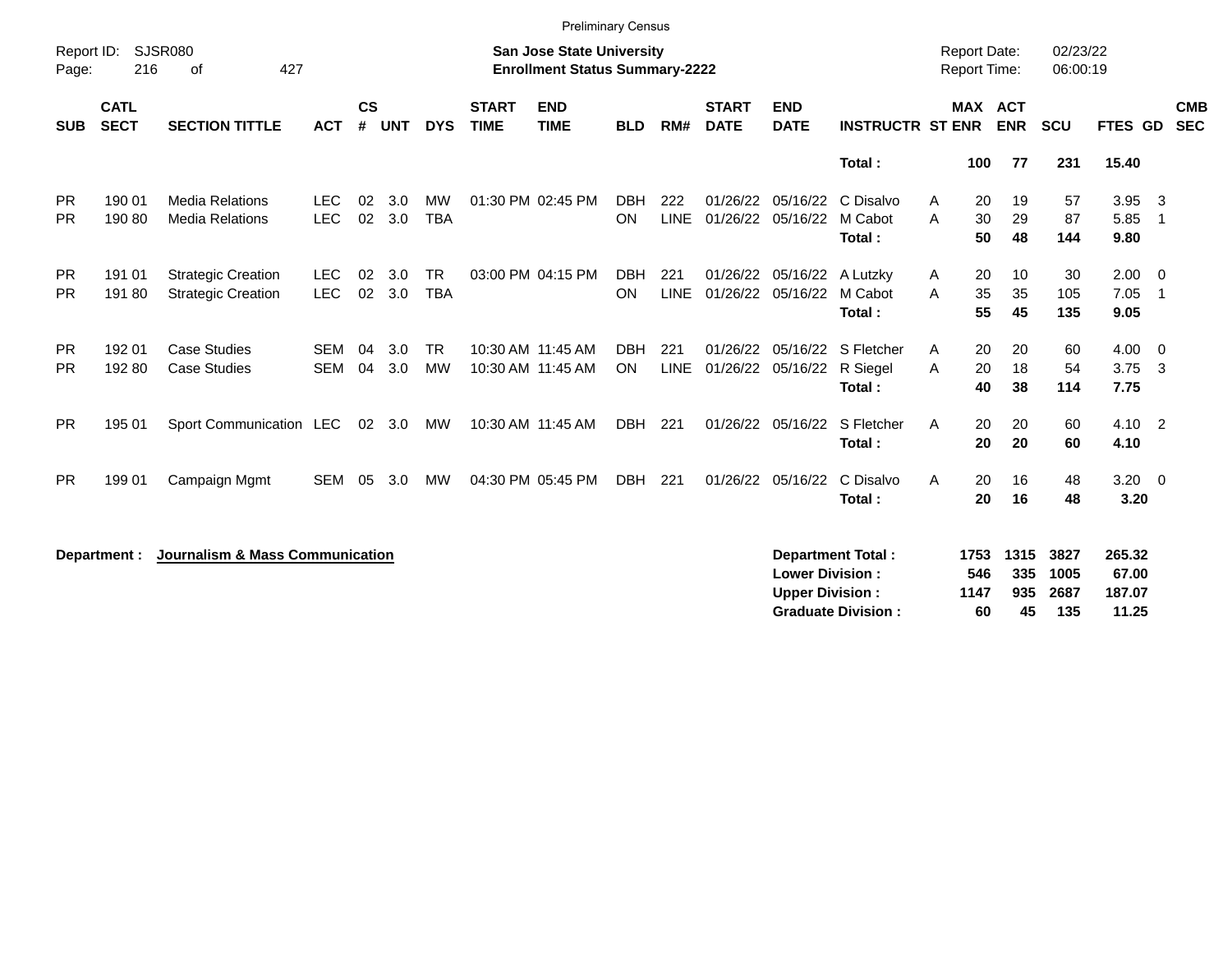Preliminary Census

Report ID: SJSR080

**San Jose State University**
**Enrollment Status Summary-2222**

Report Date: 02/23/22
Report Time: 06:00:19

| SUB | CATL SECT | SECTION TITTLE | ACT | CS # | UNT | DYS | START TIME | END TIME | BLD | RM# | START DATE | END DATE | INSTRUCTR | ST | MAX ENR | ACT ENR | SCU | FTES | GD | CMB SEC |
|---|---|---|---|---|---|---|---|---|---|---|---|---|---|---|---|---|---|---|---|---|
| | | | | | | | | | | | | | **Total :** | | **100** | **77** | **231** | **15.40** | | |
| PR | 190 01 | Media Relations | LEC | 02 | 3.0 | MW | 01:30 PM | 02:45 PM | DBH | 222 | 01/26/22 | 05/16/22 | C Disalvo | A | 20 | 19 | 57 | 3.95 | 3 | |
| PR | 190 80 | Media Relations | LEC | 02 | 3.0 | TBA | | | ON | LINE | 01/26/22 | 05/16/22 | M Cabot | A | 30 | 29 | 87 | 5.85 | 1 | |
| | | | | | | | | | | | | | **Total :** | | **50** | **48** | **144** | **9.80** | | |
| PR | 191 01 | Strategic Creation | LEC | 02 | 3.0 | TR | 03:00 PM | 04:15 PM | DBH | 221 | 01/26/22 | 05/16/22 | A Lutzky | A | 20 | 10 | 30 | 2.00 | 0 | |
| PR | 191 80 | Strategic Creation | LEC | 02 | 3.0 | TBA | | | ON | LINE | 01/26/22 | 05/16/22 | M Cabot | A | 35 | 35 | 105 | 7.05 | 1 | |
| | | | | | | | | | | | | | **Total :** | | **55** | **45** | **135** | **9.05** | | |
| PR | 192 01 | Case Studies | SEM | 04 | 3.0 | TR | 10:30 AM | 11:45 AM | DBH | 221 | 01/26/22 | 05/16/22 | S Fletcher | A | 20 | 20 | 60 | 4.00 | 0 | |
| PR | 192 80 | Case Studies | SEM | 04 | 3.0 | MW | 10:30 AM | 11:45 AM | ON | LINE | 01/26/22 | 05/16/22 | R Siegel | A | 20 | 18 | 54 | 3.75 | 3 | |
| | | | | | | | | | | | | | **Total :** | | **40** | **38** | **114** | **7.75** | | |
| PR | 195 01 | Sport Communication | LEC | 02 | 3.0 | MW | 10:30 AM | 11:45 AM | DBH | 221 | 01/26/22 | 05/16/22 | S Fletcher | A | 20 | 20 | 60 | 4.10 | 2 | |
| | | | | | | | | | | | | | **Total :** | | **20** | **20** | **60** | **4.10** | | |
| PR | 199 01 | Campaign Mgmt | SEM | 05 | 3.0 | MW | 04:30 PM | 05:45 PM | DBH | 221 | 01/26/22 | 05/16/22 | C Disalvo | A | 20 | 16 | 48 | 3.20 | 0 | |
| | | | | | | | | | | | | | **Total :** | | **20** | **16** | **48** | **3.20** | | |

**Department :** **Journalism & Mass Communication**

| | MAX ENR | ACT ENR | SCU | FTES |
|---|---|---|---|---|
| **Department Total :** | **1753** | **1315** | **3827** | **265.32** |
| **Lower Division :** | **546** | **335** | **1005** | **67.00** |
| **Upper Division :** | **1147** | **935** | **2687** | **187.07** |
| **Graduate Division :** | **60** | **45** | **135** | **11.25** |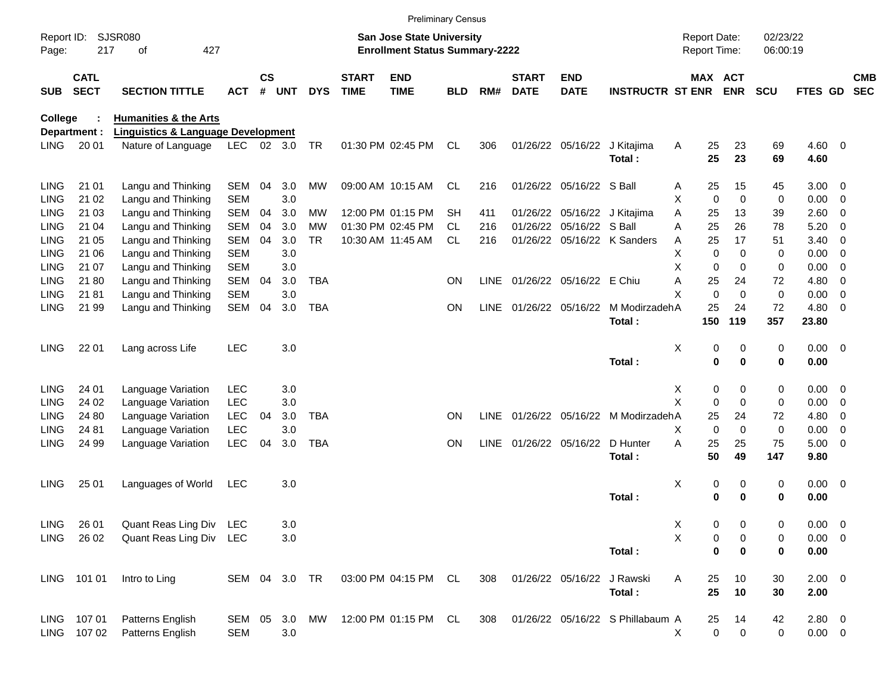Preliminary Census

Report ID: SJSR080 | **San Jose State University** | Report Date: 02/23/22
**Enrollment Status Summary-2222** | Report Time: 06:00:19

**College :** **Humanities & the Arts**
**Department :** **Linguistics & Language Development**

| SUB | CATL SECT | SECTION TITTLE | ACT | CS # | UNT | DYS | START TIME | END TIME | BLD | RM# | START DATE | END DATE | INSTRUCTR | ST | MAX ENR | ACT ENR | SCU | FTES | GD | CMB SEC |
|---|---|---|---|---|---|---|---|---|---|---|---|---|---|---|---|---|---|---|---|---|
| LING | 20 01 | Nature of Language | LEC | 02 | 3.0 | TR | 01:30 PM | 02:45 PM | CL | 306 | 01/26/22 | 05/16/22 | J Kitajima | A | 25 | 23 | 69 | 4.60 | 0 | |
| | | | | | | | | | | | | | **Total :** | | **25** | **23** | **69** | **4.60** | | |
| LING | 21 01 | Langu and Thinking | SEM | 04 | 3.0 | MW | 09:00 AM | 10:15 AM | CL | 216 | 01/26/22 | 05/16/22 | S Ball | A | 25 | 15 | 45 | 3.00 | 0 | |
| LING | 21 02 | Langu and Thinking | SEM | | 3.0 | | | | | | | | | X | 0 | 0 | 0 | 0.00 | 0 | |
| LING | 21 03 | Langu and Thinking | SEM | 04 | 3.0 | MW | 12:00 PM | 01:15 PM | SH | 411 | 01/26/22 | 05/16/22 | J Kitajima | A | 25 | 13 | 39 | 2.60 | 0 | |
| LING | 21 04 | Langu and Thinking | SEM | 04 | 3.0 | MW | 01:30 PM | 02:45 PM | CL | 216 | 01/26/22 | 05/16/22 | S Ball | A | 25 | 26 | 78 | 5.20 | 0 | |
| LING | 21 05 | Langu and Thinking | SEM | 04 | 3.0 | TR | 10:30 AM | 11:45 AM | CL | 216 | 01/26/22 | 05/16/22 | K Sanders | A | 25 | 17 | 51 | 3.40 | 0 | |
| LING | 21 06 | Langu and Thinking | SEM | | 3.0 | | | | | | | | | X | 0 | 0 | 0 | 0.00 | 0 | |
| LING | 21 07 | Langu and Thinking | SEM | | 3.0 | | | | | | | | | X | 0 | 0 | 0 | 0.00 | 0 | |
| LING | 21 80 | Langu and Thinking | SEM | 04 | 3.0 | TBA | | | ON | LINE | 01/26/22 | 05/16/22 | E Chiu | A | 25 | 24 | 72 | 4.80 | 0 | |
| LING | 21 81 | Langu and Thinking | SEM | | 3.0 | | | | | | | | | X | 0 | 0 | 0 | 0.00 | 0 | |
| LING | 21 99 | Langu and Thinking | SEM | 04 | 3.0 | TBA | | | ON | LINE | 01/26/22 | 05/16/22 | M Modirzadeh | A | 25 | 24 | 72 | 4.80 | 0 | |
| | | | | | | | | | | | | | **Total :** | | **150** | **119** | **357** | **23.80** | | |
| LING | 22 01 | Lang across Life | LEC | | 3.0 | | | | | | | | | X | 0 | 0 | 0 | 0.00 | 0 | |
| | | | | | | | | | | | | | **Total :** | | **0** | **0** | **0** | **0.00** | | |
| LING | 24 01 | Language Variation | LEC | | 3.0 | | | | | | | | | X | 0 | 0 | 0 | 0.00 | 0 | |
| LING | 24 02 | Language Variation | LEC | | 3.0 | | | | | | | | | X | 0 | 0 | 0 | 0.00 | 0 | |
| LING | 24 80 | Language Variation | LEC | 04 | 3.0 | TBA | | | ON | LINE | 01/26/22 | 05/16/22 | M Modirzadeh | A | 25 | 24 | 72 | 4.80 | 0 | |
| LING | 24 81 | Language Variation | LEC | | 3.0 | | | | | | | | | X | 0 | 0 | 0 | 0.00 | 0 | |
| LING | 24 99 | Language Variation | LEC | 04 | 3.0 | TBA | | | ON | LINE | 01/26/22 | 05/16/22 | D Hunter | A | 25 | 25 | 75 | 5.00 | 0 | |
| | | | | | | | | | | | | | **Total :** | | **50** | **49** | **147** | **9.80** | | |
| LING | 25 01 | Languages of World | LEC | | 3.0 | | | | | | | | | X | 0 | 0 | 0 | 0.00 | 0 | |
| | | | | | | | | | | | | | **Total :** | | **0** | **0** | **0** | **0.00** | | |
| LING | 26 01 | Quant Reas Ling Div | LEC | | 3.0 | | | | | | | | | X | 0 | 0 | 0 | 0.00 | 0 | |
| LING | 26 02 | Quant Reas Ling Div | LEC | | 3.0 | | | | | | | | | X | 0 | 0 | 0 | 0.00 | 0 | |
| | | | | | | | | | | | | | **Total :** | | **0** | **0** | **0** | **0.00** | | |
| LING | 101 01 | Intro to Ling | SEM | 04 | 3.0 | TR | 03:00 PM | 04:15 PM | CL | 308 | 01/26/22 | 05/16/22 | J Rawski | A | 25 | 10 | 30 | 2.00 | 0 | |
| | | | | | | | | | | | | | **Total :** | | **25** | **10** | **30** | **2.00** | | |
| LING | 107 01 | Patterns English | SEM | 05 | 3.0 | MW | 12:00 PM | 01:15 PM | CL | 308 | 01/26/22 | 05/16/22 | S Phillabaum | A | 25 | 14 | 42 | 2.80 | 0 | |
| LING | 107 02 | Patterns English | SEM | | 3.0 | | | | | | | | | X | 0 | 0 | 0 | 0.00 | 0 | |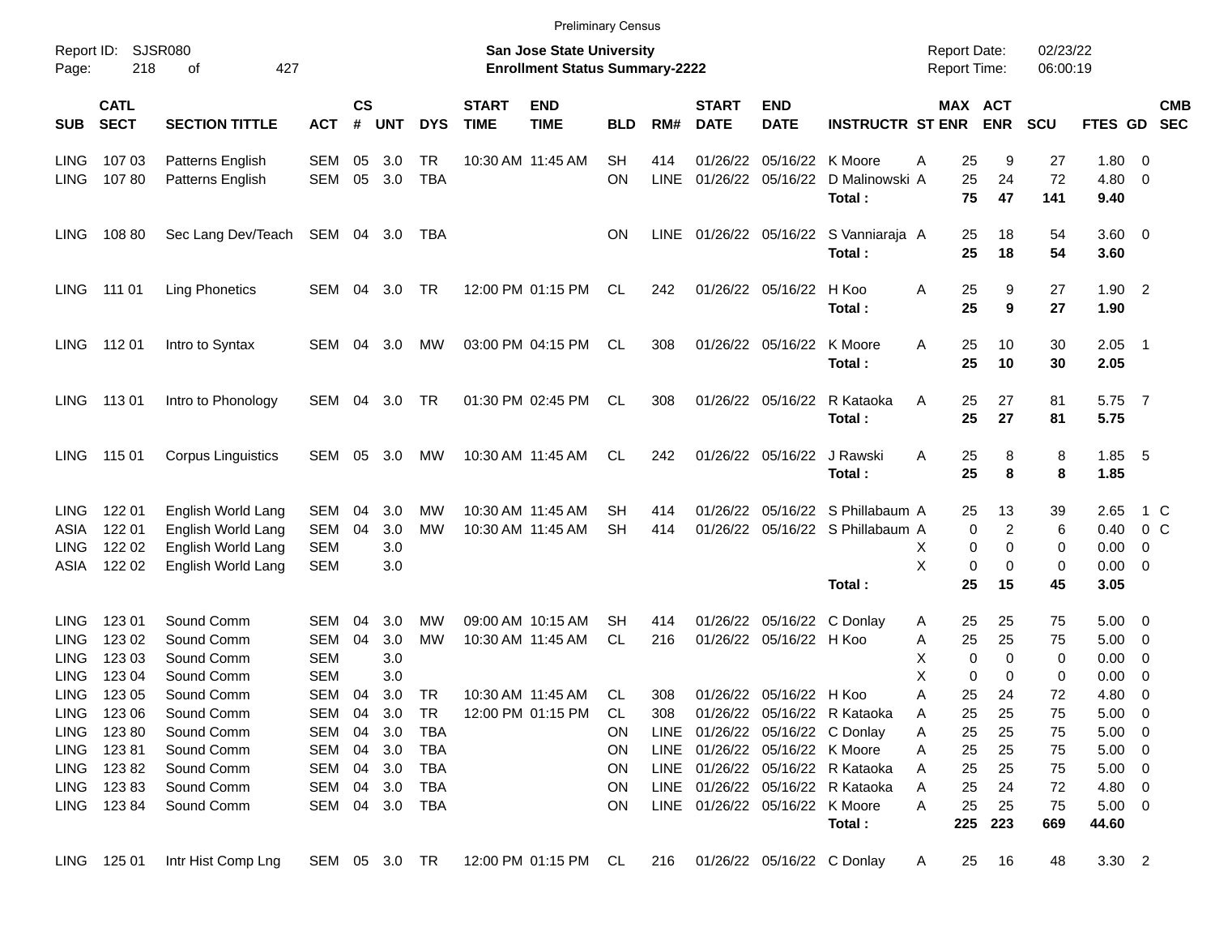Preliminary Census

Report ID: SJSR080

**San Jose State University**
**Enrollment Status Summary-2222**

Report Date: 02/23/22
Report Time: 06:00:19

| SUB | CATL SECT | SECTION TITTLE | ACT | CS # | UNT | DYS | START TIME | END TIME | BLD | RM# | START DATE | END DATE | INSTRUCTR | ST | MAX ENR | ACT ENR | SCU | FTES | GD | CMB SEC |
|---|---|---|---|---|---|---|---|---|---|---|---|---|---|---|---|---|---|---|---|---|
| LING | 107 03 | Patterns English | SEM | 05 | 3.0 | TR | 10:30 AM | 11:45 AM | SH | 414 | 01/26/22 | 05/16/22 | K Moore | A | 25 | 9 | 27 | 1.80 | 0 | |
| LING | 107 80 | Patterns English | SEM | 05 | 3.0 | TBA | | | ON | LINE | 01/26/22 | 05/16/22 | D Malinowski | A | 25 | 24 | 72 | 4.80 | 0 | |
| | | | | | | | | | | | | | **Total :** | | **75** | **47** | **141** | **9.40** | | |
| LING | 108 80 | Sec Lang Dev/Teach | SEM | 04 | 3.0 | TBA | | | ON | LINE | 01/26/22 | 05/16/22 | S Vanniaraja | A | 25 | 18 | 54 | 3.60 | 0 | |
| | | | | | | | | | | | | | **Total :** | | **25** | **18** | **54** | **3.60** | | |
| LING | 111 01 | Ling Phonetics | SEM | 04 | 3.0 | TR | 12:00 PM | 01:15 PM | CL | 242 | 01/26/22 | 05/16/22 | H Koo | A | 25 | 9 | 27 | 1.90 | 2 | |
| | | | | | | | | | | | | | **Total :** | | **25** | **9** | **27** | **1.90** | | |
| LING | 112 01 | Intro to Syntax | SEM | 04 | 3.0 | MW | 03:00 PM | 04:15 PM | CL | 308 | 01/26/22 | 05/16/22 | K Moore | A | 25 | 10 | 30 | 2.05 | 1 | |
| | | | | | | | | | | | | | **Total :** | | **25** | **10** | **30** | **2.05** | | |
| LING | 113 01 | Intro to Phonology | SEM | 04 | 3.0 | TR | 01:30 PM | 02:45 PM | CL | 308 | 01/26/22 | 05/16/22 | R Kataoka | A | 25 | 27 | 81 | 5.75 | 7 | |
| | | | | | | | | | | | | | **Total :** | | **25** | **27** | **81** | **5.75** | | |
| LING | 115 01 | Corpus Linguistics | SEM | 05 | 3.0 | MW | 10:30 AM | 11:45 AM | CL | 242 | 01/26/22 | 05/16/22 | J Rawski | A | 25 | 8 | 8 | 1.85 | 5 | |
| | | | | | | | | | | | | | **Total :** | | **25** | **8** | **8** | **1.85** | | |
| LING | 122 01 | English World Lang | SEM | 04 | 3.0 | MW | 10:30 AM | 11:45 AM | SH | 414 | 01/26/22 | 05/16/22 | S Phillabaum | A | 25 | 13 | 39 | 2.65 | 1 | C |
| ASIA | 122 01 | English World Lang | SEM | 04 | 3.0 | MW | 10:30 AM | 11:45 AM | SH | 414 | 01/26/22 | 05/16/22 | S Phillabaum | A | 0 | 2 | 6 | 0.40 | 0 | C |
| LING | 122 02 | English World Lang | SEM | | 3.0 | | | | | | | | | X | 0 | 0 | 0 | 0.00 | 0 | |
| ASIA | 122 02 | English World Lang | SEM | | 3.0 | | | | | | | | | X | 0 | 0 | 0 | 0.00 | 0 | |
| | | | | | | | | | | | | | **Total :** | | **25** | **15** | **45** | **3.05** | | |
| LING | 123 01 | Sound Comm | SEM | 04 | 3.0 | MW | 09:00 AM | 10:15 AM | SH | 414 | 01/26/22 | 05/16/22 | C Donlay | A | 25 | 25 | 75 | 5.00 | 0 | |
| LING | 123 02 | Sound Comm | SEM | 04 | 3.0 | MW | 10:30 AM | 11:45 AM | CL | 216 | 01/26/22 | 05/16/22 | H Koo | A | 25 | 25 | 75 | 5.00 | 0 | |
| LING | 123 03 | Sound Comm | SEM | | 3.0 | | | | | | | | | X | 0 | 0 | 0 | 0.00 | 0 | |
| LING | 123 04 | Sound Comm | SEM | | 3.0 | | | | | | | | | X | 0 | 0 | 0 | 0.00 | 0 | |
| LING | 123 05 | Sound Comm | SEM | 04 | 3.0 | TR | 10:30 AM | 11:45 AM | CL | 308 | 01/26/22 | 05/16/22 | H Koo | A | 25 | 24 | 72 | 4.80 | 0 | |
| LING | 123 06 | Sound Comm | SEM | 04 | 3.0 | TR | 12:00 PM | 01:15 PM | CL | 308 | 01/26/22 | 05/16/22 | R Kataoka | A | 25 | 25 | 75 | 5.00 | 0 | |
| LING | 123 80 | Sound Comm | SEM | 04 | 3.0 | TBA | | | ON | LINE | 01/26/22 | 05/16/22 | C Donlay | A | 25 | 25 | 75 | 5.00 | 0 | |
| LING | 123 81 | Sound Comm | SEM | 04 | 3.0 | TBA | | | ON | LINE | 01/26/22 | 05/16/22 | K Moore | A | 25 | 25 | 75 | 5.00 | 0 | |
| LING | 123 82 | Sound Comm | SEM | 04 | 3.0 | TBA | | | ON | LINE | 01/26/22 | 05/16/22 | R Kataoka | A | 25 | 25 | 75 | 5.00 | 0 | |
| LING | 123 83 | Sound Comm | SEM | 04 | 3.0 | TBA | | | ON | LINE | 01/26/22 | 05/16/22 | R Kataoka | A | 25 | 24 | 72 | 4.80 | 0 | |
| LING | 123 84 | Sound Comm | SEM | 04 | 3.0 | TBA | | | ON | LINE | 01/26/22 | 05/16/22 | K Moore | A | 25 | 25 | 75 | 5.00 | 0 | |
| | | | | | | | | | | | | | **Total :** | | **225** | **223** | **669** | **44.60** | | |
| LING | 125 01 | Intr Hist Comp Lng | SEM | 05 | 3.0 | TR | 12:00 PM | 01:15 PM | CL | 216 | 01/26/22 | 05/16/22 | C Donlay | A | 25 | 16 | 48 | 3.30 | 2 | |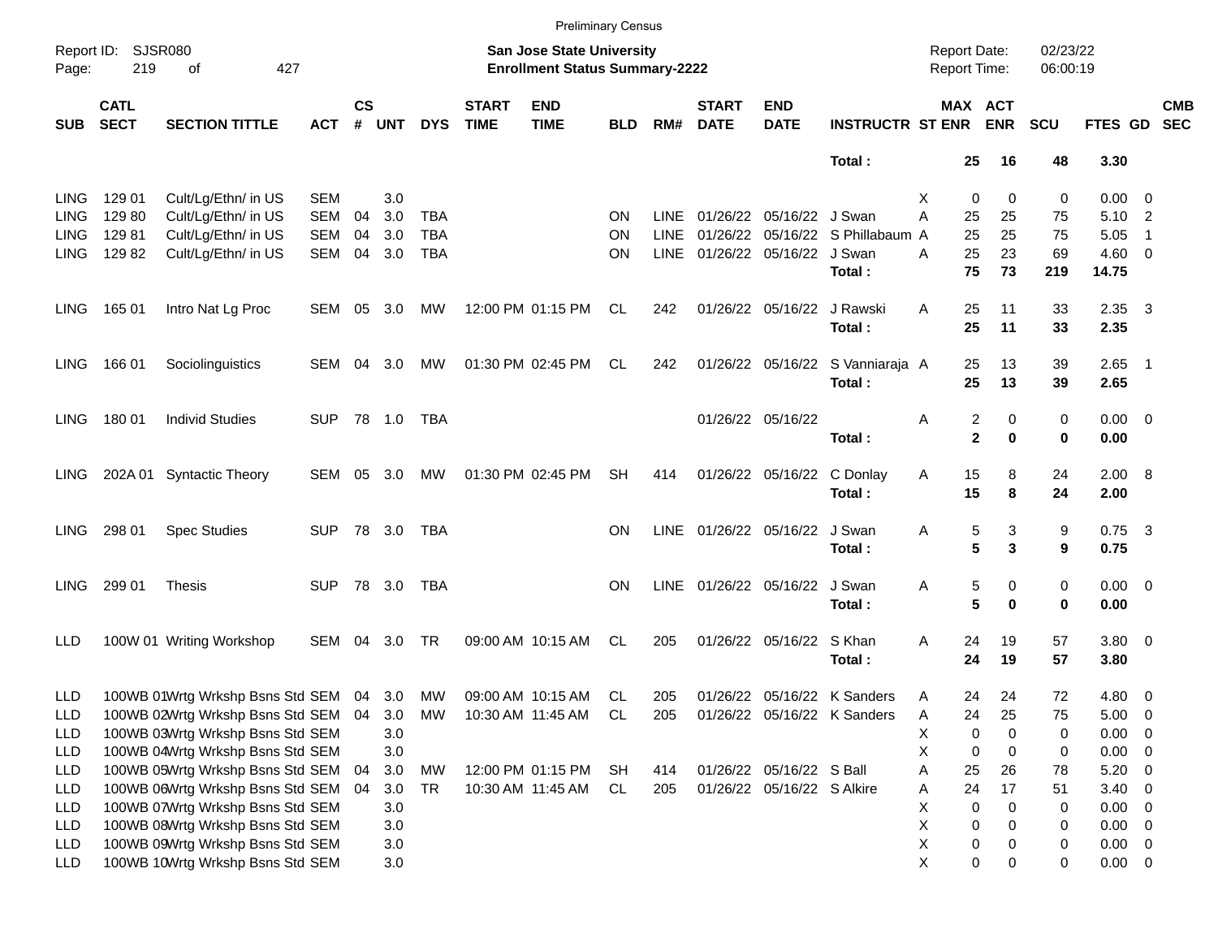Preliminary Census

Report ID: SJSR080

**San Jose State University**
**Enrollment Status Summary-2222**

Report Date: 02/23/22
Report Time: 06:00:19

| SUB | CATL SECT | SECTION TITTLE | ACT | CS # | UNT | DYS | START TIME | END TIME | BLD | RM# | START DATE | END DATE | INSTRUCTR | ST | MAX ENR | ACT ENR | SCU | FTES | GD | CMB SEC |
|---|---|---|---|---|---|---|---|---|---|---|---|---|---|---|---|---|---|---|---|---|
| | | | | | | | | | | | | | **Total :** | | **25** | **16** | **48** | **3.30** | | |
| LING | 129 01 | Cult/Lg/Ethn/ in US | SEM | | 3.0 | | | | | | | | | X | 0 | 0 | 0 | 0.00 | 0 | |
| LING | 129 80 | Cult/Lg/Ethn/ in US | SEM | 04 | 3.0 | TBA | | | ON | LINE | 01/26/22 | 05/16/22 | J Swan | A | 25 | 25 | 75 | 5.10 | 2 | |
| LING | 129 81 | Cult/Lg/Ethn/ in US | SEM | 04 | 3.0 | TBA | | | ON | LINE | 01/26/22 | 05/16/22 | S Phillabaum | A | 25 | 25 | 75 | 5.05 | 1 | |
| LING | 129 82 | Cult/Lg/Ethn/ in US | SEM | 04 | 3.0 | TBA | | | ON | LINE | 01/26/22 | 05/16/22 | J Swan | A | 25 | 23 | 69 | 4.60 | 0 | |
| | | | | | | | | | | | | | **Total :** | | **75** | **73** | **219** | **14.75** | | |
| LING | 165 01 | Intro Nat Lg Proc | SEM | 05 | 3.0 | MW | 12:00 PM | 01:15 PM | CL | 242 | 01/26/22 | 05/16/22 | J Rawski | A | 25 | 11 | 33 | 2.35 | 3 | |
| | | | | | | | | | | | | | **Total :** | | **25** | **11** | **33** | **2.35** | | |
| LING | 166 01 | Sociolinguistics | SEM | 04 | 3.0 | MW | 01:30 PM | 02:45 PM | CL | 242 | 01/26/22 | 05/16/22 | S Vanniaraja | A | 25 | 13 | 39 | 2.65 | 1 | |
| | | | | | | | | | | | | | **Total :** | | **25** | **13** | **39** | **2.65** | | |
| LING | 180 01 | Individ Studies | SUP | 78 | 1.0 | TBA | | | | | 01/26/22 | 05/16/22 | | A | 2 | 0 | 0 | 0.00 | 0 | |
| | | | | | | | | | | | | | **Total :** | | **2** | **0** | **0** | **0.00** | | |
| LING | 202A 01 | Syntactic Theory | SEM | 05 | 3.0 | MW | 01:30 PM | 02:45 PM | SH | 414 | 01/26/22 | 05/16/22 | C Donlay | A | 15 | 8 | 24 | 2.00 | 8 | |
| | | | | | | | | | | | | | **Total :** | | **15** | **8** | **24** | **2.00** | | |
| LING | 298 01 | Spec Studies | SUP | 78 | 3.0 | TBA | | | ON | LINE | 01/26/22 | 05/16/22 | J Swan | A | 5 | 3 | 9 | 0.75 | 3 | |
| | | | | | | | | | | | | | **Total :** | | **5** | **3** | **9** | **0.75** | | |
| LING | 299 01 | Thesis | SUP | 78 | 3.0 | TBA | | | ON | LINE | 01/26/22 | 05/16/22 | J Swan | A | 5 | 0 | 0 | 0.00 | 0 | |
| | | | | | | | | | | | | | **Total :** | | **5** | **0** | **0** | **0.00** | | |
| LLD | 100W 01 | Writing Workshop | SEM | 04 | 3.0 | TR | 09:00 AM | 10:15 AM | CL | 205 | 01/26/22 | 05/16/22 | S Khan | A | 24 | 19 | 57 | 3.80 | 0 | |
| | | | | | | | | | | | | | **Total :** | | **24** | **19** | **57** | **3.80** | | |
| LLD | 100WB 01 | Wrtg Wrkshp Bsns Std | SEM | 04 | 3.0 | MW | 09:00 AM | 10:15 AM | CL | 205 | 01/26/22 | 05/16/22 | K Sanders | A | 24 | 24 | 72 | 4.80 | 0 | |
| LLD | 100WB 02 | Wrtg Wrkshp Bsns Std | SEM | 04 | 3.0 | MW | 10:30 AM | 11:45 AM | CL | 205 | 01/26/22 | 05/16/22 | K Sanders | A | 24 | 25 | 75 | 5.00 | 0 | |
| LLD | 100WB 03 | Wrtg Wrkshp Bsns Std | SEM | | 3.0 | | | | | | | | | X | 0 | 0 | 0 | 0.00 | 0 | |
| LLD | 100WB 04 | Wrtg Wrkshp Bsns Std | SEM | | 3.0 | | | | | | | | | X | 0 | 0 | 0 | 0.00 | 0 | |
| LLD | 100WB 05 | Wrtg Wrkshp Bsns Std | SEM | 04 | 3.0 | MW | 12:00 PM | 01:15 PM | SH | 414 | 01/26/22 | 05/16/22 | S Ball | A | 25 | 26 | 78 | 5.20 | 0 | |
| LLD | 100WB 06 | Wrtg Wrkshp Bsns Std | SEM | 04 | 3.0 | TR | 10:30 AM | 11:45 AM | CL | 205 | 01/26/22 | 05/16/22 | S Alkire | A | 24 | 17 | 51 | 3.40 | 0 | |
| LLD | 100WB 07 | Wrtg Wrkshp Bsns Std | SEM | | 3.0 | | | | | | | | | X | 0 | 0 | 0 | 0.00 | 0 | |
| LLD | 100WB 08 | Wrtg Wrkshp Bsns Std | SEM | | 3.0 | | | | | | | | | X | 0 | 0 | 0 | 0.00 | 0 | |
| LLD | 100WB 09 | Wrtg Wrkshp Bsns Std | SEM | | 3.0 | | | | | | | | | X | 0 | 0 | 0 | 0.00 | 0 | |
| LLD | 100WB 10 | Wrtg Wrkshp Bsns Std | SEM | | 3.0 | | | | | | | | | X | 0 | 0 | 0 | 0.00 | 0 | |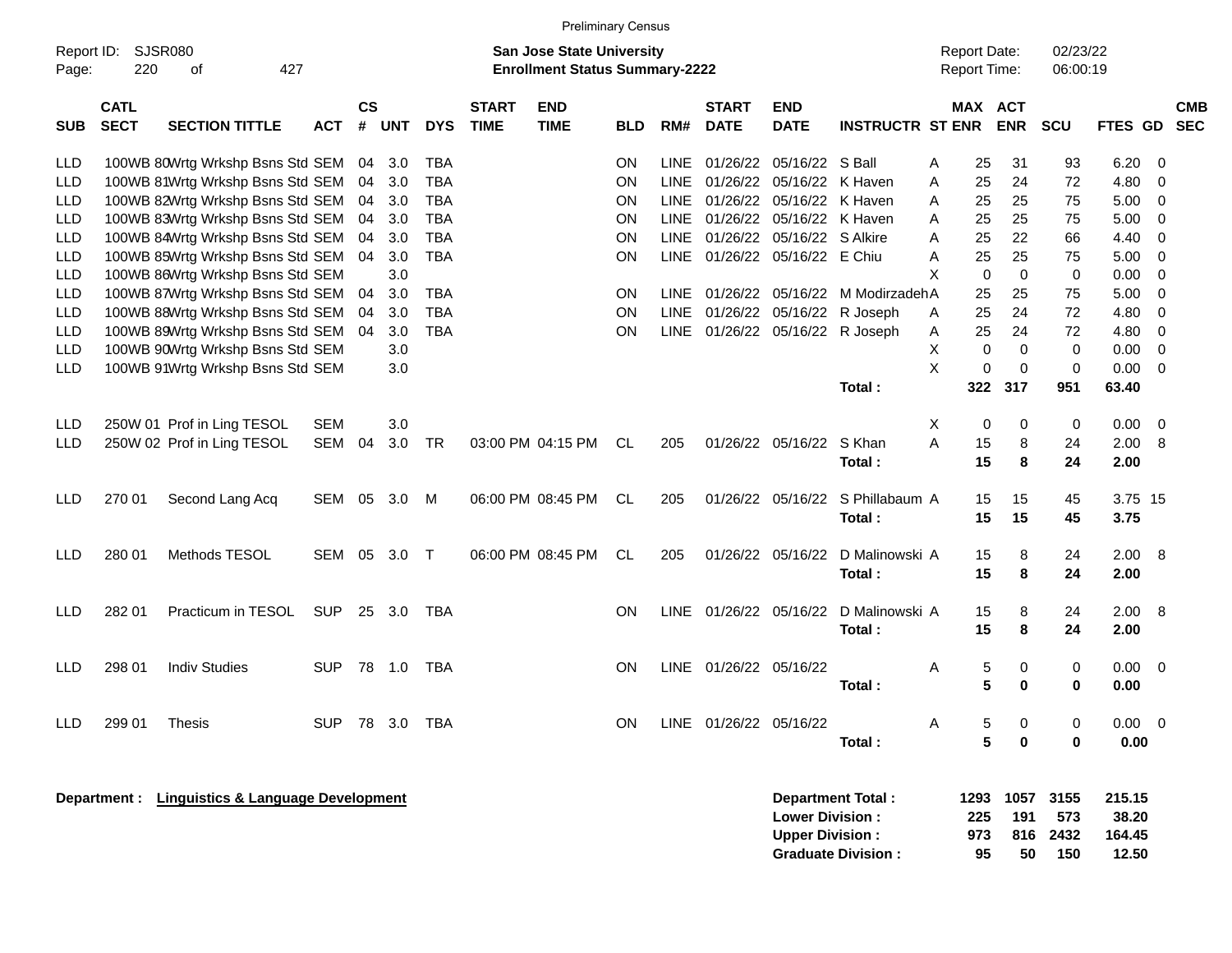Preliminary Census

Report ID: SJSR080
Page: 220 of 427

**San Jose State University**
**Enrollment Status Summary-2222**

Report Date: 02/23/22
Report Time: 06:00:19

| SUB | CATL SECT | SECTION TITTLE | ACT | CS # | UNT | DYS | START TIME | END TIME | BLD | RM# | START DATE | END DATE | INSTRUCTR | ST | MAX ENR | ACT ENR | SCU | FTES | GD | CMB SEC |
|---|---|---|---|---|---|---|---|---|---|---|---|---|---|---|---|---|---|---|---|---|
| LLD | 100WB 80 | Wrtg Wrkshp Bsns Std | SEM | 04 | 3.0 | TBA | | | ON | LINE | 01/26/22 | 05/16/22 | S Ball | A | 25 | 31 | 93 | 6.20 | 0 | |
| LLD | 100WB 81 | Wrtg Wrkshp Bsns Std | SEM | 04 | 3.0 | TBA | | | ON | LINE | 01/26/22 | 05/16/22 | K Haven | A | 25 | 24 | 72 | 4.80 | 0 | |
| LLD | 100WB 82 | Wrtg Wrkshp Bsns Std | SEM | 04 | 3.0 | TBA | | | ON | LINE | 01/26/22 | 05/16/22 | K Haven | A | 25 | 25 | 75 | 5.00 | 0 | |
| LLD | 100WB 83 | Wrtg Wrkshp Bsns Std | SEM | 04 | 3.0 | TBA | | | ON | LINE | 01/26/22 | 05/16/22 | K Haven | A | 25 | 25 | 75 | 5.00 | 0 | |
| LLD | 100WB 84 | Wrtg Wrkshp Bsns Std | SEM | 04 | 3.0 | TBA | | | ON | LINE | 01/26/22 | 05/16/22 | S Alkire | A | 25 | 22 | 66 | 4.40 | 0 | |
| LLD | 100WB 85 | Wrtg Wrkshp Bsns Std | SEM | 04 | 3.0 | TBA | | | ON | LINE | 01/26/22 | 05/16/22 | E Chiu | A | 25 | 25 | 75 | 5.00 | 0 | |
| LLD | 100WB 86 | Wrtg Wrkshp Bsns Std | SEM | | 3.0 | | | | | | | | | X | 0 | 0 | 0 | 0.00 | 0 | |
| LLD | 100WB 87 | Wrtg Wrkshp Bsns Std | SEM | 04 | 3.0 | TBA | | | ON | LINE | 01/26/22 | 05/16/22 | M Modirzadeh | A | 25 | 25 | 75 | 5.00 | 0 | |
| LLD | 100WB 88 | Wrtg Wrkshp Bsns Std | SEM | 04 | 3.0 | TBA | | | ON | LINE | 01/26/22 | 05/16/22 | R Joseph | A | 25 | 24 | 72 | 4.80 | 0 | |
| LLD | 100WB 89 | Wrtg Wrkshp Bsns Std | SEM | 04 | 3.0 | TBA | | | ON | LINE | 01/26/22 | 05/16/22 | R Joseph | A | 25 | 24 | 72 | 4.80 | 0 | |
| LLD | 100WB 90 | Wrtg Wrkshp Bsns Std | SEM | | 3.0 | | | | | | | | | X | 0 | 0 | 0 | 0.00 | 0 | |
| LLD | 100WB 91 | Wrtg Wrkshp Bsns Std | SEM | | 3.0 | | | | | | | | | X | 0 | 0 | 0 | 0.00 | 0 | |
| | | | | | | | | | | | | | **Total :** | | **322** | **317** | **951** | **63.40** | | |
| LLD | 250W 01 | Prof in Ling TESOL | SEM | | 3.0 | | | | | | | | | X | 0 | 0 | 0 | 0.00 | 0 | |
| LLD | 250W 02 | Prof in Ling TESOL | SEM | 04 | 3.0 | TR | 03:00 PM | 04:15 PM | CL | 205 | 01/26/22 | 05/16/22 | S Khan | A | 15 | 8 | 24 | 2.00 | 8 | |
| | | | | | | | | | | | | | **Total :** | | **15** | **8** | **24** | **2.00** | | |
| LLD | 270 01 | Second Lang Acq | SEM | 05 | 3.0 | M | 06:00 PM | 08:45 PM | CL | 205 | 01/26/22 | 05/16/22 | S Phillabaum | A | 15 | 15 | 45 | 3.75 | 15 | |
| | | | | | | | | | | | | | **Total :** | | **15** | **15** | **45** | **3.75** | | |
| LLD | 280 01 | Methods TESOL | SEM | 05 | 3.0 | T | 06:00 PM | 08:45 PM | CL | 205 | 01/26/22 | 05/16/22 | D Malinowski | A | 15 | 8 | 24 | 2.00 | 8 | |
| | | | | | | | | | | | | | **Total :** | | **15** | **8** | **24** | **2.00** | | |
| LLD | 282 01 | Practicum in TESOL | SUP | 25 | 3.0 | TBA | | | ON | LINE | 01/26/22 | 05/16/22 | D Malinowski | A | 15 | 8 | 24 | 2.00 | 8 | |
| | | | | | | | | | | | | | **Total :** | | **15** | **8** | **24** | **2.00** | | |
| LLD | 298 01 | Indiv Studies | SUP | 78 | 1.0 | TBA | | | ON | LINE | 01/26/22 | 05/16/22 | | A | 5 | 0 | 0 | 0.00 | 0 | |
| | | | | | | | | | | | | | **Total :** | | **5** | **0** | **0** | **0.00** | | |
| LLD | 299 01 | Thesis | SUP | 78 | 3.0 | TBA | | | ON | LINE | 01/26/22 | 05/16/22 | | A | 5 | 0 | 0 | 0.00 | 0 | |
| | | | | | | | | | | | | | **Total :** | | **5** | **0** | **0** | **0.00** | | |

**Department : Linguistics & Language Development**

| | MAX ENR | ACT ENR | SCU | FTES |
|---|---|---|---|---|
| **Department Total :** | **1293** | **1057** | **3155** | **215.15** |
| **Lower Division :** | **225** | **191** | **573** | **38.20** |
| **Upper Division :** | **973** | **816** | **2432** | **164.45** |
| **Graduate Division :** | **95** | **50** | **150** | **12.50** |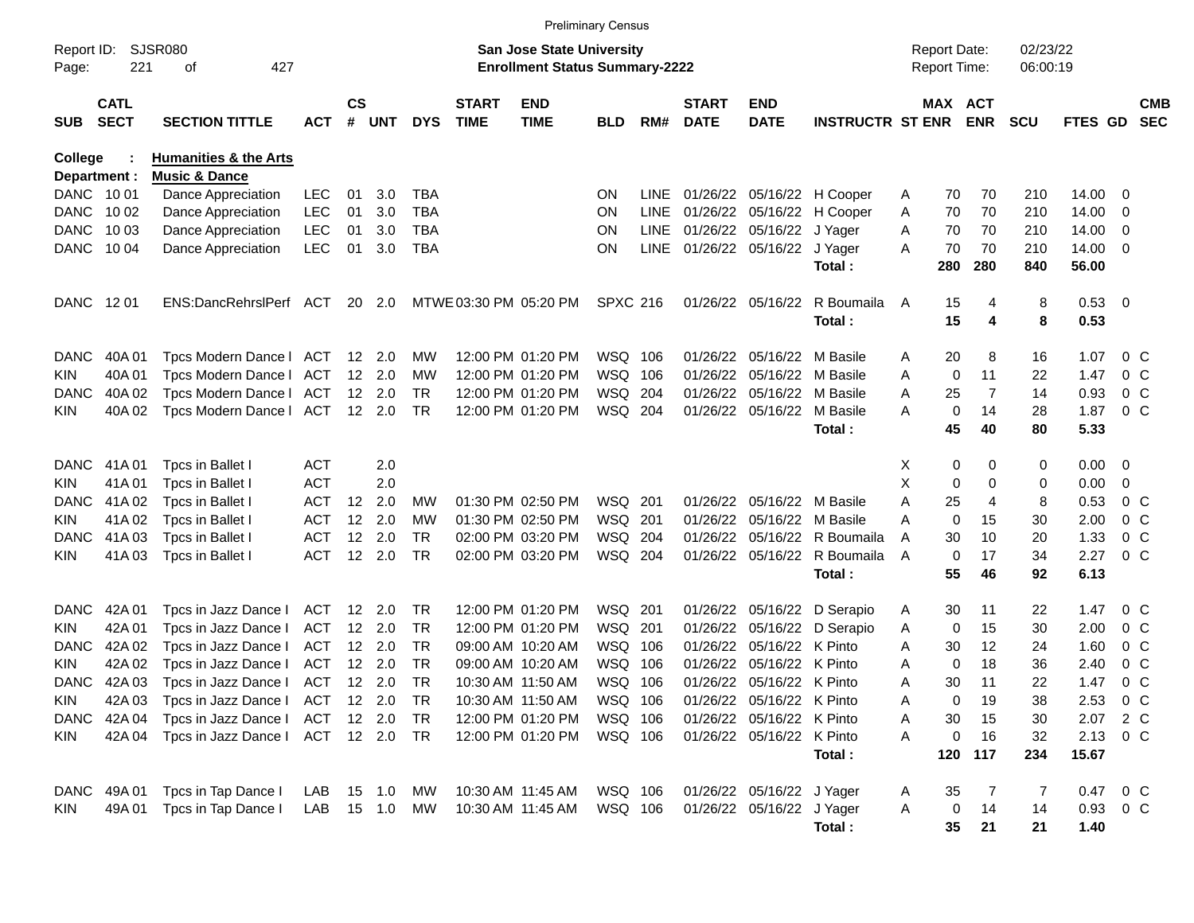Preliminary Census

Report ID: SJSR080

**San Jose State University**
**Enrollment Status Summary-2222**

Report Date: 02/23/22
Report Time: 06:00:19

**College : Humanities & the Arts**
**Department : Music & Dance**

| SUB | CATL SECT | SECTION TITTLE | ACT | CS # | UNT | DYS | START TIME | END TIME | BLD | RM# | START DATE | END DATE | INSTRUCTR | ST | MAX ENR | ACT ENR | SCU | FTES | GD | CMB SEC |
|---|---|---|---|---|---|---|---|---|---|---|---|---|---|---|---|---|---|---|---|---|
| DANC | 10 01 | Dance Appreciation | LEC | 01 | 3.0 | TBA | | | ON | LINE | 01/26/22 | 05/16/22 | H Cooper | A | 70 | 70 | 210 | 14.00 | 0 | |
| DANC | 10 02 | Dance Appreciation | LEC | 01 | 3.0 | TBA | | | ON | LINE | 01/26/22 | 05/16/22 | H Cooper | A | 70 | 70 | 210 | 14.00 | 0 | |
| DANC | 10 03 | Dance Appreciation | LEC | 01 | 3.0 | TBA | | | ON | LINE | 01/26/22 | 05/16/22 | J Yager | A | 70 | 70 | 210 | 14.00 | 0 | |
| DANC | 10 04 | Dance Appreciation | LEC | 01 | 3.0 | TBA | | | ON | LINE | 01/26/22 | 05/16/22 | J Yager | A | 70 | 70 | 210 | 14.00 | 0 | |
| | | | | | | | | | | | | | **Total :** | | **280** | **280** | **840** | **56.00** | | |
| DANC | 12 01 | ENS:DancRehrslPerf | ACT | 20 | 2.0 | MTWE | 03:30 PM | 05:20 PM | SPXC | 216 | 01/26/22 | 05/16/22 | R Boumaila | A | 15 | 4 | 8 | 0.53 | 0 | |
| | | | | | | | | | | | | | **Total :** | | **15** | **4** | **8** | **0.53** | | |
| DANC | 40A 01 | Tpcs Modern Dance I | ACT | 12 | 2.0 | MW | 12:00 PM | 01:20 PM | WSQ | 106 | 01/26/22 | 05/16/22 | M Basile | A | 20 | 8 | 16 | 1.07 | 0 | C |
| KIN | 40A 01 | Tpcs Modern Dance I | ACT | 12 | 2.0 | MW | 12:00 PM | 01:20 PM | WSQ | 106 | 01/26/22 | 05/16/22 | M Basile | A | 0 | 11 | 22 | 1.47 | 0 | C |
| DANC | 40A 02 | Tpcs Modern Dance I | ACT | 12 | 2.0 | TR | 12:00 PM | 01:20 PM | WSQ | 204 | 01/26/22 | 05/16/22 | M Basile | A | 25 | 7 | 14 | 0.93 | 0 | C |
| KIN | 40A 02 | Tpcs Modern Dance I | ACT | 12 | 2.0 | TR | 12:00 PM | 01:20 PM | WSQ | 204 | 01/26/22 | 05/16/22 | M Basile | A | 0 | 14 | 28 | 1.87 | 0 | C |
| | | | | | | | | | | | | | **Total :** | | **45** | **40** | **80** | **5.33** | | |
| DANC | 41A 01 | Tpcs in Ballet I | ACT | | 2.0 | | | | | | | | | X | 0 | 0 | 0 | 0.00 | 0 | |
| KIN | 41A 01 | Tpcs in Ballet I | ACT | | 2.0 | | | | | | | | | X | 0 | 0 | 0 | 0.00 | 0 | |
| DANC | 41A 02 | Tpcs in Ballet I | ACT | 12 | 2.0 | MW | 01:30 PM | 02:50 PM | WSQ | 201 | 01/26/22 | 05/16/22 | M Basile | A | 25 | 4 | 8 | 0.53 | 0 | C |
| KIN | 41A 02 | Tpcs in Ballet I | ACT | 12 | 2.0 | MW | 01:30 PM | 02:50 PM | WSQ | 201 | 01/26/22 | 05/16/22 | M Basile | A | 0 | 15 | 30 | 2.00 | 0 | C |
| DANC | 41A 03 | Tpcs in Ballet I | ACT | 12 | 2.0 | TR | 02:00 PM | 03:20 PM | WSQ | 204 | 01/26/22 | 05/16/22 | R Boumaila | A | 30 | 10 | 20 | 1.33 | 0 | C |
| KIN | 41A 03 | Tpcs in Ballet I | ACT | 12 | 2.0 | TR | 02:00 PM | 03:20 PM | WSQ | 204 | 01/26/22 | 05/16/22 | R Boumaila | A | 0 | 17 | 34 | 2.27 | 0 | C |
| | | | | | | | | | | | | | **Total :** | | **55** | **46** | **92** | **6.13** | | |
| DANC | 42A 01 | Tpcs in Jazz Dance I | ACT | 12 | 2.0 | TR | 12:00 PM | 01:20 PM | WSQ | 201 | 01/26/22 | 05/16/22 | D Serapio | A | 30 | 11 | 22 | 1.47 | 0 | C |
| KIN | 42A 01 | Tpcs in Jazz Dance I | ACT | 12 | 2.0 | TR | 12:00 PM | 01:20 PM | WSQ | 201 | 01/26/22 | 05/16/22 | D Serapio | A | 0 | 15 | 30 | 2.00 | 0 | C |
| DANC | 42A 02 | Tpcs in Jazz Dance I | ACT | 12 | 2.0 | TR | 09:00 AM | 10:20 AM | WSQ | 106 | 01/26/22 | 05/16/22 | K Pinto | A | 30 | 12 | 24 | 1.60 | 0 | C |
| KIN | 42A 02 | Tpcs in Jazz Dance I | ACT | 12 | 2.0 | TR | 09:00 AM | 10:20 AM | WSQ | 106 | 01/26/22 | 05/16/22 | K Pinto | A | 0 | 18 | 36 | 2.40 | 0 | C |
| DANC | 42A 03 | Tpcs in Jazz Dance I | ACT | 12 | 2.0 | TR | 10:30 AM | 11:50 AM | WSQ | 106 | 01/26/22 | 05/16/22 | K Pinto | A | 30 | 11 | 22 | 1.47 | 0 | C |
| KIN | 42A 03 | Tpcs in Jazz Dance I | ACT | 12 | 2.0 | TR | 10:30 AM | 11:50 AM | WSQ | 106 | 01/26/22 | 05/16/22 | K Pinto | A | 0 | 19 | 38 | 2.53 | 0 | C |
| DANC | 42A 04 | Tpcs in Jazz Dance I | ACT | 12 | 2.0 | TR | 12:00 PM | 01:20 PM | WSQ | 106 | 01/26/22 | 05/16/22 | K Pinto | A | 30 | 15 | 30 | 2.07 | 2 | C |
| KIN | 42A 04 | Tpcs in Jazz Dance I | ACT | 12 | 2.0 | TR | 12:00 PM | 01:20 PM | WSQ | 106 | 01/26/22 | 05/16/22 | K Pinto | A | 0 | 16 | 32 | 2.13 | 0 | C |
| | | | | | | | | | | | | | **Total :** | | **120** | **117** | **234** | **15.67** | | |
| DANC | 49A 01 | Tpcs in Tap Dance I | LAB | 15 | 1.0 | MW | 10:30 AM | 11:45 AM | WSQ | 106 | 01/26/22 | 05/16/22 | J Yager | A | 35 | 7 | 7 | 0.47 | 0 | C |
| KIN | 49A 01 | Tpcs in Tap Dance I | LAB | 15 | 1.0 | MW | 10:30 AM | 11:45 AM | WSQ | 106 | 01/26/22 | 05/16/22 | J Yager | A | 0 | 14 | 14 | 0.93 | 0 | C |
| | | | | | | | | | | | | | **Total :** | | **35** | **21** | **21** | **1.40** | | |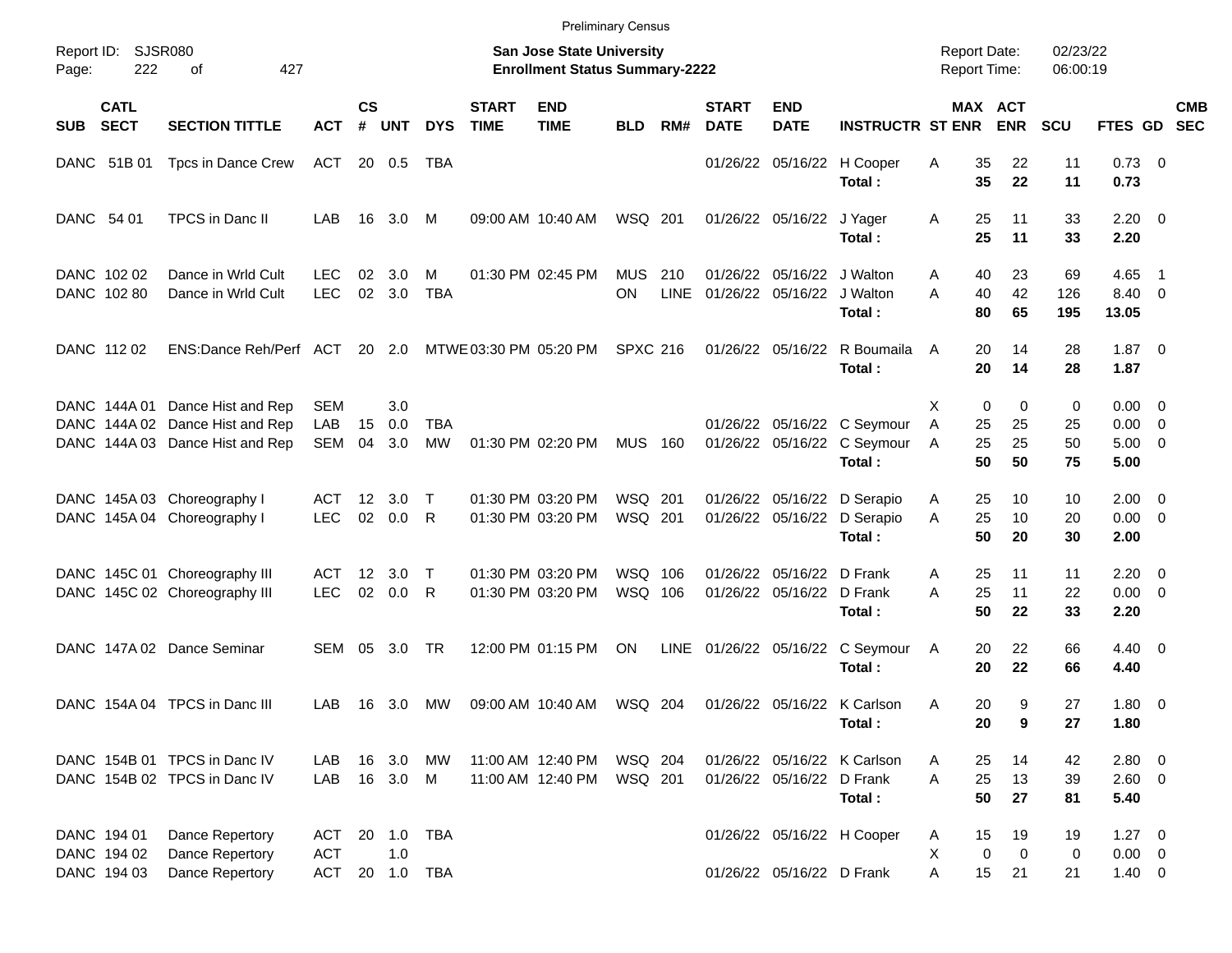Preliminary Census

Report ID: SJSR080

**San Jose State University**
**Enrollment Status Summary-2222**

Report Date: 02/23/22
Report Time: 06:00:19

| SUB | CATL SECT | SECTION TITTLE | ACT | CS # | UNT | DYS | START TIME | END TIME | BLD | RM# | START DATE | END DATE | INSTRUCTR | ST | MAX ENR | ACT ENR | SCU | FTES | GD | CMB SEC |
|---|---|---|---|---|---|---|---|---|---|---|---|---|---|---|---|---|---|---|---|---|
| DANC | 51B 01 | Tpcs in Dance Crew | ACT | 20 | 0.5 | TBA | | | | | 01/26/22 | 05/16/22 | H Cooper | A | 35 | 22 | 11 | 0.73 | 0 | |
| | | | | | | | | | | | | | **Total :** | | **35** | **22** | **11** | **0.73** | | |
| DANC | 54 01 | TPCS in Danc II | LAB | 16 | 3.0 | M | 09:00 AM | 10:40 AM | WSQ | 201 | 01/26/22 | 05/16/22 | J Yager | A | 25 | 11 | 33 | 2.20 | 0 | |
| | | | | | | | | | | | | | **Total :** | | **25** | **11** | **33** | **2.20** | | |
| DANC | 102 02 | Dance in Wrld Cult | LEC | 02 | 3.0 | M | 01:30 PM | 02:45 PM | MUS | 210 | 01/26/22 | 05/16/22 | J Walton | A | 40 | 23 | 69 | 4.65 | 1 | |
| DANC | 102 80 | Dance in Wrld Cult | LEC | 02 | 3.0 | TBA | | | ON | LINE | 01/26/22 | 05/16/22 | J Walton | A | 40 | 42 | 126 | 8.40 | 0 | |
| | | | | | | | | | | | | | **Total :** | | **80** | **65** | **195** | **13.05** | | |
| DANC | 112 02 | ENS:Dance Reh/Perf | ACT | 20 | 2.0 | MTWE | 03:30 PM | 05:20 PM | SPXC | 216 | 01/26/22 | 05/16/22 | R Boumaila | A | 20 | 14 | 28 | 1.87 | 0 | |
| | | | | | | | | | | | | | **Total :** | | **20** | **14** | **28** | **1.87** | | |
| DANC | 144A 01 | Dance Hist and Rep | SEM | | 3.0 | | | | | | | | | X | 0 | 0 | 0 | 0.00 | 0 | |
| DANC | 144A 02 | Dance Hist and Rep | LAB | 15 | 0.0 | TBA | | | | | 01/26/22 | 05/16/22 | C Seymour | A | 25 | 25 | 25 | 0.00 | 0 | |
| DANC | 144A 03 | Dance Hist and Rep | SEM | 04 | 3.0 | MW | 01:30 PM | 02:20 PM | MUS | 160 | 01/26/22 | 05/16/22 | C Seymour | A | 25 | 25 | 50 | 5.00 | 0 | |
| | | | | | | | | | | | | | **Total :** | | **50** | **50** | **75** | **5.00** | | |
| DANC | 145A 03 | Choreography I | ACT | 12 | 3.0 | T | 01:30 PM | 03:20 PM | WSQ | 201 | 01/26/22 | 05/16/22 | D Serapio | A | 25 | 10 | 10 | 2.00 | 0 | |
| DANC | 145A 04 | Choreography I | LEC | 02 | 0.0 | R | 01:30 PM | 03:20 PM | WSQ | 201 | 01/26/22 | 05/16/22 | D Serapio | A | 25 | 10 | 20 | 0.00 | 0 | |
| | | | | | | | | | | | | | **Total :** | | **50** | **20** | **30** | **2.00** | | |
| DANC | 145C 01 | Choreography III | ACT | 12 | 3.0 | T | 01:30 PM | 03:20 PM | WSQ | 106 | 01/26/22 | 05/16/22 | D Frank | A | 25 | 11 | 11 | 2.20 | 0 | |
| DANC | 145C 02 | Choreography III | LEC | 02 | 0.0 | R | 01:30 PM | 03:20 PM | WSQ | 106 | 01/26/22 | 05/16/22 | D Frank | A | 25 | 11 | 22 | 0.00 | 0 | |
| | | | | | | | | | | | | | **Total :** | | **50** | **22** | **33** | **2.20** | | |
| DANC | 147A 02 | Dance Seminar | SEM | 05 | 3.0 | TR | 12:00 PM | 01:15 PM | ON | LINE | 01/26/22 | 05/16/22 | C Seymour | A | 20 | 22 | 66 | 4.40 | 0 | |
| | | | | | | | | | | | | | **Total :** | | **20** | **22** | **66** | **4.40** | | |
| DANC | 154A 04 | TPCS in Danc III | LAB | 16 | 3.0 | MW | 09:00 AM | 10:40 AM | WSQ | 204 | 01/26/22 | 05/16/22 | K Carlson | A | 20 | 9 | 27 | 1.80 | 0 | |
| | | | | | | | | | | | | | **Total :** | | **20** | **9** | **27** | **1.80** | | |
| DANC | 154B 01 | TPCS in Danc IV | LAB | 16 | 3.0 | MW | 11:00 AM | 12:40 PM | WSQ | 204 | 01/26/22 | 05/16/22 | K Carlson | A | 25 | 14 | 42 | 2.80 | 0 | |
| DANC | 154B 02 | TPCS in Danc IV | LAB | 16 | 3.0 | M | 11:00 AM | 12:40 PM | WSQ | 201 | 01/26/22 | 05/16/22 | D Frank | A | 25 | 13 | 39 | 2.60 | 0 | |
| | | | | | | | | | | | | | **Total :** | | **50** | **27** | **81** | **5.40** | | |
| DANC | 194 01 | Dance Repertory | ACT | 20 | 1.0 | TBA | | | | | 01/26/22 | 05/16/22 | H Cooper | A | 15 | 19 | 19 | 1.27 | 0 | |
| DANC | 194 02 | Dance Repertory | ACT | | 1.0 | | | | | | | | | X | 0 | 0 | 0 | 0.00 | 0 | |
| DANC | 194 03 | Dance Repertory | ACT | 20 | 1.0 | TBA | | | | | 01/26/22 | 05/16/22 | D Frank | A | 15 | 21 | 21 | 1.40 | 0 | |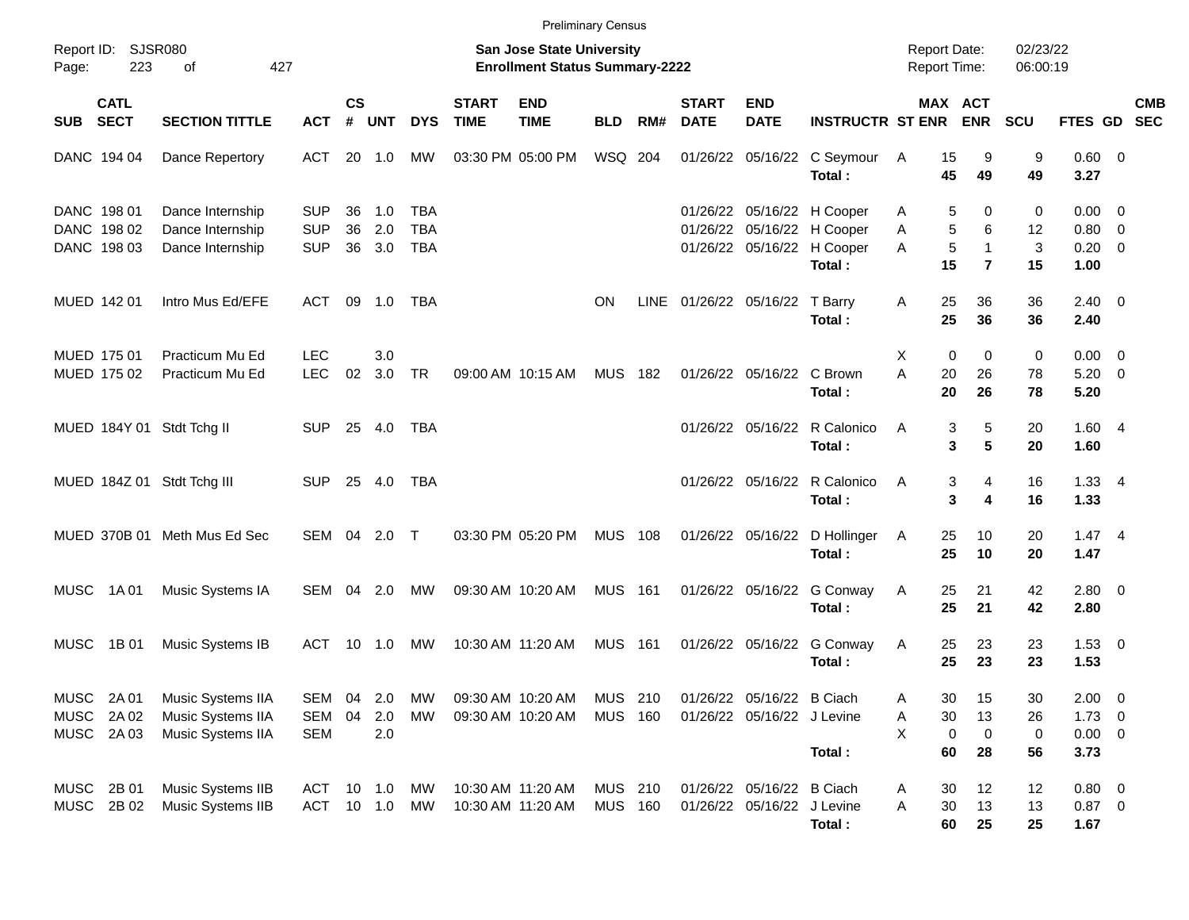Preliminary Census

Report ID: SJSR080

**San Jose State University**
**Enrollment Status Summary-2222**

Report Date: 02/23/22
Report Time: 06:00:19

| SUB | CATL SECT | SECTION TITTLE | ACT | CS # | UNT | DYS | START TIME | END TIME | BLD | RM# | START DATE | END DATE | INSTRUCTR | ST | MAX ENR | ACT ENR | SCU | FTES | GD | CMB SEC |
|---|---|---|---|---|---|---|---|---|---|---|---|---|---|---|---|---|---|---|---|---|
| DANC | 194 04 | Dance Repertory | ACT | 20 | 1.0 | MW | 03:30 PM | 05:00 PM | WSQ | 204 | 01/26/22 | 05/16/22 | C Seymour | A | 15 | 9 | 9 | 0.60 | 0 | |
| | | | | | | | | | | | | | **Total :** | | **45** | **49** | **49** | **3.27** | | |
| DANC | 198 01 | Dance Internship | SUP | 36 | 1.0 | TBA | | | | | 01/26/22 | 05/16/22 | H Cooper | A | 5 | 0 | 0 | 0.00 | 0 | |
| DANC | 198 02 | Dance Internship | SUP | 36 | 2.0 | TBA | | | | | 01/26/22 | 05/16/22 | H Cooper | A | 5 | 6 | 12 | 0.80 | 0 | |
| DANC | 198 03 | Dance Internship | SUP | 36 | 3.0 | TBA | | | | | 01/26/22 | 05/16/22 | H Cooper | A | 5 | 1 | 3 | 0.20 | 0 | |
| | | | | | | | | | | | | | **Total :** | | **15** | **7** | **15** | **1.00** | | |
| MUED | 142 01 | Intro Mus Ed/EFE | ACT | 09 | 1.0 | TBA | | | ON | LINE | 01/26/22 | 05/16/22 | T Barry | A | 25 | 36 | 36 | 2.40 | 0 | |
| | | | | | | | | | | | | | **Total :** | | **25** | **36** | **36** | **2.40** | | |
| MUED | 175 01 | Practicum Mu Ed | LEC | | 3.0 | | | | | | | | | X | 0 | 0 | 0 | 0.00 | 0 | |
| MUED | 175 02 | Practicum Mu Ed | LEC | 02 | 3.0 | TR | 09:00 AM | 10:15 AM | MUS | 182 | 01/26/22 | 05/16/22 | C Brown | A | 20 | 26 | 78 | 5.20 | 0 | |
| | | | | | | | | | | | | | **Total :** | | **20** | **26** | **78** | **5.20** | | |
| MUED | 184Y 01 | Stdt Tchg II | SUP | 25 | 4.0 | TBA | | | | | 01/26/22 | 05/16/22 | R Calonico | A | 3 | 5 | 20 | 1.60 | 4 | |
| | | | | | | | | | | | | | **Total :** | | **3** | **5** | **20** | **1.60** | | |
| MUED | 184Z 01 | Stdt Tchg III | SUP | 25 | 4.0 | TBA | | | | | 01/26/22 | 05/16/22 | R Calonico | A | 3 | 4 | 16 | 1.33 | 4 | |
| | | | | | | | | | | | | | **Total :** | | **3** | **4** | **16** | **1.33** | | |
| MUED | 370B 01 | Meth Mus Ed Sec | SEM | 04 | 2.0 | T | 03:30 PM | 05:20 PM | MUS | 108 | 01/26/22 | 05/16/22 | D Hollinger | A | 25 | 10 | 20 | 1.47 | 4 | |
| | | | | | | | | | | | | | **Total :** | | **25** | **10** | **20** | **1.47** | | |
| MUSC | 1A 01 | Music Systems IA | SEM | 04 | 2.0 | MW | 09:30 AM | 10:20 AM | MUS | 161 | 01/26/22 | 05/16/22 | G Conway | A | 25 | 21 | 42 | 2.80 | 0 | |
| | | | | | | | | | | | | | **Total :** | | **25** | **21** | **42** | **2.80** | | |
| MUSC | 1B 01 | Music Systems IB | ACT | 10 | 1.0 | MW | 10:30 AM | 11:20 AM | MUS | 161 | 01/26/22 | 05/16/22 | G Conway | A | 25 | 23 | 23 | 1.53 | 0 | |
| | | | | | | | | | | | | | **Total :** | | **25** | **23** | **23** | **1.53** | | |
| MUSC | 2A 01 | Music Systems IIA | SEM | 04 | 2.0 | MW | 09:30 AM | 10:20 AM | MUS | 210 | 01/26/22 | 05/16/22 | B Ciach | A | 30 | 15 | 30 | 2.00 | 0 | |
| MUSC | 2A 02 | Music Systems IIA | SEM | 04 | 2.0 | MW | 09:30 AM | 10:20 AM | MUS | 160 | 01/26/22 | 05/16/22 | J Levine | A | 30 | 13 | 26 | 1.73 | 0 | |
| MUSC | 2A 03 | Music Systems IIA | SEM | | 2.0 | | | | | | | | | X | 0 | 0 | 0 | 0.00 | 0 | |
| | | | | | | | | | | | | | **Total :** | | **60** | **28** | **56** | **3.73** | | |
| MUSC | 2B 01 | Music Systems IIB | ACT | 10 | 1.0 | MW | 10:30 AM | 11:20 AM | MUS | 210 | 01/26/22 | 05/16/22 | B Ciach | A | 30 | 12 | 12 | 0.80 | 0 | |
| MUSC | 2B 02 | Music Systems IIB | ACT | 10 | 1.0 | MW | 10:30 AM | 11:20 AM | MUS | 160 | 01/26/22 | 05/16/22 | J Levine | A | 30 | 13 | 13 | 0.87 | 0 | |
| | | | | | | | | | | | | | **Total :** | | **60** | **25** | **25** | **1.67** | | |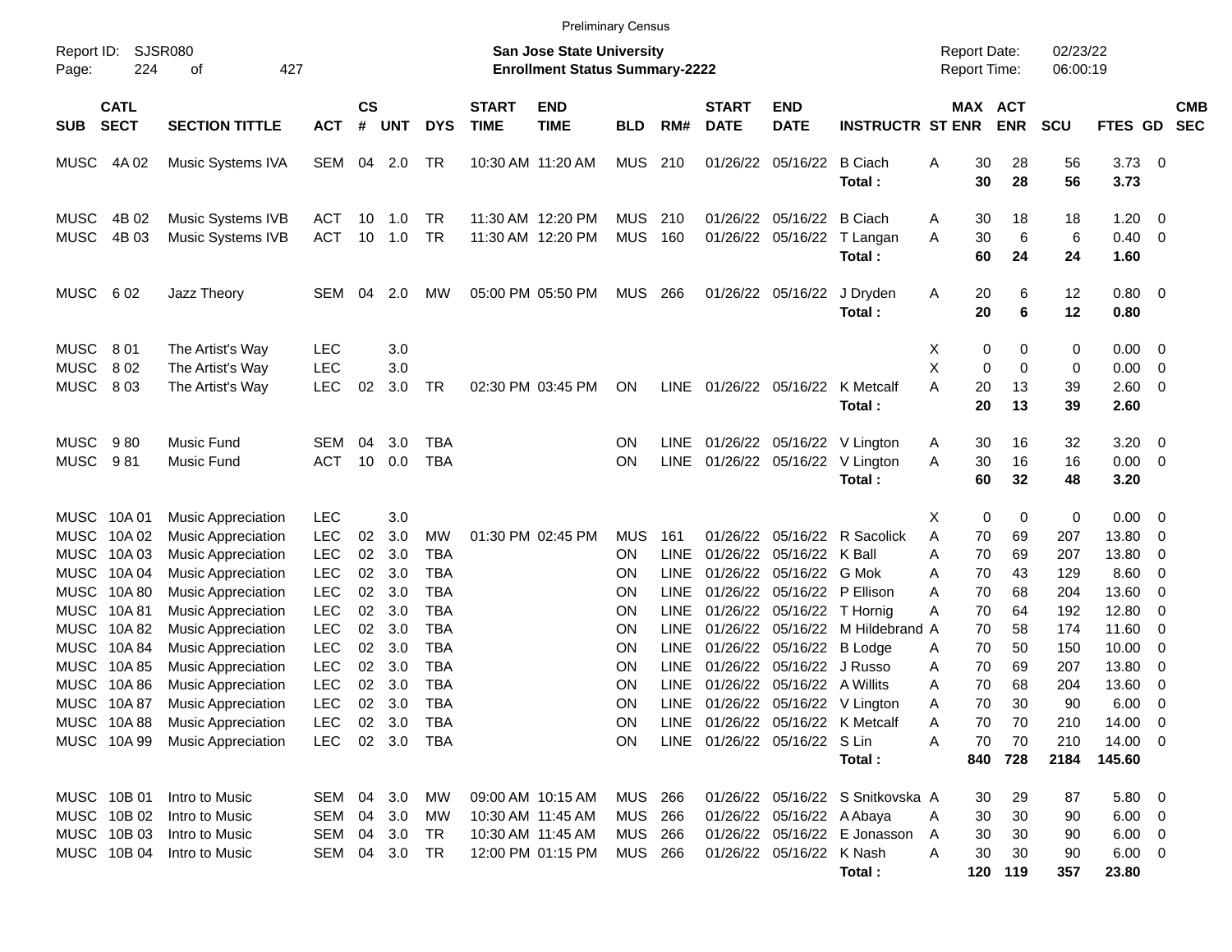Preliminary Census

Report ID: SJSR080
Page: 224 of 427

**San Jose State University**
**Enrollment Status Summary-2222**

Report Date: 02/23/22
Report Time: 06:00:19

| SUB | CATL SECT | SECTION TITTLE | ACT | CS # | UNT | DYS | START TIME | END TIME | BLD | RM# | START DATE | END DATE | INSTRUCTR | ST | MAX ENR | ACT ENR | SCU | FTES | GD | CMB SEC |
|---|---|---|---|---|---|---|---|---|---|---|---|---|---|---|---|---|---|---|---|---|
| MUSC | 4A 02 | Music Systems IVA | SEM | 04 | 2.0 | TR | 10:30 AM | 11:20 AM | MUS | 210 | 01/26/22 | 05/16/22 | B Ciach | A | 30 | 28 | 56 | 3.73 | 0 | |
| | | | | | | | | | | | | | **Total :** | | **30** | **28** | **56** | **3.73** | | |
| MUSC | 4B 02 | Music Systems IVB | ACT | 10 | 1.0 | TR | 11:30 AM | 12:20 PM | MUS | 210 | 01/26/22 | 05/16/22 | B Ciach | A | 30 | 18 | 18 | 1.20 | 0 | |
| MUSC | 4B 03 | Music Systems IVB | ACT | 10 | 1.0 | TR | 11:30 AM | 12:20 PM | MUS | 160 | 01/26/22 | 05/16/22 | T Langan | A | 30 | 6 | 6 | 0.40 | 0 | |
| | | | | | | | | | | | | | **Total :** | | **60** | **24** | **24** | **1.60** | | |
| MUSC | 6 02 | Jazz Theory | SEM | 04 | 2.0 | MW | 05:00 PM | 05:50 PM | MUS | 266 | 01/26/22 | 05/16/22 | J Dryden | A | 20 | 6 | 12 | 0.80 | 0 | |
| | | | | | | | | | | | | | **Total :** | | **20** | **6** | **12** | **0.80** | | |
| MUSC | 8 01 | The Artist's Way | LEC | | 3.0 | | | | | | | | | X | 0 | 0 | 0 | 0.00 | 0 | |
| MUSC | 8 02 | The Artist's Way | LEC | | 3.0 | | | | | | | | | X | 0 | 0 | 0 | 0.00 | 0 | |
| MUSC | 8 03 | The Artist's Way | LEC | 02 | 3.0 | TR | 02:30 PM | 03:45 PM | ON | LINE | 01/26/22 | 05/16/22 | K Metcalf | A | 20 | 13 | 39 | 2.60 | 0 | |
| | | | | | | | | | | | | | **Total :** | | **20** | **13** | **39** | **2.60** | | |
| MUSC | 9 80 | Music Fund | SEM | 04 | 3.0 | TBA | | | ON | LINE | 01/26/22 | 05/16/22 | V Lington | A | 30 | 16 | 32 | 3.20 | 0 | |
| MUSC | 9 81 | Music Fund | ACT | 10 | 0.0 | TBA | | | ON | LINE | 01/26/22 | 05/16/22 | V Lington | A | 30 | 16 | 16 | 0.00 | 0 | |
| | | | | | | | | | | | | | **Total :** | | **60** | **32** | **48** | **3.20** | | |
| MUSC | 10A 01 | Music Appreciation | LEC | | 3.0 | | | | | | | | | X | 0 | 0 | 0 | 0.00 | 0 | |
| MUSC | 10A 02 | Music Appreciation | LEC | 02 | 3.0 | MW | 01:30 PM | 02:45 PM | MUS | 161 | 01/26/22 | 05/16/22 | R Sacolick | A | 70 | 69 | 207 | 13.80 | 0 | |
| MUSC | 10A 03 | Music Appreciation | LEC | 02 | 3.0 | TBA | | | ON | LINE | 01/26/22 | 05/16/22 | K Ball | A | 70 | 69 | 207 | 13.80 | 0 | |
| MUSC | 10A 04 | Music Appreciation | LEC | 02 | 3.0 | TBA | | | ON | LINE | 01/26/22 | 05/16/22 | G Mok | A | 70 | 43 | 129 | 8.60 | 0 | |
| MUSC | 10A 80 | Music Appreciation | LEC | 02 | 3.0 | TBA | | | ON | LINE | 01/26/22 | 05/16/22 | P Ellison | A | 70 | 68 | 204 | 13.60 | 0 | |
| MUSC | 10A 81 | Music Appreciation | LEC | 02 | 3.0 | TBA | | | ON | LINE | 01/26/22 | 05/16/22 | T Hornig | A | 70 | 64 | 192 | 12.80 | 0 | |
| MUSC | 10A 82 | Music Appreciation | LEC | 02 | 3.0 | TBA | | | ON | LINE | 01/26/22 | 05/16/22 | M Hildebrand | A | 70 | 58 | 174 | 11.60 | 0 | |
| MUSC | 10A 84 | Music Appreciation | LEC | 02 | 3.0 | TBA | | | ON | LINE | 01/26/22 | 05/16/22 | B Lodge | A | 70 | 50 | 150 | 10.00 | 0 | |
| MUSC | 10A 85 | Music Appreciation | LEC | 02 | 3.0 | TBA | | | ON | LINE | 01/26/22 | 05/16/22 | J Russo | A | 70 | 69 | 207 | 13.80 | 0 | |
| MUSC | 10A 86 | Music Appreciation | LEC | 02 | 3.0 | TBA | | | ON | LINE | 01/26/22 | 05/16/22 | A Willits | A | 70 | 68 | 204 | 13.60 | 0 | |
| MUSC | 10A 87 | Music Appreciation | LEC | 02 | 3.0 | TBA | | | ON | LINE | 01/26/22 | 05/16/22 | V Lington | A | 70 | 30 | 90 | 6.00 | 0 | |
| MUSC | 10A 88 | Music Appreciation | LEC | 02 | 3.0 | TBA | | | ON | LINE | 01/26/22 | 05/16/22 | K Metcalf | A | 70 | 70 | 210 | 14.00 | 0 | |
| MUSC | 10A 99 | Music Appreciation | LEC | 02 | 3.0 | TBA | | | ON | LINE | 01/26/22 | 05/16/22 | S Lin | A | 70 | 70 | 210 | 14.00 | 0 | |
| | | | | | | | | | | | | | **Total :** | | **840** | **728** | **2184** | **145.60** | | |
| MUSC | 10B 01 | Intro to Music | SEM | 04 | 3.0 | MW | 09:00 AM | 10:15 AM | MUS | 266 | 01/26/22 | 05/16/22 | S Snitkovska | A | 30 | 29 | 87 | 5.80 | 0 | |
| MUSC | 10B 02 | Intro to Music | SEM | 04 | 3.0 | MW | 10:30 AM | 11:45 AM | MUS | 266 | 01/26/22 | 05/16/22 | A Abaya | A | 30 | 30 | 90 | 6.00 | 0 | |
| MUSC | 10B 03 | Intro to Music | SEM | 04 | 3.0 | TR | 10:30 AM | 11:45 AM | MUS | 266 | 01/26/22 | 05/16/22 | E Jonasson | A | 30 | 30 | 90 | 6.00 | 0 | |
| MUSC | 10B 04 | Intro to Music | SEM | 04 | 3.0 | TR | 12:00 PM | 01:15 PM | MUS | 266 | 01/26/22 | 05/16/22 | K Nash | A | 30 | 30 | 90 | 6.00 | 0 | |
| | | | | | | | | | | | | | **Total :** | | **120** | **119** | **357** | **23.80** | | |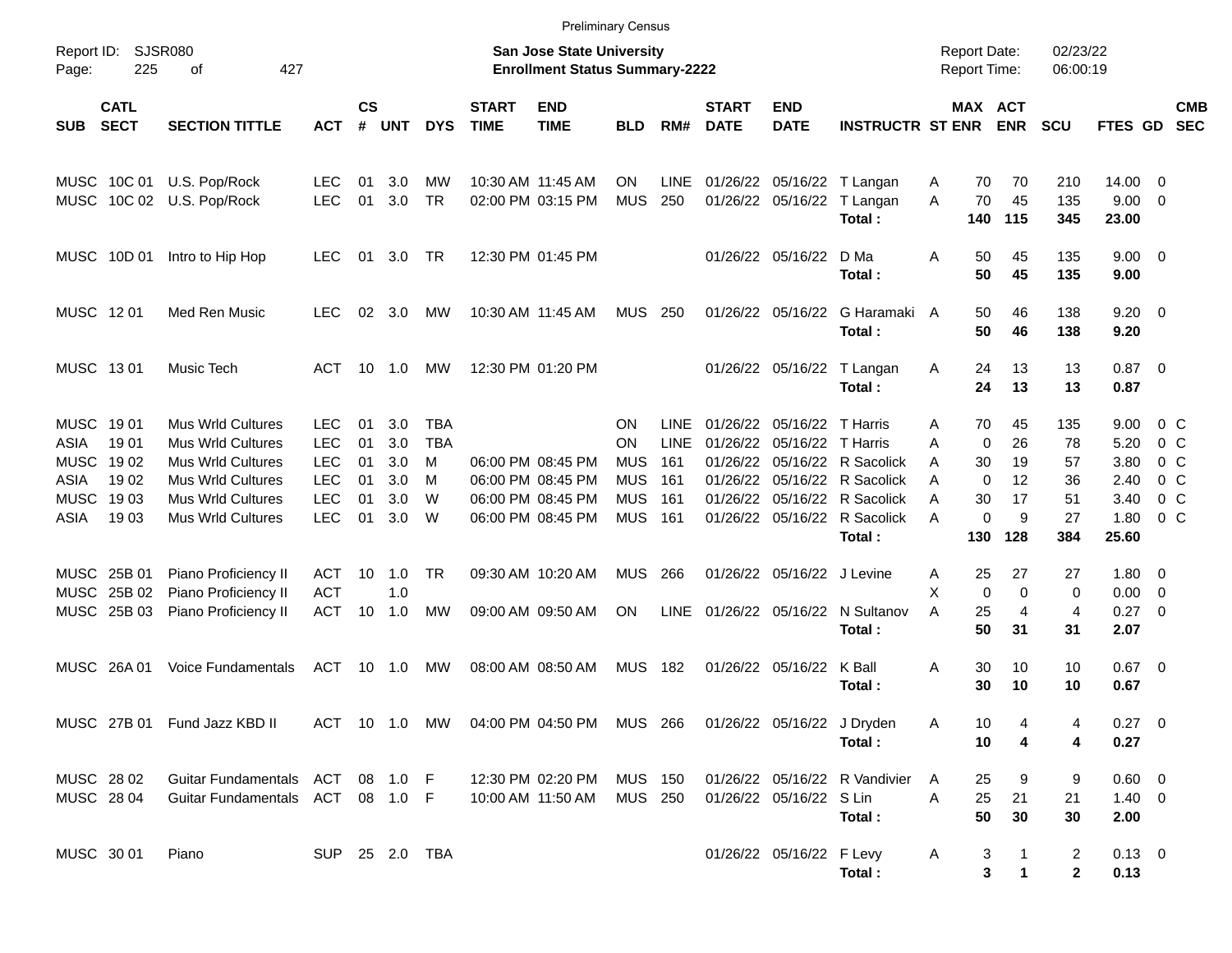Preliminary Census

Report ID: SJSR080

**San Jose State University**
**Enrollment Status Summary-2222**

Report Date: 02/23/22
Report Time: 06:00:19

| SUB | CATL SECT | SECTION TITTLE | ACT | CS # | UNT | DYS | START TIME | END TIME | BLD | RM# | START DATE | END DATE | INSTRUCTR | ST | MAX ENR | ACT ENR | SCU | FTES | GD | CMB SEC |
|---|---|---|---|---|---|---|---|---|---|---|---|---|---|---|---|---|---|---|---|---|
| MUSC | 10C 01 | U.S. Pop/Rock | LEC | 01 | 3.0 | MW | 10:30 AM | 11:45 AM | ON | LINE | 01/26/22 | 05/16/22 | T Langan | A | 70 | 70 | 210 | 14.00 | 0 | |
| MUSC | 10C 02 | U.S. Pop/Rock | LEC | 01 | 3.0 | TR | 02:00 PM | 03:15 PM | MUS | 250 | 01/26/22 | 05/16/22 | T Langan | A | 70 | 45 | 135 | 9.00 | 0 | |
| | | | | | | | | | | | | | **Total :** | | **140** | **115** | **345** | **23.00** | | |
| MUSC | 10D 01 | Intro to Hip Hop | LEC | 01 | 3.0 | TR | 12:30 PM | 01:45 PM | | | 01/26/22 | 05/16/22 | D Ma | A | 50 | 45 | 135 | 9.00 | 0 | |
| | | | | | | | | | | | | | **Total :** | | **50** | **45** | **135** | **9.00** | | |
| MUSC | 12 01 | Med Ren Music | LEC | 02 | 3.0 | MW | 10:30 AM | 11:45 AM | MUS | 250 | 01/26/22 | 05/16/22 | G Haramaki | A | 50 | 46 | 138 | 9.20 | 0 | |
| | | | | | | | | | | | | | **Total :** | | **50** | **46** | **138** | **9.20** | | |
| MUSC | 13 01 | Music Tech | ACT | 10 | 1.0 | MW | 12:30 PM | 01:20 PM | | | 01/26/22 | 05/16/22 | T Langan | A | 24 | 13 | 13 | 0.87 | 0 | |
| | | | | | | | | | | | | | **Total :** | | **24** | **13** | **13** | **0.87** | | |
| MUSC | 19 01 | Mus Wrld Cultures | LEC | 01 | 3.0 | TBA | | | ON | LINE | 01/26/22 | 05/16/22 | T Harris | A | 70 | 45 | 135 | 9.00 | 0 | C |
| ASIA | 19 01 | Mus Wrld Cultures | LEC | 01 | 3.0 | TBA | | | ON | LINE | 01/26/22 | 05/16/22 | T Harris | A | 0 | 26 | 78 | 5.20 | 0 | C |
| MUSC | 19 02 | Mus Wrld Cultures | LEC | 01 | 3.0 | M | 06:00 PM | 08:45 PM | MUS | 161 | 01/26/22 | 05/16/22 | R Sacolick | A | 30 | 19 | 57 | 3.80 | 0 | C |
| ASIA | 19 02 | Mus Wrld Cultures | LEC | 01 | 3.0 | M | 06:00 PM | 08:45 PM | MUS | 161 | 01/26/22 | 05/16/22 | R Sacolick | A | 0 | 12 | 36 | 2.40 | 0 | C |
| MUSC | 19 03 | Mus Wrld Cultures | LEC | 01 | 3.0 | W | 06:00 PM | 08:45 PM | MUS | 161 | 01/26/22 | 05/16/22 | R Sacolick | A | 30 | 17 | 51 | 3.40 | 0 | C |
| ASIA | 19 03 | Mus Wrld Cultures | LEC | 01 | 3.0 | W | 06:00 PM | 08:45 PM | MUS | 161 | 01/26/22 | 05/16/22 | R Sacolick | A | 0 | 9 | 27 | 1.80 | 0 | C |
| | | | | | | | | | | | | | **Total :** | | **130** | **128** | **384** | **25.60** | | |
| MUSC | 25B 01 | Piano Proficiency II | ACT | 10 | 1.0 | TR | 09:30 AM | 10:20 AM | MUS | 266 | 01/26/22 | 05/16/22 | J Levine | A | 25 | 27 | 27 | 1.80 | 0 | |
| MUSC | 25B 02 | Piano Proficiency II | ACT | | 1.0 | | | | | | | | | X | 0 | 0 | 0 | 0.00 | 0 | |
| MUSC | 25B 03 | Piano Proficiency II | ACT | 10 | 1.0 | MW | 09:00 AM | 09:50 AM | ON | LINE | 01/26/22 | 05/16/22 | N Sultanov | A | 25 | 4 | 4 | 0.27 | 0 | |
| | | | | | | | | | | | | | **Total :** | | **50** | **31** | **31** | **2.07** | | |
| MUSC | 26A 01 | Voice Fundamentals | ACT | 10 | 1.0 | MW | 08:00 AM | 08:50 AM | MUS | 182 | 01/26/22 | 05/16/22 | K Ball | A | 30 | 10 | 10 | 0.67 | 0 | |
| | | | | | | | | | | | | | **Total :** | | **30** | **10** | **10** | **0.67** | | |
| MUSC | 27B 01 | Fund Jazz KBD II | ACT | 10 | 1.0 | MW | 04:00 PM | 04:50 PM | MUS | 266 | 01/26/22 | 05/16/22 | J Dryden | A | 10 | 4 | 4 | 0.27 | 0 | |
| | | | | | | | | | | | | | **Total :** | | **10** | **4** | **4** | **0.27** | | |
| MUSC | 28 02 | Guitar Fundamentals | ACT | 08 | 1.0 | F | 12:30 PM | 02:20 PM | MUS | 150 | 01/26/22 | 05/16/22 | R Vandivier | A | 25 | 9 | 9 | 0.60 | 0 | |
| MUSC | 28 04 | Guitar Fundamentals | ACT | 08 | 1.0 | F | 10:00 AM | 11:50 AM | MUS | 250 | 01/26/22 | 05/16/22 | S Lin | A | 25 | 21 | 21 | 1.40 | 0 | |
| | | | | | | | | | | | | | **Total :** | | **50** | **30** | **30** | **2.00** | | |
| MUSC | 30 01 | Piano | SUP | 25 | 2.0 | TBA | | | | | 01/26/22 | 05/16/22 | F Levy | A | 3 | 1 | 2 | 0.13 | 0 | |
| | | | | | | | | | | | | | **Total :** | | **3** | **1** | **2** | **0.13** | | |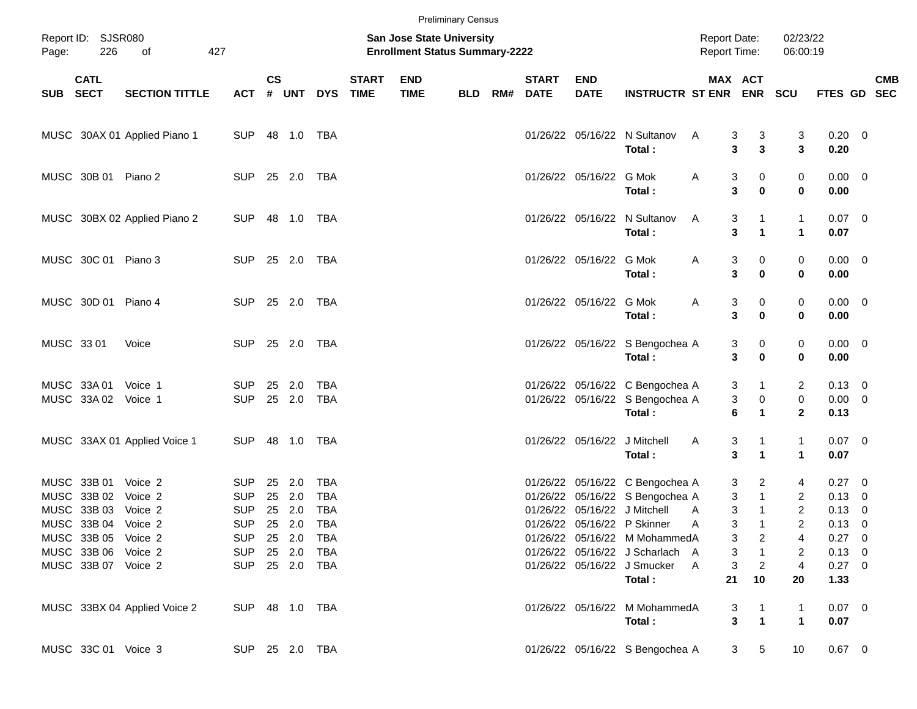Preliminary Census

Report ID: SJSR080

**San Jose State University**
**Enrollment Status Summary-2222**

Report Date: 02/23/22
Report Time: 06:00:19

| SUB | CATL SECT | SECTION TITTLE | ACT | CS # | UNT | DYS | START TIME | END TIME | BLD | RM# | START DATE | END DATE | INSTRUCTR | ST | MAX ENR | ACT ENR | SCU | FTES | GD | CMB SEC |
|---|---|---|---|---|---|---|---|---|---|---|---|---|---|---|---|---|---|---|---|---|
| MUSC | 30AX 01 | Applied Piano 1 | SUP | 48 | 1.0 | TBA | | | | | 01/26/22 | 05/16/22 | N Sultanov | A | 3 | 3 | 3 | 0.20 | 0 | |
| | | | | | | | | | | | | | **Total :** | | **3** | **3** | **3** | **0.20** | | |
| MUSC | 30B 01 | Piano 2 | SUP | 25 | 2.0 | TBA | | | | | 01/26/22 | 05/16/22 | G Mok | A | 3 | 0 | 0 | 0.00 | 0 | |
| | | | | | | | | | | | | | **Total :** | | **3** | **0** | **0** | **0.00** | | |
| MUSC | 30BX 02 | Applied Piano 2 | SUP | 48 | 1.0 | TBA | | | | | 01/26/22 | 05/16/22 | N Sultanov | A | 3 | 1 | 1 | 0.07 | 0 | |
| | | | | | | | | | | | | | **Total :** | | **3** | **1** | **1** | **0.07** | | |
| MUSC | 30C 01 | Piano 3 | SUP | 25 | 2.0 | TBA | | | | | 01/26/22 | 05/16/22 | G Mok | A | 3 | 0 | 0 | 0.00 | 0 | |
| | | | | | | | | | | | | | **Total :** | | **3** | **0** | **0** | **0.00** | | |
| MUSC | 30D 01 | Piano 4 | SUP | 25 | 2.0 | TBA | | | | | 01/26/22 | 05/16/22 | G Mok | A | 3 | 0 | 0 | 0.00 | 0 | |
| | | | | | | | | | | | | | **Total :** | | **3** | **0** | **0** | **0.00** | | |
| MUSC | 33 01 | Voice | SUP | 25 | 2.0 | TBA | | | | | 01/26/22 | 05/16/22 | S Bengochea | A | 3 | 0 | 0 | 0.00 | 0 | |
| | | | | | | | | | | | | | **Total :** | | **3** | **0** | **0** | **0.00** | | |
| MUSC | 33A 01 | Voice 1 | SUP | 25 | 2.0 | TBA | | | | | 01/26/22 | 05/16/22 | C Bengochea | A | 3 | 1 | 2 | 0.13 | 0 | |
| MUSC | 33A 02 | Voice 1 | SUP | 25 | 2.0 | TBA | | | | | 01/26/22 | 05/16/22 | S Bengochea | A | 3 | 0 | 0 | 0.00 | 0 | |
| | | | | | | | | | | | | | **Total :** | | **6** | **1** | **2** | **0.13** | | |
| MUSC | 33AX 01 | Applied Voice 1 | SUP | 48 | 1.0 | TBA | | | | | 01/26/22 | 05/16/22 | J Mitchell | A | 3 | 1 | 1 | 0.07 | 0 | |
| | | | | | | | | | | | | | **Total :** | | **3** | **1** | **1** | **0.07** | | |
| MUSC | 33B 01 | Voice 2 | SUP | 25 | 2.0 | TBA | | | | | 01/26/22 | 05/16/22 | C Bengochea | A | 3 | 2 | 4 | 0.27 | 0 | |
| MUSC | 33B 02 | Voice 2 | SUP | 25 | 2.0 | TBA | | | | | 01/26/22 | 05/16/22 | S Bengochea | A | 3 | 1 | 2 | 0.13 | 0 | |
| MUSC | 33B 03 | Voice 2 | SUP | 25 | 2.0 | TBA | | | | | 01/26/22 | 05/16/22 | J Mitchell | A | 3 | 1 | 2 | 0.13 | 0 | |
| MUSC | 33B 04 | Voice 2 | SUP | 25 | 2.0 | TBA | | | | | 01/26/22 | 05/16/22 | P Skinner | A | 3 | 1 | 2 | 0.13 | 0 | |
| MUSC | 33B 05 | Voice 2 | SUP | 25 | 2.0 | TBA | | | | | 01/26/22 | 05/16/22 | M Mohammed | A | 3 | 2 | 4 | 0.27 | 0 | |
| MUSC | 33B 06 | Voice 2 | SUP | 25 | 2.0 | TBA | | | | | 01/26/22 | 05/16/22 | J Scharlach | A | 3 | 1 | 2 | 0.13 | 0 | |
| MUSC | 33B 07 | Voice 2 | SUP | 25 | 2.0 | TBA | | | | | 01/26/22 | 05/16/22 | J Smucker | A | 3 | 2 | 4 | 0.27 | 0 | |
| | | | | | | | | | | | | | **Total :** | | **21** | **10** | **20** | **1.33** | | |
| MUSC | 33BX 04 | Applied Voice 2 | SUP | 48 | 1.0 | TBA | | | | | 01/26/22 | 05/16/22 | M Mohammed | A | 3 | 1 | 1 | 0.07 | 0 | |
| | | | | | | | | | | | | | **Total :** | | **3** | **1** | **1** | **0.07** | | |
| MUSC | 33C 01 | Voice 3 | SUP | 25 | 2.0 | TBA | | | | | 01/26/22 | 05/16/22 | S Bengochea | A | 3 | 5 | 10 | 0.67 | 0 | |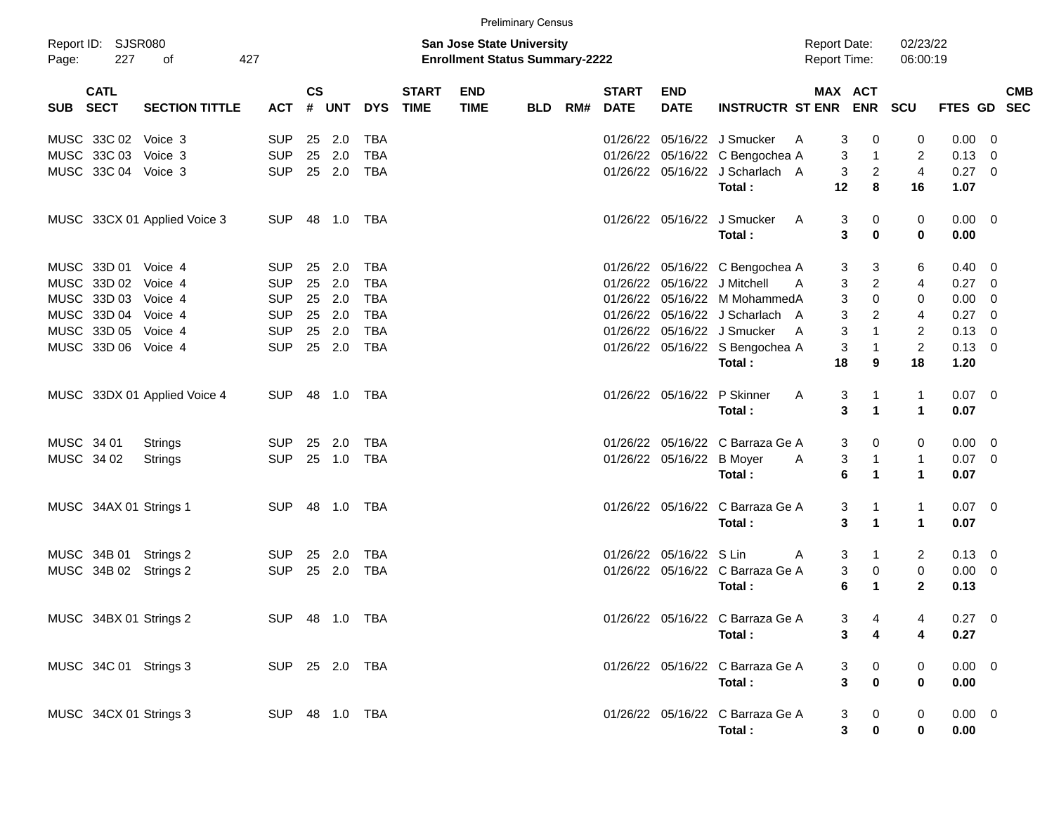Preliminary Census

Report ID: SJSR080

**San Jose State University**
**Enrollment Status Summary-2222**

Report Date: 02/23/22
Report Time: 06:00:19

| SUB | CATL SECT | SECTION TITTLE | ACT | CS # | UNT | DYS | START TIME | END TIME | BLD | RM# | START DATE | END DATE | INSTRUCTR | ST | MAX ENR | ACT ENR | SCU | FTES | GD | CMB SEC |
|---|---|---|---|---|---|---|---|---|---|---|---|---|---|---|---|---|---|---|---|---|
| MUSC | 33C 02 | Voice 3 | SUP | 25 | 2.0 | TBA | | | | | 01/26/22 | 05/16/22 | J Smucker | A | 3 | 0 | 0 | 0.00 | 0 | |
| MUSC | 33C 03 | Voice 3 | SUP | 25 | 2.0 | TBA | | | | | 01/26/22 | 05/16/22 | C Bengochea | A | 3 | 1 | 2 | 0.13 | 0 | |
| MUSC | 33C 04 | Voice 3 | SUP | 25 | 2.0 | TBA | | | | | 01/26/22 | 05/16/22 | J Scharlach | A | 3 | 2 | 4 | 0.27 | 0 | |
| | | | | | | | | | | | | | **Total :** | | **12** | **8** | **16** | **1.07** | | |
| MUSC | 33CX 01 | Applied Voice 3 | SUP | 48 | 1.0 | TBA | | | | | 01/26/22 | 05/16/22 | J Smucker | A | 3 | 0 | 0 | 0.00 | 0 | |
| | | | | | | | | | | | | | **Total :** | | **3** | **0** | **0** | **0.00** | | |
| MUSC | 33D 01 | Voice 4 | SUP | 25 | 2.0 | TBA | | | | | 01/26/22 | 05/16/22 | C Bengochea | A | 3 | 3 | 6 | 0.40 | 0 | |
| MUSC | 33D 02 | Voice 4 | SUP | 25 | 2.0 | TBA | | | | | 01/26/22 | 05/16/22 | J Mitchell | A | 3 | 2 | 4 | 0.27 | 0 | |
| MUSC | 33D 03 | Voice 4 | SUP | 25 | 2.0 | TBA | | | | | 01/26/22 | 05/16/22 | M Mohammed | A | 3 | 0 | 0 | 0.00 | 0 | |
| MUSC | 33D 04 | Voice 4 | SUP | 25 | 2.0 | TBA | | | | | 01/26/22 | 05/16/22 | J Scharlach | A | 3 | 2 | 4 | 0.27 | 0 | |
| MUSC | 33D 05 | Voice 4 | SUP | 25 | 2.0 | TBA | | | | | 01/26/22 | 05/16/22 | J Smucker | A | 3 | 1 | 2 | 0.13 | 0 | |
| MUSC | 33D 06 | Voice 4 | SUP | 25 | 2.0 | TBA | | | | | 01/26/22 | 05/16/22 | S Bengochea | A | 3 | 1 | 2 | 0.13 | 0 | |
| | | | | | | | | | | | | | **Total :** | | **18** | **9** | **18** | **1.20** | | |
| MUSC | 33DX 01 | Applied Voice 4 | SUP | 48 | 1.0 | TBA | | | | | 01/26/22 | 05/16/22 | P Skinner | A | 3 | 1 | 1 | 0.07 | 0 | |
| | | | | | | | | | | | | | **Total :** | | **3** | **1** | **1** | **0.07** | | |
| MUSC | 34 01 | Strings | SUP | 25 | 2.0 | TBA | | | | | 01/26/22 | 05/16/22 | C Barraza Ge | A | 3 | 0 | 0 | 0.00 | 0 | |
| MUSC | 34 02 | Strings | SUP | 25 | 1.0 | TBA | | | | | 01/26/22 | 05/16/22 | B Moyer | A | 3 | 1 | 1 | 0.07 | 0 | |
| | | | | | | | | | | | | | **Total :** | | **6** | **1** | **1** | **0.07** | | |
| MUSC | 34AX 01 | Strings 1 | SUP | 48 | 1.0 | TBA | | | | | 01/26/22 | 05/16/22 | C Barraza Ge | A | 3 | 1 | 1 | 0.07 | 0 | |
| | | | | | | | | | | | | | **Total :** | | **3** | **1** | **1** | **0.07** | | |
| MUSC | 34B 01 | Strings 2 | SUP | 25 | 2.0 | TBA | | | | | 01/26/22 | 05/16/22 | S Lin | A | 3 | 1 | 2 | 0.13 | 0 | |
| MUSC | 34B 02 | Strings 2 | SUP | 25 | 2.0 | TBA | | | | | 01/26/22 | 05/16/22 | C Barraza Ge | A | 3 | 0 | 0 | 0.00 | 0 | |
| | | | | | | | | | | | | | **Total :** | | **6** | **1** | **2** | **0.13** | | |
| MUSC | 34BX 01 | Strings 2 | SUP | 48 | 1.0 | TBA | | | | | 01/26/22 | 05/16/22 | C Barraza Ge | A | 3 | 4 | 4 | 0.27 | 0 | |
| | | | | | | | | | | | | | **Total :** | | **3** | **4** | **4** | **0.27** | | |
| MUSC | 34C 01 | Strings 3 | SUP | 25 | 2.0 | TBA | | | | | 01/26/22 | 05/16/22 | C Barraza Ge | A | 3 | 0 | 0 | 0.00 | 0 | |
| | | | | | | | | | | | | | **Total :** | | **3** | **0** | **0** | **0.00** | | |
| MUSC | 34CX 01 | Strings 3 | SUP | 48 | 1.0 | TBA | | | | | 01/26/22 | 05/16/22 | C Barraza Ge | A | 3 | 0 | 0 | 0.00 | 0 | |
| | | | | | | | | | | | | | **Total :** | | **3** | **0** | **0** | **0.00** | | |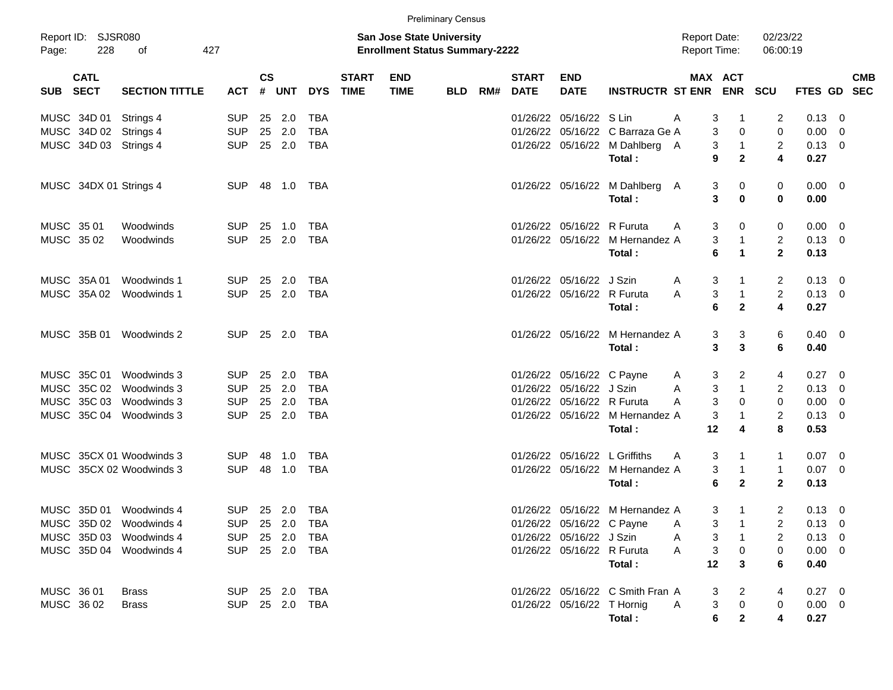Preliminary Census

Report ID: SJSR080

**San Jose State University**
**Enrollment Status Summary-2222**

Report Date: 02/23/22
Report Time: 06:00:19

| SUB | CATL SECT | SECTION TITTLE | ACT | CS # | UNT | DYS | START TIME | END TIME | BLD | RM# | START DATE | END DATE | INSTRUCTR | ST | MAX ENR | ACT ENR | SCU | FTES | GD | CMB SEC |
|---|---|---|---|---|---|---|---|---|---|---|---|---|---|---|---|---|---|---|---|---|
| MUSC | 34D 01 | Strings 4 | SUP | 25 | 2.0 | TBA | | | | | 01/26/22 | 05/16/22 | S Lin | A | 3 | 1 | 2 | 0.13 | 0 | |
| MUSC | 34D 02 | Strings 4 | SUP | 25 | 2.0 | TBA | | | | | 01/26/22 | 05/16/22 | C Barraza Ge | A | 3 | 0 | 0 | 0.00 | 0 | |
| MUSC | 34D 03 | Strings 4 | SUP | 25 | 2.0 | TBA | | | | | 01/26/22 | 05/16/22 | M Dahlberg | A | 3 | 1 | 2 | 0.13 | 0 | |
| | | | | | | | | | | | | | **Total :** | | **9** | **2** | **4** | **0.27** | | |
| MUSC | 34DX 01 | Strings 4 | SUP | 48 | 1.0 | TBA | | | | | 01/26/22 | 05/16/22 | M Dahlberg | A | 3 | 0 | 0 | 0.00 | 0 | |
| | | | | | | | | | | | | | **Total :** | | **3** | **0** | **0** | **0.00** | | |
| MUSC | 35 01 | Woodwinds | SUP | 25 | 1.0 | TBA | | | | | 01/26/22 | 05/16/22 | R Furuta | A | 3 | 0 | 0 | 0.00 | 0 | |
| MUSC | 35 02 | Woodwinds | SUP | 25 | 2.0 | TBA | | | | | 01/26/22 | 05/16/22 | M Hernandez | A | 3 | 1 | 2 | 0.13 | 0 | |
| | | | | | | | | | | | | | **Total :** | | **6** | **1** | **2** | **0.13** | | |
| MUSC | 35A 01 | Woodwinds 1 | SUP | 25 | 2.0 | TBA | | | | | 01/26/22 | 05/16/22 | J Szin | A | 3 | 1 | 2 | 0.13 | 0 | |
| MUSC | 35A 02 | Woodwinds 1 | SUP | 25 | 2.0 | TBA | | | | | 01/26/22 | 05/16/22 | R Furuta | A | 3 | 1 | 2 | 0.13 | 0 | |
| | | | | | | | | | | | | | **Total :** | | **6** | **2** | **4** | **0.27** | | |
| MUSC | 35B 01 | Woodwinds 2 | SUP | 25 | 2.0 | TBA | | | | | 01/26/22 | 05/16/22 | M Hernandez | A | 3 | 3 | 6 | 0.40 | 0 | |
| | | | | | | | | | | | | | **Total :** | | **3** | **3** | **6** | **0.40** | | |
| MUSC | 35C 01 | Woodwinds 3 | SUP | 25 | 2.0 | TBA | | | | | 01/26/22 | 05/16/22 | C Payne | A | 3 | 2 | 4 | 0.27 | 0 | |
| MUSC | 35C 02 | Woodwinds 3 | SUP | 25 | 2.0 | TBA | | | | | 01/26/22 | 05/16/22 | J Szin | A | 3 | 1 | 2 | 0.13 | 0 | |
| MUSC | 35C 03 | Woodwinds 3 | SUP | 25 | 2.0 | TBA | | | | | 01/26/22 | 05/16/22 | R Furuta | A | 3 | 0 | 0 | 0.00 | 0 | |
| MUSC | 35C 04 | Woodwinds 3 | SUP | 25 | 2.0 | TBA | | | | | 01/26/22 | 05/16/22 | M Hernandez | A | 3 | 1 | 2 | 0.13 | 0 | |
| | | | | | | | | | | | | | **Total :** | | **12** | **4** | **8** | **0.53** | | |
| MUSC | 35CX 01 | Woodwinds 3 | SUP | 48 | 1.0 | TBA | | | | | 01/26/22 | 05/16/22 | L Griffiths | A | 3 | 1 | 1 | 0.07 | 0 | |
| MUSC | 35CX 02 | Woodwinds 3 | SUP | 48 | 1.0 | TBA | | | | | 01/26/22 | 05/16/22 | M Hernandez | A | 3 | 1 | 1 | 0.07 | 0 | |
| | | | | | | | | | | | | | **Total :** | | **6** | **2** | **2** | **0.13** | | |
| MUSC | 35D 01 | Woodwinds 4 | SUP | 25 | 2.0 | TBA | | | | | 01/26/22 | 05/16/22 | M Hernandez | A | 3 | 1 | 2 | 0.13 | 0 | |
| MUSC | 35D 02 | Woodwinds 4 | SUP | 25 | 2.0 | TBA | | | | | 01/26/22 | 05/16/22 | C Payne | A | 3 | 1 | 2 | 0.13 | 0 | |
| MUSC | 35D 03 | Woodwinds 4 | SUP | 25 | 2.0 | TBA | | | | | 01/26/22 | 05/16/22 | J Szin | A | 3 | 1 | 2 | 0.13 | 0 | |
| MUSC | 35D 04 | Woodwinds 4 | SUP | 25 | 2.0 | TBA | | | | | 01/26/22 | 05/16/22 | R Furuta | A | 3 | 0 | 0 | 0.00 | 0 | |
| | | | | | | | | | | | | | **Total :** | | **12** | **3** | **6** | **0.40** | | |
| MUSC | 36 01 | Brass | SUP | 25 | 2.0 | TBA | | | | | 01/26/22 | 05/16/22 | C Smith Fran | A | 3 | 2 | 4 | 0.27 | 0 | |
| MUSC | 36 02 | Brass | SUP | 25 | 2.0 | TBA | | | | | 01/26/22 | 05/16/22 | T Hornig | A | 3 | 0 | 0 | 0.00 | 0 | |
| | | | | | | | | | | | | | **Total :** | | **6** | **2** | **4** | **0.27** | | |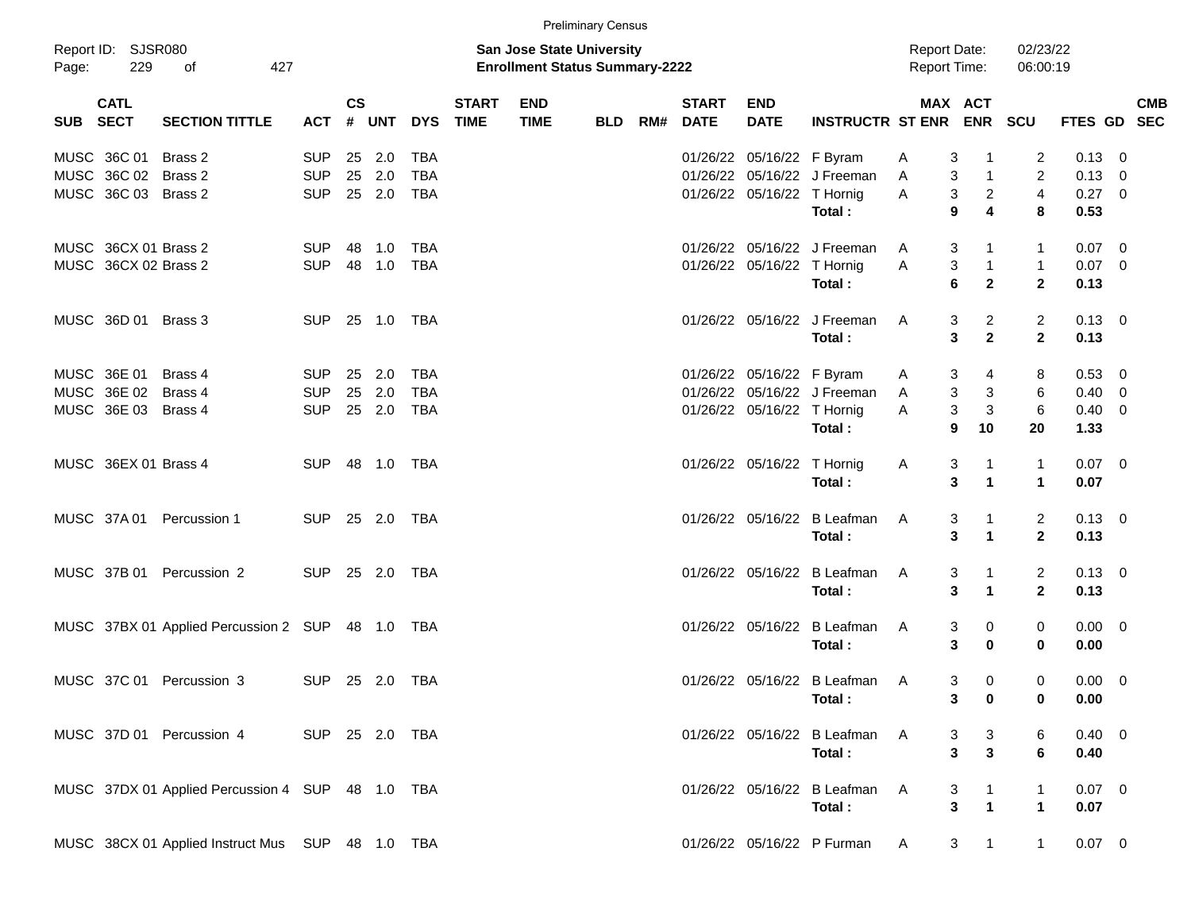Preliminary Census

Report ID: SJSR080

**San Jose State University**
**Enrollment Status Summary-2222**

Report Date: 02/23/22
Report Time: 06:00:19

| SUB | CATL SECT | SECTION TITTLE | ACT | CS # | UNT | DYS | START TIME | END TIME | BLD | RM# | START DATE | END DATE | INSTRUCTR | ST | MAX ENR | ACT ENR | SCU | FTES | GD | CMB SEC |
|---|---|---|---|---|---|---|---|---|---|---|---|---|---|---|---|---|---|---|---|---|
| MUSC | 36C 01 | Brass 2 | SUP | 25 | 2.0 | TBA | | | | | 01/26/22 | 05/16/22 | F Byram | A | 3 | 1 | 2 | 0.13 | 0 | |
| MUSC | 36C 02 | Brass 2 | SUP | 25 | 2.0 | TBA | | | | | 01/26/22 | 05/16/22 | J Freeman | A | 3 | 1 | 2 | 0.13 | 0 | |
| MUSC | 36C 03 | Brass 2 | SUP | 25 | 2.0 | TBA | | | | | 01/26/22 | 05/16/22 | T Hornig | A | 3 | 2 | 4 | 0.27 | 0 | |
| | | | | | | | | | | | | | **Total :** | | **9** | **4** | **8** | **0.53** | | |
| MUSC | 36CX 01 | Brass 2 | SUP | 48 | 1.0 | TBA | | | | | 01/26/22 | 05/16/22 | J Freeman | A | 3 | 1 | 1 | 0.07 | 0 | |
| MUSC | 36CX 02 | Brass 2 | SUP | 48 | 1.0 | TBA | | | | | 01/26/22 | 05/16/22 | T Hornig | A | 3 | 1 | 1 | 0.07 | 0 | |
| | | | | | | | | | | | | | **Total :** | | **6** | **2** | **2** | **0.13** | | |
| MUSC | 36D 01 | Brass 3 | SUP | 25 | 1.0 | TBA | | | | | 01/26/22 | 05/16/22 | J Freeman | A | 3 | 2 | 2 | 0.13 | 0 | |
| | | | | | | | | | | | | | **Total :** | | **3** | **2** | **2** | **0.13** | | |
| MUSC | 36E 01 | Brass 4 | SUP | 25 | 2.0 | TBA | | | | | 01/26/22 | 05/16/22 | F Byram | A | 3 | 4 | 8 | 0.53 | 0 | |
| MUSC | 36E 02 | Brass 4 | SUP | 25 | 2.0 | TBA | | | | | 01/26/22 | 05/16/22 | J Freeman | A | 3 | 3 | 6 | 0.40 | 0 | |
| MUSC | 36E 03 | Brass 4 | SUP | 25 | 2.0 | TBA | | | | | 01/26/22 | 05/16/22 | T Hornig | A | 3 | 3 | 6 | 0.40 | 0 | |
| | | | | | | | | | | | | | **Total :** | | **9** | **10** | **20** | **1.33** | | |
| MUSC | 36EX 01 | Brass 4 | SUP | 48 | 1.0 | TBA | | | | | 01/26/22 | 05/16/22 | T Hornig | A | 3 | 1 | 1 | 0.07 | 0 | |
| | | | | | | | | | | | | | **Total :** | | **3** | **1** | **1** | **0.07** | | |
| MUSC | 37A 01 | Percussion 1 | SUP | 25 | 2.0 | TBA | | | | | 01/26/22 | 05/16/22 | B Leafman | A | 3 | 1 | 2 | 0.13 | 0 | |
| | | | | | | | | | | | | | **Total :** | | **3** | **1** | **2** | **0.13** | | |
| MUSC | 37B 01 | Percussion 2 | SUP | 25 | 2.0 | TBA | | | | | 01/26/22 | 05/16/22 | B Leafman | A | 3 | 1 | 2 | 0.13 | 0 | |
| | | | | | | | | | | | | | **Total :** | | **3** | **1** | **2** | **0.13** | | |
| MUSC | 37BX 01 | Applied Percussion 2 | SUP | 48 | 1.0 | TBA | | | | | 01/26/22 | 05/16/22 | B Leafman | A | 3 | 0 | 0 | 0.00 | 0 | |
| | | | | | | | | | | | | | **Total :** | | **3** | **0** | **0** | **0.00** | | |
| MUSC | 37C 01 | Percussion 3 | SUP | 25 | 2.0 | TBA | | | | | 01/26/22 | 05/16/22 | B Leafman | A | 3 | 0 | 0 | 0.00 | 0 | |
| | | | | | | | | | | | | | **Total :** | | **3** | **0** | **0** | **0.00** | | |
| MUSC | 37D 01 | Percussion 4 | SUP | 25 | 2.0 | TBA | | | | | 01/26/22 | 05/16/22 | B Leafman | A | 3 | 3 | 6 | 0.40 | 0 | |
| | | | | | | | | | | | | | **Total :** | | **3** | **3** | **6** | **0.40** | | |
| MUSC | 37DX 01 | Applied Percussion 4 | SUP | 48 | 1.0 | TBA | | | | | 01/26/22 | 05/16/22 | B Leafman | A | 3 | 1 | 1 | 0.07 | 0 | |
| | | | | | | | | | | | | | **Total :** | | **3** | **1** | **1** | **0.07** | | |
| MUSC | 38CX 01 | Applied Instruct Mus | SUP | 48 | 1.0 | TBA | | | | | 01/26/22 | 05/16/22 | P Furman | A | 3 | 1 | 1 | 0.07 | 0 | |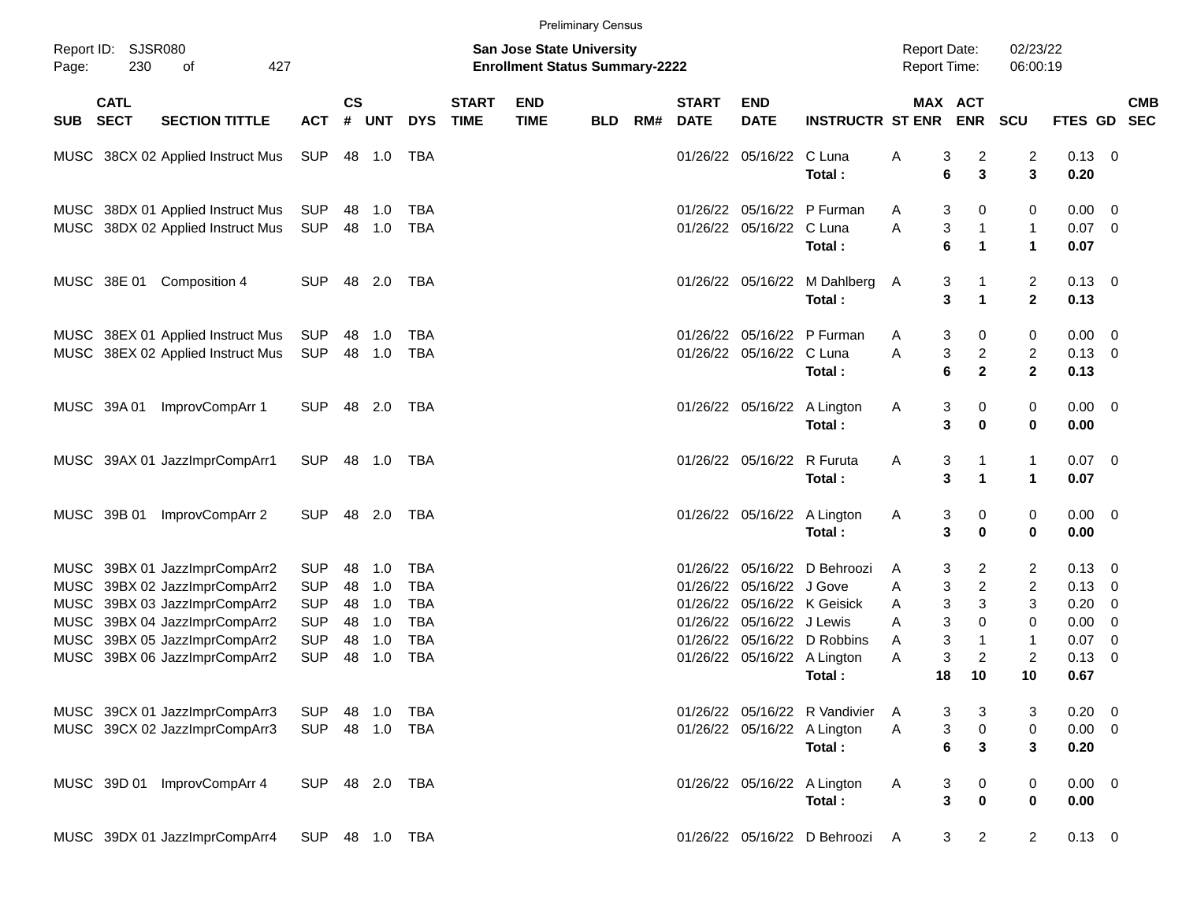Preliminary Census

Report ID: SJSR080

**San Jose State University**
**Enrollment Status Summary-2222**

Report Date: 02/23/22
Report Time: 06:00:19

| SUB | CATL SECT | SECTION TITTLE | ACT | CS # | UNT | DYS | START TIME | END TIME | BLD | RM# | START DATE | END DATE | INSTRUCTR | ST | MAX ENR | ACT ENR | SCU | FTES | GD | CMB SEC |
|---|---|---|---|---|---|---|---|---|---|---|---|---|---|---|---|---|---|---|---|---|
| MUSC | 38CX 02 | Applied Instruct Mus | SUP | 48 | 1.0 | TBA | | | | | 01/26/22 | 05/16/22 | C Luna | A | 3 | 2 | 2 | 0.13 | 0 | |
| | | | | | | | | | | | | | **Total :** | | **6** | **3** | **3** | **0.20** | | |
| MUSC | 38DX 01 | Applied Instruct Mus | SUP | 48 | 1.0 | TBA | | | | | 01/26/22 | 05/16/22 | P Furman | A | 3 | 0 | 0 | 0.00 | 0 | |
| MUSC | 38DX 02 | Applied Instruct Mus | SUP | 48 | 1.0 | TBA | | | | | 01/26/22 | 05/16/22 | C Luna | A | 3 | 1 | 1 | 0.07 | 0 | |
| | | | | | | | | | | | | | **Total :** | | **6** | **1** | **1** | **0.07** | | |
| MUSC | 38E 01 | Composition 4 | SUP | 48 | 2.0 | TBA | | | | | 01/26/22 | 05/16/22 | M Dahlberg | A | 3 | 1 | 2 | 0.13 | 0 | |
| | | | | | | | | | | | | | **Total :** | | **3** | **1** | **2** | **0.13** | | |
| MUSC | 38EX 01 | Applied Instruct Mus | SUP | 48 | 1.0 | TBA | | | | | 01/26/22 | 05/16/22 | P Furman | A | 3 | 0 | 0 | 0.00 | 0 | |
| MUSC | 38EX 02 | Applied Instruct Mus | SUP | 48 | 1.0 | TBA | | | | | 01/26/22 | 05/16/22 | C Luna | A | 3 | 2 | 2 | 0.13 | 0 | |
| | | | | | | | | | | | | | **Total :** | | **6** | **2** | **2** | **0.13** | | |
| MUSC | 39A 01 | ImprovCompArr 1 | SUP | 48 | 2.0 | TBA | | | | | 01/26/22 | 05/16/22 | A Lington | A | 3 | 0 | 0 | 0.00 | 0 | |
| | | | | | | | | | | | | | **Total :** | | **3** | **0** | **0** | **0.00** | | |
| MUSC | 39AX 01 | JazzImprCompArr1 | SUP | 48 | 1.0 | TBA | | | | | 01/26/22 | 05/16/22 | R Furuta | A | 3 | 1 | 1 | 0.07 | 0 | |
| | | | | | | | | | | | | | **Total :** | | **3** | **1** | **1** | **0.07** | | |
| MUSC | 39B 01 | ImprovCompArr 2 | SUP | 48 | 2.0 | TBA | | | | | 01/26/22 | 05/16/22 | A Lington | A | 3 | 0 | 0 | 0.00 | 0 | |
| | | | | | | | | | | | | | **Total :** | | **3** | **0** | **0** | **0.00** | | |
| MUSC | 39BX 01 | JazzImprCompArr2 | SUP | 48 | 1.0 | TBA | | | | | 01/26/22 | 05/16/22 | D Behroozi | A | 3 | 2 | 2 | 0.13 | 0 | |
| MUSC | 39BX 02 | JazzImprCompArr2 | SUP | 48 | 1.0 | TBA | | | | | 01/26/22 | 05/16/22 | J Gove | A | 3 | 2 | 2 | 0.13 | 0 | |
| MUSC | 39BX 03 | JazzImprCompArr2 | SUP | 48 | 1.0 | TBA | | | | | 01/26/22 | 05/16/22 | K Geisick | A | 3 | 3 | 3 | 0.20 | 0 | |
| MUSC | 39BX 04 | JazzImprCompArr2 | SUP | 48 | 1.0 | TBA | | | | | 01/26/22 | 05/16/22 | J Lewis | A | 3 | 0 | 0 | 0.00 | 0 | |
| MUSC | 39BX 05 | JazzImprCompArr2 | SUP | 48 | 1.0 | TBA | | | | | 01/26/22 | 05/16/22 | D Robbins | A | 3 | 1 | 1 | 0.07 | 0 | |
| MUSC | 39BX 06 | JazzImprCompArr2 | SUP | 48 | 1.0 | TBA | | | | | 01/26/22 | 05/16/22 | A Lington | A | 3 | 2 | 2 | 0.13 | 0 | |
| | | | | | | | | | | | | | **Total :** | | **18** | **10** | **10** | **0.67** | | |
| MUSC | 39CX 01 | JazzImprCompArr3 | SUP | 48 | 1.0 | TBA | | | | | 01/26/22 | 05/16/22 | R Vandivier | A | 3 | 3 | 3 | 0.20 | 0 | |
| MUSC | 39CX 02 | JazzImprCompArr3 | SUP | 48 | 1.0 | TBA | | | | | 01/26/22 | 05/16/22 | A Lington | A | 3 | 0 | 0 | 0.00 | 0 | |
| | | | | | | | | | | | | | **Total :** | | **6** | **3** | **3** | **0.20** | | |
| MUSC | 39D 01 | ImprovCompArr 4 | SUP | 48 | 2.0 | TBA | | | | | 01/26/22 | 05/16/22 | A Lington | A | 3 | 0 | 0 | 0.00 | 0 | |
| | | | | | | | | | | | | | **Total :** | | **3** | **0** | **0** | **0.00** | | |
| MUSC | 39DX 01 | JazzImprCompArr4 | SUP | 48 | 1.0 | TBA | | | | | 01/26/22 | 05/16/22 | D Behroozi | A | 3 | 2 | 2 | 0.13 | 0 | |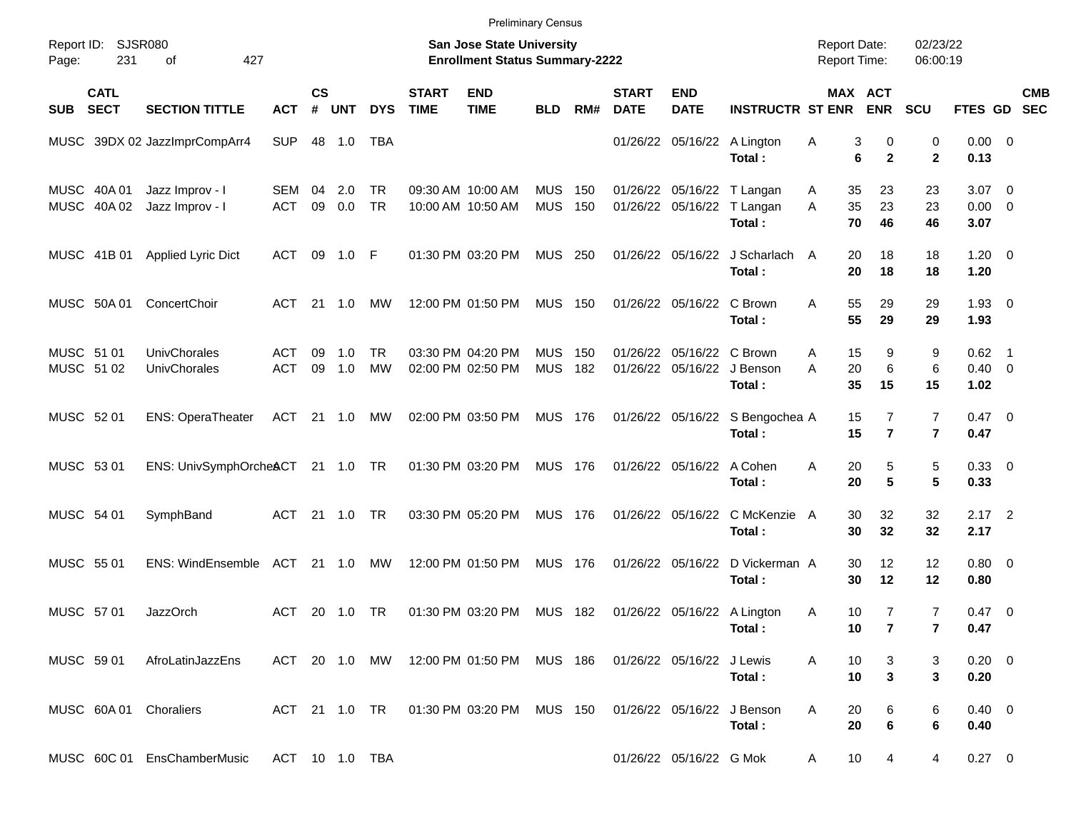Preliminary Census

Report ID: SJSR080

**San Jose State University**
**Enrollment Status Summary-2222**

Report Date: 02/23/22
Report Time: 06:00:19

| SUB | CATL SECT | SECTION TITTLE | ACT | CS # | UNT | DYS | START TIME | END TIME | BLD | RM# | START DATE | END DATE | INSTRUCTR | ST | MAX ENR | ACT ENR | SCU | FTES | GD | CMB SEC |
|---|---|---|---|---|---|---|---|---|---|---|---|---|---|---|---|---|---|---|---|---|
| MUSC | 39DX 02 | JazzImprCompArr4 | SUP | 48 | 1.0 | TBA | | | | | 01/26/22 | 05/16/22 | A Lington | A | 3 | 0 | 0 | 0.00 | 0 | |
| | | | | | | | | | | | | | **Total :** | | **6** | **2** | **2** | **0.13** | | |
| MUSC | 40A 01 | Jazz Improv - I | SEM | 04 | 2.0 | TR | 09:30 AM | 10:00 AM | MUS | 150 | 01/26/22 | 05/16/22 | T Langan | A | 35 | 23 | 23 | 3.07 | 0 | |
| MUSC | 40A 02 | Jazz Improv - I | ACT | 09 | 0.0 | TR | 10:00 AM | 10:50 AM | MUS | 150 | 01/26/22 | 05/16/22 | T Langan | A | 35 | 23 | 23 | 0.00 | 0 | |
| | | | | | | | | | | | | | **Total :** | | **70** | **46** | **46** | **3.07** | | |
| MUSC | 41B 01 | Applied Lyric Dict | ACT | 09 | 1.0 | F | 01:30 PM | 03:20 PM | MUS | 250 | 01/26/22 | 05/16/22 | J Scharlach | A | 20 | 18 | 18 | 1.20 | 0 | |
| | | | | | | | | | | | | | **Total :** | | **20** | **18** | **18** | **1.20** | | |
| MUSC | 50A 01 | ConcertChoir | ACT | 21 | 1.0 | MW | 12:00 PM | 01:50 PM | MUS | 150 | 01/26/22 | 05/16/22 | C Brown | A | 55 | 29 | 29 | 1.93 | 0 | |
| | | | | | | | | | | | | | **Total :** | | **55** | **29** | **29** | **1.93** | | |
| MUSC | 51 01 | UnivChorales | ACT | 09 | 1.0 | TR | 03:30 PM | 04:20 PM | MUS | 150 | 01/26/22 | 05/16/22 | C Brown | A | 15 | 9 | 9 | 0.62 | 1 | |
| MUSC | 51 02 | UnivChorales | ACT | 09 | 1.0 | MW | 02:00 PM | 02:50 PM | MUS | 182 | 01/26/22 | 05/16/22 | J Benson | A | 20 | 6 | 6 | 0.40 | 0 | |
| | | | | | | | | | | | | | **Total :** | | **35** | **15** | **15** | **1.02** | | |
| MUSC | 52 01 | ENS: OperaTheater | ACT | 21 | 1.0 | MW | 02:00 PM | 03:50 PM | MUS | 176 | 01/26/22 | 05/16/22 | S Bengochea | A | 15 | 7 | 7 | 0.47 | 0 | |
| | | | | | | | | | | | | | **Total :** | | **15** | **7** | **7** | **0.47** | | |
| MUSC | 53 01 | ENS: UnivSymphOrches | ACT | 21 | 1.0 | TR | 01:30 PM | 03:20 PM | MUS | 176 | 01/26/22 | 05/16/22 | A Cohen | A | 20 | 5 | 5 | 0.33 | 0 | |
| | | | | | | | | | | | | | **Total :** | | **20** | **5** | **5** | **0.33** | | |
| MUSC | 54 01 | SymphBand | ACT | 21 | 1.0 | TR | 03:30 PM | 05:20 PM | MUS | 176 | 01/26/22 | 05/16/22 | C McKenzie | A | 30 | 32 | 32 | 2.17 | 2 | |
| | | | | | | | | | | | | | **Total :** | | **30** | **32** | **32** | **2.17** | | |
| MUSC | 55 01 | ENS: WindEnsemble | ACT | 21 | 1.0 | MW | 12:00 PM | 01:50 PM | MUS | 176 | 01/26/22 | 05/16/22 | D Vickerman | A | 30 | 12 | 12 | 0.80 | 0 | |
| | | | | | | | | | | | | | **Total :** | | **30** | **12** | **12** | **0.80** | | |
| MUSC | 57 01 | JazzOrch | ACT | 20 | 1.0 | TR | 01:30 PM | 03:20 PM | MUS | 182 | 01/26/22 | 05/16/22 | A Lington | A | 10 | 7 | 7 | 0.47 | 0 | |
| | | | | | | | | | | | | | **Total :** | | **10** | **7** | **7** | **0.47** | | |
| MUSC | 59 01 | AfroLatinJazzEns | ACT | 20 | 1.0 | MW | 12:00 PM | 01:50 PM | MUS | 186 | 01/26/22 | 05/16/22 | J Lewis | A | 10 | 3 | 3 | 0.20 | 0 | |
| | | | | | | | | | | | | | **Total :** | | **10** | **3** | **3** | **0.20** | | |
| MUSC | 60A 01 | Choraliers | ACT | 21 | 1.0 | TR | 01:30 PM | 03:20 PM | MUS | 150 | 01/26/22 | 05/16/22 | J Benson | A | 20 | 6 | 6 | 0.40 | 0 | |
| | | | | | | | | | | | | | **Total :** | | **20** | **6** | **6** | **0.40** | | |
| MUSC | 60C 01 | EnsChamberMusic | ACT | 10 | 1.0 | TBA | | | | | 01/26/22 | 05/16/22 | G Mok | A | 10 | 4 | 4 | 0.27 | 0 | |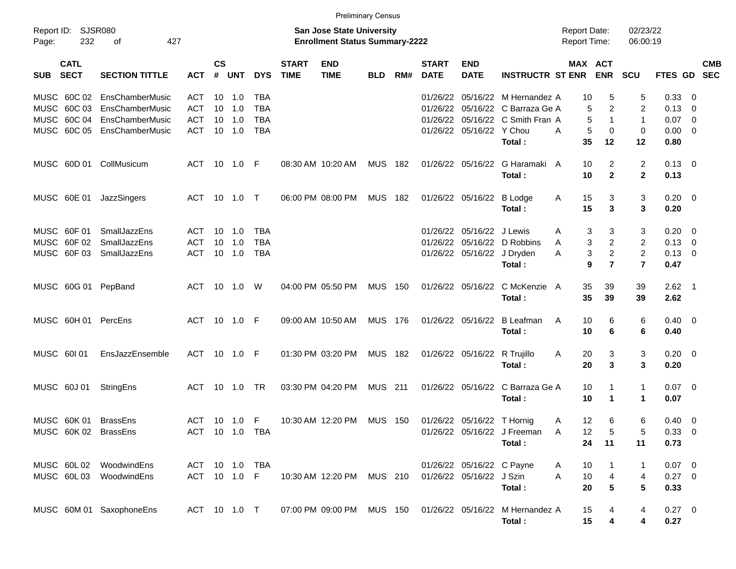Preliminary Census

Report ID: SJSR080

**San Jose State University**
**Enrollment Status Summary-2222**

Report Date: 02/23/22
Report Time: 06:00:19

| SUB | CATL SECT | SECTION TITTLE | ACT | CS # | UNT | DYS | START TIME | END TIME | BLD | RM# | START DATE | END DATE | INSTRUCTR | ST | MAX ENR | ACT ENR | SCU | FTES | GD | CMB SEC |
|---|---|---|---|---|---|---|---|---|---|---|---|---|---|---|---|---|---|---|---|---|
| MUSC | 60C 02 | EnsChamberMusic | ACT | 10 | 1.0 | TBA | | | | | 01/26/22 | 05/16/22 | M Hernandez | A | 10 | 5 | 5 | 0.33 | 0 | |
| MUSC | 60C 03 | EnsChamberMusic | ACT | 10 | 1.0 | TBA | | | | | 01/26/22 | 05/16/22 | C Barraza Ge | A | 5 | 2 | 2 | 0.13 | 0 | |
| MUSC | 60C 04 | EnsChamberMusic | ACT | 10 | 1.0 | TBA | | | | | 01/26/22 | 05/16/22 | C Smith Fran | A | 5 | 1 | 1 | 0.07 | 0 | |
| MUSC | 60C 05 | EnsChamberMusic | ACT | 10 | 1.0 | TBA | | | | | 01/26/22 | 05/16/22 | Y Chou | A | 5 | 0 | 0 | 0.00 | 0 | |
| | | | | | | | | | | | | | **Total :** | | **35** | **12** | **12** | **0.80** | | |
| MUSC | 60D 01 | CollMusicum | ACT | 10 | 1.0 | F | 08:30 AM | 10:20 AM | MUS | 182 | 01/26/22 | 05/16/22 | G Haramaki | A | 10 | 2 | 2 | 0.13 | 0 | |
| | | | | | | | | | | | | | **Total :** | | **10** | **2** | **2** | **0.13** | | |
| MUSC | 60E 01 | JazzSingers | ACT | 10 | 1.0 | T | 06:00 PM | 08:00 PM | MUS | 182 | 01/26/22 | 05/16/22 | B Lodge | A | 15 | 3 | 3 | 0.20 | 0 | |
| | | | | | | | | | | | | | **Total :** | | **15** | **3** | **3** | **0.20** | | |
| MUSC | 60F 01 | SmallJazzEns | ACT | 10 | 1.0 | TBA | | | | | 01/26/22 | 05/16/22 | J Lewis | A | 3 | 3 | 3 | 0.20 | 0 | |
| MUSC | 60F 02 | SmallJazzEns | ACT | 10 | 1.0 | TBA | | | | | 01/26/22 | 05/16/22 | D Robbins | A | 3 | 2 | 2 | 0.13 | 0 | |
| MUSC | 60F 03 | SmallJazzEns | ACT | 10 | 1.0 | TBA | | | | | 01/26/22 | 05/16/22 | J Dryden | A | 3 | 2 | 2 | 0.13 | 0 | |
| | | | | | | | | | | | | | **Total :** | | **9** | **7** | **7** | **0.47** | | |
| MUSC | 60G 01 | PepBand | ACT | 10 | 1.0 | W | 04:00 PM | 05:50 PM | MUS | 150 | 01/26/22 | 05/16/22 | C McKenzie | A | 35 | 39 | 39 | 2.62 | 1 | |
| | | | | | | | | | | | | | **Total :** | | **35** | **39** | **39** | **2.62** | | |
| MUSC | 60H 01 | PercEns | ACT | 10 | 1.0 | F | 09:00 AM | 10:50 AM | MUS | 176 | 01/26/22 | 05/16/22 | B Leafman | A | 10 | 6 | 6 | 0.40 | 0 | |
| | | | | | | | | | | | | | **Total :** | | **10** | **6** | **6** | **0.40** | | |
| MUSC | 60I 01 | EnsJazzEnsemble | ACT | 10 | 1.0 | F | 01:30 PM | 03:20 PM | MUS | 182 | 01/26/22 | 05/16/22 | R Trujillo | A | 20 | 3 | 3 | 0.20 | 0 | |
| | | | | | | | | | | | | | **Total :** | | **20** | **3** | **3** | **0.20** | | |
| MUSC | 60J 01 | StringEns | ACT | 10 | 1.0 | TR | 03:30 PM | 04:20 PM | MUS | 211 | 01/26/22 | 05/16/22 | C Barraza Ge | A | 10 | 1 | 1 | 0.07 | 0 | |
| | | | | | | | | | | | | | **Total :** | | **10** | **1** | **1** | **0.07** | | |
| MUSC | 60K 01 | BrassEns | ACT | 10 | 1.0 | F | 10:30 AM | 12:20 PM | MUS | 150 | 01/26/22 | 05/16/22 | T Hornig | A | 12 | 6 | 6 | 0.40 | 0 | |
| MUSC | 60K 02 | BrassEns | ACT | 10 | 1.0 | TBA | | | | | 01/26/22 | 05/16/22 | J Freeman | A | 12 | 5 | 5 | 0.33 | 0 | |
| | | | | | | | | | | | | | **Total :** | | **24** | **11** | **11** | **0.73** | | |
| MUSC | 60L 02 | WoodwindEns | ACT | 10 | 1.0 | TBA | | | | | 01/26/22 | 05/16/22 | C Payne | A | 10 | 1 | 1 | 0.07 | 0 | |
| MUSC | 60L 03 | WoodwindEns | ACT | 10 | 1.0 | F | 10:30 AM | 12:20 PM | MUS | 210 | 01/26/22 | 05/16/22 | J Szin | A | 10 | 4 | 4 | 0.27 | 0 | |
| | | | | | | | | | | | | | **Total :** | | **20** | **5** | **5** | **0.33** | | |
| MUSC | 60M 01 | SaxophoneEns | ACT | 10 | 1.0 | T | 07:00 PM | 09:00 PM | MUS | 150 | 01/26/22 | 05/16/22 | M Hernandez | A | 15 | 4 | 4 | 0.27 | 0 | |
| | | | | | | | | | | | | | **Total :** | | **15** | **4** | **4** | **0.27** | | |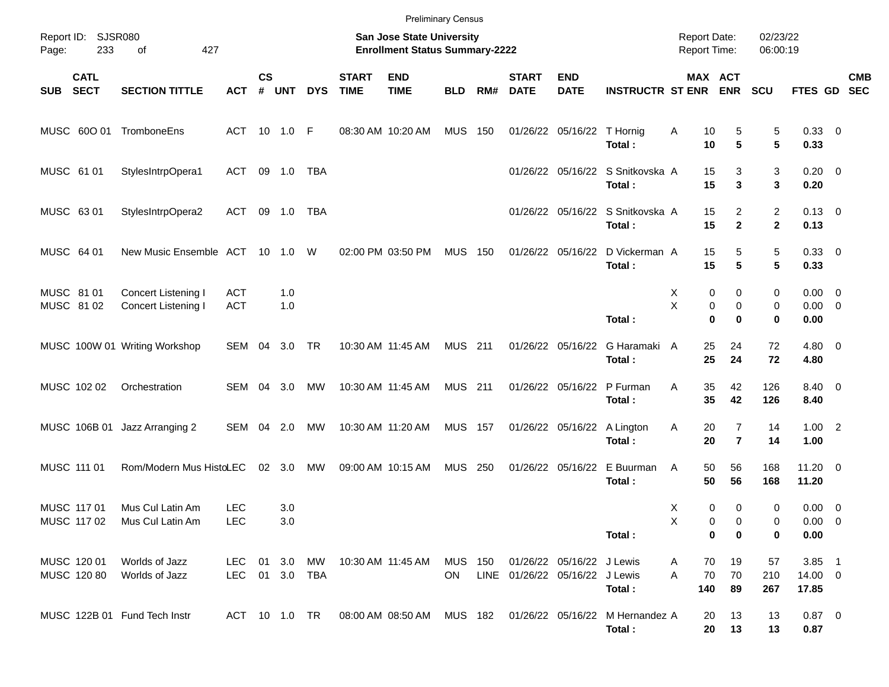Preliminary Census

Report ID: SJSR080

**San Jose State University**
**Enrollment Status Summary-2222**

Report Date: 02/23/22
Report Time: 06:00:19

| SUB | CATL SECT | SECTION TITTLE | ACT | CS # | UNT | DYS | START TIME | END TIME | BLD | RM# | START DATE | END DATE | INSTRUCTR | ST | MAX ENR | ACT ENR | SCU | FTES | GD | CMB SEC |
|---|---|---|---|---|---|---|---|---|---|---|---|---|---|---|---|---|---|---|---|---|
| MUSC | 60O 01 | TromboneEns | ACT | 10 | 1.0 | F | 08:30 AM | 10:20 AM | MUS | 150 | 01/26/22 | 05/16/22 | T Hornig | A | 10 | 5 | 5 | 0.33 | 0 | |
| | | | | | | | | | | | | | **Total :** | | **10** | **5** | **5** | **0.33** | | |
| MUSC | 61 01 | StylesIntrpOpera1 | ACT | 09 | 1.0 | TBA | | | | | 01/26/22 | 05/16/22 | S Snitkovska | A | 15 | 3 | 3 | 0.20 | 0 | |
| | | | | | | | | | | | | | **Total :** | | **15** | **3** | **3** | **0.20** | | |
| MUSC | 63 01 | StylesIntrpOpera2 | ACT | 09 | 1.0 | TBA | | | | | 01/26/22 | 05/16/22 | S Snitkovska | A | 15 | 2 | 2 | 0.13 | 0 | |
| | | | | | | | | | | | | | **Total :** | | **15** | **2** | **2** | **0.13** | | |
| MUSC | 64 01 | New Music Ensemble | ACT | 10 | 1.0 | W | 02:00 PM | 03:50 PM | MUS | 150 | 01/26/22 | 05/16/22 | D Vickerman | A | 15 | 5 | 5 | 0.33 | 0 | |
| | | | | | | | | | | | | | **Total :** | | **15** | **5** | **5** | **0.33** | | |
| MUSC | 81 01 | Concert Listening I | ACT | | 1.0 | | | | | | | | | X | 0 | 0 | 0 | 0.00 | 0 | |
| MUSC | 81 02 | Concert Listening I | ACT | | 1.0 | | | | | | | | | X | 0 | 0 | 0 | 0.00 | 0 | |
| | | | | | | | | | | | | | **Total :** | | **0** | **0** | **0** | **0.00** | | |
| MUSC | 100W 01 | Writing Workshop | SEM | 04 | 3.0 | TR | 10:30 AM | 11:45 AM | MUS | 211 | 01/26/22 | 05/16/22 | G Haramaki | A | 25 | 24 | 72 | 4.80 | 0 | |
| | | | | | | | | | | | | | **Total :** | | **25** | **24** | **72** | **4.80** | | |
| MUSC | 102 02 | Orchestration | SEM | 04 | 3.0 | MW | 10:30 AM | 11:45 AM | MUS | 211 | 01/26/22 | 05/16/22 | P Furman | A | 35 | 42 | 126 | 8.40 | 0 | |
| | | | | | | | | | | | | | **Total :** | | **35** | **42** | **126** | **8.40** | | |
| MUSC | 106B 01 | Jazz Arranging 2 | SEM | 04 | 2.0 | MW | 10:30 AM | 11:20 AM | MUS | 157 | 01/26/22 | 05/16/22 | A Lington | A | 20 | 7 | 14 | 1.00 | 2 | |
| | | | | | | | | | | | | | **Total :** | | **20** | **7** | **14** | **1.00** | | |
| MUSC | 111 01 | Rom/Modern Mus Histo | LEC | 02 | 3.0 | MW | 09:00 AM | 10:15 AM | MUS | 250 | 01/26/22 | 05/16/22 | E Buurman | A | 50 | 56 | 168 | 11.20 | 0 | |
| | | | | | | | | | | | | | **Total :** | | **50** | **56** | **168** | **11.20** | | |
| MUSC | 117 01 | Mus Cul Latin Am | LEC | | 3.0 | | | | | | | | | X | 0 | 0 | 0 | 0.00 | 0 | |
| MUSC | 117 02 | Mus Cul Latin Am | LEC | | 3.0 | | | | | | | | | X | 0 | 0 | 0 | 0.00 | 0 | |
| | | | | | | | | | | | | | **Total :** | | **0** | **0** | **0** | **0.00** | | |
| MUSC | 120 01 | Worlds of Jazz | LEC | 01 | 3.0 | MW | 10:30 AM | 11:45 AM | MUS | 150 | 01/26/22 | 05/16/22 | J Lewis | A | 70 | 19 | 57 | 3.85 | 1 | |
| MUSC | 120 80 | Worlds of Jazz | LEC | 01 | 3.0 | TBA | | | ON | LINE | 01/26/22 | 05/16/22 | J Lewis | A | 70 | 70 | 210 | 14.00 | 0 | |
| | | | | | | | | | | | | | **Total :** | | **140** | **89** | **267** | **17.85** | | |
| MUSC | 122B 01 | Fund Tech Instr | ACT | 10 | 1.0 | TR | 08:00 AM | 08:50 AM | MUS | 182 | 01/26/22 | 05/16/22 | M Hernandez | A | 20 | 13 | 13 | 0.87 | 0 | |
| | | | | | | | | | | | | | **Total :** | | **20** | **13** | **13** | **0.87** | | |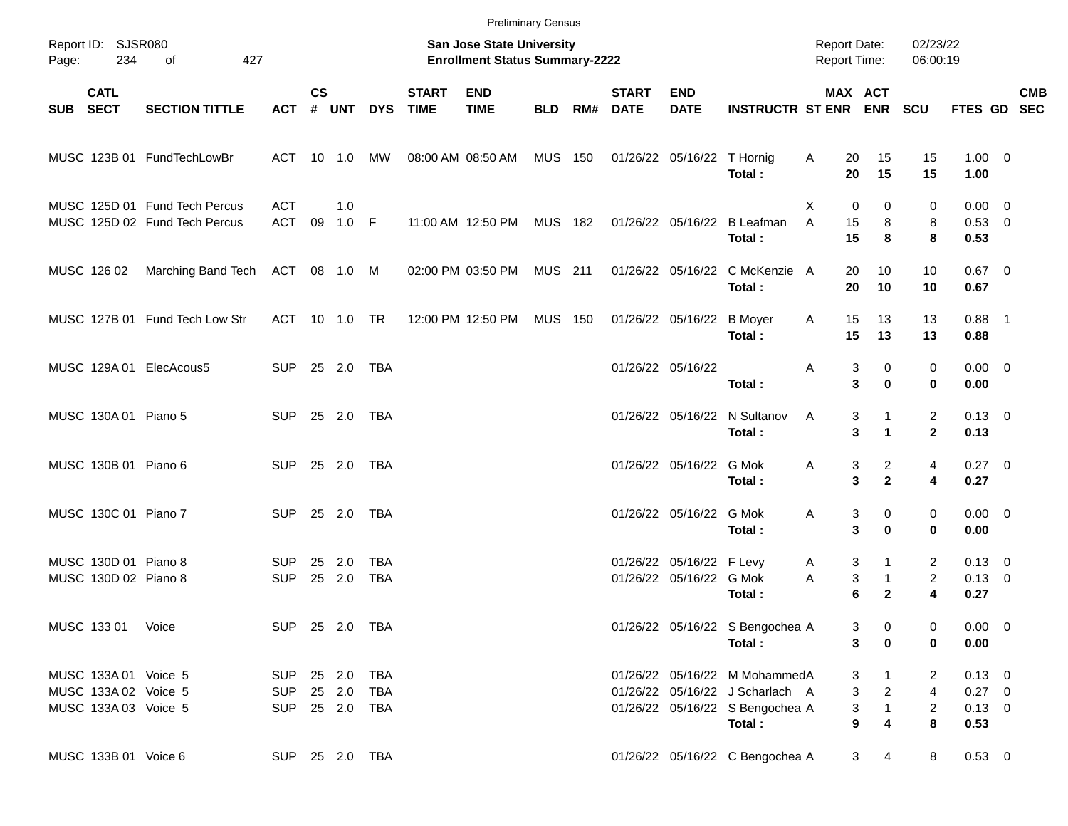Preliminary Census

Report ID: SJSR080

**San Jose State University**
**Enrollment Status Summary-2222**

Report Date: 02/23/22
Report Time: 06:00:19

| SUB | CATL SECT | SECTION TITTLE | ACT | CS # | UNT | DYS | START TIME | END TIME | BLD | RM# | START DATE | END DATE | INSTRUCTR | ST | MAX ENR | ACT ENR | SCU | FTES | GD | CMB SEC |
|---|---|---|---|---|---|---|---|---|---|---|---|---|---|---|---|---|---|---|---|---|
| MUSC | 123B 01 | FundTechLowBr | ACT | 10 | 1.0 | MW | 08:00 AM | 08:50 AM | MUS | 150 | 01/26/22 | 05/16/22 | T Hornig | A | 20 | 15 | 15 | 1.00 | 0 | |
| | | | | | | | | | | | | | **Total :** | | **20** | **15** | **15** | **1.00** | | |
| MUSC | 125D 01 | Fund Tech Percus | ACT | | 1.0 | | | | | | | | | X | 0 | 0 | 0 | 0.00 | 0 | |
| MUSC | 125D 02 | Fund Tech Percus | ACT | 09 | 1.0 | F | 11:00 AM | 12:50 PM | MUS | 182 | 01/26/22 | 05/16/22 | B Leafman | A | 15 | 8 | 8 | 0.53 | 0 | |
| | | | | | | | | | | | | | **Total :** | | **15** | **8** | **8** | **0.53** | | |
| MUSC | 126 02 | Marching Band Tech | ACT | 08 | 1.0 | M | 02:00 PM | 03:50 PM | MUS | 211 | 01/26/22 | 05/16/22 | C McKenzie | A | 20 | 10 | 10 | 0.67 | 0 | |
| | | | | | | | | | | | | | **Total :** | | **20** | **10** | **10** | **0.67** | | |
| MUSC | 127B 01 | Fund Tech Low Str | ACT | 10 | 1.0 | TR | 12:00 PM | 12:50 PM | MUS | 150 | 01/26/22 | 05/16/22 | B Moyer | A | 15 | 13 | 13 | 0.88 | 1 | |
| | | | | | | | | | | | | | **Total :** | | **15** | **13** | **13** | **0.88** | | |
| MUSC | 129A 01 | ElecAcous5 | SUP | 25 | 2.0 | TBA | | | | | 01/26/22 | 05/16/22 | | A | 3 | 0 | 0 | 0.00 | 0 | |
| | | | | | | | | | | | | | **Total :** | | **3** | **0** | **0** | **0.00** | | |
| MUSC | 130A 01 | Piano 5 | SUP | 25 | 2.0 | TBA | | | | | 01/26/22 | 05/16/22 | N Sultanov | A | 3 | 1 | 2 | 0.13 | 0 | |
| | | | | | | | | | | | | | **Total :** | | **3** | **1** | **2** | **0.13** | | |
| MUSC | 130B 01 | Piano 6 | SUP | 25 | 2.0 | TBA | | | | | 01/26/22 | 05/16/22 | G Mok | A | 3 | 2 | 4 | 0.27 | 0 | |
| | | | | | | | | | | | | | **Total :** | | **3** | **2** | **4** | **0.27** | | |
| MUSC | 130C 01 | Piano 7 | SUP | 25 | 2.0 | TBA | | | | | 01/26/22 | 05/16/22 | G Mok | A | 3 | 0 | 0 | 0.00 | 0 | |
| | | | | | | | | | | | | | **Total :** | | **3** | **0** | **0** | **0.00** | | |
| MUSC | 130D 01 | Piano 8 | SUP | 25 | 2.0 | TBA | | | | | 01/26/22 | 05/16/22 | F Levy | A | 3 | 1 | 2 | 0.13 | 0 | |
| MUSC | 130D 02 | Piano 8 | SUP | 25 | 2.0 | TBA | | | | | 01/26/22 | 05/16/22 | G Mok | A | 3 | 1 | 2 | 0.13 | 0 | |
| | | | | | | | | | | | | | **Total :** | | **6** | **2** | **4** | **0.27** | | |
| MUSC | 133 01 | Voice | SUP | 25 | 2.0 | TBA | | | | | 01/26/22 | 05/16/22 | S Bengochea | A | 3 | 0 | 0 | 0.00 | 0 | |
| | | | | | | | | | | | | | **Total :** | | **3** | **0** | **0** | **0.00** | | |
| MUSC | 133A 01 | Voice 5 | SUP | 25 | 2.0 | TBA | | | | | 01/26/22 | 05/16/22 | M Mohammed | A | 3 | 1 | 2 | 0.13 | 0 | |
| MUSC | 133A 02 | Voice 5 | SUP | 25 | 2.0 | TBA | | | | | 01/26/22 | 05/16/22 | J Scharlach | A | 3 | 2 | 4 | 0.27 | 0 | |
| MUSC | 133A 03 | Voice 5 | SUP | 25 | 2.0 | TBA | | | | | 01/26/22 | 05/16/22 | S Bengochea | A | 3 | 1 | 2 | 0.13 | 0 | |
| | | | | | | | | | | | | | **Total :** | | **9** | **4** | **8** | **0.53** | | |
| MUSC | 133B 01 | Voice 6 | SUP | 25 | 2.0 | TBA | | | | | 01/26/22 | 05/16/22 | C Bengochea | A | 3 | 4 | 8 | 0.53 | 0 | |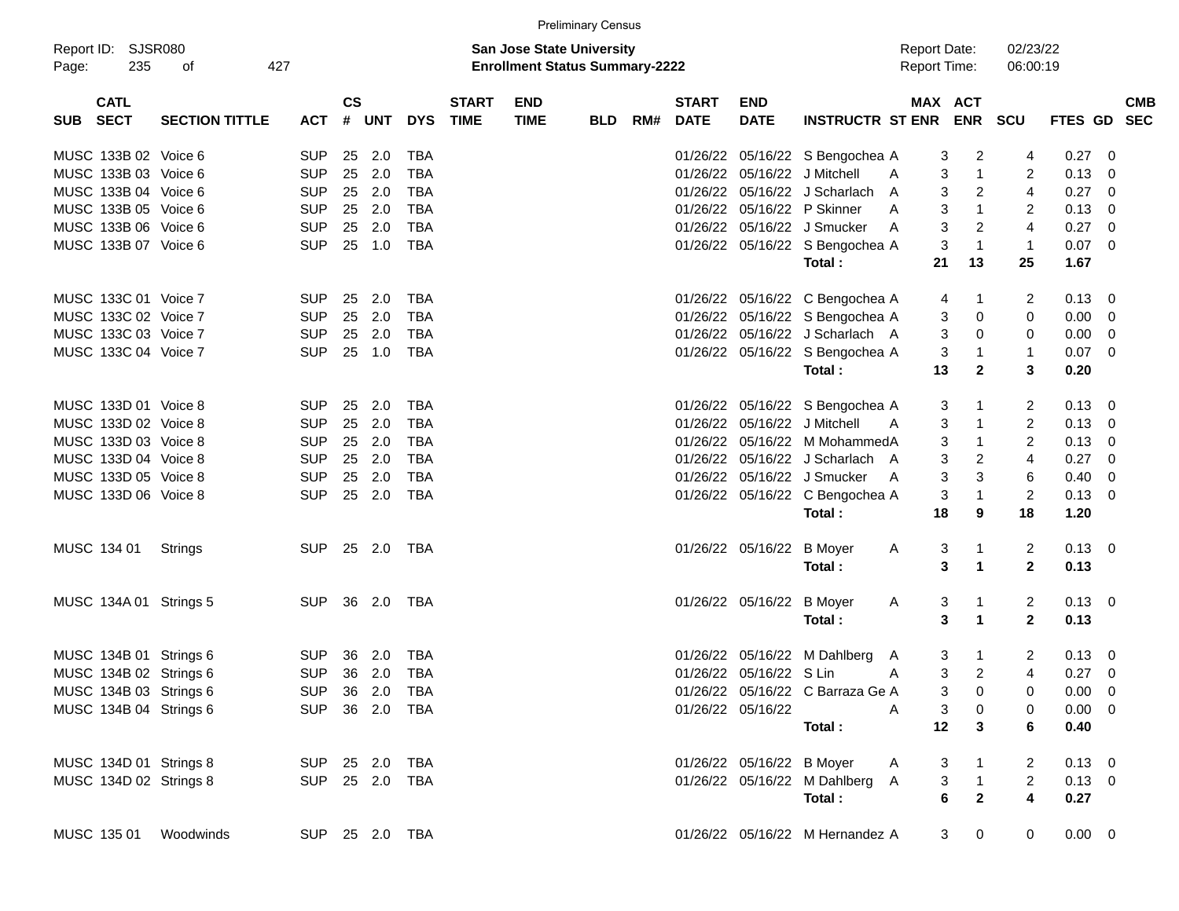Preliminary Census

Report ID: SJSR080

**San Jose State University**
**Enrollment Status Summary-2222**

Report Date: 02/23/22
Report Time: 06:00:19

| SUB | CATL SECT | SECTION TITTLE | ACT | CS # | UNT | DYS | START TIME | END TIME | BLD | RM# | START DATE | END DATE | INSTRUCTR | ST | MAX ENR | ACT ENR | SCU | FTES | GD | CMB SEC |
|---|---|---|---|---|---|---|---|---|---|---|---|---|---|---|---|---|---|---|---|---|
| MUSC | 133B 02 | Voice 6 | SUP | 25 | 2.0 | TBA | | | | | 01/26/22 | 05/16/22 | S Bengochea | A | 3 | 2 | 4 | 0.27 | 0 | |
| MUSC | 133B 03 | Voice 6 | SUP | 25 | 2.0 | TBA | | | | | 01/26/22 | 05/16/22 | J Mitchell | A | 3 | 1 | 2 | 0.13 | 0 | |
| MUSC | 133B 04 | Voice 6 | SUP | 25 | 2.0 | TBA | | | | | 01/26/22 | 05/16/22 | J Scharlach | A | 3 | 2 | 4 | 0.27 | 0 | |
| MUSC | 133B 05 | Voice 6 | SUP | 25 | 2.0 | TBA | | | | | 01/26/22 | 05/16/22 | P Skinner | A | 3 | 1 | 2 | 0.13 | 0 | |
| MUSC | 133B 06 | Voice 6 | SUP | 25 | 2.0 | TBA | | | | | 01/26/22 | 05/16/22 | J Smucker | A | 3 | 2 | 4 | 0.27 | 0 | |
| MUSC | 133B 07 | Voice 6 | SUP | 25 | 1.0 | TBA | | | | | 01/26/22 | 05/16/22 | S Bengochea | A | 3 | 1 | 1 | 0.07 | 0 | |
| | | | | | | | | | | | | | **Total :** | | **21** | **13** | **25** | **1.67** | | |
| MUSC | 133C 01 | Voice 7 | SUP | 25 | 2.0 | TBA | | | | | 01/26/22 | 05/16/22 | C Bengochea | A | 4 | 1 | 2 | 0.13 | 0 | |
| MUSC | 133C 02 | Voice 7 | SUP | 25 | 2.0 | TBA | | | | | 01/26/22 | 05/16/22 | S Bengochea | A | 3 | 0 | 0 | 0.00 | 0 | |
| MUSC | 133C 03 | Voice 7 | SUP | 25 | 2.0 | TBA | | | | | 01/26/22 | 05/16/22 | J Scharlach | A | 3 | 0 | 0 | 0.00 | 0 | |
| MUSC | 133C 04 | Voice 7 | SUP | 25 | 1.0 | TBA | | | | | 01/26/22 | 05/16/22 | S Bengochea | A | 3 | 1 | 1 | 0.07 | 0 | |
| | | | | | | | | | | | | | **Total :** | | **13** | **2** | **3** | **0.20** | | |
| MUSC | 133D 01 | Voice 8 | SUP | 25 | 2.0 | TBA | | | | | 01/26/22 | 05/16/22 | S Bengochea | A | 3 | 1 | 2 | 0.13 | 0 | |
| MUSC | 133D 02 | Voice 8 | SUP | 25 | 2.0 | TBA | | | | | 01/26/22 | 05/16/22 | J Mitchell | A | 3 | 1 | 2 | 0.13 | 0 | |
| MUSC | 133D 03 | Voice 8 | SUP | 25 | 2.0 | TBA | | | | | 01/26/22 | 05/16/22 | M Mohammed | A | 3 | 1 | 2 | 0.13 | 0 | |
| MUSC | 133D 04 | Voice 8 | SUP | 25 | 2.0 | TBA | | | | | 01/26/22 | 05/16/22 | J Scharlach | A | 3 | 2 | 4 | 0.27 | 0 | |
| MUSC | 133D 05 | Voice 8 | SUP | 25 | 2.0 | TBA | | | | | 01/26/22 | 05/16/22 | J Smucker | A | 3 | 3 | 6 | 0.40 | 0 | |
| MUSC | 133D 06 | Voice 8 | SUP | 25 | 2.0 | TBA | | | | | 01/26/22 | 05/16/22 | C Bengochea | A | 3 | 1 | 2 | 0.13 | 0 | |
| | | | | | | | | | | | | | **Total :** | | **18** | **9** | **18** | **1.20** | | |
| MUSC | 134 01 | Strings | SUP | 25 | 2.0 | TBA | | | | | 01/26/22 | 05/16/22 | B Moyer | A | 3 | 1 | 2 | 0.13 | 0 | |
| | | | | | | | | | | | | | **Total :** | | **3** | **1** | **2** | **0.13** | | |
| MUSC | 134A 01 | Strings 5 | SUP | 36 | 2.0 | TBA | | | | | 01/26/22 | 05/16/22 | B Moyer | A | 3 | 1 | 2 | 0.13 | 0 | |
| | | | | | | | | | | | | | **Total :** | | **3** | **1** | **2** | **0.13** | | |
| MUSC | 134B 01 | Strings 6 | SUP | 36 | 2.0 | TBA | | | | | 01/26/22 | 05/16/22 | M Dahlberg | A | 3 | 1 | 2 | 0.13 | 0 | |
| MUSC | 134B 02 | Strings 6 | SUP | 36 | 2.0 | TBA | | | | | 01/26/22 | 05/16/22 | S Lin | A | 3 | 2 | 4 | 0.27 | 0 | |
| MUSC | 134B 03 | Strings 6 | SUP | 36 | 2.0 | TBA | | | | | 01/26/22 | 05/16/22 | C Barraza Ge | A | 3 | 0 | 0 | 0.00 | 0 | |
| MUSC | 134B 04 | Strings 6 | SUP | 36 | 2.0 | TBA | | | | | 01/26/22 | 05/16/22 | | A | 3 | 0 | 0 | 0.00 | 0 | |
| | | | | | | | | | | | | | **Total :** | | **12** | **3** | **6** | **0.40** | | |
| MUSC | 134D 01 | Strings 8 | SUP | 25 | 2.0 | TBA | | | | | 01/26/22 | 05/16/22 | B Moyer | A | 3 | 1 | 2 | 0.13 | 0 | |
| MUSC | 134D 02 | Strings 8 | SUP | 25 | 2.0 | TBA | | | | | 01/26/22 | 05/16/22 | M Dahlberg | A | 3 | 1 | 2 | 0.13 | 0 | |
| | | | | | | | | | | | | | **Total :** | | **6** | **2** | **4** | **0.27** | | |
| MUSC | 135 01 | Woodwinds | SUP | 25 | 2.0 | TBA | | | | | 01/26/22 | 05/16/22 | M Hernandez | A | 3 | 0 | 0 | 0.00 | 0 | |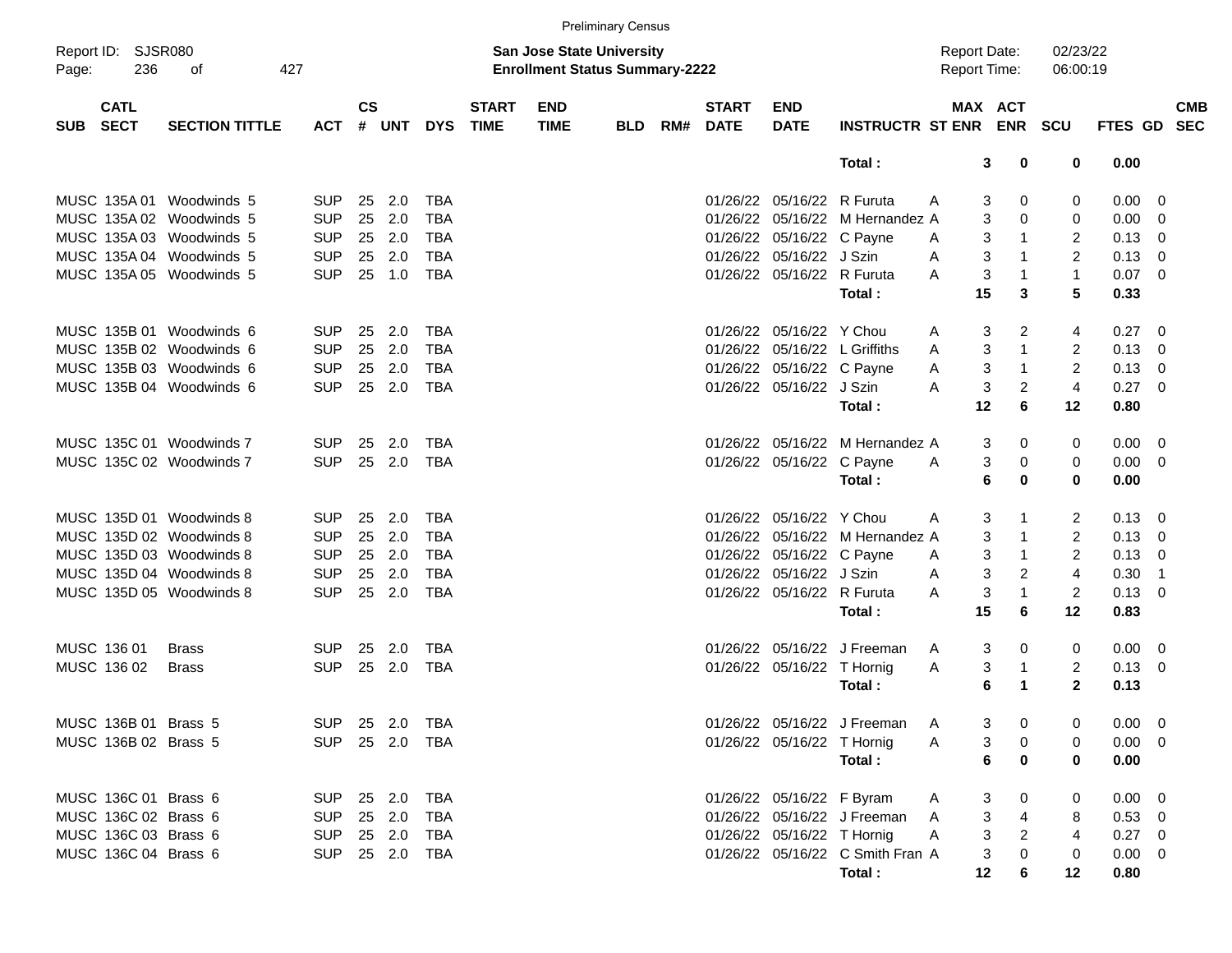Preliminary Census

Report ID: SJSR080

**San Jose State University**
**Enrollment Status Summary-2222**

Report Date: 02/23/22
Report Time: 06:00:19

| SUB | CATL SECT | SECTION TITTLE | ACT | CS # | UNT | DYS | START TIME | END TIME | BLD | RM# | START DATE | END DATE | INSTRUCTR | ST | MAX ENR | ACT ENR | SCU | FTES | GD | CMB SEC |
|---|---|---|---|---|---|---|---|---|---|---|---|---|---|---|---|---|---|---|---|---|
| | | | | | | | | | | | | | **Total :** | | **3** | **0** | **0** | **0.00** | | |
| MUSC | 135A 01 | Woodwinds 5 | SUP | 25 | 2.0 | TBA | | | | | 01/26/22 | 05/16/22 | R Furuta | A | 3 | 0 | 0 | 0.00 | 0 | |
| MUSC | 135A 02 | Woodwinds 5 | SUP | 25 | 2.0 | TBA | | | | | 01/26/22 | 05/16/22 | M Hernandez | A | 3 | 0 | 0 | 0.00 | 0 | |
| MUSC | 135A 03 | Woodwinds 5 | SUP | 25 | 2.0 | TBA | | | | | 01/26/22 | 05/16/22 | C Payne | A | 3 | 1 | 2 | 0.13 | 0 | |
| MUSC | 135A 04 | Woodwinds 5 | SUP | 25 | 2.0 | TBA | | | | | 01/26/22 | 05/16/22 | J Szin | A | 3 | 1 | 2 | 0.13 | 0 | |
| MUSC | 135A 05 | Woodwinds 5 | SUP | 25 | 1.0 | TBA | | | | | 01/26/22 | 05/16/22 | R Furuta | A | 3 | 1 | 1 | 0.07 | 0 | |
| | | | | | | | | | | | | | **Total :** | | **15** | **3** | **5** | **0.33** | | |
| MUSC | 135B 01 | Woodwinds 6 | SUP | 25 | 2.0 | TBA | | | | | 01/26/22 | 05/16/22 | Y Chou | A | 3 | 2 | 4 | 0.27 | 0 | |
| MUSC | 135B 02 | Woodwinds 6 | SUP | 25 | 2.0 | TBA | | | | | 01/26/22 | 05/16/22 | L Griffiths | A | 3 | 1 | 2 | 0.13 | 0 | |
| MUSC | 135B 03 | Woodwinds 6 | SUP | 25 | 2.0 | TBA | | | | | 01/26/22 | 05/16/22 | C Payne | A | 3 | 1 | 2 | 0.13 | 0 | |
| MUSC | 135B 04 | Woodwinds 6 | SUP | 25 | 2.0 | TBA | | | | | 01/26/22 | 05/16/22 | J Szin | A | 3 | 2 | 4 | 0.27 | 0 | |
| | | | | | | | | | | | | | **Total :** | | **12** | **6** | **12** | **0.80** | | |
| MUSC | 135C 01 | Woodwinds 7 | SUP | 25 | 2.0 | TBA | | | | | 01/26/22 | 05/16/22 | M Hernandez | A | 3 | 0 | 0 | 0.00 | 0 | |
| MUSC | 135C 02 | Woodwinds 7 | SUP | 25 | 2.0 | TBA | | | | | 01/26/22 | 05/16/22 | C Payne | A | 3 | 0 | 0 | 0.00 | 0 | |
| | | | | | | | | | | | | | **Total :** | | **6** | **0** | **0** | **0.00** | | |
| MUSC | 135D 01 | Woodwinds 8 | SUP | 25 | 2.0 | TBA | | | | | 01/26/22 | 05/16/22 | Y Chou | A | 3 | 1 | 2 | 0.13 | 0 | |
| MUSC | 135D 02 | Woodwinds 8 | SUP | 25 | 2.0 | TBA | | | | | 01/26/22 | 05/16/22 | M Hernandez | A | 3 | 1 | 2 | 0.13 | 0 | |
| MUSC | 135D 03 | Woodwinds 8 | SUP | 25 | 2.0 | TBA | | | | | 01/26/22 | 05/16/22 | C Payne | A | 3 | 1 | 2 | 0.13 | 0 | |
| MUSC | 135D 04 | Woodwinds 8 | SUP | 25 | 2.0 | TBA | | | | | 01/26/22 | 05/16/22 | J Szin | A | 3 | 2 | 4 | 0.30 | 1 | |
| MUSC | 135D 05 | Woodwinds 8 | SUP | 25 | 2.0 | TBA | | | | | 01/26/22 | 05/16/22 | R Furuta | A | 3 | 1 | 2 | 0.13 | 0 | |
| | | | | | | | | | | | | | **Total :** | | **15** | **6** | **12** | **0.83** | | |
| MUSC | 136 01 | Brass | SUP | 25 | 2.0 | TBA | | | | | 01/26/22 | 05/16/22 | J Freeman | A | 3 | 0 | 0 | 0.00 | 0 | |
| MUSC | 136 02 | Brass | SUP | 25 | 2.0 | TBA | | | | | 01/26/22 | 05/16/22 | T Hornig | A | 3 | 1 | 2 | 0.13 | 0 | |
| | | | | | | | | | | | | | **Total :** | | **6** | **1** | **2** | **0.13** | | |
| MUSC | 136B 01 | Brass 5 | SUP | 25 | 2.0 | TBA | | | | | 01/26/22 | 05/16/22 | J Freeman | A | 3 | 0 | 0 | 0.00 | 0 | |
| MUSC | 136B 02 | Brass 5 | SUP | 25 | 2.0 | TBA | | | | | 01/26/22 | 05/16/22 | T Hornig | A | 3 | 0 | 0 | 0.00 | 0 | |
| | | | | | | | | | | | | | **Total :** | | **6** | **0** | **0** | **0.00** | | |
| MUSC | 136C 01 | Brass 6 | SUP | 25 | 2.0 | TBA | | | | | 01/26/22 | 05/16/22 | F Byram | A | 3 | 0 | 0 | 0.00 | 0 | |
| MUSC | 136C 02 | Brass 6 | SUP | 25 | 2.0 | TBA | | | | | 01/26/22 | 05/16/22 | J Freeman | A | 3 | 4 | 8 | 0.53 | 0 | |
| MUSC | 136C 03 | Brass 6 | SUP | 25 | 2.0 | TBA | | | | | 01/26/22 | 05/16/22 | T Hornig | A | 3 | 2 | 4 | 0.27 | 0 | |
| MUSC | 136C 04 | Brass 6 | SUP | 25 | 2.0 | TBA | | | | | 01/26/22 | 05/16/22 | C Smith Fran | A | 3 | 0 | 0 | 0.00 | 0 | |
| | | | | | | | | | | | | | **Total :** | | **12** | **6** | **12** | **0.80** | | |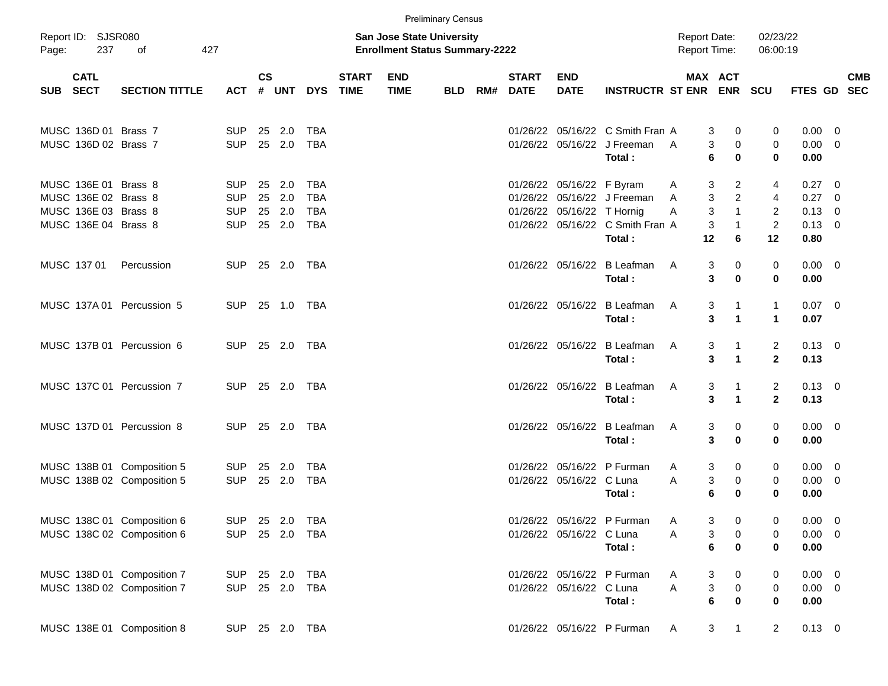Preliminary Census

Report ID: SJSR080

**San Jose State University**
**Enrollment Status Summary-2222**

Report Date: 02/23/22
Report Time: 06:00:19

| SUB | CATL SECT | SECTION TITTLE | ACT | CS # | UNT | DYS | START TIME | END TIME | BLD | RM# | START DATE | END DATE | INSTRUCTR | ST | MAX ENR | ACT ENR | SCU | FTES | GD | CMB SEC |
|---|---|---|---|---|---|---|---|---|---|---|---|---|---|---|---|---|---|---|---|---|
| MUSC | 136D 01 | Brass 7 | SUP | 25 | 2.0 | TBA | | | | | 01/26/22 | 05/16/22 | C Smith Fran | A | 3 | 0 | 0 | 0.00 | 0 | |
| MUSC | 136D 02 | Brass 7 | SUP | 25 | 2.0 | TBA | | | | | 01/26/22 | 05/16/22 | J Freeman | A | 3 | 0 | 0 | 0.00 | 0 | |
| | | | | | | | | | | | | | **Total :** | | **6** | **0** | **0** | **0.00** | | |
| MUSC | 136E 01 | Brass 8 | SUP | 25 | 2.0 | TBA | | | | | 01/26/22 | 05/16/22 | F Byram | A | 3 | 2 | 4 | 0.27 | 0 | |
| MUSC | 136E 02 | Brass 8 | SUP | 25 | 2.0 | TBA | | | | | 01/26/22 | 05/16/22 | J Freeman | A | 3 | 2 | 4 | 0.27 | 0 | |
| MUSC | 136E 03 | Brass 8 | SUP | 25 | 2.0 | TBA | | | | | 01/26/22 | 05/16/22 | T Hornig | A | 3 | 1 | 2 | 0.13 | 0 | |
| MUSC | 136E 04 | Brass 8 | SUP | 25 | 2.0 | TBA | | | | | 01/26/22 | 05/16/22 | C Smith Fran | A | 3 | 1 | 2 | 0.13 | 0 | |
| | | | | | | | | | | | | | **Total :** | | **12** | **6** | **12** | **0.80** | | |
| MUSC | 137 01 | Percussion | SUP | 25 | 2.0 | TBA | | | | | 01/26/22 | 05/16/22 | B Leafman | A | 3 | 0 | 0 | 0.00 | 0 | |
| | | | | | | | | | | | | | **Total :** | | **3** | **0** | **0** | **0.00** | | |
| MUSC | 137A 01 | Percussion 5 | SUP | 25 | 1.0 | TBA | | | | | 01/26/22 | 05/16/22 | B Leafman | A | 3 | 1 | 1 | 0.07 | 0 | |
| | | | | | | | | | | | | | **Total :** | | **3** | **1** | **1** | **0.07** | | |
| MUSC | 137B 01 | Percussion 6 | SUP | 25 | 2.0 | TBA | | | | | 01/26/22 | 05/16/22 | B Leafman | A | 3 | 1 | 2 | 0.13 | 0 | |
| | | | | | | | | | | | | | **Total :** | | **3** | **1** | **2** | **0.13** | | |
| MUSC | 137C 01 | Percussion 7 | SUP | 25 | 2.0 | TBA | | | | | 01/26/22 | 05/16/22 | B Leafman | A | 3 | 1 | 2 | 0.13 | 0 | |
| | | | | | | | | | | | | | **Total :** | | **3** | **1** | **2** | **0.13** | | |
| MUSC | 137D 01 | Percussion 8 | SUP | 25 | 2.0 | TBA | | | | | 01/26/22 | 05/16/22 | B Leafman | A | 3 | 0 | 0 | 0.00 | 0 | |
| | | | | | | | | | | | | | **Total :** | | **3** | **0** | **0** | **0.00** | | |
| MUSC | 138B 01 | Composition 5 | SUP | 25 | 2.0 | TBA | | | | | 01/26/22 | 05/16/22 | P Furman | A | 3 | 0 | 0 | 0.00 | 0 | |
| MUSC | 138B 02 | Composition 5 | SUP | 25 | 2.0 | TBA | | | | | 01/26/22 | 05/16/22 | C Luna | A | 3 | 0 | 0 | 0.00 | 0 | |
| | | | | | | | | | | | | | **Total :** | | **6** | **0** | **0** | **0.00** | | |
| MUSC | 138C 01 | Composition 6 | SUP | 25 | 2.0 | TBA | | | | | 01/26/22 | 05/16/22 | P Furman | A | 3 | 0 | 0 | 0.00 | 0 | |
| MUSC | 138C 02 | Composition 6 | SUP | 25 | 2.0 | TBA | | | | | 01/26/22 | 05/16/22 | C Luna | A | 3 | 0 | 0 | 0.00 | 0 | |
| | | | | | | | | | | | | | **Total :** | | **6** | **0** | **0** | **0.00** | | |
| MUSC | 138D 01 | Composition 7 | SUP | 25 | 2.0 | TBA | | | | | 01/26/22 | 05/16/22 | P Furman | A | 3 | 0 | 0 | 0.00 | 0 | |
| MUSC | 138D 02 | Composition 7 | SUP | 25 | 2.0 | TBA | | | | | 01/26/22 | 05/16/22 | C Luna | A | 3 | 0 | 0 | 0.00 | 0 | |
| | | | | | | | | | | | | | **Total :** | | **6** | **0** | **0** | **0.00** | | |
| MUSC | 138E 01 | Composition 8 | SUP | 25 | 2.0 | TBA | | | | | 01/26/22 | 05/16/22 | P Furman | A | 3 | 1 | 2 | 0.13 | 0 | |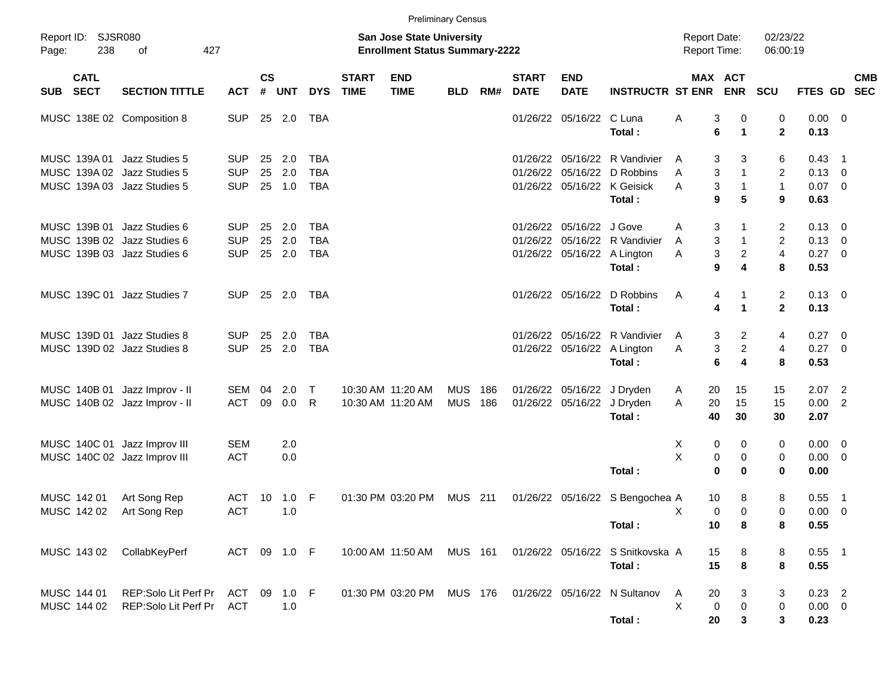Preliminary Census

Report ID: SJSR080
Page: 238 of 427

**San Jose State University**
**Enrollment Status Summary-2222**

Report Date: 02/23/22
Report Time: 06:00:19

| SUB | CATL SECT | SECTION TITTLE | ACT | CS # | UNT | DYS | START TIME | END TIME | BLD | RM# | START DATE | END DATE | INSTRUCTR | ST | MAX ENR | ACT ENR | SCU | FTES | GD | CMB SEC |
|---|---|---|---|---|---|---|---|---|---|---|---|---|---|---|---|---|---|---|---|---|
| MUSC | 138E 02 | Composition 8 | SUP | 25 | 2.0 | TBA | | | | | 01/26/22 | 05/16/22 | C Luna | A | 3 | 0 | 0 | 0.00 | 0 | |
| | | | | | | | | | | | | | **Total :** | | **6** | **1** | **2** | **0.13** | | |
| MUSC | 139A 01 | Jazz Studies 5 | SUP | 25 | 2.0 | TBA | | | | | 01/26/22 | 05/16/22 | R Vandivier | A | 3 | 3 | 6 | 0.43 | 1 | |
| MUSC | 139A 02 | Jazz Studies 5 | SUP | 25 | 2.0 | TBA | | | | | 01/26/22 | 05/16/22 | D Robbins | A | 3 | 1 | 2 | 0.13 | 0 | |
| MUSC | 139A 03 | Jazz Studies 5 | SUP | 25 | 1.0 | TBA | | | | | 01/26/22 | 05/16/22 | K Geisick | A | 3 | 1 | 1 | 0.07 | 0 | |
| | | | | | | | | | | | | | **Total :** | | **9** | **5** | **9** | **0.63** | | |
| MUSC | 139B 01 | Jazz Studies 6 | SUP | 25 | 2.0 | TBA | | | | | 01/26/22 | 05/16/22 | J Gove | A | 3 | 1 | 2 | 0.13 | 0 | |
| MUSC | 139B 02 | Jazz Studies 6 | SUP | 25 | 2.0 | TBA | | | | | 01/26/22 | 05/16/22 | R Vandivier | A | 3 | 1 | 2 | 0.13 | 0 | |
| MUSC | 139B 03 | Jazz Studies 6 | SUP | 25 | 2.0 | TBA | | | | | 01/26/22 | 05/16/22 | A Lington | A | 3 | 2 | 4 | 0.27 | 0 | |
| | | | | | | | | | | | | | **Total :** | | **9** | **4** | **8** | **0.53** | | |
| MUSC | 139C 01 | Jazz Studies 7 | SUP | 25 | 2.0 | TBA | | | | | 01/26/22 | 05/16/22 | D Robbins | A | 4 | 1 | 2 | 0.13 | 0 | |
| | | | | | | | | | | | | | **Total :** | | **4** | **1** | **2** | **0.13** | | |
| MUSC | 139D 01 | Jazz Studies 8 | SUP | 25 | 2.0 | TBA | | | | | 01/26/22 | 05/16/22 | R Vandivier | A | 3 | 2 | 4 | 0.27 | 0 | |
| MUSC | 139D 02 | Jazz Studies 8 | SUP | 25 | 2.0 | TBA | | | | | 01/26/22 | 05/16/22 | A Lington | A | 3 | 2 | 4 | 0.27 | 0 | |
| | | | | | | | | | | | | | **Total :** | | **6** | **4** | **8** | **0.53** | | |
| MUSC | 140B 01 | Jazz Improv - II | SEM | 04 | 2.0 | T | 10:30 AM | 11:20 AM | MUS | 186 | 01/26/22 | 05/16/22 | J Dryden | A | 20 | 15 | 15 | 2.07 | 2 | |
| MUSC | 140B 02 | Jazz Improv - II | ACT | 09 | 0.0 | R | 10:30 AM | 11:20 AM | MUS | 186 | 01/26/22 | 05/16/22 | J Dryden | A | 20 | 15 | 15 | 0.00 | 2 | |
| | | | | | | | | | | | | | **Total :** | | **40** | **30** | **30** | **2.07** | | |
| MUSC | 140C 01 | Jazz Improv III | SEM | | 2.0 | | | | | | | | | X | 0 | 0 | 0 | 0.00 | 0 | |
| MUSC | 140C 02 | Jazz Improv III | ACT | | 0.0 | | | | | | | | | X | 0 | 0 | 0 | 0.00 | 0 | |
| | | | | | | | | | | | | | **Total :** | | **0** | **0** | **0** | **0.00** | | |
| MUSC | 142 01 | Art Song Rep | ACT | 10 | 1.0 | F | 01:30 PM | 03:20 PM | MUS | 211 | 01/26/22 | 05/16/22 | S Bengochea | A | 10 | 8 | 8 | 0.55 | 1 | |
| MUSC | 142 02 | Art Song Rep | ACT | | 1.0 | | | | | | | | | X | 0 | 0 | 0 | 0.00 | 0 | |
| | | | | | | | | | | | | | **Total :** | | **10** | **8** | **8** | **0.55** | | |
| MUSC | 143 02 | CollabKeyPerf | ACT | 09 | 1.0 | F | 10:00 AM | 11:50 AM | MUS | 161 | 01/26/22 | 05/16/22 | S Snitkovska | A | 15 | 8 | 8 | 0.55 | 1 | |
| | | | | | | | | | | | | | **Total :** | | **15** | **8** | **8** | **0.55** | | |
| MUSC | 144 01 | REP:Solo Lit Perf Pr | ACT | 09 | 1.0 | F | 01:30 PM | 03:20 PM | MUS | 176 | 01/26/22 | 05/16/22 | N Sultanov | A | 20 | 3 | 3 | 0.23 | 2 | |
| MUSC | 144 02 | REP:Solo Lit Perf Pr | ACT | | 1.0 | | | | | | | | | X | 0 | 0 | 0 | 0.00 | 0 | |
| | | | | | | | | | | | | | **Total :** | | **20** | **3** | **3** | **0.23** | | |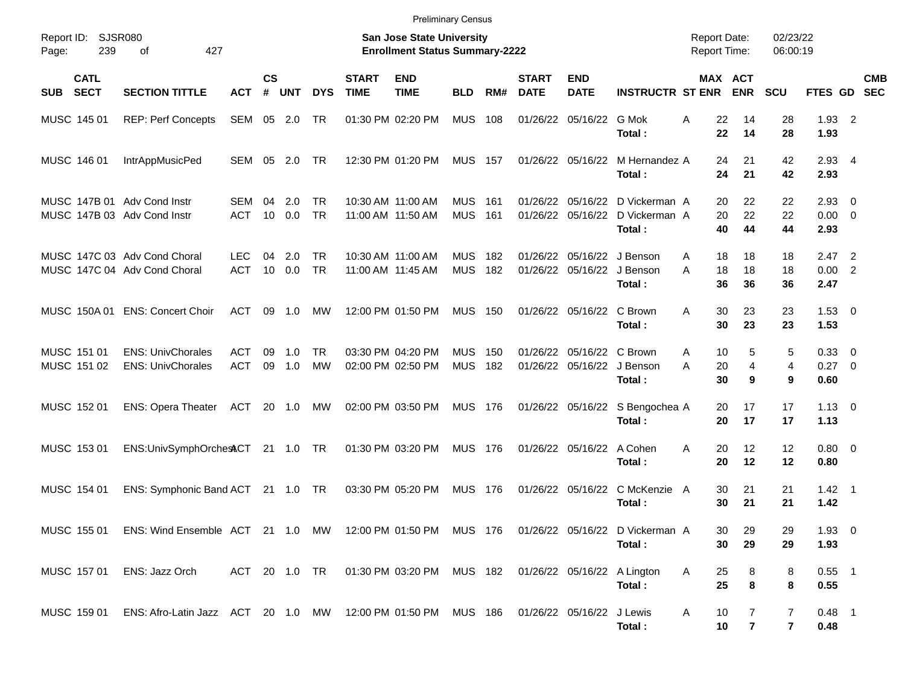Preliminary Census

Report ID: SJSR080

**San Jose State University**
**Enrollment Status Summary-2222**

Report Date: 02/23/22
Report Time: 06:00:19

| SUB | CATL SECT | SECTION TITTLE | ACT | CS # | UNT | DYS | START TIME | END TIME | BLD | RM# | START DATE | END DATE | INSTRUCTR | ST | MAX ENR | ACT ENR | SCU | FTES | GD | CMB SEC |
|---|---|---|---|---|---|---|---|---|---|---|---|---|---|---|---|---|---|---|---|---|
| MUSC | 145 01 | REP: Perf Concepts | SEM | 05 | 2.0 | TR | 01:30 PM | 02:20 PM | MUS | 108 | 01/26/22 | 05/16/22 | G Mok | A | 22 | 14 | 28 | 1.93 | 2 | |
| | | | | | | | | | | | | | **Total :** | | **22** | **14** | **28** | **1.93** | | |
| MUSC | 146 01 | IntrAppMusicPed | SEM | 05 | 2.0 | TR | 12:30 PM | 01:20 PM | MUS | 157 | 01/26/22 | 05/16/22 | M Hernandez | A | 24 | 21 | 42 | 2.93 | 4 | |
| | | | | | | | | | | | | | **Total :** | | **24** | **21** | **42** | **2.93** | | |
| MUSC | 147B 01 | Adv Cond Instr | SEM | 04 | 2.0 | TR | 10:30 AM | 11:00 AM | MUS | 161 | 01/26/22 | 05/16/22 | D Vickerman | A | 20 | 22 | 22 | 2.93 | 0 | |
| MUSC | 147B 03 | Adv Cond Instr | ACT | 10 | 0.0 | TR | 11:00 AM | 11:50 AM | MUS | 161 | 01/26/22 | 05/16/22 | D Vickerman | A | 20 | 22 | 22 | 0.00 | 0 | |
| | | | | | | | | | | | | | **Total :** | | **40** | **44** | **44** | **2.93** | | |
| MUSC | 147C 03 | Adv Cond Choral | LEC | 04 | 2.0 | TR | 10:30 AM | 11:00 AM | MUS | 182 | 01/26/22 | 05/16/22 | J Benson | A | 18 | 18 | 18 | 2.47 | 2 | |
| MUSC | 147C 04 | Adv Cond Choral | ACT | 10 | 0.0 | TR | 11:00 AM | 11:45 AM | MUS | 182 | 01/26/22 | 05/16/22 | J Benson | A | 18 | 18 | 18 | 0.00 | 2 | |
| | | | | | | | | | | | | | **Total :** | | **36** | **36** | **36** | **2.47** | | |
| MUSC | 150A 01 | ENS: Concert Choir | ACT | 09 | 1.0 | MW | 12:00 PM | 01:50 PM | MUS | 150 | 01/26/22 | 05/16/22 | C Brown | A | 30 | 23 | 23 | 1.53 | 0 | |
| | | | | | | | | | | | | | **Total :** | | **30** | **23** | **23** | **1.53** | | |
| MUSC | 151 01 | ENS: UnivChorales | ACT | 09 | 1.0 | TR | 03:30 PM | 04:20 PM | MUS | 150 | 01/26/22 | 05/16/22 | C Brown | A | 10 | 5 | 5 | 0.33 | 0 | |
| MUSC | 151 02 | ENS: UnivChorales | ACT | 09 | 1.0 | MW | 02:00 PM | 02:50 PM | MUS | 182 | 01/26/22 | 05/16/22 | J Benson | A | 20 | 4 | 4 | 0.27 | 0 | |
| | | | | | | | | | | | | | **Total :** | | **30** | **9** | **9** | **0.60** | | |
| MUSC | 152 01 | ENS: Opera Theater | ACT | 20 | 1.0 | MW | 02:00 PM | 03:50 PM | MUS | 176 | 01/26/22 | 05/16/22 | S Bengochea | A | 20 | 17 | 17 | 1.13 | 0 | |
| | | | | | | | | | | | | | **Total :** | | **20** | **17** | **17** | **1.13** | | |
| MUSC | 153 01 | ENS:UnivSymphOrchest | ACT | 21 | 1.0 | TR | 01:30 PM | 03:20 PM | MUS | 176 | 01/26/22 | 05/16/22 | A Cohen | A | 20 | 12 | 12 | 0.80 | 0 | |
| | | | | | | | | | | | | | **Total :** | | **20** | **12** | **12** | **0.80** | | |
| MUSC | 154 01 | ENS: Symphonic Band | ACT | 21 | 1.0 | TR | 03:30 PM | 05:20 PM | MUS | 176 | 01/26/22 | 05/16/22 | C McKenzie | A | 30 | 21 | 21 | 1.42 | 1 | |
| | | | | | | | | | | | | | **Total :** | | **30** | **21** | **21** | **1.42** | | |
| MUSC | 155 01 | ENS: Wind Ensemble | ACT | 21 | 1.0 | MW | 12:00 PM | 01:50 PM | MUS | 176 | 01/26/22 | 05/16/22 | D Vickerman | A | 30 | 29 | 29 | 1.93 | 0 | |
| | | | | | | | | | | | | | **Total :** | | **30** | **29** | **29** | **1.93** | | |
| MUSC | 157 01 | ENS: Jazz Orch | ACT | 20 | 1.0 | TR | 01:30 PM | 03:20 PM | MUS | 182 | 01/26/22 | 05/16/22 | A Lington | A | 25 | 8 | 8 | 0.55 | 1 | |
| | | | | | | | | | | | | | **Total :** | | **25** | **8** | **8** | **0.55** | | |
| MUSC | 159 01 | ENS: Afro-Latin Jazz | ACT | 20 | 1.0 | MW | 12:00 PM | 01:50 PM | MUS | 186 | 01/26/22 | 05/16/22 | J Lewis | A | 10 | 7 | 7 | 0.48 | 1 | |
| | | | | | | | | | | | | | **Total :** | | **10** | **7** | **7** | **0.48** | | |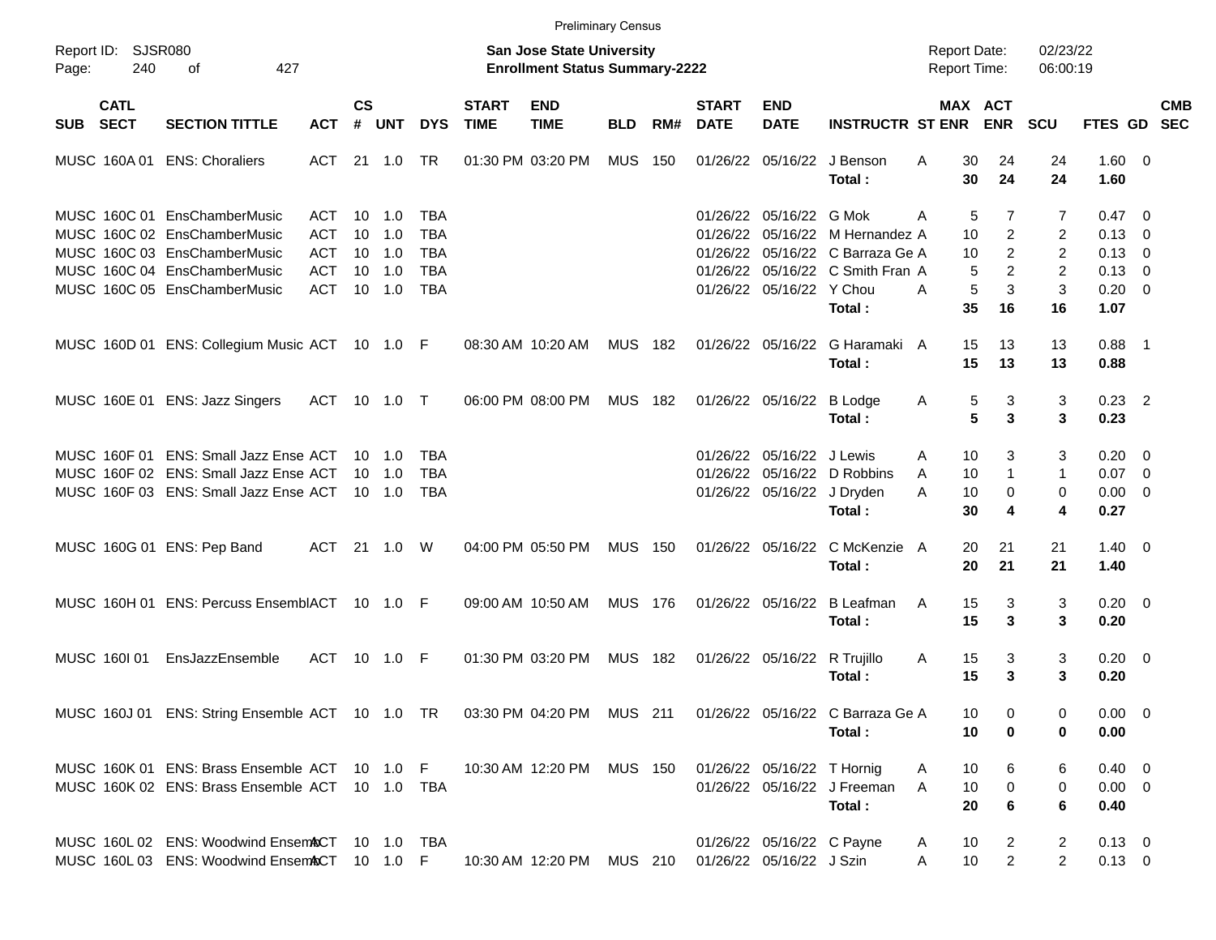Preliminary Census

Report ID: SJSR080
Page: 240 of 427

**San Jose State University**
**Enrollment Status Summary-2222**

Report Date: 02/23/22
Report Time: 06:00:19

| SUB | CATL SECT | SECTION TITTLE | ACT | CS # | UNT | DYS | START TIME | END TIME | BLD | RM# | START DATE | END DATE | INSTRUCTR | ST | MAX ENR | ACT ENR | SCU | FTES | GD | CMB SEC |
|---|---|---|---|---|---|---|---|---|---|---|---|---|---|---|---|---|---|---|---|---|
| MUSC | 160A 01 | ENS: Choraliers | ACT | 21 | 1.0 | TR | 01:30 PM | 03:20 PM | MUS | 150 | 01/26/22 | 05/16/22 | J Benson | A | 30 | 24 | 24 | 1.60 | 0 | |
| | | | | | | | | | | | | | **Total :** | | **30** | **24** | **24** | **1.60** | | |
| MUSC | 160C 01 | EnsChamberMusic | ACT | 10 | 1.0 | TBA | | | | | 01/26/22 | 05/16/22 | G Mok | A | 5 | 7 | 7 | 0.47 | 0 | |
| MUSC | 160C 02 | EnsChamberMusic | ACT | 10 | 1.0 | TBA | | | | | 01/26/22 | 05/16/22 | M Hernandez | A | 10 | 2 | 2 | 0.13 | 0 | |
| MUSC | 160C 03 | EnsChamberMusic | ACT | 10 | 1.0 | TBA | | | | | 01/26/22 | 05/16/22 | C Barraza Ge | A | 10 | 2 | 2 | 0.13 | 0 | |
| MUSC | 160C 04 | EnsChamberMusic | ACT | 10 | 1.0 | TBA | | | | | 01/26/22 | 05/16/22 | C Smith Fran | A | 5 | 2 | 2 | 0.13 | 0 | |
| MUSC | 160C 05 | EnsChamberMusic | ACT | 10 | 1.0 | TBA | | | | | 01/26/22 | 05/16/22 | Y Chou | A | 5 | 3 | 3 | 0.20 | 0 | |
| | | | | | | | | | | | | | **Total :** | | **35** | **16** | **16** | **1.07** | | |
| MUSC | 160D 01 | ENS: Collegium Music | ACT | 10 | 1.0 | F | 08:30 AM | 10:20 AM | MUS | 182 | 01/26/22 | 05/16/22 | G Haramaki | A | 15 | 13 | 13 | 0.88 | 1 | |
| | | | | | | | | | | | | | **Total :** | | **15** | **13** | **13** | **0.88** | | |
| MUSC | 160E 01 | ENS: Jazz Singers | ACT | 10 | 1.0 | T | 06:00 PM | 08:00 PM | MUS | 182 | 01/26/22 | 05/16/22 | B Lodge | A | 5 | 3 | 3 | 0.23 | 2 | |
| | | | | | | | | | | | | | **Total :** | | **5** | **3** | **3** | **0.23** | | |
| MUSC | 160F 01 | ENS: Small Jazz Ense | ACT | 10 | 1.0 | TBA | | | | | 01/26/22 | 05/16/22 | J Lewis | A | 10 | 3 | 3 | 0.20 | 0 | |
| MUSC | 160F 02 | ENS: Small Jazz Ense | ACT | 10 | 1.0 | TBA | | | | | 01/26/22 | 05/16/22 | D Robbins | A | 10 | 1 | 1 | 0.07 | 0 | |
| MUSC | 160F 03 | ENS: Small Jazz Ense | ACT | 10 | 1.0 | TBA | | | | | 01/26/22 | 05/16/22 | J Dryden | A | 10 | 0 | 0 | 0.00 | 0 | |
| | | | | | | | | | | | | | **Total :** | | **30** | **4** | **4** | **0.27** | | |
| MUSC | 160G 01 | ENS: Pep Band | ACT | 21 | 1.0 | W | 04:00 PM | 05:50 PM | MUS | 150 | 01/26/22 | 05/16/22 | C McKenzie | A | 20 | 21 | 21 | 1.40 | 0 | |
| | | | | | | | | | | | | | **Total :** | | **20** | **21** | **21** | **1.40** | | |
| MUSC | 160H 01 | ENS: Percuss Ensembl | ACT | 10 | 1.0 | F | 09:00 AM | 10:50 AM | MUS | 176 | 01/26/22 | 05/16/22 | B Leafman | A | 15 | 3 | 3 | 0.20 | 0 | |
| | | | | | | | | | | | | | **Total :** | | **15** | **3** | **3** | **0.20** | | |
| MUSC | 160I 01 | EnsJazzEnsemble | ACT | 10 | 1.0 | F | 01:30 PM | 03:20 PM | MUS | 182 | 01/26/22 | 05/16/22 | R Trujillo | A | 15 | 3 | 3 | 0.20 | 0 | |
| | | | | | | | | | | | | | **Total :** | | **15** | **3** | **3** | **0.20** | | |
| MUSC | 160J 01 | ENS: String Ensemble | ACT | 10 | 1.0 | TR | 03:30 PM | 04:20 PM | MUS | 211 | 01/26/22 | 05/16/22 | C Barraza Ge | A | 10 | 0 | 0 | 0.00 | 0 | |
| | | | | | | | | | | | | | **Total :** | | **10** | **0** | **0** | **0.00** | | |
| MUSC | 160K 01 | ENS: Brass Ensemble | ACT | 10 | 1.0 | F | 10:30 AM | 12:20 PM | MUS | 150 | 01/26/22 | 05/16/22 | T Hornig | A | 10 | 6 | 6 | 0.40 | 0 | |
| MUSC | 160K 02 | ENS: Brass Ensemble | ACT | 10 | 1.0 | TBA | | | | | 01/26/22 | 05/16/22 | J Freeman | A | 10 | 0 | 0 | 0.00 | 0 | |
| | | | | | | | | | | | | | **Total :** | | **20** | **6** | **6** | **0.40** | | |
| MUSC | 160L 02 | ENS: Woodwind Ensem | ACT | 10 | 1.0 | TBA | | | | | 01/26/22 | 05/16/22 | C Payne | A | 10 | 2 | 2 | 0.13 | 0 | |
| MUSC | 160L 03 | ENS: Woodwind Ensem | ACT | 10 | 1.0 | F | 10:30 AM | 12:20 PM | MUS | 210 | 01/26/22 | 05/16/22 | J Szin | A | 10 | 2 | 2 | 0.13 | 0 | |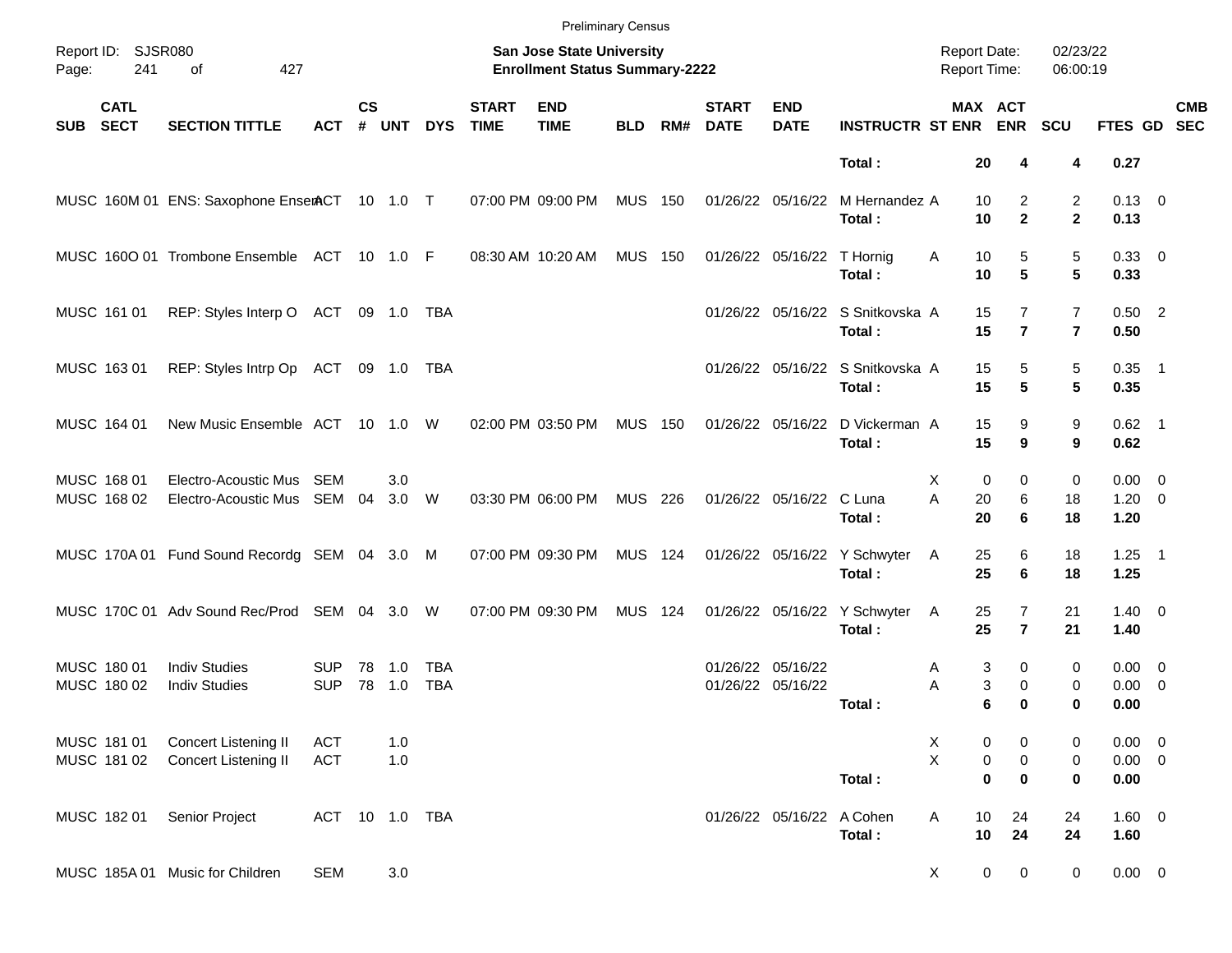Preliminary Census

Report ID: SJSR080
Page: 241 of 427

**San Jose State University**
**Enrollment Status Summary-2222**

Report Date: 02/23/22
Report Time: 06:00:19

| SUB | CATL SECT | SECTION TITTLE | ACT | CS # | UNT | DYS | START TIME | END TIME | BLD | RM# | START DATE | END DATE | INSTRUCTR | ST | MAX ENR | ACT ENR | SCU | FTES | GD | CMB SEC |
|---|---|---|---|---|---|---|---|---|---|---|---|---|---|---|---|---|---|---|---|---|
| | | | | | | | | | | | | | **Total :** | | **20** | **4** | **4** | **0.27** | | |
| MUSC | 160M 01 | ENS: Saxophone Ensem | ACT | 10 | 1.0 | T | 07:00 PM | 09:00 PM | MUS | 150 | 01/26/22 | 05/16/22 | M Hernandez | A | 10 | 2 | 2 | 0.13 | 0 | |
| | | | | | | | | | | | | | **Total :** | | **10** | **2** | **2** | **0.13** | | |
| MUSC | 160O 01 | Trombone Ensemble | ACT | 10 | 1.0 | F | 08:30 AM | 10:20 AM | MUS | 150 | 01/26/22 | 05/16/22 | T Hornig | A | 10 | 5 | 5 | 0.33 | 0 | |
| | | | | | | | | | | | | | **Total :** | | **10** | **5** | **5** | **0.33** | | |
| MUSC | 161 01 | REP: Styles Interp O | ACT | 09 | 1.0 | TBA | | | | | 01/26/22 | 05/16/22 | S Snitkovska | A | 15 | 7 | 7 | 0.50 | 2 | |
| | | | | | | | | | | | | | **Total :** | | **15** | **7** | **7** | **0.50** | | |
| MUSC | 163 01 | REP: Styles Intrp Op | ACT | 09 | 1.0 | TBA | | | | | 01/26/22 | 05/16/22 | S Snitkovska | A | 15 | 5 | 5 | 0.35 | 1 | |
| | | | | | | | | | | | | | **Total :** | | **15** | **5** | **5** | **0.35** | | |
| MUSC | 164 01 | New Music Ensemble | ACT | 10 | 1.0 | W | 02:00 PM | 03:50 PM | MUS | 150 | 01/26/22 | 05/16/22 | D Vickerman | A | 15 | 9 | 9 | 0.62 | 1 | |
| | | | | | | | | | | | | | **Total :** | | **15** | **9** | **9** | **0.62** | | |
| MUSC | 168 01 | Electro-Acoustic Mus | SEM | | 3.0 | | | | | | | | | X | 0 | 0 | 0 | 0.00 | 0 | |
| MUSC | 168 02 | Electro-Acoustic Mus | SEM | 04 | 3.0 | W | 03:30 PM | 06:00 PM | MUS | 226 | 01/26/22 | 05/16/22 | C Luna | A | 20 | 6 | 18 | 1.20 | 0 | |
| | | | | | | | | | | | | | **Total :** | | **20** | **6** | **18** | **1.20** | | |
| MUSC | 170A 01 | Fund Sound Recordg | SEM | 04 | 3.0 | M | 07:00 PM | 09:30 PM | MUS | 124 | 01/26/22 | 05/16/22 | Y Schwyter | A | 25 | 6 | 18 | 1.25 | 1 | |
| | | | | | | | | | | | | | **Total :** | | **25** | **6** | **18** | **1.25** | | |
| MUSC | 170C 01 | Adv Sound Rec/Prod | SEM | 04 | 3.0 | W | 07:00 PM | 09:30 PM | MUS | 124 | 01/26/22 | 05/16/22 | Y Schwyter | A | 25 | 7 | 21 | 1.40 | 0 | |
| | | | | | | | | | | | | | **Total :** | | **25** | **7** | **21** | **1.40** | | |
| MUSC | 180 01 | Indiv Studies | SUP | 78 | 1.0 | TBA | | | | | 01/26/22 | 05/16/22 | | A | 3 | 0 | 0 | 0.00 | 0 | |
| MUSC | 180 02 | Indiv Studies | SUP | 78 | 1.0 | TBA | | | | | 01/26/22 | 05/16/22 | | A | 3 | 0 | 0 | 0.00 | 0 | |
| | | | | | | | | | | | | | **Total :** | | **6** | **0** | **0** | **0.00** | | |
| MUSC | 181 01 | Concert Listening II | ACT | | 1.0 | | | | | | | | | X | 0 | 0 | 0 | 0.00 | 0 | |
| MUSC | 181 02 | Concert Listening II | ACT | | 1.0 | | | | | | | | | X | 0 | 0 | 0 | 0.00 | 0 | |
| | | | | | | | | | | | | | **Total :** | | **0** | **0** | **0** | **0.00** | | |
| MUSC | 182 01 | Senior Project | ACT | 10 | 1.0 | TBA | | | | | 01/26/22 | 05/16/22 | A Cohen | A | 10 | 24 | 24 | 1.60 | 0 | |
| | | | | | | | | | | | | | **Total :** | | **10** | **24** | **24** | **1.60** | | |
| MUSC | 185A 01 | Music for Children | SEM | | 3.0 | | | | | | | | | X | 0 | 0 | 0 | 0.00 | 0 | |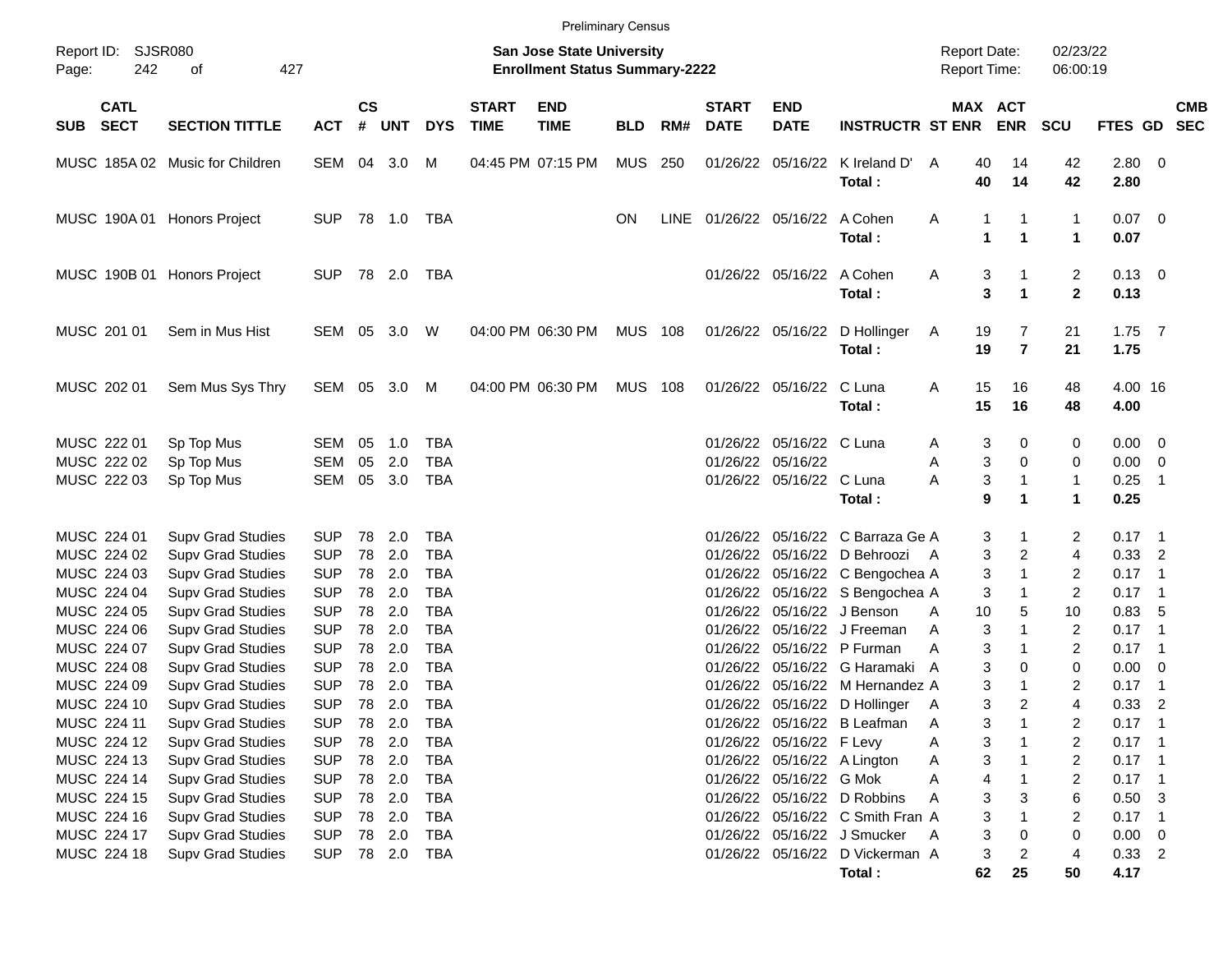Preliminary Census

Report ID: SJSR080

**San Jose State University**
**Enrollment Status Summary-2222**

Report Date: 02/23/22
Report Time: 06:00:19

| SUB | CATL SECT | SECTION TITTLE | ACT | CS # | UNT | DYS | START TIME | END TIME | BLD | RM# | START DATE | END DATE | INSTRUCTR | ST | MAX ENR | ACT ENR | SCU | FTES | GD | CMB SEC |
|---|---|---|---|---|---|---|---|---|---|---|---|---|---|---|---|---|---|---|---|---|
| MUSC | 185A 02 | Music for Children | SEM | 04 | 3.0 | M | 04:45 PM | 07:15 PM | MUS | 250 | 01/26/22 | 05/16/22 | K Ireland D' | A | 40 | 14 | 42 | 2.80 | 0 | |
| | | | | | | | | | | | | | **Total :** | | **40** | **14** | **42** | **2.80** | | |
| MUSC | 190A 01 | Honors Project | SUP | 78 | 1.0 | TBA | | | ON | LINE | 01/26/22 | 05/16/22 | A Cohen | A | 1 | 1 | 1 | 0.07 | 0 | |
| | | | | | | | | | | | | | **Total :** | | **1** | **1** | **1** | **0.07** | | |
| MUSC | 190B 01 | Honors Project | SUP | 78 | 2.0 | TBA | | | | | 01/26/22 | 05/16/22 | A Cohen | A | 3 | 1 | 2 | 0.13 | 0 | |
| | | | | | | | | | | | | | **Total :** | | **3** | **1** | **2** | **0.13** | | |
| MUSC | 201 01 | Sem in Mus Hist | SEM | 05 | 3.0 | W | 04:00 PM | 06:30 PM | MUS | 108 | 01/26/22 | 05/16/22 | D Hollinger | A | 19 | 7 | 21 | 1.75 | 7 | |
| | | | | | | | | | | | | | **Total :** | | **19** | **7** | **21** | **1.75** | | |
| MUSC | 202 01 | Sem Mus Sys Thry | SEM | 05 | 3.0 | M | 04:00 PM | 06:30 PM | MUS | 108 | 01/26/22 | 05/16/22 | C Luna | A | 15 | 16 | 48 | 4.00 | 16 | |
| | | | | | | | | | | | | | **Total :** | | **15** | **16** | **48** | **4.00** | | |
| MUSC | 222 01 | Sp Top Mus | SEM | 05 | 1.0 | TBA | | | | | 01/26/22 | 05/16/22 | C Luna | A | 3 | 0 | 0 | 0.00 | 0 | |
| MUSC | 222 02 | Sp Top Mus | SEM | 05 | 2.0 | TBA | | | | | 01/26/22 | 05/16/22 | | A | 3 | 0 | 0 | 0.00 | 0 | |
| MUSC | 222 03 | Sp Top Mus | SEM | 05 | 3.0 | TBA | | | | | 01/26/22 | 05/16/22 | C Luna | A | 3 | 1 | 1 | 0.25 | 1 | |
| | | | | | | | | | | | | | **Total :** | | **9** | **1** | **1** | **0.25** | | |
| MUSC | 224 01 | Supv Grad Studies | SUP | 78 | 2.0 | TBA | | | | | 01/26/22 | 05/16/22 | C Barraza Ge | A | 3 | 1 | 2 | 0.17 | 1 | |
| MUSC | 224 02 | Supv Grad Studies | SUP | 78 | 2.0 | TBA | | | | | 01/26/22 | 05/16/22 | D Behroozi | A | 3 | 2 | 4 | 0.33 | 2 | |
| MUSC | 224 03 | Supv Grad Studies | SUP | 78 | 2.0 | TBA | | | | | 01/26/22 | 05/16/22 | C Bengochea | A | 3 | 1 | 2 | 0.17 | 1 | |
| MUSC | 224 04 | Supv Grad Studies | SUP | 78 | 2.0 | TBA | | | | | 01/26/22 | 05/16/22 | S Bengochea | A | 3 | 1 | 2 | 0.17 | 1 | |
| MUSC | 224 05 | Supv Grad Studies | SUP | 78 | 2.0 | TBA | | | | | 01/26/22 | 05/16/22 | J Benson | A | 10 | 5 | 10 | 0.83 | 5 | |
| MUSC | 224 06 | Supv Grad Studies | SUP | 78 | 2.0 | TBA | | | | | 01/26/22 | 05/16/22 | J Freeman | A | 3 | 1 | 2 | 0.17 | 1 | |
| MUSC | 224 07 | Supv Grad Studies | SUP | 78 | 2.0 | TBA | | | | | 01/26/22 | 05/16/22 | P Furman | A | 3 | 1 | 2 | 0.17 | 1 | |
| MUSC | 224 08 | Supv Grad Studies | SUP | 78 | 2.0 | TBA | | | | | 01/26/22 | 05/16/22 | G Haramaki | A | 3 | 0 | 0 | 0.00 | 0 | |
| MUSC | 224 09 | Supv Grad Studies | SUP | 78 | 2.0 | TBA | | | | | 01/26/22 | 05/16/22 | M Hernandez | A | 3 | 1 | 2 | 0.17 | 1 | |
| MUSC | 224 10 | Supv Grad Studies | SUP | 78 | 2.0 | TBA | | | | | 01/26/22 | 05/16/22 | D Hollinger | A | 3 | 2 | 4 | 0.33 | 2 | |
| MUSC | 224 11 | Supv Grad Studies | SUP | 78 | 2.0 | TBA | | | | | 01/26/22 | 05/16/22 | B Leafman | A | 3 | 1 | 2 | 0.17 | 1 | |
| MUSC | 224 12 | Supv Grad Studies | SUP | 78 | 2.0 | TBA | | | | | 01/26/22 | 05/16/22 | F Levy | A | 3 | 1 | 2 | 0.17 | 1 | |
| MUSC | 224 13 | Supv Grad Studies | SUP | 78 | 2.0 | TBA | | | | | 01/26/22 | 05/16/22 | A Lington | A | 3 | 1 | 2 | 0.17 | 1 | |
| MUSC | 224 14 | Supv Grad Studies | SUP | 78 | 2.0 | TBA | | | | | 01/26/22 | 05/16/22 | G Mok | A | 4 | 1 | 2 | 0.17 | 1 | |
| MUSC | 224 15 | Supv Grad Studies | SUP | 78 | 2.0 | TBA | | | | | 01/26/22 | 05/16/22 | D Robbins | A | 3 | 3 | 6 | 0.50 | 3 | |
| MUSC | 224 16 | Supv Grad Studies | SUP | 78 | 2.0 | TBA | | | | | 01/26/22 | 05/16/22 | C Smith Fran | A | 3 | 1 | 2 | 0.17 | 1 | |
| MUSC | 224 17 | Supv Grad Studies | SUP | 78 | 2.0 | TBA | | | | | 01/26/22 | 05/16/22 | J Smucker | A | 3 | 0 | 0 | 0.00 | 0 | |
| MUSC | 224 18 | Supv Grad Studies | SUP | 78 | 2.0 | TBA | | | | | 01/26/22 | 05/16/22 | D Vickerman | A | 3 | 2 | 4 | 0.33 | 2 | |
| | | | | | | | | | | | | | **Total :** | | **62** | **25** | **50** | **4.17** | | |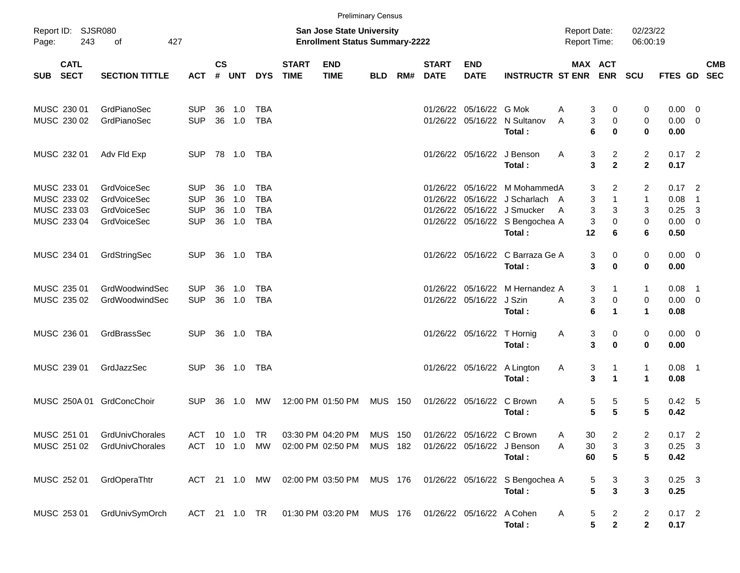Preliminary Census

Report ID: SJSR080

**San Jose State University**
**Enrollment Status Summary-2222**

Report Date: 02/23/22
Report Time: 06:00:19

| SUB | CATL SECT | SECTION TITTLE | ACT | CS # | UNT | DYS | START TIME | END TIME | BLD | RM# | START DATE | END DATE | INSTRUCTR | ST | MAX ENR | ACT ENR | SCU | FTES | GD | CMB SEC |
|---|---|---|---|---|---|---|---|---|---|---|---|---|---|---|---|---|---|---|---|---|
| MUSC | 230 01 | GrdPianoSec | SUP | 36 | 1.0 | TBA | | | | | 01/26/22 | 05/16/22 | G Mok | A | 3 | 0 | 0 | 0.00 | 0 | |
| MUSC | 230 02 | GrdPianoSec | SUP | 36 | 1.0 | TBA | | | | | 01/26/22 | 05/16/22 | N Sultanov | A | 3 | 0 | 0 | 0.00 | 0 | |
| | | | | | | | | | | | | | **Total :** | | **6** | **0** | **0** | **0.00** | | |
| MUSC | 232 01 | Adv Fld Exp | SUP | 78 | 1.0 | TBA | | | | | 01/26/22 | 05/16/22 | J Benson | A | 3 | 2 | 2 | 0.17 | 2 | |
| | | | | | | | | | | | | | **Total :** | | **3** | **2** | **2** | **0.17** | | |
| MUSC | 233 01 | GrdVoiceSec | SUP | 36 | 1.0 | TBA | | | | | 01/26/22 | 05/16/22 | M Mohammed | A | 3 | 2 | 2 | 0.17 | 2 | |
| MUSC | 233 02 | GrdVoiceSec | SUP | 36 | 1.0 | TBA | | | | | 01/26/22 | 05/16/22 | J Scharlach | A | 3 | 1 | 1 | 0.08 | 1 | |
| MUSC | 233 03 | GrdVoiceSec | SUP | 36 | 1.0 | TBA | | | | | 01/26/22 | 05/16/22 | J Smucker | A | 3 | 3 | 3 | 0.25 | 3 | |
| MUSC | 233 04 | GrdVoiceSec | SUP | 36 | 1.0 | TBA | | | | | 01/26/22 | 05/16/22 | S Bengochea | A | 3 | 0 | 0 | 0.00 | 0 | |
| | | | | | | | | | | | | | **Total :** | | **12** | **6** | **6** | **0.50** | | |
| MUSC | 234 01 | GrdStringSec | SUP | 36 | 1.0 | TBA | | | | | 01/26/22 | 05/16/22 | C Barraza Ge | A | 3 | 0 | 0 | 0.00 | 0 | |
| | | | | | | | | | | | | | **Total :** | | **3** | **0** | **0** | **0.00** | | |
| MUSC | 235 01 | GrdWoodwindSec | SUP | 36 | 1.0 | TBA | | | | | 01/26/22 | 05/16/22 | M Hernandez | A | 3 | 1 | 1 | 0.08 | 1 | |
| MUSC | 235 02 | GrdWoodwindSec | SUP | 36 | 1.0 | TBA | | | | | 01/26/22 | 05/16/22 | J Szin | A | 3 | 0 | 0 | 0.00 | 0 | |
| | | | | | | | | | | | | | **Total :** | | **6** | **1** | **1** | **0.08** | | |
| MUSC | 236 01 | GrdBrassSec | SUP | 36 | 1.0 | TBA | | | | | 01/26/22 | 05/16/22 | T Hornig | A | 3 | 0 | 0 | 0.00 | 0 | |
| | | | | | | | | | | | | | **Total :** | | **3** | **0** | **0** | **0.00** | | |
| MUSC | 239 01 | GrdJazzSec | SUP | 36 | 1.0 | TBA | | | | | 01/26/22 | 05/16/22 | A Lington | A | 3 | 1 | 1 | 0.08 | 1 | |
| | | | | | | | | | | | | | **Total :** | | **3** | **1** | **1** | **0.08** | | |
| MUSC | 250A 01 | GrdConcChoir | SUP | 36 | 1.0 | MW | 12:00 PM | 01:50 PM | MUS | 150 | 01/26/22 | 05/16/22 | C Brown | A | 5 | 5 | 5 | 0.42 | 5 | |
| | | | | | | | | | | | | | **Total :** | | **5** | **5** | **5** | **0.42** | | |
| MUSC | 251 01 | GrdUnivChorales | ACT | 10 | 1.0 | TR | 03:30 PM | 04:20 PM | MUS | 150 | 01/26/22 | 05/16/22 | C Brown | A | 30 | 2 | 2 | 0.17 | 2 | |
| MUSC | 251 02 | GrdUnivChorales | ACT | 10 | 1.0 | MW | 02:00 PM | 02:50 PM | MUS | 182 | 01/26/22 | 05/16/22 | J Benson | A | 30 | 3 | 3 | 0.25 | 3 | |
| | | | | | | | | | | | | | **Total :** | | **60** | **5** | **5** | **0.42** | | |
| MUSC | 252 01 | GrdOperaThtr | ACT | 21 | 1.0 | MW | 02:00 PM | 03:50 PM | MUS | 176 | 01/26/22 | 05/16/22 | S Bengochea | A | 5 | 3 | 3 | 0.25 | 3 | |
| | | | | | | | | | | | | | **Total :** | | **5** | **3** | **3** | **0.25** | | |
| MUSC | 253 01 | GrdUnivSymOrch | ACT | 21 | 1.0 | TR | 01:30 PM | 03:20 PM | MUS | 176 | 01/26/22 | 05/16/22 | A Cohen | A | 5 | 2 | 2 | 0.17 | 2 | |
| | | | | | | | | | | | | | **Total :** | | **5** | **2** | **2** | **0.17** | | |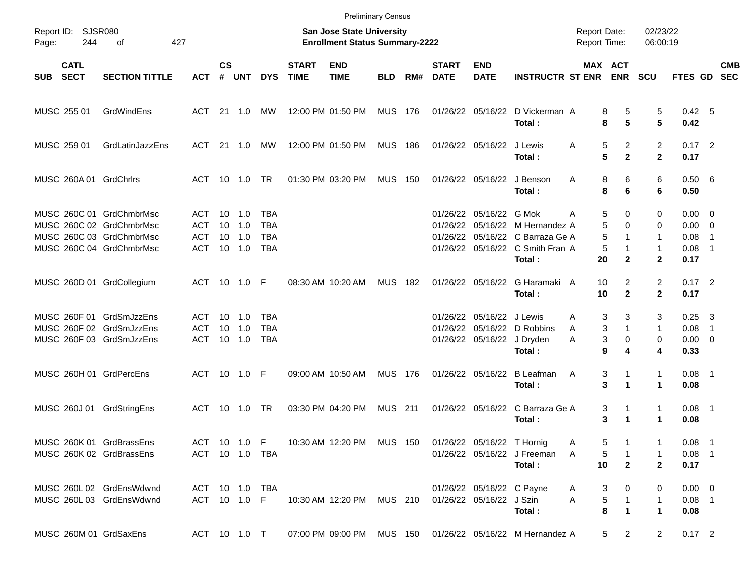Preliminary Census

Report ID: SJSR080

**San Jose State University**
**Enrollment Status Summary-2222**

Report Date: 02/23/22
Report Time: 06:00:19

| SUB | CATL SECT | SECTION TITTLE | ACT | CS # | UNT | DYS | START TIME | END TIME | BLD | RM# | START DATE | END DATE | INSTRUCTR | ST | MAX ENR | ACT ENR | SCU | FTES | GD | CMB SEC |
|---|---|---|---|---|---|---|---|---|---|---|---|---|---|---|---|---|---|---|---|---|
| MUSC | 255 01 | GrdWindEns | ACT | 21 | 1.0 | MW | 12:00 PM | 01:50 PM | MUS | 176 | 01/26/22 | 05/16/22 | D Vickerman | A | 8 | 5 | 5 | 0.42 | 5 | |
| | | | | | | | | | | | | | **Total :** | | **8** | **5** | **5** | **0.42** | | |
| MUSC | 259 01 | GrdLatinJazzEns | ACT | 21 | 1.0 | MW | 12:00 PM | 01:50 PM | MUS | 186 | 01/26/22 | 05/16/22 | J Lewis | A | 5 | 2 | 2 | 0.17 | 2 | |
| | | | | | | | | | | | | | **Total :** | | **5** | **2** | **2** | **0.17** | | |
| MUSC | 260A 01 | GrdChrlrs | ACT | 10 | 1.0 | TR | 01:30 PM | 03:20 PM | MUS | 150 | 01/26/22 | 05/16/22 | J Benson | A | 8 | 6 | 6 | 0.50 | 6 | |
| | | | | | | | | | | | | | **Total :** | | **8** | **6** | **6** | **0.50** | | |
| MUSC | 260C 01 | GrdChmbrMsc | ACT | 10 | 1.0 | TBA | | | | | 01/26/22 | 05/16/22 | G Mok | A | 5 | 0 | 0 | 0.00 | 0 | |
| MUSC | 260C 02 | GrdChmbrMsc | ACT | 10 | 1.0 | TBA | | | | | 01/26/22 | 05/16/22 | M Hernandez | A | 5 | 0 | 0 | 0.00 | 0 | |
| MUSC | 260C 03 | GrdChmbrMsc | ACT | 10 | 1.0 | TBA | | | | | 01/26/22 | 05/16/22 | C Barraza Ge | A | 5 | 1 | 1 | 0.08 | 1 | |
| MUSC | 260C 04 | GrdChmbrMsc | ACT | 10 | 1.0 | TBA | | | | | 01/26/22 | 05/16/22 | C Smith Fran | A | 5 | 1 | 1 | 0.08 | 1 | |
| | | | | | | | | | | | | | **Total :** | | **20** | **2** | **2** | **0.17** | | |
| MUSC | 260D 01 | GrdCollegium | ACT | 10 | 1.0 | F | 08:30 AM | 10:20 AM | MUS | 182 | 01/26/22 | 05/16/22 | G Haramaki | A | 10 | 2 | 2 | 0.17 | 2 | |
| | | | | | | | | | | | | | **Total :** | | **10** | **2** | **2** | **0.17** | | |
| MUSC | 260F 01 | GrdSmJzzEns | ACT | 10 | 1.0 | TBA | | | | | 01/26/22 | 05/16/22 | J Lewis | A | 3 | 3 | 3 | 0.25 | 3 | |
| MUSC | 260F 02 | GrdSmJzzEns | ACT | 10 | 1.0 | TBA | | | | | 01/26/22 | 05/16/22 | D Robbins | A | 3 | 1 | 1 | 0.08 | 1 | |
| MUSC | 260F 03 | GrdSmJzzEns | ACT | 10 | 1.0 | TBA | | | | | 01/26/22 | 05/16/22 | J Dryden | A | 3 | 0 | 0 | 0.00 | 0 | |
| | | | | | | | | | | | | | **Total :** | | **9** | **4** | **4** | **0.33** | | |
| MUSC | 260H 01 | GrdPercEns | ACT | 10 | 1.0 | F | 09:00 AM | 10:50 AM | MUS | 176 | 01/26/22 | 05/16/22 | B Leafman | A | 3 | 1 | 1 | 0.08 | 1 | |
| | | | | | | | | | | | | | **Total :** | | **3** | **1** | **1** | **0.08** | | |
| MUSC | 260J 01 | GrdStringEns | ACT | 10 | 1.0 | TR | 03:30 PM | 04:20 PM | MUS | 211 | 01/26/22 | 05/16/22 | C Barraza Ge | A | 3 | 1 | 1 | 0.08 | 1 | |
| | | | | | | | | | | | | | **Total :** | | **3** | **1** | **1** | **0.08** | | |
| MUSC | 260K 01 | GrdBrassEns | ACT | 10 | 1.0 | F | 10:30 AM | 12:20 PM | MUS | 150 | 01/26/22 | 05/16/22 | T Hornig | A | 5 | 1 | 1 | 0.08 | 1 | |
| MUSC | 260K 02 | GrdBrassEns | ACT | 10 | 1.0 | TBA | | | | | 01/26/22 | 05/16/22 | J Freeman | A | 5 | 1 | 1 | 0.08 | 1 | |
| | | | | | | | | | | | | | **Total :** | | **10** | **2** | **2** | **0.17** | | |
| MUSC | 260L 02 | GrdEnsWdwnd | ACT | 10 | 1.0 | TBA | | | | | 01/26/22 | 05/16/22 | C Payne | A | 3 | 0 | 0 | 0.00 | 0 | |
| MUSC | 260L 03 | GrdEnsWdwnd | ACT | 10 | 1.0 | F | 10:30 AM | 12:20 PM | MUS | 210 | 01/26/22 | 05/16/22 | J Szin | A | 5 | 1 | 1 | 0.08 | 1 | |
| | | | | | | | | | | | | | **Total :** | | **8** | **1** | **1** | **0.08** | | |
| MUSC | 260M 01 | GrdSaxEns | ACT | 10 | 1.0 | T | 07:00 PM | 09:00 PM | MUS | 150 | 01/26/22 | 05/16/22 | M Hernandez | A | 5 | 2 | 2 | 0.17 | 2 | |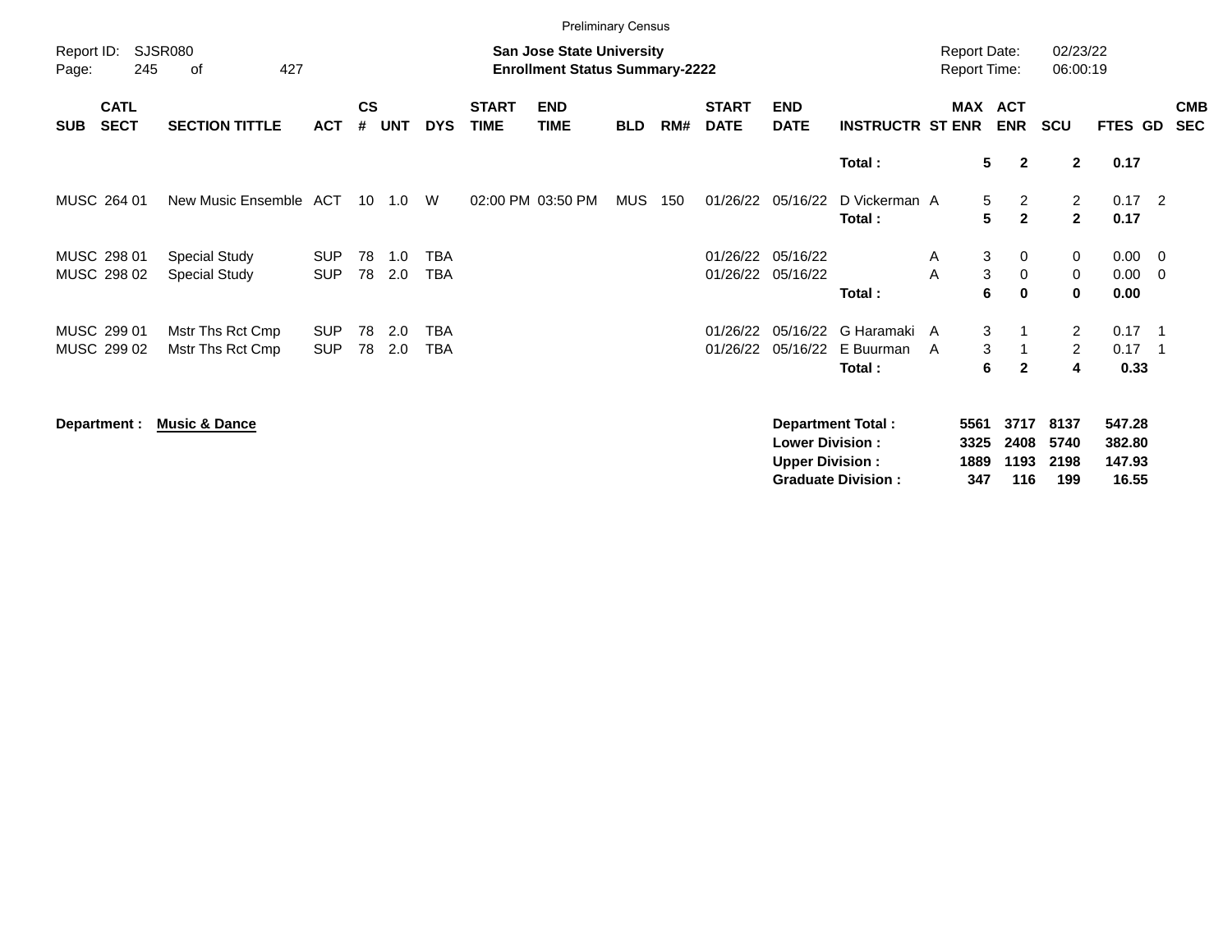Preliminary Census

Report ID: SJSR080
Page: 245 of 427

**San Jose State University**
**Enrollment Status Summary-2222**

Report Date: 02/23/22
Report Time: 06:00:19

| SUB | CATL SECT | SECTION TITTLE | ACT | CS # | UNT | DYS | START TIME | END TIME | BLD | RM# | START DATE | END DATE | INSTRUCTR | ST | MAX ENR | ACT ENR | SCU | FTES | GD | CMB SEC |
|---|---|---|---|---|---|---|---|---|---|---|---|---|---|---|---|---|---|---|---|---|
| | | | | | | | | | | | | | **Total :** | | **5** | **2** | **2** | **0.17** | | |
| MUSC | 264 01 | New Music Ensemble | ACT | 10 | 1.0 | W | 02:00 PM | 03:50 PM | MUS | 150 | 01/26/22 | 05/16/22 | D Vickerman | A | 5 | 2 | 2 | 0.17 | 2 | |
| | | | | | | | | | | | | | **Total :** | | **5** | **2** | **2** | **0.17** | | |
| MUSC | 298 01 | Special Study | SUP | 78 | 1.0 | TBA | | | | | 01/26/22 | 05/16/22 | | A | 3 | 0 | 0 | 0.00 | 0 | |
| MUSC | 298 02 | Special Study | SUP | 78 | 2.0 | TBA | | | | | 01/26/22 | 05/16/22 | | A | 3 | 0 | 0 | 0.00 | 0 | |
| | | | | | | | | | | | | | **Total :** | | **6** | **0** | **0** | **0.00** | | |
| MUSC | 299 01 | Mstr Ths Rct Cmp | SUP | 78 | 2.0 | TBA | | | | | 01/26/22 | 05/16/22 | G Haramaki | A | 3 | 1 | 2 | 0.17 | 1 | |
| MUSC | 299 02 | Mstr Ths Rct Cmp | SUP | 78 | 2.0 | TBA | | | | | 01/26/22 | 05/16/22 | E Buurman | A | 3 | 1 | 2 | 0.17 | 1 | |
| | | | | | | | | | | | | | **Total :** | | **6** | **2** | **4** | **0.33** | | |

**Department :** **Music & Dance**

| | MAX ENR | ACT ENR | SCU | FTES |
|---|---|---|---|---|
| **Department Total :** | **5561** | **3717** | **8137** | **547.28** |
| **Lower Division :** | **3325** | **2408** | **5740** | **382.80** |
| **Upper Division :** | **1889** | **1193** | **2198** | **147.93** |
| **Graduate Division :** | **347** | **116** | **199** | **16.55** |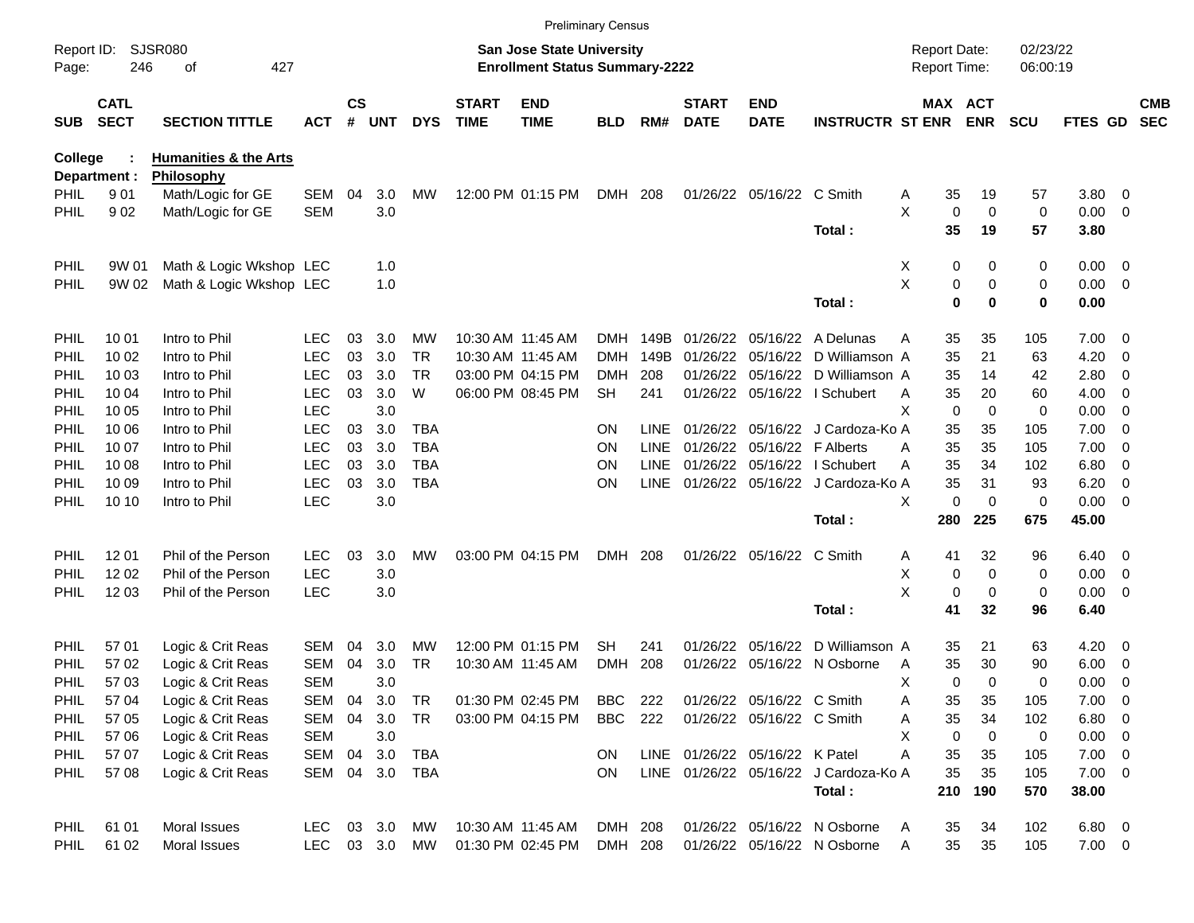Preliminary Census

Report ID: SJSR080
Page: 246 of 427

**San Jose State University**
**Enrollment Status Summary-2222**

Report Date: 02/23/22
Report Time: 06:00:19

**College : Humanities & the Arts**
**Department : Philosophy**

| SUB | CATL SECT | SECTION TITTLE | ACT | CS # | UNT | DYS | START TIME | END TIME | BLD | RM# | START DATE | END DATE | INSTRUCTR | ST | MAX ENR | ACT ENR | SCU | FTES | GD | CMB SEC |
|---|---|---|---|---|---|---|---|---|---|---|---|---|---|---|---|---|---|---|---|---|
| PHIL | 9 01 | Math/Logic for GE | SEM | 04 | 3.0 | MW | 12:00 PM | 01:15 PM | DMH | 208 | 01/26/22 | 05/16/22 | C Smith | A | 35 | 19 | 57 | 3.80 | 0 | |
| PHIL | 9 02 | Math/Logic for GE | SEM | | 3.0 | | | | | | | | | X | 0 | 0 | 0 | 0.00 | 0 | |
| | | | | | | | | | | | | | **Total :** | | **35** | **19** | **57** | **3.80** | | |
| PHIL | 9W 01 | Math & Logic Wkshop | LEC | | 1.0 | | | | | | | | | X | 0 | 0 | 0 | 0.00 | 0 | |
| PHIL | 9W 02 | Math & Logic Wkshop | LEC | | 1.0 | | | | | | | | | X | 0 | 0 | 0 | 0.00 | 0 | |
| | | | | | | | | | | | | | **Total :** | | **0** | **0** | **0** | **0.00** | | |
| PHIL | 10 01 | Intro to Phil | LEC | 03 | 3.0 | MW | 10:30 AM | 11:45 AM | DMH | 149B | 01/26/22 | 05/16/22 | A Delunas | A | 35 | 35 | 105 | 7.00 | 0 | |
| PHIL | 10 02 | Intro to Phil | LEC | 03 | 3.0 | TR | 10:30 AM | 11:45 AM | DMH | 149B | 01/26/22 | 05/16/22 | D Williamson | A | 35 | 21 | 63 | 4.20 | 0 | |
| PHIL | 10 03 | Intro to Phil | LEC | 03 | 3.0 | TR | 03:00 PM | 04:15 PM | DMH | 208 | 01/26/22 | 05/16/22 | D Williamson | A | 35 | 14 | 42 | 2.80 | 0 | |
| PHIL | 10 04 | Intro to Phil | LEC | 03 | 3.0 | W | 06:00 PM | 08:45 PM | SH | 241 | 01/26/22 | 05/16/22 | I Schubert | A | 35 | 20 | 60 | 4.00 | 0 | |
| PHIL | 10 05 | Intro to Phil | LEC | | 3.0 | | | | | | | | | X | 0 | 0 | 0 | 0.00 | 0 | |
| PHIL | 10 06 | Intro to Phil | LEC | 03 | 3.0 | TBA | | | ON | LINE | 01/26/22 | 05/16/22 | J Cardoza-Ko | A | 35 | 35 | 105 | 7.00 | 0 | |
| PHIL | 10 07 | Intro to Phil | LEC | 03 | 3.0 | TBA | | | ON | LINE | 01/26/22 | 05/16/22 | F Alberts | A | 35 | 35 | 105 | 7.00 | 0 | |
| PHIL | 10 08 | Intro to Phil | LEC | 03 | 3.0 | TBA | | | ON | LINE | 01/26/22 | 05/16/22 | I Schubert | A | 35 | 34 | 102 | 6.80 | 0 | |
| PHIL | 10 09 | Intro to Phil | LEC | 03 | 3.0 | TBA | | | ON | LINE | 01/26/22 | 05/16/22 | J Cardoza-Ko | A | 35 | 31 | 93 | 6.20 | 0 | |
| PHIL | 10 10 | Intro to Phil | LEC | | 3.0 | | | | | | | | | X | 0 | 0 | 0 | 0.00 | 0 | |
| | | | | | | | | | | | | | **Total :** | | **280** | **225** | **675** | **45.00** | | |
| PHIL | 12 01 | Phil of the Person | LEC | 03 | 3.0 | MW | 03:00 PM | 04:15 PM | DMH | 208 | 01/26/22 | 05/16/22 | C Smith | A | 41 | 32 | 96 | 6.40 | 0 | |
| PHIL | 12 02 | Phil of the Person | LEC | | 3.0 | | | | | | | | | X | 0 | 0 | 0 | 0.00 | 0 | |
| PHIL | 12 03 | Phil of the Person | LEC | | 3.0 | | | | | | | | | X | 0 | 0 | 0 | 0.00 | 0 | |
| | | | | | | | | | | | | | **Total :** | | **41** | **32** | **96** | **6.40** | | |
| PHIL | 57 01 | Logic & Crit Reas | SEM | 04 | 3.0 | MW | 12:00 PM | 01:15 PM | SH | 241 | 01/26/22 | 05/16/22 | D Williamson | A | 35 | 21 | 63 | 4.20 | 0 | |
| PHIL | 57 02 | Logic & Crit Reas | SEM | 04 | 3.0 | TR | 10:30 AM | 11:45 AM | DMH | 208 | 01/26/22 | 05/16/22 | N Osborne | A | 35 | 30 | 90 | 6.00 | 0 | |
| PHIL | 57 03 | Logic & Crit Reas | SEM | | 3.0 | | | | | | | | | X | 0 | 0 | 0 | 0.00 | 0 | |
| PHIL | 57 04 | Logic & Crit Reas | SEM | 04 | 3.0 | TR | 01:30 PM | 02:45 PM | BBC | 222 | 01/26/22 | 05/16/22 | C Smith | A | 35 | 35 | 105 | 7.00 | 0 | |
| PHIL | 57 05 | Logic & Crit Reas | SEM | 04 | 3.0 | TR | 03:00 PM | 04:15 PM | BBC | 222 | 01/26/22 | 05/16/22 | C Smith | A | 35 | 34 | 102 | 6.80 | 0 | |
| PHIL | 57 06 | Logic & Crit Reas | SEM | | 3.0 | | | | | | | | | X | 0 | 0 | 0 | 0.00 | 0 | |
| PHIL | 57 07 | Logic & Crit Reas | SEM | 04 | 3.0 | TBA | | | ON | LINE | 01/26/22 | 05/16/22 | K Patel | A | 35 | 35 | 105 | 7.00 | 0 | |
| PHIL | 57 08 | Logic & Crit Reas | SEM | 04 | 3.0 | TBA | | | ON | LINE | 01/26/22 | 05/16/22 | J Cardoza-Ko | A | 35 | 35 | 105 | 7.00 | 0 | |
| | | | | | | | | | | | | | **Total :** | | **210** | **190** | **570** | **38.00** | | |
| PHIL | 61 01 | Moral Issues | LEC | 03 | 3.0 | MW | 10:30 AM | 11:45 AM | DMH | 208 | 01/26/22 | 05/16/22 | N Osborne | A | 35 | 34 | 102 | 6.80 | 0 | |
| PHIL | 61 02 | Moral Issues | LEC | 03 | 3.0 | MW | 01:30 PM | 02:45 PM | DMH | 208 | 01/26/22 | 05/16/22 | N Osborne | A | 35 | 35 | 105 | 7.00 | 0 | |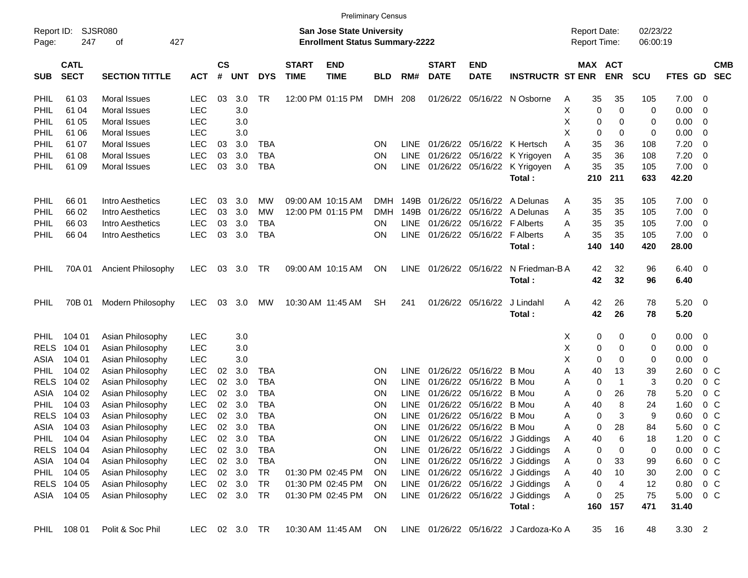Preliminary Census

Report ID: SJSR080

**San Jose State University**
**Enrollment Status Summary-2222**

Report Date: 02/23/22
Report Time: 06:00:19

| SUB | CATL SECT | SECTION TITTLE | ACT | CS # | UNT | DYS | START TIME | END TIME | BLD | RM# | START DATE | END DATE | INSTRUCTR | ST | MAX ENR | ACT ENR | SCU | FTES | GD | CMB SEC |
|---|---|---|---|---|---|---|---|---|---|---|---|---|---|---|---|---|---|---|---|---|
| PHIL | 61 03 | Moral Issues | LEC | 03 | 3.0 | TR | 12:00 PM | 01:15 PM | DMH | 208 | 01/26/22 | 05/16/22 | N Osborne | A | 35 | 35 | 105 | 7.00 | 0 | |
| PHIL | 61 04 | Moral Issues | LEC | | 3.0 | | | | | | | | | X | 0 | 0 | 0 | 0.00 | 0 | |
| PHIL | 61 05 | Moral Issues | LEC | | 3.0 | | | | | | | | | X | 0 | 0 | 0 | 0.00 | 0 | |
| PHIL | 61 06 | Moral Issues | LEC | | 3.0 | | | | | | | | | X | 0 | 0 | 0 | 0.00 | 0 | |
| PHIL | 61 07 | Moral Issues | LEC | 03 | 3.0 | TBA | | | ON | LINE | 01/26/22 | 05/16/22 | K Hertsch | A | 35 | 36 | 108 | 7.20 | 0 | |
| PHIL | 61 08 | Moral Issues | LEC | 03 | 3.0 | TBA | | | ON | LINE | 01/26/22 | 05/16/22 | K Yrigoyen | A | 35 | 36 | 108 | 7.20 | 0 | |
| PHIL | 61 09 | Moral Issues | LEC | 03 | 3.0 | TBA | | | ON | LINE | 01/26/22 | 05/16/22 | K Yrigoyen | A | 35 | 35 | 105 | 7.00 | 0 | |
| | | | | | | | | | | | | | **Total :** | | **210** | **211** | **633** | **42.20** | | |
| PHIL | 66 01 | Intro Aesthetics | LEC | 03 | 3.0 | MW | 09:00 AM | 10:15 AM | DMH | 149B | 01/26/22 | 05/16/22 | A Delunas | A | 35 | 35 | 105 | 7.00 | 0 | |
| PHIL | 66 02 | Intro Aesthetics | LEC | 03 | 3.0 | MW | 12:00 PM | 01:15 PM | DMH | 149B | 01/26/22 | 05/16/22 | A Delunas | A | 35 | 35 | 105 | 7.00 | 0 | |
| PHIL | 66 03 | Intro Aesthetics | LEC | 03 | 3.0 | TBA | | | ON | LINE | 01/26/22 | 05/16/22 | F Alberts | A | 35 | 35 | 105 | 7.00 | 0 | |
| PHIL | 66 04 | Intro Aesthetics | LEC | 03 | 3.0 | TBA | | | ON | LINE | 01/26/22 | 05/16/22 | F Alberts | A | 35 | 35 | 105 | 7.00 | 0 | |
| | | | | | | | | | | | | | **Total :** | | **140** | **140** | **420** | **28.00** | | |
| PHIL | 70A 01 | Ancient Philosophy | LEC | 03 | 3.0 | TR | 09:00 AM | 10:15 AM | ON | LINE | 01/26/22 | 05/16/22 | N Friedman-B | A | 42 | 32 | 96 | 6.40 | 0 | |
| | | | | | | | | | | | | | **Total :** | | **42** | **32** | **96** | **6.40** | | |
| PHIL | 70B 01 | Modern Philosophy | LEC | 03 | 3.0 | MW | 10:30 AM | 11:45 AM | SH | 241 | 01/26/22 | 05/16/22 | J Lindahl | A | 42 | 26 | 78 | 5.20 | 0 | |
| | | | | | | | | | | | | | **Total :** | | **42** | **26** | **78** | **5.20** | | |
| PHIL | 104 01 | Asian Philosophy | LEC | | 3.0 | | | | | | | | | X | 0 | 0 | 0 | 0.00 | 0 | |
| RELS | 104 01 | Asian Philosophy | LEC | | 3.0 | | | | | | | | | X | 0 | 0 | 0 | 0.00 | 0 | |
| ASIA | 104 01 | Asian Philosophy | LEC | | 3.0 | | | | | | | | | X | 0 | 0 | 0 | 0.00 | 0 | |
| PHIL | 104 02 | Asian Philosophy | LEC | 02 | 3.0 | TBA | | | ON | LINE | 01/26/22 | 05/16/22 | B Mou | A | 40 | 13 | 39 | 2.60 | 0 | C |
| RELS | 104 02 | Asian Philosophy | LEC | 02 | 3.0 | TBA | | | ON | LINE | 01/26/22 | 05/16/22 | B Mou | A | 0 | 1 | 3 | 0.20 | 0 | C |
| ASIA | 104 02 | Asian Philosophy | LEC | 02 | 3.0 | TBA | | | ON | LINE | 01/26/22 | 05/16/22 | B Mou | A | 0 | 26 | 78 | 5.20 | 0 | C |
| PHIL | 104 03 | Asian Philosophy | LEC | 02 | 3.0 | TBA | | | ON | LINE | 01/26/22 | 05/16/22 | B Mou | A | 40 | 8 | 24 | 1.60 | 0 | C |
| RELS | 104 03 | Asian Philosophy | LEC | 02 | 3.0 | TBA | | | ON | LINE | 01/26/22 | 05/16/22 | B Mou | A | 0 | 3 | 9 | 0.60 | 0 | C |
| ASIA | 104 03 | Asian Philosophy | LEC | 02 | 3.0 | TBA | | | ON | LINE | 01/26/22 | 05/16/22 | B Mou | A | 0 | 28 | 84 | 5.60 | 0 | C |
| PHIL | 104 04 | Asian Philosophy | LEC | 02 | 3.0 | TBA | | | ON | LINE | 01/26/22 | 05/16/22 | J Giddings | A | 40 | 6 | 18 | 1.20 | 0 | C |
| RELS | 104 04 | Asian Philosophy | LEC | 02 | 3.0 | TBA | | | ON | LINE | 01/26/22 | 05/16/22 | J Giddings | A | 0 | 0 | 0 | 0.00 | 0 | C |
| ASIA | 104 04 | Asian Philosophy | LEC | 02 | 3.0 | TBA | | | ON | LINE | 01/26/22 | 05/16/22 | J Giddings | A | 0 | 33 | 99 | 6.60 | 0 | C |
| PHIL | 104 05 | Asian Philosophy | LEC | 02 | 3.0 | TR | 01:30 PM | 02:45 PM | ON | LINE | 01/26/22 | 05/16/22 | J Giddings | A | 40 | 10 | 30 | 2.00 | 0 | C |
| RELS | 104 05 | Asian Philosophy | LEC | 02 | 3.0 | TR | 01:30 PM | 02:45 PM | ON | LINE | 01/26/22 | 05/16/22 | J Giddings | A | 0 | 4 | 12 | 0.80 | 0 | C |
| ASIA | 104 05 | Asian Philosophy | LEC | 02 | 3.0 | TR | 01:30 PM | 02:45 PM | ON | LINE | 01/26/22 | 05/16/22 | J Giddings | A | 0 | 25 | 75 | 5.00 | 0 | C |
| | | | | | | | | | | | | | **Total :** | | **160** | **157** | **471** | **31.40** | | |
| PHIL | 108 01 | Polit & Soc Phil | LEC | 02 | 3.0 | TR | 10:30 AM | 11:45 AM | ON | LINE | 01/26/22 | 05/16/22 | J Cardoza-Ko | A | 35 | 16 | 48 | 3.30 | 2 | |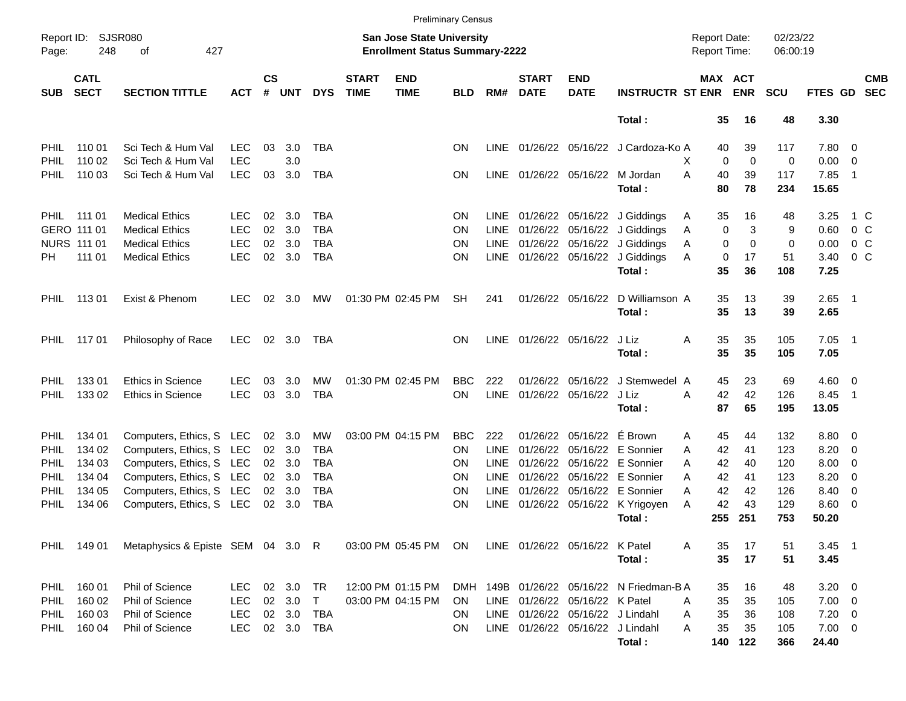Preliminary Census

Report ID: SJSR080 &nbsp;&nbsp;&nbsp; **San Jose State University** &nbsp;&nbsp;&nbsp; Report Date: 02/23/22
Page: 248 of 427 &nbsp;&nbsp;&nbsp; **Enrollment Status Summary-2222** &nbsp;&nbsp;&nbsp; Report Time: 06:00:19

| SUB | CATL SECT | SECTION TITTLE | ACT | CS # | UNT | DYS | START TIME | END TIME | BLD | RM# | START DATE | END DATE | INSTRUCTR | ST | MAX ENR | ACT ENR | SCU | FTES | GD | CMB SEC |
|---|---|---|---|---|---|---|---|---|---|---|---|---|---|---|---|---|---|---|---|---|
| | | | | | | | | | | | | | **Total :** | | **35** | **16** | **48** | **3.30** | | |
| PHIL | 110 01 | Sci Tech & Hum Val | LEC | 03 | 3.0 | TBA | | | ON | LINE | 01/26/22 | 05/16/22 | J Cardoza-Ko | A | 40 | 39 | 117 | 7.80 | 0 | |
| PHIL | 110 02 | Sci Tech & Hum Val | LEC | | 3.0 | | | | | | | | | X | 0 | 0 | 0 | 0.00 | 0 | |
| PHIL | 110 03 | Sci Tech & Hum Val | LEC | 03 | 3.0 | TBA | | | ON | LINE | 01/26/22 | 05/16/22 | M Jordan | A | 40 | 39 | 117 | 7.85 | 1 | |
| | | | | | | | | | | | | | **Total :** | | **80** | **78** | **234** | **15.65** | | |
| PHIL | 111 01 | Medical Ethics | LEC | 02 | 3.0 | TBA | | | ON | LINE | 01/26/22 | 05/16/22 | J Giddings | A | 35 | 16 | 48 | 3.25 | 1 | C |
| GERO | 111 01 | Medical Ethics | LEC | 02 | 3.0 | TBA | | | ON | LINE | 01/26/22 | 05/16/22 | J Giddings | A | 0 | 3 | 9 | 0.60 | 0 | C |
| NURS | 111 01 | Medical Ethics | LEC | 02 | 3.0 | TBA | | | ON | LINE | 01/26/22 | 05/16/22 | J Giddings | A | 0 | 0 | 0 | 0.00 | 0 | C |
| PH | 111 01 | Medical Ethics | LEC | 02 | 3.0 | TBA | | | ON | LINE | 01/26/22 | 05/16/22 | J Giddings | A | 0 | 17 | 51 | 3.40 | 0 | C |
| | | | | | | | | | | | | | **Total :** | | **35** | **36** | **108** | **7.25** | | |
| PHIL | 113 01 | Exist & Phenom | LEC | 02 | 3.0 | MW | 01:30 PM | 02:45 PM | SH | 241 | 01/26/22 | 05/16/22 | D Williamson | A | 35 | 13 | 39 | 2.65 | 1 | |
| | | | | | | | | | | | | | **Total :** | | **35** | **13** | **39** | **2.65** | | |
| PHIL | 117 01 | Philosophy of Race | LEC | 02 | 3.0 | TBA | | | ON | LINE | 01/26/22 | 05/16/22 | J Liz | A | 35 | 35 | 105 | 7.05 | 1 | |
| | | | | | | | | | | | | | **Total :** | | **35** | **35** | **105** | **7.05** | | |
| PHIL | 133 01 | Ethics in Science | LEC | 03 | 3.0 | MW | 01:30 PM | 02:45 PM | BBC | 222 | 01/26/22 | 05/16/22 | J Stemwedel | A | 45 | 23 | 69 | 4.60 | 0 | |
| PHIL | 133 02 | Ethics in Science | LEC | 03 | 3.0 | TBA | | | ON | LINE | 01/26/22 | 05/16/22 | J Liz | A | 42 | 42 | 126 | 8.45 | 1 | |
| | | | | | | | | | | | | | **Total :** | | **87** | **65** | **195** | **13.05** | | |
| PHIL | 134 01 | Computers, Ethics, S | LEC | 02 | 3.0 | MW | 03:00 PM | 04:15 PM | BBC | 222 | 01/26/22 | 05/16/22 | É Brown | A | 45 | 44 | 132 | 8.80 | 0 | |
| PHIL | 134 02 | Computers, Ethics, S | LEC | 02 | 3.0 | TBA | | | ON | LINE | 01/26/22 | 05/16/22 | E Sonnier | A | 42 | 41 | 123 | 8.20 | 0 | |
| PHIL | 134 03 | Computers, Ethics, S | LEC | 02 | 3.0 | TBA | | | ON | LINE | 01/26/22 | 05/16/22 | E Sonnier | A | 42 | 40 | 120 | 8.00 | 0 | |
| PHIL | 134 04 | Computers, Ethics, S | LEC | 02 | 3.0 | TBA | | | ON | LINE | 01/26/22 | 05/16/22 | E Sonnier | A | 42 | 41 | 123 | 8.20 | 0 | |
| PHIL | 134 05 | Computers, Ethics, S | LEC | 02 | 3.0 | TBA | | | ON | LINE | 01/26/22 | 05/16/22 | E Sonnier | A | 42 | 42 | 126 | 8.40 | 0 | |
| PHIL | 134 06 | Computers, Ethics, S | LEC | 02 | 3.0 | TBA | | | ON | LINE | 01/26/22 | 05/16/22 | K Yrigoyen | A | 42 | 43 | 129 | 8.60 | 0 | |
| | | | | | | | | | | | | | **Total :** | | **255** | **251** | **753** | **50.20** | | |
| PHIL | 149 01 | Metaphysics & Episte | SEM | 04 | 3.0 | R | 03:00 PM | 05:45 PM | ON | LINE | 01/26/22 | 05/16/22 | K Patel | A | 35 | 17 | 51 | 3.45 | 1 | |
| | | | | | | | | | | | | | **Total :** | | **35** | **17** | **51** | **3.45** | | |
| PHIL | 160 01 | Phil of Science | LEC | 02 | 3.0 | TR | 12:00 PM | 01:15 PM | DMH | 149B | 01/26/22 | 05/16/22 | N Friedman-B | A | 35 | 16 | 48 | 3.20 | 0 | |
| PHIL | 160 02 | Phil of Science | LEC | 02 | 3.0 | T | 03:00 PM | 04:15 PM | ON | LINE | 01/26/22 | 05/16/22 | K Patel | A | 35 | 35 | 105 | 7.00 | 0 | |
| PHIL | 160 03 | Phil of Science | LEC | 02 | 3.0 | TBA | | | ON | LINE | 01/26/22 | 05/16/22 | J Lindahl | A | 35 | 36 | 108 | 7.20 | 0 | |
| PHIL | 160 04 | Phil of Science | LEC | 02 | 3.0 | TBA | | | ON | LINE | 01/26/22 | 05/16/22 | J Lindahl | A | 35 | 35 | 105 | 7.00 | 0 | |
| | | | | | | | | | | | | | **Total :** | | **140** | **122** | **366** | **24.40** | | |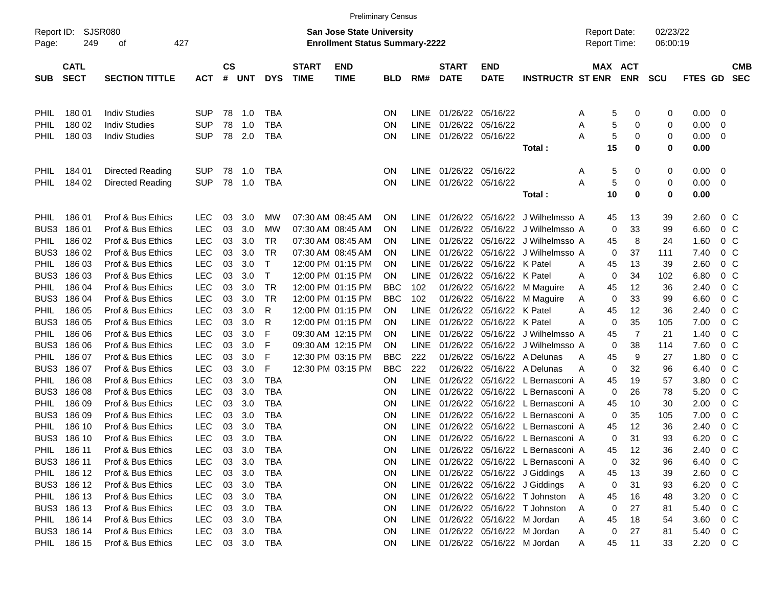Preliminary Census

Report ID: SJSR080

**San Jose State University**
**Enrollment Status Summary-2222**

Report Date: 02/23/22
Report Time: 06:00:19

| SUB | CATL SECT | SECTION TITTLE | ACT | CS # | UNT | DYS | START TIME | END TIME | BLD | RM# | START DATE | END DATE | INSTRUCTR | ST | MAX ENR | ACT ENR | SCU | FTES | GD | CMB SEC |
|---|---|---|---|---|---|---|---|---|---|---|---|---|---|---|---|---|---|---|---|---|
| PHIL | 180 01 | Indiv Studies | SUP | 78 | 1.0 | TBA | | | ON | LINE | 01/26/22 | 05/16/22 | | A | 5 | 0 | 0 | 0.00 | 0 | |
| PHIL | 180 02 | Indiv Studies | SUP | 78 | 1.0 | TBA | | | ON | LINE | 01/26/22 | 05/16/22 | | A | 5 | 0 | 0 | 0.00 | 0 | |
| PHIL | 180 03 | Indiv Studies | SUP | 78 | 2.0 | TBA | | | ON | LINE | 01/26/22 | 05/16/22 | | A | 5 | 0 | 0 | 0.00 | 0 | |
| | | | | | | | | | | | | | **Total :** | | **15** | **0** | **0** | **0.00** | | |
| PHIL | 184 01 | Directed Reading | SUP | 78 | 1.0 | TBA | | | ON | LINE | 01/26/22 | 05/16/22 | | A | 5 | 0 | 0 | 0.00 | 0 | |
| PHIL | 184 02 | Directed Reading | SUP | 78 | 1.0 | TBA | | | ON | LINE | 01/26/22 | 05/16/22 | | A | 5 | 0 | 0 | 0.00 | 0 | |
| | | | | | | | | | | | | | **Total :** | | **10** | **0** | **0** | **0.00** | | |
| PHIL | 186 01 | Prof & Bus Ethics | LEC | 03 | 3.0 | MW | 07:30 AM | 08:45 AM | ON | LINE | 01/26/22 | 05/16/22 | J Wilhelmsso | A | 45 | 13 | 39 | 2.60 | 0 | C |
| BUS3 | 186 01 | Prof & Bus Ethics | LEC | 03 | 3.0 | MW | 07:30 AM | 08:45 AM | ON | LINE | 01/26/22 | 05/16/22 | J Wilhelmsso | A | 0 | 33 | 99 | 6.60 | 0 | C |
| PHIL | 186 02 | Prof & Bus Ethics | LEC | 03 | 3.0 | TR | 07:30 AM | 08:45 AM | ON | LINE | 01/26/22 | 05/16/22 | J Wilhelmsso | A | 45 | 8 | 24 | 1.60 | 0 | C |
| BUS3 | 186 02 | Prof & Bus Ethics | LEC | 03 | 3.0 | TR | 07:30 AM | 08:45 AM | ON | LINE | 01/26/22 | 05/16/22 | J Wilhelmsso | A | 0 | 37 | 111 | 7.40 | 0 | C |
| PHIL | 186 03 | Prof & Bus Ethics | LEC | 03 | 3.0 | T | 12:00 PM | 01:15 PM | ON | LINE | 01/26/22 | 05/16/22 | K Patel | A | 45 | 13 | 39 | 2.60 | 0 | C |
| BUS3 | 186 03 | Prof & Bus Ethics | LEC | 03 | 3.0 | T | 12:00 PM | 01:15 PM | ON | LINE | 01/26/22 | 05/16/22 | K Patel | A | 0 | 34 | 102 | 6.80 | 0 | C |
| PHIL | 186 04 | Prof & Bus Ethics | LEC | 03 | 3.0 | TR | 12:00 PM | 01:15 PM | BBC | 102 | 01/26/22 | 05/16/22 | M Maguire | A | 45 | 12 | 36 | 2.40 | 0 | C |
| BUS3 | 186 04 | Prof & Bus Ethics | LEC | 03 | 3.0 | TR | 12:00 PM | 01:15 PM | BBC | 102 | 01/26/22 | 05/16/22 | M Maguire | A | 0 | 33 | 99 | 6.60 | 0 | C |
| PHIL | 186 05 | Prof & Bus Ethics | LEC | 03 | 3.0 | R | 12:00 PM | 01:15 PM | ON | LINE | 01/26/22 | 05/16/22 | K Patel | A | 45 | 12 | 36 | 2.40 | 0 | C |
| BUS3 | 186 05 | Prof & Bus Ethics | LEC | 03 | 3.0 | R | 12:00 PM | 01:15 PM | ON | LINE | 01/26/22 | 05/16/22 | K Patel | A | 0 | 35 | 105 | 7.00 | 0 | C |
| PHIL | 186 06 | Prof & Bus Ethics | LEC | 03 | 3.0 | F | 09:30 AM | 12:15 PM | ON | LINE | 01/26/22 | 05/16/22 | J Wilhelmsso | A | 45 | 7 | 21 | 1.40 | 0 | C |
| BUS3 | 186 06 | Prof & Bus Ethics | LEC | 03 | 3.0 | F | 09:30 AM | 12:15 PM | ON | LINE | 01/26/22 | 05/16/22 | J Wilhelmsso | A | 0 | 38 | 114 | 7.60 | 0 | C |
| PHIL | 186 07 | Prof & Bus Ethics | LEC | 03 | 3.0 | F | 12:30 PM | 03:15 PM | BBC | 222 | 01/26/22 | 05/16/22 | A Delunas | A | 45 | 9 | 27 | 1.80 | 0 | C |
| BUS3 | 186 07 | Prof & Bus Ethics | LEC | 03 | 3.0 | F | 12:30 PM | 03:15 PM | BBC | 222 | 01/26/22 | 05/16/22 | A Delunas | A | 0 | 32 | 96 | 6.40 | 0 | C |
| PHIL | 186 08 | Prof & Bus Ethics | LEC | 03 | 3.0 | TBA | | | ON | LINE | 01/26/22 | 05/16/22 | L Bernasconi | A | 45 | 19 | 57 | 3.80 | 0 | C |
| BUS3 | 186 08 | Prof & Bus Ethics | LEC | 03 | 3.0 | TBA | | | ON | LINE | 01/26/22 | 05/16/22 | L Bernasconi | A | 0 | 26 | 78 | 5.20 | 0 | C |
| PHIL | 186 09 | Prof & Bus Ethics | LEC | 03 | 3.0 | TBA | | | ON | LINE | 01/26/22 | 05/16/22 | L Bernasconi | A | 45 | 10 | 30 | 2.00 | 0 | C |
| BUS3 | 186 09 | Prof & Bus Ethics | LEC | 03 | 3.0 | TBA | | | ON | LINE | 01/26/22 | 05/16/22 | L Bernasconi | A | 0 | 35 | 105 | 7.00 | 0 | C |
| PHIL | 186 10 | Prof & Bus Ethics | LEC | 03 | 3.0 | TBA | | | ON | LINE | 01/26/22 | 05/16/22 | L Bernasconi | A | 45 | 12 | 36 | 2.40 | 0 | C |
| BUS3 | 186 10 | Prof & Bus Ethics | LEC | 03 | 3.0 | TBA | | | ON | LINE | 01/26/22 | 05/16/22 | L Bernasconi | A | 0 | 31 | 93 | 6.20 | 0 | C |
| PHIL | 186 11 | Prof & Bus Ethics | LEC | 03 | 3.0 | TBA | | | ON | LINE | 01/26/22 | 05/16/22 | L Bernasconi | A | 45 | 12 | 36 | 2.40 | 0 | C |
| BUS3 | 186 11 | Prof & Bus Ethics | LEC | 03 | 3.0 | TBA | | | ON | LINE | 01/26/22 | 05/16/22 | L Bernasconi | A | 0 | 32 | 96 | 6.40 | 0 | C |
| PHIL | 186 12 | Prof & Bus Ethics | LEC | 03 | 3.0 | TBA | | | ON | LINE | 01/26/22 | 05/16/22 | J Giddings | A | 45 | 13 | 39 | 2.60 | 0 | C |
| BUS3 | 186 12 | Prof & Bus Ethics | LEC | 03 | 3.0 | TBA | | | ON | LINE | 01/26/22 | 05/16/22 | J Giddings | A | 0 | 31 | 93 | 6.20 | 0 | C |
| PHIL | 186 13 | Prof & Bus Ethics | LEC | 03 | 3.0 | TBA | | | ON | LINE | 01/26/22 | 05/16/22 | T Johnston | A | 45 | 16 | 48 | 3.20 | 0 | C |
| BUS3 | 186 13 | Prof & Bus Ethics | LEC | 03 | 3.0 | TBA | | | ON | LINE | 01/26/22 | 05/16/22 | T Johnston | A | 0 | 27 | 81 | 5.40 | 0 | C |
| PHIL | 186 14 | Prof & Bus Ethics | LEC | 03 | 3.0 | TBA | | | ON | LINE | 01/26/22 | 05/16/22 | M Jordan | A | 45 | 18 | 54 | 3.60 | 0 | C |
| BUS3 | 186 14 | Prof & Bus Ethics | LEC | 03 | 3.0 | TBA | | | ON | LINE | 01/26/22 | 05/16/22 | M Jordan | A | 0 | 27 | 81 | 5.40 | 0 | C |
| PHIL | 186 15 | Prof & Bus Ethics | LEC | 03 | 3.0 | TBA | | | ON | LINE | 01/26/22 | 05/16/22 | M Jordan | A | 45 | 11 | 33 | 2.20 | 0 | C |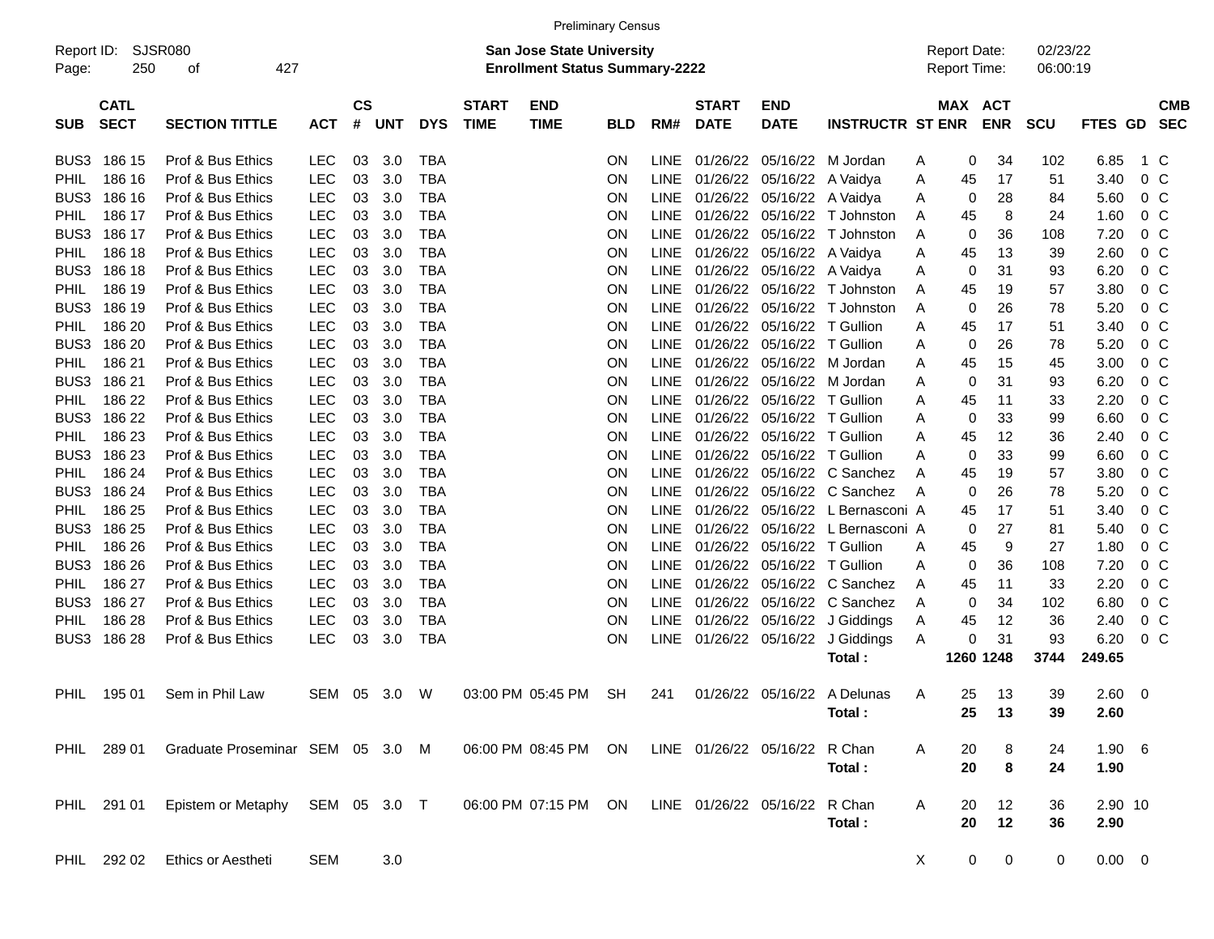Preliminary Census

Report ID: SJSR080
Page: 250 of 427

**San Jose State University**
**Enrollment Status Summary-2222**

Report Date: 02/23/22
Report Time: 06:00:19

| SUB | CATL SECT | SECTION TITTLE | ACT | CS # | UNT | DYS | START TIME | END TIME | BLD | RM# | START DATE | END DATE | INSTRUCTR | ST | MAX ENR | ACT ENR | SCU | FTES | GD | CMB SEC |
|---|---|---|---|---|---|---|---|---|---|---|---|---|---|---|---|---|---|---|---|---|
| BUS3 | 186 15 | Prof & Bus Ethics | LEC | 03 | 3.0 | TBA | | | ON | LINE | 01/26/22 | 05/16/22 | M Jordan | A | 0 | 34 | 102 | 6.85 | 1 | C |
| PHIL | 186 16 | Prof & Bus Ethics | LEC | 03 | 3.0 | TBA | | | ON | LINE | 01/26/22 | 05/16/22 | A Vaidya | A | 45 | 17 | 51 | 3.40 | 0 | C |
| BUS3 | 186 16 | Prof & Bus Ethics | LEC | 03 | 3.0 | TBA | | | ON | LINE | 01/26/22 | 05/16/22 | A Vaidya | A | 0 | 28 | 84 | 5.60 | 0 | C |
| PHIL | 186 17 | Prof & Bus Ethics | LEC | 03 | 3.0 | TBA | | | ON | LINE | 01/26/22 | 05/16/22 | T Johnston | A | 45 | 8 | 24 | 1.60 | 0 | C |
| BUS3 | 186 17 | Prof & Bus Ethics | LEC | 03 | 3.0 | TBA | | | ON | LINE | 01/26/22 | 05/16/22 | T Johnston | A | 0 | 36 | 108 | 7.20 | 0 | C |
| PHIL | 186 18 | Prof & Bus Ethics | LEC | 03 | 3.0 | TBA | | | ON | LINE | 01/26/22 | 05/16/22 | A Vaidya | A | 45 | 13 | 39 | 2.60 | 0 | C |
| BUS3 | 186 18 | Prof & Bus Ethics | LEC | 03 | 3.0 | TBA | | | ON | LINE | 01/26/22 | 05/16/22 | A Vaidya | A | 0 | 31 | 93 | 6.20 | 0 | C |
| PHIL | 186 19 | Prof & Bus Ethics | LEC | 03 | 3.0 | TBA | | | ON | LINE | 01/26/22 | 05/16/22 | T Johnston | A | 45 | 19 | 57 | 3.80 | 0 | C |
| BUS3 | 186 19 | Prof & Bus Ethics | LEC | 03 | 3.0 | TBA | | | ON | LINE | 01/26/22 | 05/16/22 | T Johnston | A | 0 | 26 | 78 | 5.20 | 0 | C |
| PHIL | 186 20 | Prof & Bus Ethics | LEC | 03 | 3.0 | TBA | | | ON | LINE | 01/26/22 | 05/16/22 | T Gullion | A | 45 | 17 | 51 | 3.40 | 0 | C |
| BUS3 | 186 20 | Prof & Bus Ethics | LEC | 03 | 3.0 | TBA | | | ON | LINE | 01/26/22 | 05/16/22 | T Gullion | A | 0 | 26 | 78 | 5.20 | 0 | C |
| PHIL | 186 21 | Prof & Bus Ethics | LEC | 03 | 3.0 | TBA | | | ON | LINE | 01/26/22 | 05/16/22 | M Jordan | A | 45 | 15 | 45 | 3.00 | 0 | C |
| BUS3 | 186 21 | Prof & Bus Ethics | LEC | 03 | 3.0 | TBA | | | ON | LINE | 01/26/22 | 05/16/22 | M Jordan | A | 0 | 31 | 93 | 6.20 | 0 | C |
| PHIL | 186 22 | Prof & Bus Ethics | LEC | 03 | 3.0 | TBA | | | ON | LINE | 01/26/22 | 05/16/22 | T Gullion | A | 45 | 11 | 33 | 2.20 | 0 | C |
| BUS3 | 186 22 | Prof & Bus Ethics | LEC | 03 | 3.0 | TBA | | | ON | LINE | 01/26/22 | 05/16/22 | T Gullion | A | 0 | 33 | 99 | 6.60 | 0 | C |
| PHIL | 186 23 | Prof & Bus Ethics | LEC | 03 | 3.0 | TBA | | | ON | LINE | 01/26/22 | 05/16/22 | T Gullion | A | 45 | 12 | 36 | 2.40 | 0 | C |
| BUS3 | 186 23 | Prof & Bus Ethics | LEC | 03 | 3.0 | TBA | | | ON | LINE | 01/26/22 | 05/16/22 | T Gullion | A | 0 | 33 | 99 | 6.60 | 0 | C |
| PHIL | 186 24 | Prof & Bus Ethics | LEC | 03 | 3.0 | TBA | | | ON | LINE | 01/26/22 | 05/16/22 | C Sanchez | A | 45 | 19 | 57 | 3.80 | 0 | C |
| BUS3 | 186 24 | Prof & Bus Ethics | LEC | 03 | 3.0 | TBA | | | ON | LINE | 01/26/22 | 05/16/22 | C Sanchez | A | 0 | 26 | 78 | 5.20 | 0 | C |
| PHIL | 186 25 | Prof & Bus Ethics | LEC | 03 | 3.0 | TBA | | | ON | LINE | 01/26/22 | 05/16/22 | L Bernasconi | A | 45 | 17 | 51 | 3.40 | 0 | C |
| BUS3 | 186 25 | Prof & Bus Ethics | LEC | 03 | 3.0 | TBA | | | ON | LINE | 01/26/22 | 05/16/22 | L Bernasconi | A | 0 | 27 | 81 | 5.40 | 0 | C |
| PHIL | 186 26 | Prof & Bus Ethics | LEC | 03 | 3.0 | TBA | | | ON | LINE | 01/26/22 | 05/16/22 | T Gullion | A | 45 | 9 | 27 | 1.80 | 0 | C |
| BUS3 | 186 26 | Prof & Bus Ethics | LEC | 03 | 3.0 | TBA | | | ON | LINE | 01/26/22 | 05/16/22 | T Gullion | A | 0 | 36 | 108 | 7.20 | 0 | C |
| PHIL | 186 27 | Prof & Bus Ethics | LEC | 03 | 3.0 | TBA | | | ON | LINE | 01/26/22 | 05/16/22 | C Sanchez | A | 45 | 11 | 33 | 2.20 | 0 | C |
| BUS3 | 186 27 | Prof & Bus Ethics | LEC | 03 | 3.0 | TBA | | | ON | LINE | 01/26/22 | 05/16/22 | C Sanchez | A | 0 | 34 | 102 | 6.80 | 0 | C |
| PHIL | 186 28 | Prof & Bus Ethics | LEC | 03 | 3.0 | TBA | | | ON | LINE | 01/26/22 | 05/16/22 | J Giddings | A | 45 | 12 | 36 | 2.40 | 0 | C |
| BUS3 | 186 28 | Prof & Bus Ethics | LEC | 03 | 3.0 | TBA | | | ON | LINE | 01/26/22 | 05/16/22 | J Giddings | A | 0 | 31 | 93 | 6.20 | 0 | C |
| | | | | | | | | | | | | | **Total :** | | **1260** | **1248** | **3744** | **249.65** | | |
| PHIL | 195 01 | Sem in Phil Law | SEM | 05 | 3.0 | W | 03:00 PM | 05:45 PM | SH | 241 | 01/26/22 | 05/16/22 | A Delunas | A | 25 | 13 | 39 | 2.60 | 0 | |
| | | | | | | | | | | | | | **Total :** | | **25** | **13** | **39** | **2.60** | | |
| PHIL | 289 01 | Graduate Proseminar | SEM | 05 | 3.0 | M | 06:00 PM | 08:45 PM | ON | LINE | 01/26/22 | 05/16/22 | R Chan | A | 20 | 8 | 24 | 1.90 | 6 | |
| | | | | | | | | | | | | | **Total :** | | **20** | **8** | **24** | **1.90** | | |
| PHIL | 291 01 | Epistem or Metaphy | SEM | 05 | 3.0 | T | 06:00 PM | 07:15 PM | ON | LINE | 01/26/22 | 05/16/22 | R Chan | A | 20 | 12 | 36 | 2.90 | 10 | |
| | | | | | | | | | | | | | **Total :** | | **20** | **12** | **36** | **2.90** | | |
| PHIL | 292 02 | Ethics or Aestheti | SEM | | 3.0 | | | | | | | | | X | 0 | 0 | 0 | 0.00 | 0 | |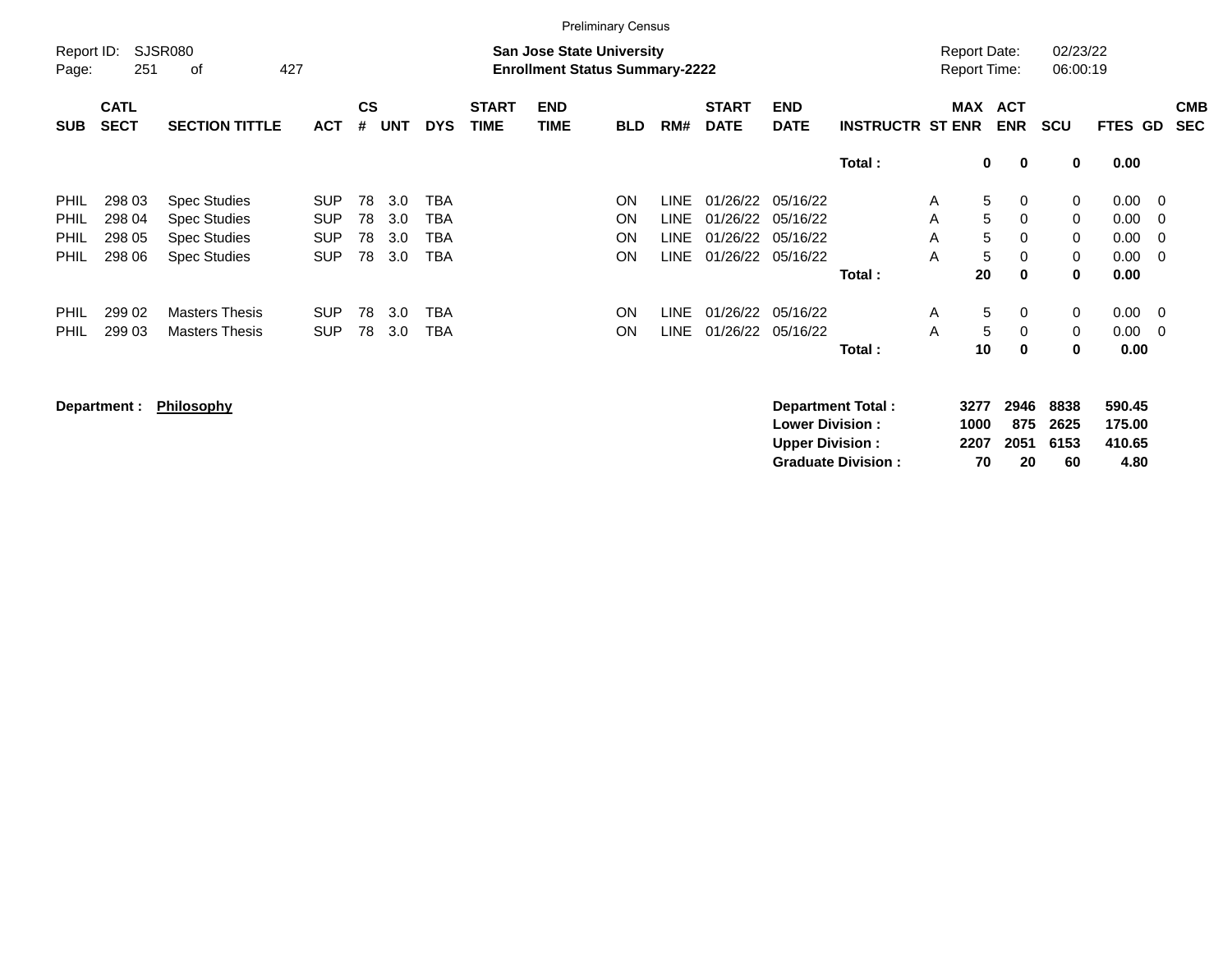Preliminary Census

Report ID: SJSR080

**San Jose State University**
**Enrollment Status Summary-2222**

Report Date: 02/23/22
Report Time: 06:00:19

| SUB | CATL SECT | SECTION TITTLE | ACT | CS # | UNT | DYS | START TIME | END TIME | BLD | RM# | START DATE | END DATE | INSTRUCTR | ST | MAX ENR | ACT ENR | SCU | FTES | GD | CMB SEC |
|---|---|---|---|---|---|---|---|---|---|---|---|---|---|---|---|---|---|---|---|---|
| | | | | | | | | | | | | | **Total :** | | **0** | **0** | **0** | **0.00** | | |
| PHIL | 298 03 | Spec Studies | SUP | 78 | 3.0 | TBA | | | ON | LINE | 01/26/22 | 05/16/22 | | A | 5 | 0 | 0 | 0.00 | 0 | |
| PHIL | 298 04 | Spec Studies | SUP | 78 | 3.0 | TBA | | | ON | LINE | 01/26/22 | 05/16/22 | | A | 5 | 0 | 0 | 0.00 | 0 | |
| PHIL | 298 05 | Spec Studies | SUP | 78 | 3.0 | TBA | | | ON | LINE | 01/26/22 | 05/16/22 | | A | 5 | 0 | 0 | 0.00 | 0 | |
| PHIL | 298 06 | Spec Studies | SUP | 78 | 3.0 | TBA | | | ON | LINE | 01/26/22 | 05/16/22 | | A | 5 | 0 | 0 | 0.00 | 0 | |
| | | | | | | | | | | | | | **Total :** | | **20** | **0** | **0** | **0.00** | | |
| PHIL | 299 02 | Masters Thesis | SUP | 78 | 3.0 | TBA | | | ON | LINE | 01/26/22 | 05/16/22 | | A | 5 | 0 | 0 | 0.00 | 0 | |
| PHIL | 299 03 | Masters Thesis | SUP | 78 | 3.0 | TBA | | | ON | LINE | 01/26/22 | 05/16/22 | | A | 5 | 0 | 0 | 0.00 | 0 | |
| | | | | | | | | | | | | | **Total :** | | **10** | **0** | **0** | **0.00** | | |

**Department :** **Philosophy**

| | MAX ENR | ACT ENR | SCU | FTES |
|---|---|---|---|---|
| **Department Total :** | **3277** | **2946** | **8838** | **590.45** |
| **Lower Division :** | **1000** | **875** | **2625** | **175.00** |
| **Upper Division :** | **2207** | **2051** | **6153** | **410.65** |
| **Graduate Division :** | **70** | **20** | **60** | **4.80** |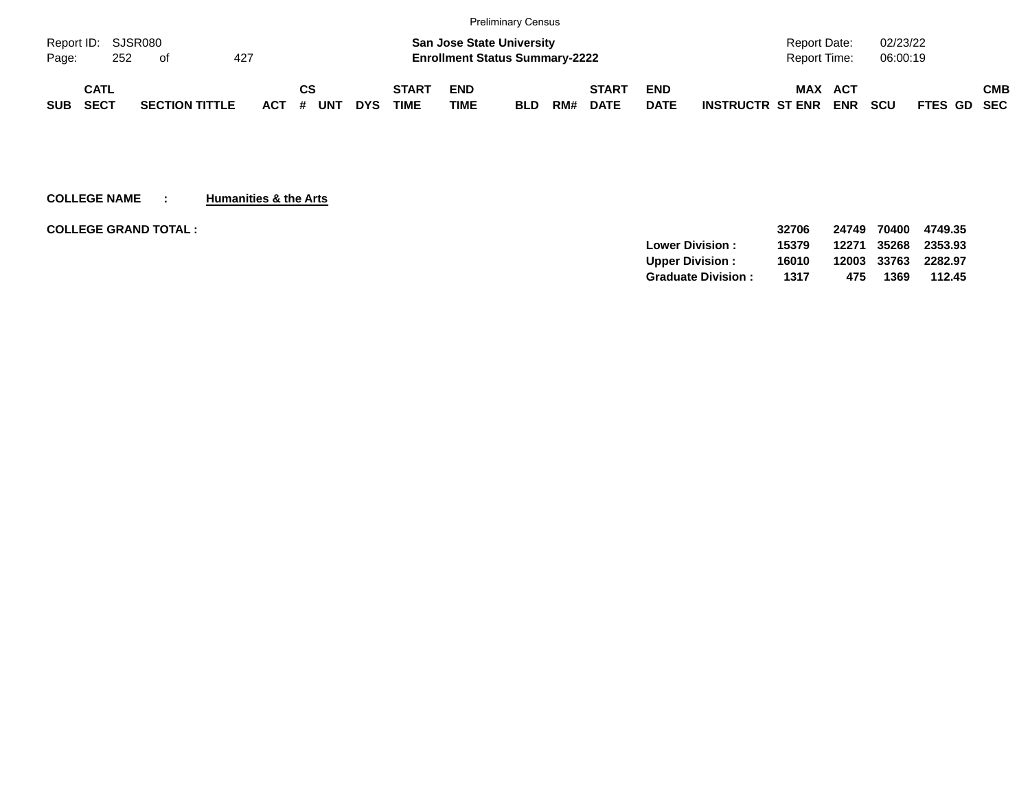Preliminary Census

Report ID: SJSR080

**San Jose State University**
**Enrollment Status Summary-2222**

Report Date: 02/23/22
Report Time: 06:00:19

| SUB | CATL SECT | SECTION TITTLE | ACT | CS # | UNT | DYS | START TIME | END TIME | BLD | RM# | START DATE | END DATE | INSTRUCTR | MAX ST ENR | ACT ENR | SCU | FTES | GD | CMB SEC |
|---|---|---|---|---|---|---|---|---|---|---|---|---|---|---|---|---|---|---|---|

**COLLEGE NAME : Humanities & the Arts**

**COLLEGE GRAND TOTAL :**

| | MAX ST ENR | ACT ENR | SCU | FTES |
|---|---|---|---|---|
| **COLLEGE GRAND TOTAL :** | **32706** | **24749** | **70400** | **4749.35** |
| **Lower Division :** | **15379** | **12271** | **35268** | **2353.93** |
| **Upper Division :** | **16010** | **12003** | **33763** | **2282.97** |
| **Graduate Division :** | **1317** | **475** | **1369** | **112.45** |